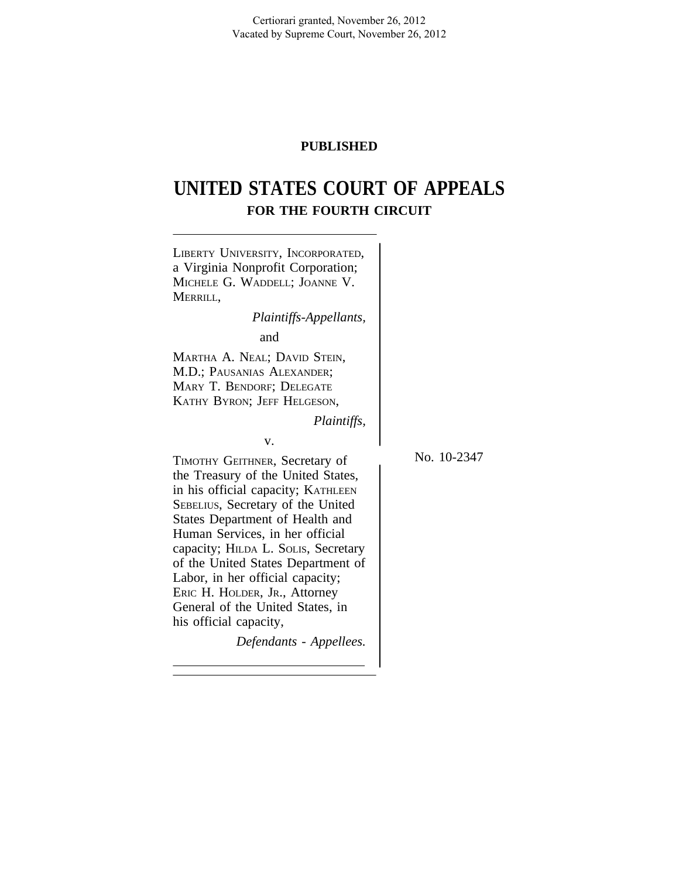Certiorari granted, November 26, 2012
Vacated by Supreme Court, November 26, 2012

**PUBLISHED**

# UNITED STATES COURT OF APPEALS
## FOR THE FOURTH CIRCUIT

LIBERTY UNIVERSITY, INCORPORATED, a Virginia Nonprofit Corporation; MICHELE G. WADDELL; JOANNE V. MERRILL,

*Plaintiffs-Appellants,*

and

MARTHA A. NEAL; DAVID STEIN, M.D.; PAUSANIAS ALEXANDER; MARY T. BENDORF; DELEGATE KATHY BYRON; JEFF HELGESON,

*Plaintiffs,*

v.

TIMOTHY GEITHNER, Secretary of the Treasury of the United States, in his official capacity; KATHLEEN SEBELIUS, Secretary of the United States Department of Health and Human Services, in her official capacity; HILDA L. SOLIS, Secretary of the United States Department of Labor, in her official capacity; ERIC H. HOLDER, JR., Attorney General of the United States, in his official capacity,

*Defendants - Appellees.*

No. 10-2347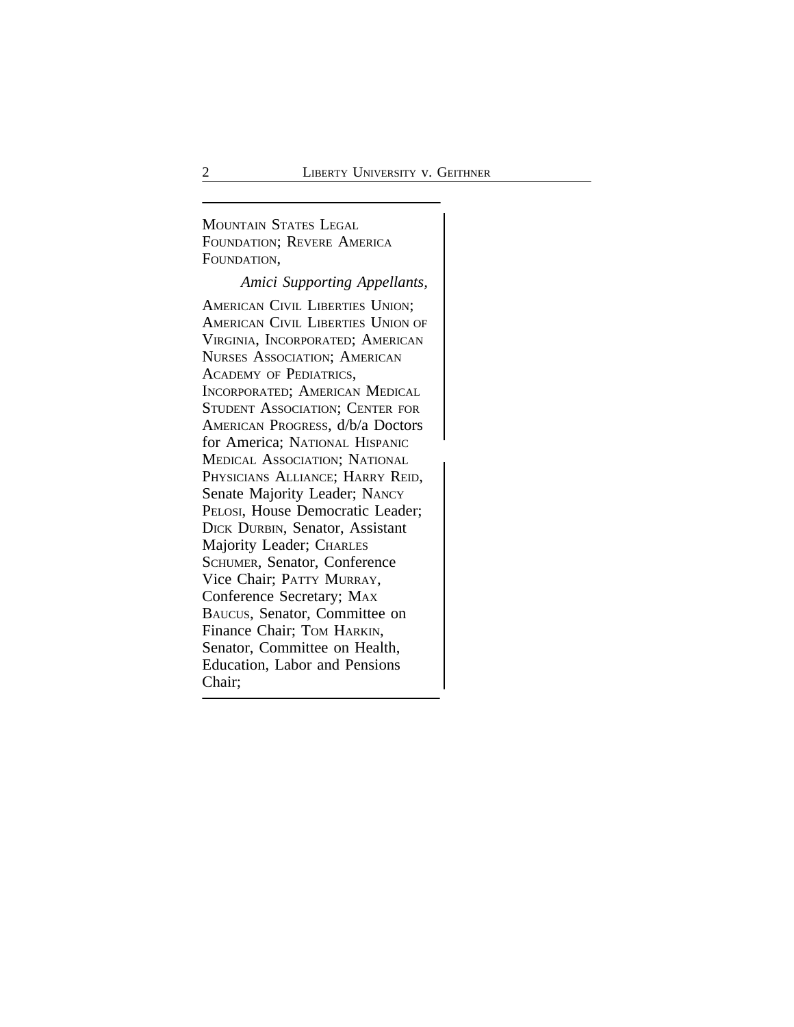MOUNTAIN STATES LEGAL FOUNDATION; REVERE AMERICA FOUNDATION,

*Amici Supporting Appellants,*

AMERICAN CIVIL LIBERTIES UNION; AMERICAN CIVIL LIBERTIES UNION OF VIRGINIA, INCORPORATED; AMERICAN NURSES ASSOCIATION; AMERICAN ACADEMY OF PEDIATRICS, INCORPORATED; AMERICAN MEDICAL STUDENT ASSOCIATION; CENTER FOR AMERICAN PROGRESS, d/b/a Doctors for America; NATIONAL HISPANIC MEDICAL ASSOCIATION; NATIONAL PHYSICIANS ALLIANCE; HARRY REID, Senate Majority Leader; NANCY PELOSI, House Democratic Leader; DICK DURBIN, Senator, Assistant Majority Leader; CHARLES SCHUMER, Senator, Conference Vice Chair; PATTY MURRAY, Conference Secretary; MAX BAUCUS, Senator, Committee on Finance Chair; TOM HARKIN, Senator, Committee on Health, Education, Labor and Pensions Chair;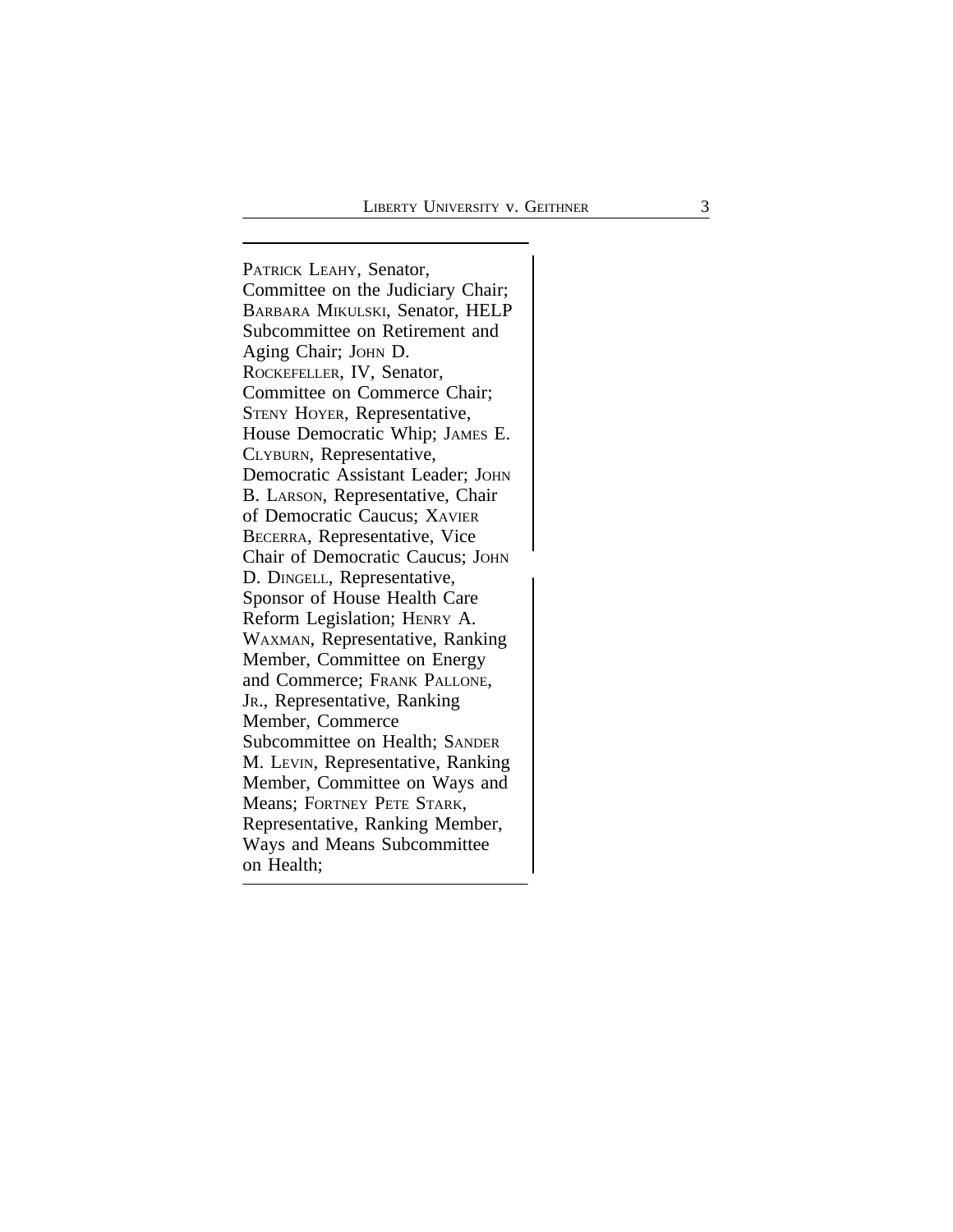PATRICK LEAHY, Senator, Committee on the Judiciary Chair; BARBARA MIKULSKI, Senator, HELP Subcommittee on Retirement and Aging Chair; JOHN D. ROCKEFELLER, IV, Senator, Committee on Commerce Chair; STENY HOYER, Representative, House Democratic Whip; JAMES E. CLYBURN, Representative, Democratic Assistant Leader; JOHN B. LARSON, Representative, Chair of Democratic Caucus; XAVIER BECERRA, Representative, Vice Chair of Democratic Caucus; JOHN D. DINGELL, Representative, Sponsor of House Health Care Reform Legislation; HENRY A. WAXMAN, Representative, Ranking Member, Committee on Energy and Commerce; FRANK PALLONE, JR., Representative, Ranking Member, Commerce Subcommittee on Health; SANDER M. LEVIN, Representative, Ranking Member, Committee on Ways and Means; FORTNEY PETE STARK, Representative, Ranking Member, Ways and Means Subcommittee on Health;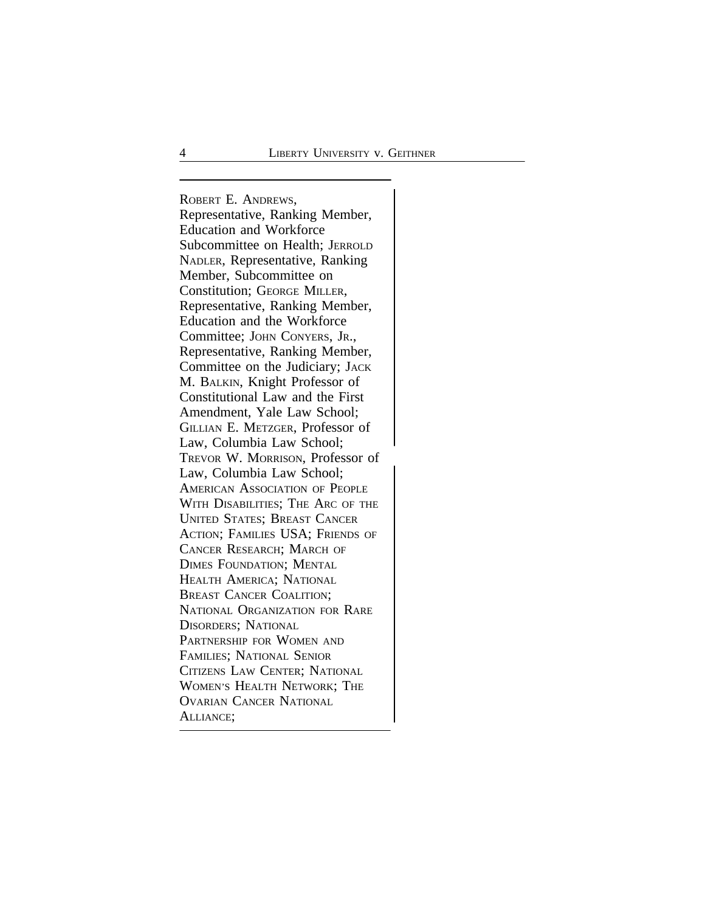ROBERT E. ANDREWS, Representative, Ranking Member, Education and Workforce Subcommittee on Health; JERROLD NADLER, Representative, Ranking Member, Subcommittee on Constitution; GEORGE MILLER, Representative, Ranking Member, Education and the Workforce Committee; JOHN CONYERS, JR., Representative, Ranking Member, Committee on the Judiciary; JACK M. BALKIN, Knight Professor of Constitutional Law and the First Amendment, Yale Law School; GILLIAN E. METZGER, Professor of Law, Columbia Law School; TREVOR W. MORRISON, Professor of Law, Columbia Law School; AMERICAN ASSOCIATION OF PEOPLE WITH DISABILITIES; THE ARC OF THE UNITED STATES; BREAST CANCER ACTION; FAMILIES USA; FRIENDS OF CANCER RESEARCH; MARCH OF DIMES FOUNDATION; MENTAL HEALTH AMERICA; NATIONAL BREAST CANCER COALITION; NATIONAL ORGANIZATION FOR RARE DISORDERS; NATIONAL PARTNERSHIP FOR WOMEN AND FAMILIES; NATIONAL SENIOR CITIZENS LAW CENTER; NATIONAL WOMEN'S HEALTH NETWORK; THE OVARIAN CANCER NATIONAL ALLIANCE;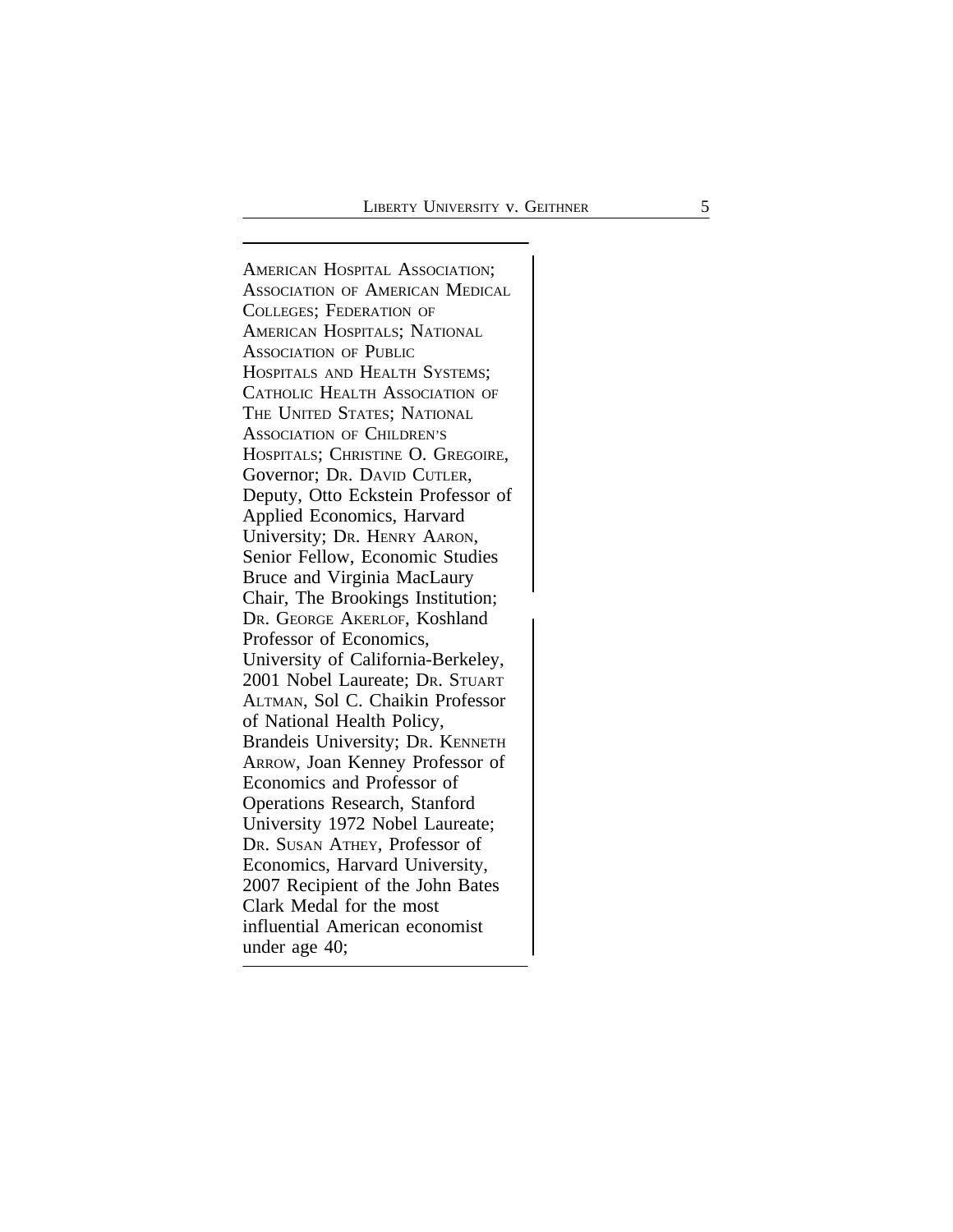AMERICAN HOSPITAL ASSOCIATION; ASSOCIATION OF AMERICAN MEDICAL COLLEGES; FEDERATION OF AMERICAN HOSPITALS; NATIONAL ASSOCIATION OF PUBLIC HOSPITALS AND HEALTH SYSTEMS; CATHOLIC HEALTH ASSOCIATION OF THE UNITED STATES; NATIONAL ASSOCIATION OF CHILDREN'S HOSPITALS; CHRISTINE O. GREGOIRE, Governor; DR. DAVID CUTLER, Deputy, Otto Eckstein Professor of Applied Economics, Harvard University; DR. HENRY AARON, Senior Fellow, Economic Studies Bruce and Virginia MacLaury Chair, The Brookings Institution; DR. GEORGE AKERLOF, Koshland Professor of Economics, University of California-Berkeley, 2001 Nobel Laureate; DR. STUART ALTMAN, Sol C. Chaikin Professor of National Health Policy, Brandeis University; DR. KENNETH ARROW, Joan Kenney Professor of Economics and Professor of Operations Research, Stanford University 1972 Nobel Laureate; DR. SUSAN ATHEY, Professor of Economics, Harvard University, 2007 Recipient of the John Bates Clark Medal for the most influential American economist under age 40;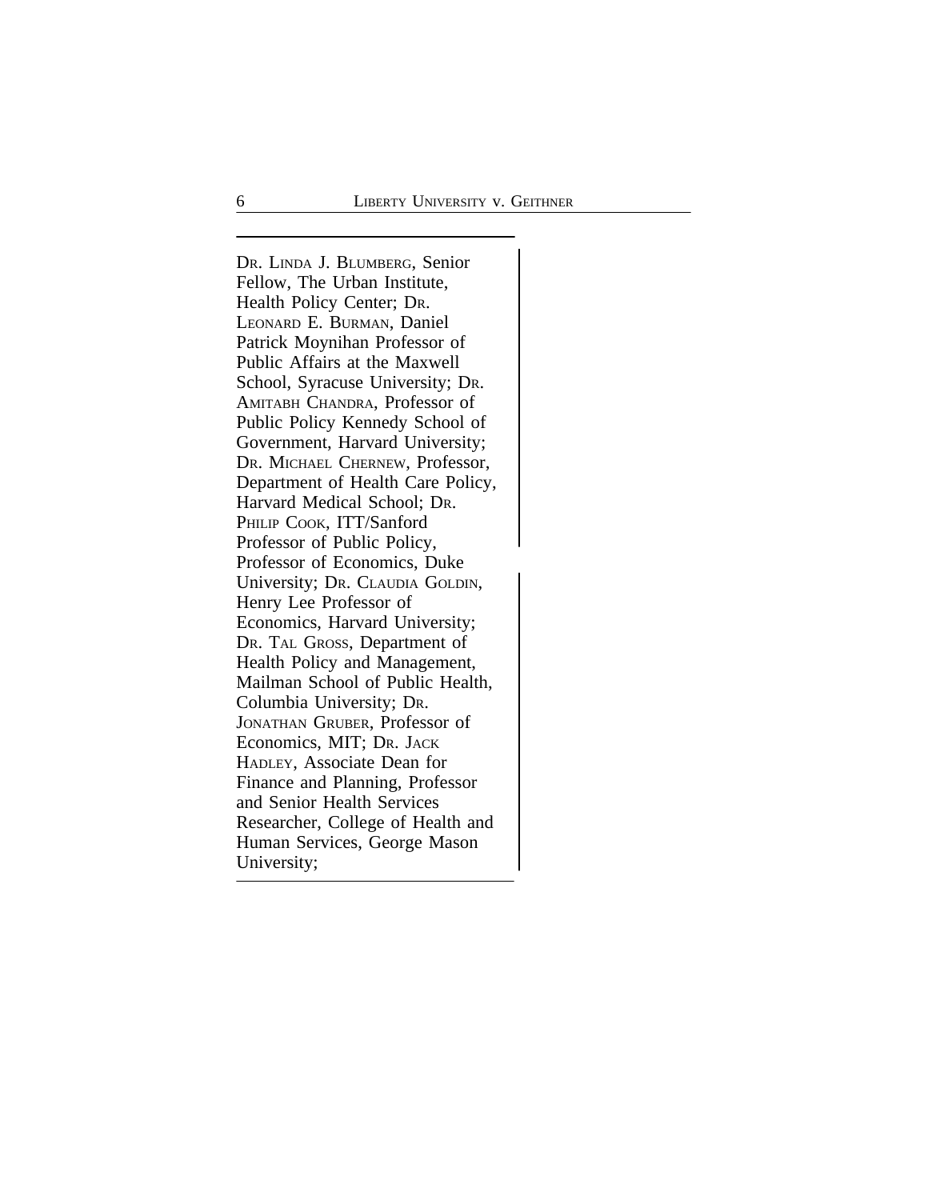DR. LINDA J. BLUMBERG, Senior Fellow, The Urban Institute, Health Policy Center; DR. LEONARD E. BURMAN, Daniel Patrick Moynihan Professor of Public Affairs at the Maxwell School, Syracuse University; DR. AMITABH CHANDRA, Professor of Public Policy Kennedy School of Government, Harvard University; DR. MICHAEL CHERNEW, Professor, Department of Health Care Policy, Harvard Medical School; DR. PHILIP COOK, ITT/Sanford Professor of Public Policy, Professor of Economics, Duke University; DR. CLAUDIA GOLDIN, Henry Lee Professor of Economics, Harvard University; DR. TAL GROSS, Department of Health Policy and Management, Mailman School of Public Health, Columbia University; DR. JONATHAN GRUBER, Professor of Economics, MIT; DR. JACK HADLEY, Associate Dean for Finance and Planning, Professor and Senior Health Services Researcher, College of Health and Human Services, George Mason University;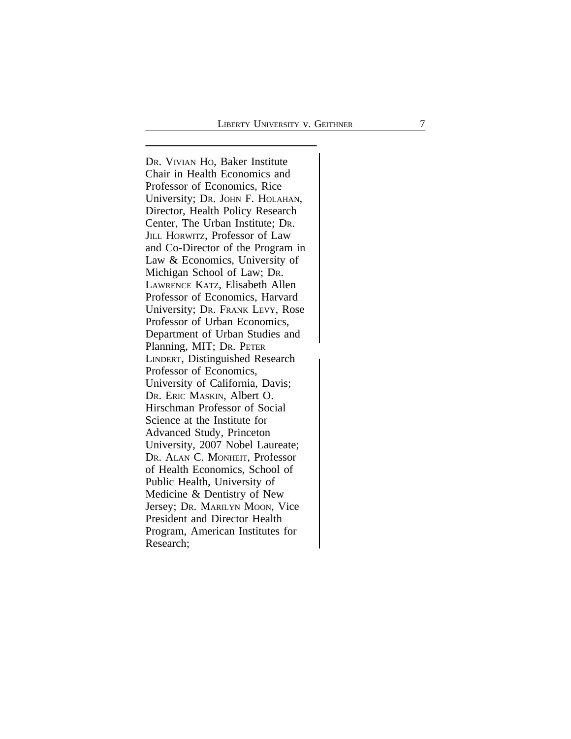DR. VIVIAN HO, Baker Institute Chair in Health Economics and Professor of Economics, Rice University; DR. JOHN F. HOLAHAN, Director, Health Policy Research Center, The Urban Institute; DR. JILL HORWITZ, Professor of Law and Co-Director of the Program in Law & Economics, University of Michigan School of Law; DR. LAWRENCE KATZ, Elisabeth Allen Professor of Economics, Harvard University; DR. FRANK LEVY, Rose Professor of Urban Economics, Department of Urban Studies and Planning, MIT; DR. PETER LINDERT, Distinguished Research Professor of Economics, University of California, Davis; DR. ERIC MASKIN, Albert O. Hirschman Professor of Social Science at the Institute for Advanced Study, Princeton University, 2007 Nobel Laureate; DR. ALAN C. MONHEIT, Professor of Health Economics, School of Public Health, University of Medicine & Dentistry of New Jersey; DR. MARILYN MOON, Vice President and Director Health Program, American Institutes for Research;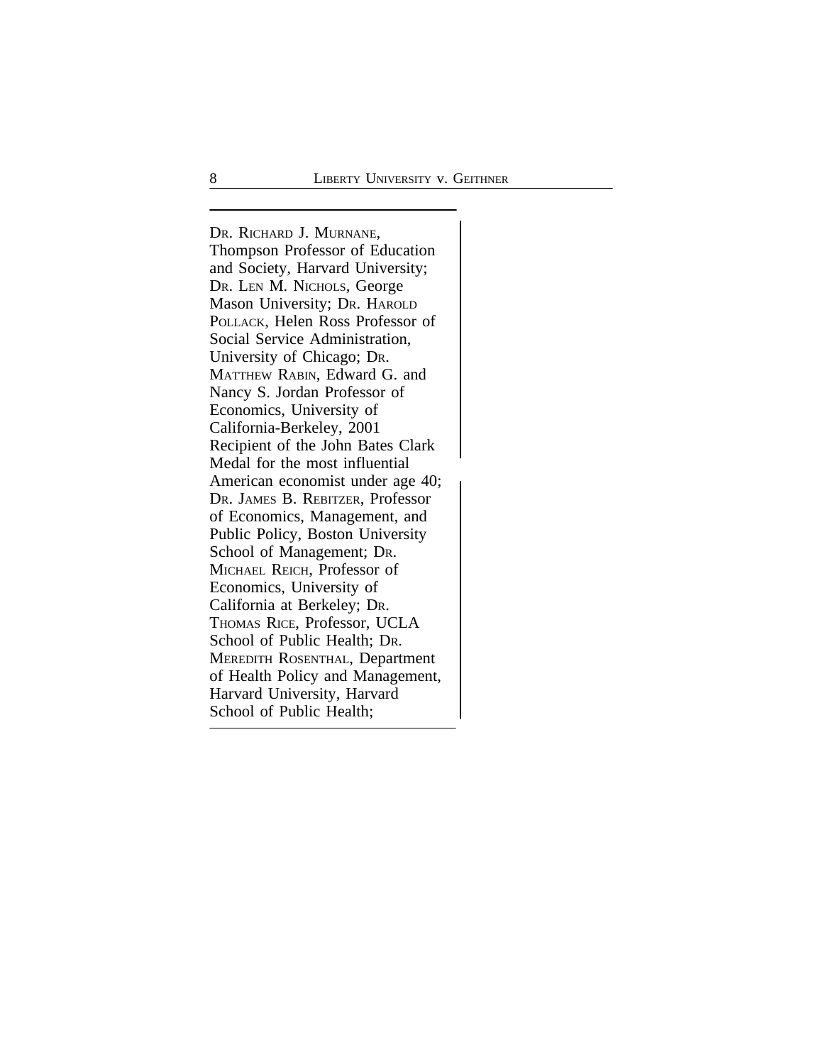DR. RICHARD J. MURNANE, Thompson Professor of Education and Society, Harvard University; DR. LEN M. NICHOLS, George Mason University; DR. HAROLD POLLACK, Helen Ross Professor of Social Service Administration, University of Chicago; DR. MATTHEW RABIN, Edward G. and Nancy S. Jordan Professor of Economics, University of California-Berkeley, 2001 Recipient of the John Bates Clark Medal for the most influential American economist under age 40; DR. JAMES B. REBITZER, Professor of Economics, Management, and Public Policy, Boston University School of Management; DR. MICHAEL REICH, Professor of Economics, University of California at Berkeley; DR. THOMAS RICE, Professor, UCLA School of Public Health; DR. MEREDITH ROSENTHAL, Department of Health Policy and Management, Harvard University, Harvard School of Public Health;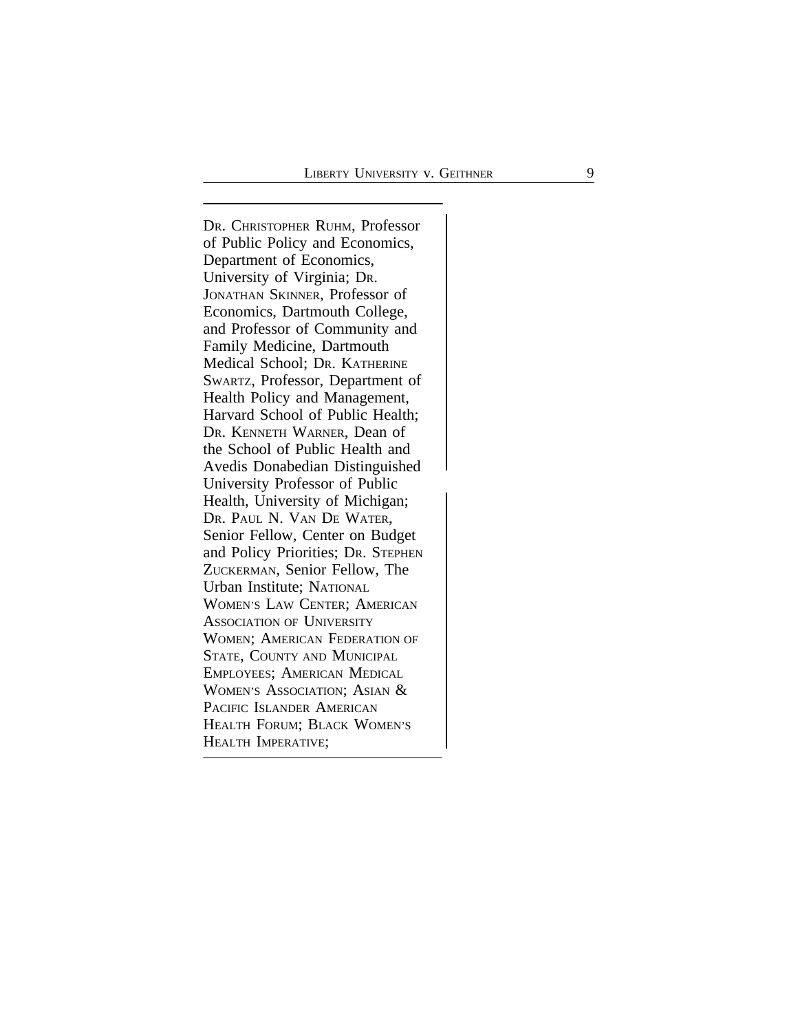DR. CHRISTOPHER RUHM, Professor of Public Policy and Economics, Department of Economics, University of Virginia; DR. JONATHAN SKINNER, Professor of Economics, Dartmouth College, and Professor of Community and Family Medicine, Dartmouth Medical School; DR. KATHERINE SWARTZ, Professor, Department of Health Policy and Management, Harvard School of Public Health; DR. KENNETH WARNER, Dean of the School of Public Health and Avedis Donabedian Distinguished University Professor of Public Health, University of Michigan; DR. PAUL N. VAN DE WATER, Senior Fellow, Center on Budget and Policy Priorities; DR. STEPHEN ZUCKERMAN, Senior Fellow, The Urban Institute; NATIONAL WOMEN'S LAW CENTER; AMERICAN ASSOCIATION OF UNIVERSITY WOMEN; AMERICAN FEDERATION OF STATE, COUNTY AND MUNICIPAL EMPLOYEES; AMERICAN MEDICAL WOMEN'S ASSOCIATION; ASIAN & PACIFIC ISLANDER AMERICAN HEALTH FORUM; BLACK WOMEN'S HEALTH IMPERATIVE;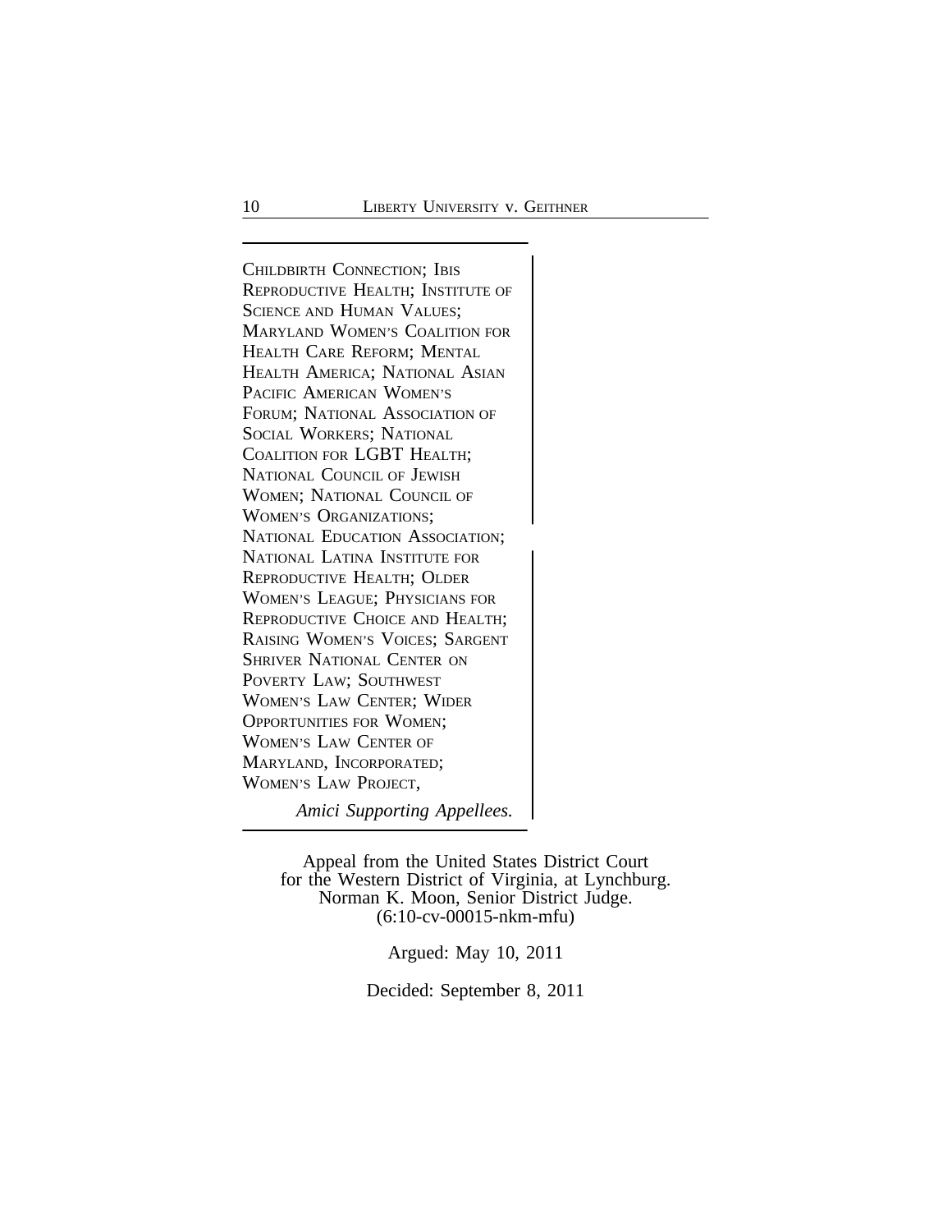CHILDBIRTH CONNECTION; IBIS REPRODUCTIVE HEALTH; INSTITUTE OF SCIENCE AND HUMAN VALUES; MARYLAND WOMEN'S COALITION FOR HEALTH CARE REFORM; MENTAL HEALTH AMERICA; NATIONAL ASIAN PACIFIC AMERICAN WOMEN'S FORUM; NATIONAL ASSOCIATION OF SOCIAL WORKERS; NATIONAL COALITION FOR LGBT HEALTH; NATIONAL COUNCIL OF JEWISH WOMEN; NATIONAL COUNCIL OF WOMEN'S ORGANIZATIONS; NATIONAL EDUCATION ASSOCIATION; NATIONAL LATINA INSTITUTE FOR REPRODUCTIVE HEALTH; OLDER WOMEN'S LEAGUE; PHYSICIANS FOR REPRODUCTIVE CHOICE AND HEALTH; RAISING WOMEN'S VOICES; SARGENT SHRIVER NATIONAL CENTER ON POVERTY LAW; SOUTHWEST WOMEN'S LAW CENTER; WIDER OPPORTUNITIES FOR WOMEN; WOMEN'S LAW CENTER OF MARYLAND, INCORPORATED; WOMEN'S LAW PROJECT,

*Amici Supporting Appellees.*

Appeal from the United States District Court for the Western District of Virginia, at Lynchburg. Norman K. Moon, Senior District Judge. (6:10-cv-00015-nkm-mfu)

Argued: May 10, 2011

Decided: September 8, 2011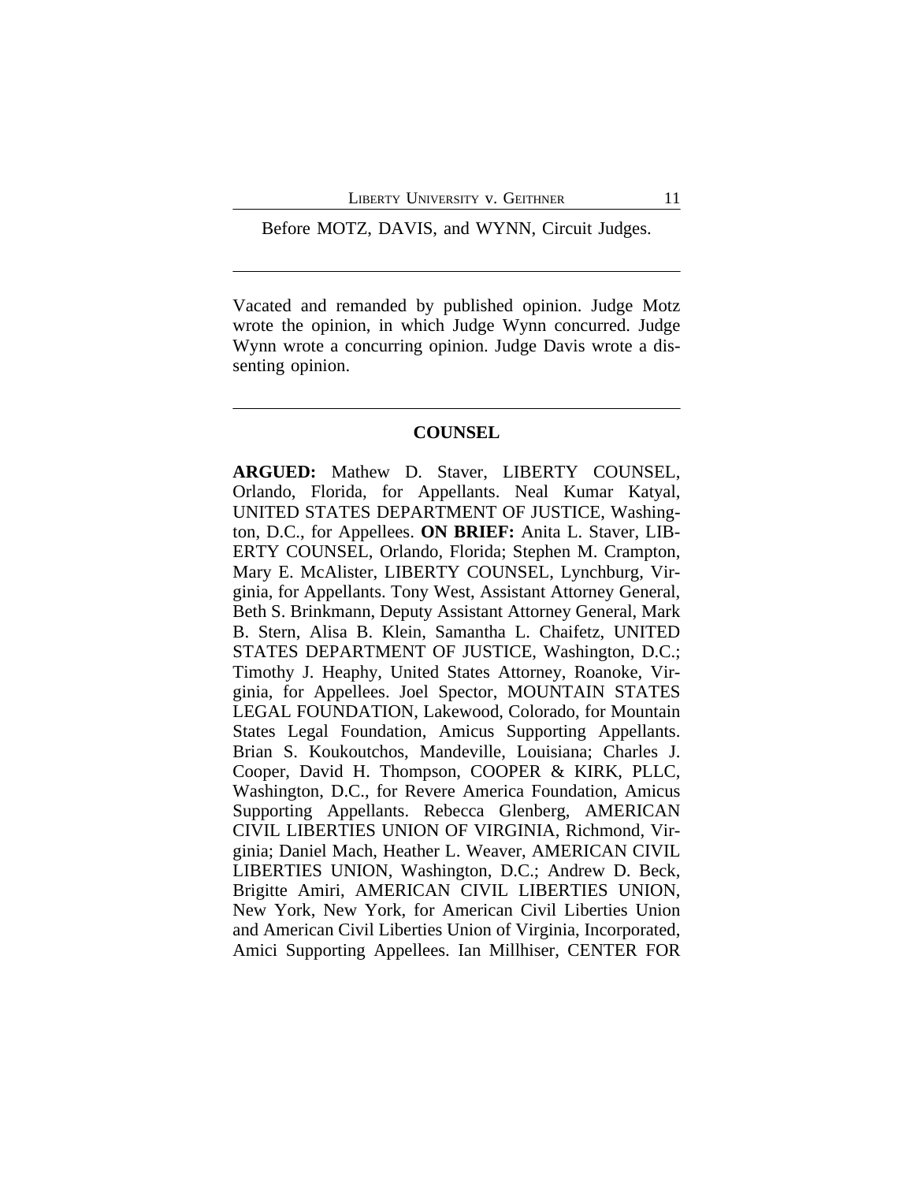Before MOTZ, DAVIS, and WYNN, Circuit Judges.

---

Vacated and remanded by published opinion. Judge Motz wrote the opinion, in which Judge Wynn concurred. Judge Wynn wrote a concurring opinion. Judge Davis wrote a dissenting opinion.

---

## COUNSEL

**ARGUED:** Mathew D. Staver, LIBERTY COUNSEL, Orlando, Florida, for Appellants. Neal Kumar Katyal, UNITED STATES DEPARTMENT OF JUSTICE, Washington, D.C., for Appellees. **ON BRIEF:** Anita L. Staver, LIBERTY COUNSEL, Orlando, Florida; Stephen M. Crampton, Mary E. McAlister, LIBERTY COUNSEL, Lynchburg, Virginia, for Appellants. Tony West, Assistant Attorney General, Beth S. Brinkmann, Deputy Assistant Attorney General, Mark B. Stern, Alisa B. Klein, Samantha L. Chaifetz, UNITED STATES DEPARTMENT OF JUSTICE, Washington, D.C.; Timothy J. Heaphy, United States Attorney, Roanoke, Virginia, for Appellees. Joel Spector, MOUNTAIN STATES LEGAL FOUNDATION, Lakewood, Colorado, for Mountain States Legal Foundation, Amicus Supporting Appellants. Brian S. Koukoutchos, Mandeville, Louisiana; Charles J. Cooper, David H. Thompson, COOPER & KIRK, PLLC, Washington, D.C., for Revere America Foundation, Amicus Supporting Appellants. Rebecca Glenberg, AMERICAN CIVIL LIBERTIES UNION OF VIRGINIA, Richmond, Virginia; Daniel Mach, Heather L. Weaver, AMERICAN CIVIL LIBERTIES UNION, Washington, D.C.; Andrew D. Beck, Brigitte Amiri, AMERICAN CIVIL LIBERTIES UNION, New York, New York, for American Civil Liberties Union and American Civil Liberties Union of Virginia, Incorporated, Amici Supporting Appellees. Ian Millhiser, CENTER FOR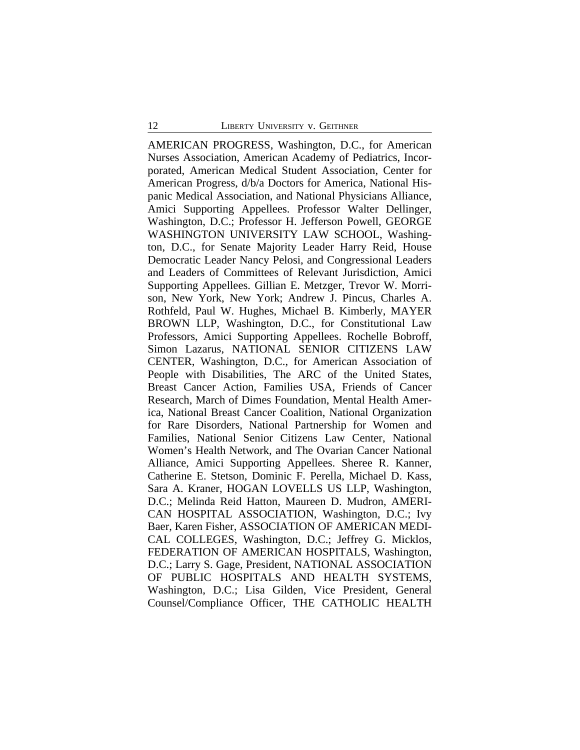AMERICAN PROGRESS, Washington, D.C., for American Nurses Association, American Academy of Pediatrics, Incorporated, American Medical Student Association, Center for American Progress, d/b/a Doctors for America, National Hispanic Medical Association, and National Physicians Alliance, Amici Supporting Appellees. Professor Walter Dellinger, Washington, D.C.; Professor H. Jefferson Powell, GEORGE WASHINGTON UNIVERSITY LAW SCHOOL, Washington, D.C., for Senate Majority Leader Harry Reid, House Democratic Leader Nancy Pelosi, and Congressional Leaders and Leaders of Committees of Relevant Jurisdiction, Amici Supporting Appellees. Gillian E. Metzger, Trevor W. Morrison, New York, New York; Andrew J. Pincus, Charles A. Rothfeld, Paul W. Hughes, Michael B. Kimberly, MAYER BROWN LLP, Washington, D.C., for Constitutional Law Professors, Amici Supporting Appellees. Rochelle Bobroff, Simon Lazarus, NATIONAL SENIOR CITIZENS LAW CENTER, Washington, D.C., for American Association of People with Disabilities, The ARC of the United States, Breast Cancer Action, Families USA, Friends of Cancer Research, March of Dimes Foundation, Mental Health America, National Breast Cancer Coalition, National Organization for Rare Disorders, National Partnership for Women and Families, National Senior Citizens Law Center, National Women's Health Network, and The Ovarian Cancer National Alliance, Amici Supporting Appellees. Sheree R. Kanner, Catherine E. Stetson, Dominic F. Perella, Michael D. Kass, Sara A. Kraner, HOGAN LOVELLS US LLP, Washington, D.C.; Melinda Reid Hatton, Maureen D. Mudron, AMERICAN HOSPITAL ASSOCIATION, Washington, D.C.; Ivy Baer, Karen Fisher, ASSOCIATION OF AMERICAN MEDICAL COLLEGES, Washington, D.C.; Jeffrey G. Micklos, FEDERATION OF AMERICAN HOSPITALS, Washington, D.C.; Larry S. Gage, President, NATIONAL ASSOCIATION OF PUBLIC HOSPITALS AND HEALTH SYSTEMS, Washington, D.C.; Lisa Gilden, Vice President, General Counsel/Compliance Officer, THE CATHOLIC HEALTH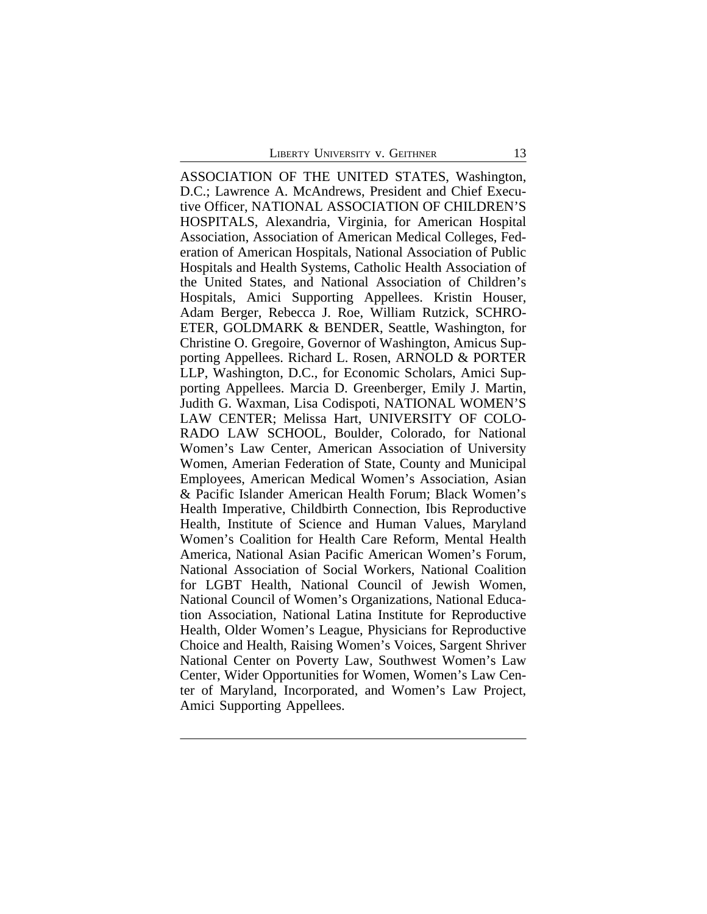ASSOCIATION OF THE UNITED STATES, Washington, D.C.; Lawrence A. McAndrews, President and Chief Executive Officer, NATIONAL ASSOCIATION OF CHILDREN'S HOSPITALS, Alexandria, Virginia, for American Hospital Association, Association of American Medical Colleges, Federation of American Hospitals, National Association of Public Hospitals and Health Systems, Catholic Health Association of the United States, and National Association of Children's Hospitals, Amici Supporting Appellees. Kristin Houser, Adam Berger, Rebecca J. Roe, William Rutzick, SCHROETER, GOLDMARK & BENDER, Seattle, Washington, for Christine O. Gregoire, Governor of Washington, Amicus Supporting Appellees. Richard L. Rosen, ARNOLD & PORTER LLP, Washington, D.C., for Economic Scholars, Amici Supporting Appellees. Marcia D. Greenberger, Emily J. Martin, Judith G. Waxman, Lisa Codispoti, NATIONAL WOMEN'S LAW CENTER; Melissa Hart, UNIVERSITY OF COLORADO LAW SCHOOL, Boulder, Colorado, for National Women's Law Center, American Association of University Women, Amerian Federation of State, County and Municipal Employees, American Medical Women's Association, Asian & Pacific Islander American Health Forum; Black Women's Health Imperative, Childbirth Connection, Ibis Reproductive Health, Institute of Science and Human Values, Maryland Women's Coalition for Health Care Reform, Mental Health America, National Asian Pacific American Women's Forum, National Association of Social Workers, National Coalition for LGBT Health, National Council of Jewish Women, National Council of Women's Organizations, National Education Association, National Latina Institute for Reproductive Health, Older Women's League, Physicians for Reproductive Choice and Health, Raising Women's Voices, Sargent Shriver National Center on Poverty Law, Southwest Women's Law Center, Wider Opportunities for Women, Women's Law Center of Maryland, Incorporated, and Women's Law Project, Amici Supporting Appellees.

---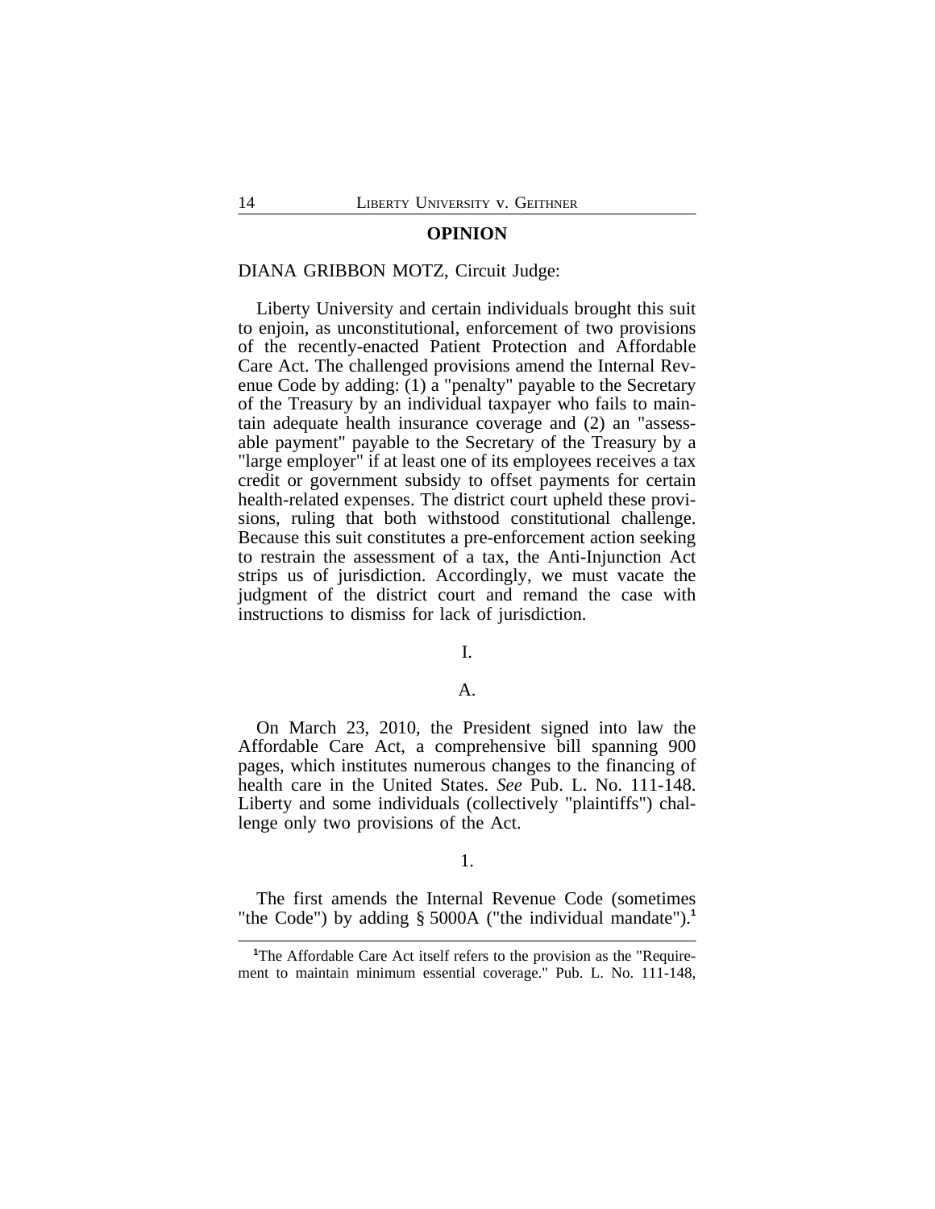**OPINION**

DIANA GRIBBON MOTZ, Circuit Judge:

Liberty University and certain individuals brought this suit to enjoin, as unconstitutional, enforcement of two provisions of the recently-enacted Patient Protection and Affordable Care Act. The challenged provisions amend the Internal Revenue Code by adding: (1) a "penalty" payable to the Secretary of the Treasury by an individual taxpayer who fails to maintain adequate health insurance coverage and (2) an "assessable payment" payable to the Secretary of the Treasury by a "large employer" if at least one of its employees receives a tax credit or government subsidy to offset payments for certain health-related expenses. The district court upheld these provisions, ruling that both withstood constitutional challenge. Because this suit constitutes a pre-enforcement action seeking to restrain the assessment of a tax, the Anti-Injunction Act strips us of jurisdiction. Accordingly, we must vacate the judgment of the district court and remand the case with instructions to dismiss for lack of jurisdiction.

I.

A.

On March 23, 2010, the President signed into law the Affordable Care Act, a comprehensive bill spanning 900 pages, which institutes numerous changes to the financing of health care in the United States. *See* Pub. L. No. 111-148. Liberty and some individuals (collectively "plaintiffs") challenge only two provisions of the Act.

1.

The first amends the Internal Revenue Code (sometimes "the Code") by adding § 5000A ("the individual mandate").[1]

[1]The Affordable Care Act itself refers to the provision as the "Requirement to maintain minimum essential coverage." Pub. L. No. 111-148,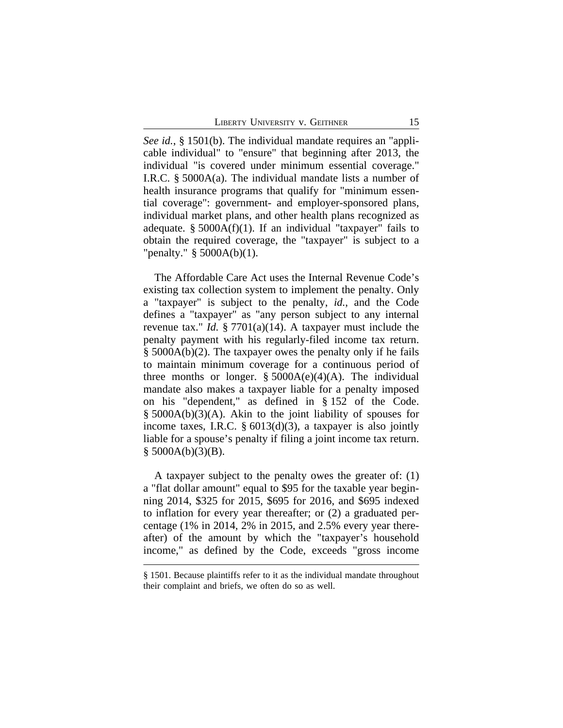*See id.*, § 1501(b). The individual mandate requires an "applicable individual" to "ensure" that beginning after 2013, the individual "is covered under minimum essential coverage." I.R.C. § 5000A(a). The individual mandate lists a number of health insurance programs that qualify for "minimum essential coverage": government- and employer-sponsored plans, individual market plans, and other health plans recognized as adequate. § 5000A(f)(1). If an individual "taxpayer" fails to obtain the required coverage, the "taxpayer" is subject to a "penalty." § 5000A(b)(1).

The Affordable Care Act uses the Internal Revenue Code's existing tax collection system to implement the penalty. Only a "taxpayer" is subject to the penalty, *id.*, and the Code defines a "taxpayer" as "any person subject to any internal revenue tax." *Id.* § 7701(a)(14). A taxpayer must include the penalty payment with his regularly-filed income tax return. § 5000A(b)(2). The taxpayer owes the penalty only if he fails to maintain minimum coverage for a continuous period of three months or longer. § 5000A(e)(4)(A). The individual mandate also makes a taxpayer liable for a penalty imposed on his "dependent," as defined in § 152 of the Code. § 5000A(b)(3)(A). Akin to the joint liability of spouses for income taxes, I.R.C. § 6013(d)(3), a taxpayer is also jointly liable for a spouse's penalty if filing a joint income tax return. § 5000A(b)(3)(B).

A taxpayer subject to the penalty owes the greater of: (1) a "flat dollar amount" equal to $95 for the taxable year beginning 2014, $325 for 2015, $695 for 2016, and $695 indexed to inflation for every year thereafter; or (2) a graduated percentage (1% in 2014, 2% in 2015, and 2.5% every year thereafter) of the amount by which the "taxpayer's household income," as defined by the Code, exceeds "gross income

---

§ 1501. Because plaintiffs refer to it as the individual mandate throughout their complaint and briefs, we often do so as well.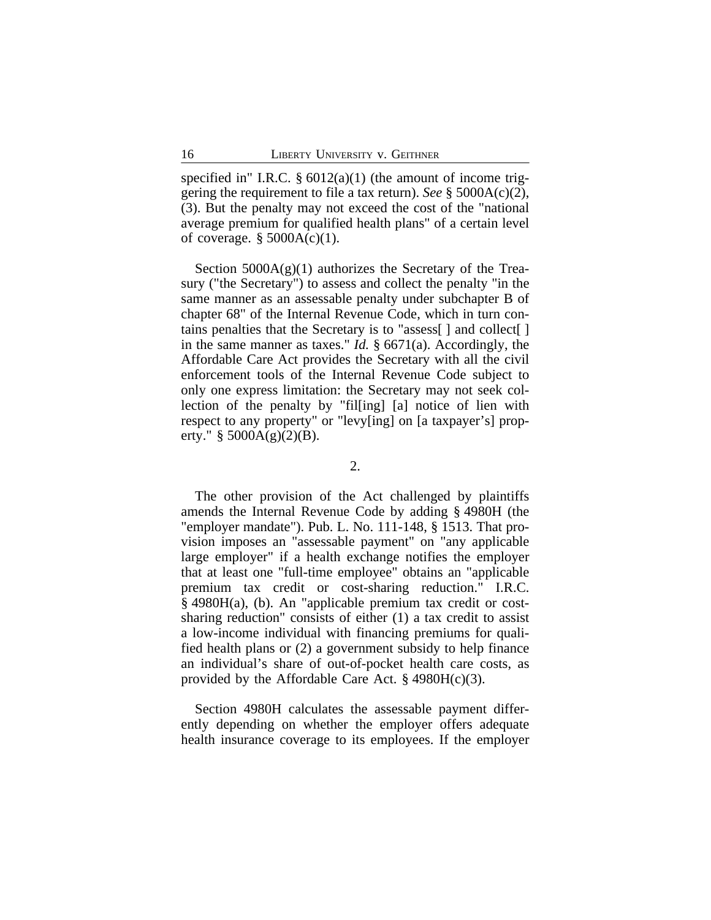specified in" I.R.C. § 6012(a)(1) (the amount of income triggering the requirement to file a tax return). *See* § 5000A(c)(2), (3). But the penalty may not exceed the cost of the "national average premium for qualified health plans" of a certain level of coverage. § 5000A(c)(1).

Section 5000A(g)(1) authorizes the Secretary of the Treasury ("the Secretary") to assess and collect the penalty "in the same manner as an assessable penalty under subchapter B of chapter 68" of the Internal Revenue Code, which in turn contains penalties that the Secretary is to "assess[ ] and collect[ ] in the same manner as taxes." *Id.* § 6671(a). Accordingly, the Affordable Care Act provides the Secretary with all the civil enforcement tools of the Internal Revenue Code subject to only one express limitation: the Secretary may not seek collection of the penalty by "fil[ing] [a] notice of lien with respect to any property" or "levy[ing] on [a taxpayer's] property." § 5000A(g)(2)(B).

2.

The other provision of the Act challenged by plaintiffs amends the Internal Revenue Code by adding § 4980H (the "employer mandate"). Pub. L. No. 111-148, § 1513. That provision imposes an "assessable payment" on "any applicable large employer" if a health exchange notifies the employer that at least one "full-time employee" obtains an "applicable premium tax credit or cost-sharing reduction." I.R.C. § 4980H(a), (b). An "applicable premium tax credit or cost-sharing reduction" consists of either (1) a tax credit to assist a low-income individual with financing premiums for qualified health plans or (2) a government subsidy to help finance an individual's share of out-of-pocket health care costs, as provided by the Affordable Care Act. § 4980H(c)(3).

Section 4980H calculates the assessable payment differently depending on whether the employer offers adequate health insurance coverage to its employees. If the employer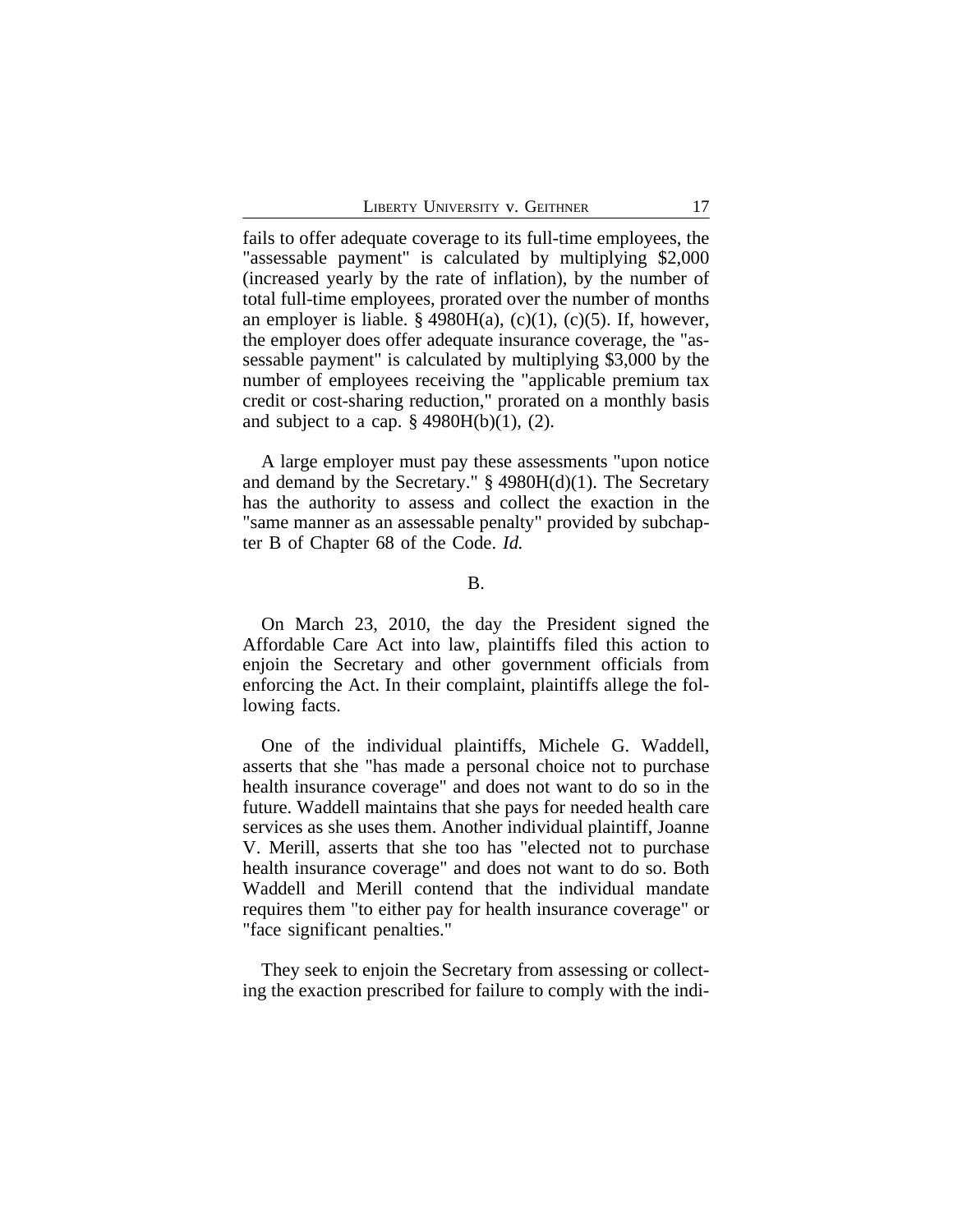fails to offer adequate coverage to its full-time employees, the "assessable payment" is calculated by multiplying $2,000 (increased yearly by the rate of inflation), by the number of total full-time employees, prorated over the number of months an employer is liable. § 4980H(a), (c)(1), (c)(5). If, however, the employer does offer adequate insurance coverage, the "assessable payment" is calculated by multiplying $3,000 by the number of employees receiving the "applicable premium tax credit or cost-sharing reduction," prorated on a monthly basis and subject to a cap. § 4980H(b)(1), (2).

A large employer must pay these assessments "upon notice and demand by the Secretary." § 4980H(d)(1). The Secretary has the authority to assess and collect the exaction in the "same manner as an assessable penalty" provided by subchapter B of Chapter 68 of the Code. *Id.*

B.

On March 23, 2010, the day the President signed the Affordable Care Act into law, plaintiffs filed this action to enjoin the Secretary and other government officials from enforcing the Act. In their complaint, plaintiffs allege the following facts.

One of the individual plaintiffs, Michele G. Waddell, asserts that she "has made a personal choice not to purchase health insurance coverage" and does not want to do so in the future. Waddell maintains that she pays for needed health care services as she uses them. Another individual plaintiff, Joanne V. Merill, asserts that she too has "elected not to purchase health insurance coverage" and does not want to do so. Both Waddell and Merill contend that the individual mandate requires them "to either pay for health insurance coverage" or "face significant penalties."

They seek to enjoin the Secretary from assessing or collecting the exaction prescribed for failure to comply with the indi-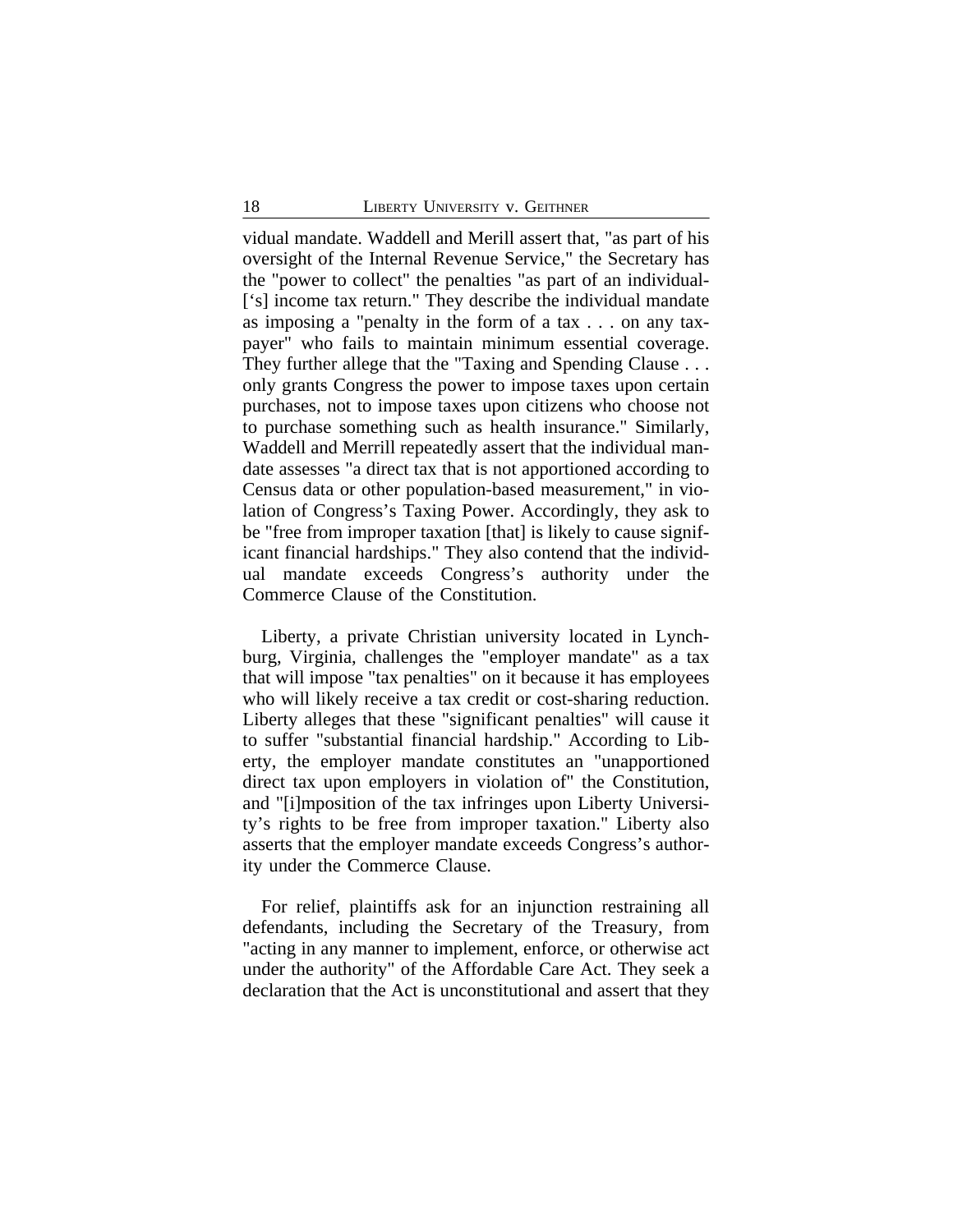vidual mandate. Waddell and Merill assert that, "as part of his oversight of the Internal Revenue Service," the Secretary has the "power to collect" the penalties "as part of an individual-['s] income tax return." They describe the individual mandate as imposing a "penalty in the form of a tax . . . on any taxpayer" who fails to maintain minimum essential coverage. They further allege that the "Taxing and Spending Clause . . . only grants Congress the power to impose taxes upon certain purchases, not to impose taxes upon citizens who choose not to purchase something such as health insurance." Similarly, Waddell and Merrill repeatedly assert that the individual mandate assesses "a direct tax that is not apportioned according to Census data or other population-based measurement," in violation of Congress's Taxing Power. Accordingly, they ask to be "free from improper taxation [that] is likely to cause significant financial hardships." They also contend that the individual mandate exceeds Congress's authority under the Commerce Clause of the Constitution.

Liberty, a private Christian university located in Lynchburg, Virginia, challenges the "employer mandate" as a tax that will impose "tax penalties" on it because it has employees who will likely receive a tax credit or cost-sharing reduction. Liberty alleges that these "significant penalties" will cause it to suffer "substantial financial hardship." According to Liberty, the employer mandate constitutes an "unapportioned direct tax upon employers in violation of" the Constitution, and "[i]mposition of the tax infringes upon Liberty University's rights to be free from improper taxation." Liberty also asserts that the employer mandate exceeds Congress's authority under the Commerce Clause.

For relief, plaintiffs ask for an injunction restraining all defendants, including the Secretary of the Treasury, from "acting in any manner to implement, enforce, or otherwise act under the authority" of the Affordable Care Act. They seek a declaration that the Act is unconstitutional and assert that they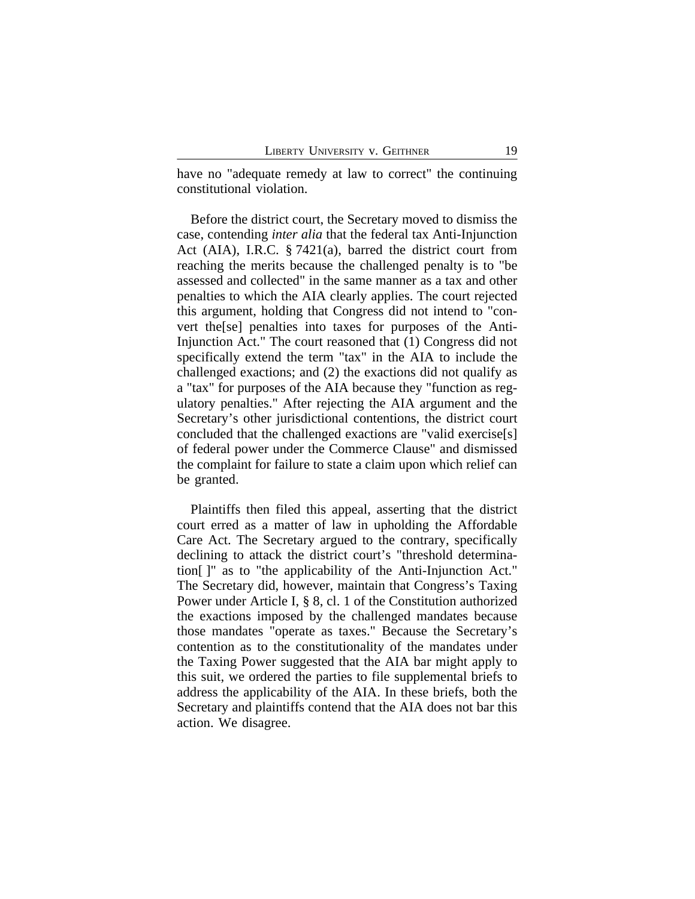have no "adequate remedy at law to correct" the continuing constitutional violation.

Before the district court, the Secretary moved to dismiss the case, contending *inter alia* that the federal tax Anti-Injunction Act (AIA), I.R.C. § 7421(a), barred the district court from reaching the merits because the challenged penalty is to "be assessed and collected" in the same manner as a tax and other penalties to which the AIA clearly applies. The court rejected this argument, holding that Congress did not intend to "convert the[se] penalties into taxes for purposes of the Anti-Injunction Act." The court reasoned that (1) Congress did not specifically extend the term "tax" in the AIA to include the challenged exactions; and (2) the exactions did not qualify as a "tax" for purposes of the AIA because they "function as regulatory penalties." After rejecting the AIA argument and the Secretary's other jurisdictional contentions, the district court concluded that the challenged exactions are "valid exercise[s] of federal power under the Commerce Clause" and dismissed the complaint for failure to state a claim upon which relief can be granted.

Plaintiffs then filed this appeal, asserting that the district court erred as a matter of law in upholding the Affordable Care Act. The Secretary argued to the contrary, specifically declining to attack the district court's "threshold determination[ ]" as to "the applicability of the Anti-Injunction Act." The Secretary did, however, maintain that Congress's Taxing Power under Article I, § 8, cl. 1 of the Constitution authorized the exactions imposed by the challenged mandates because those mandates "operate as taxes." Because the Secretary's contention as to the constitutionality of the mandates under the Taxing Power suggested that the AIA bar might apply to this suit, we ordered the parties to file supplemental briefs to address the applicability of the AIA. In these briefs, both the Secretary and plaintiffs contend that the AIA does not bar this action. We disagree.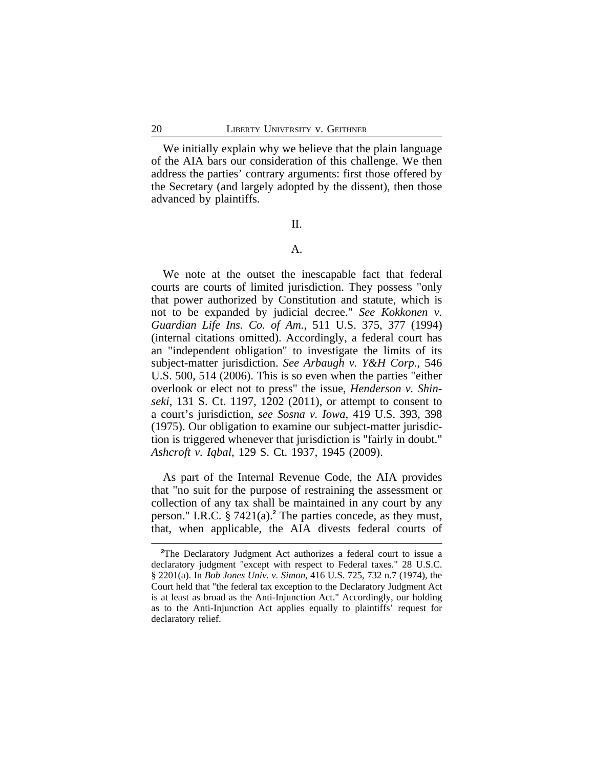We initially explain why we believe that the plain language of the AIA bars our consideration of this challenge. We then address the parties' contrary arguments: first those offered by the Secretary (and largely adopted by the dissent), then those advanced by plaintiffs.

## II.

### A.

We note at the outset the inescapable fact that federal courts are courts of limited jurisdiction. They possess "only that power authorized by Constitution and statute, which is not to be expanded by judicial decree." *See Kokkonen v. Guardian Life Ins. Co. of Am.*, 511 U.S. 375, 377 (1994) (internal citations omitted). Accordingly, a federal court has an "independent obligation" to investigate the limits of its subject-matter jurisdiction. *See Arbaugh v. Y&H Corp.*, 546 U.S. 500, 514 (2006). This is so even when the parties "either overlook or elect not to press" the issue, *Henderson v. Shinseki*, 131 S. Ct. 1197, 1202 (2011), or attempt to consent to a court's jurisdiction, *see Sosna v. Iowa*, 419 U.S. 393, 398 (1975). Our obligation to examine our subject-matter jurisdiction is triggered whenever that jurisdiction is "fairly in doubt." *Ashcroft v. Iqbal*, 129 S. Ct. 1937, 1945 (2009).

As part of the Internal Revenue Code, the AIA provides that "no suit for the purpose of restraining the assessment or collection of any tax shall be maintained in any court by any person." I.R.C. § 7421(a).[2] The parties concede, as they must, that, when applicable, the AIA divests federal courts of

[2] The Declaratory Judgment Act authorizes a federal court to issue a declaratory judgment "except with respect to Federal taxes." 28 U.S.C. § 2201(a). In *Bob Jones Univ. v. Simon*, 416 U.S. 725, 732 n.7 (1974), the Court held that "the federal tax exception to the Declaratory Judgment Act is at least as broad as the Anti-Injunction Act." Accordingly, our holding as to the Anti-Injunction Act applies equally to plaintiffs' request for declaratory relief.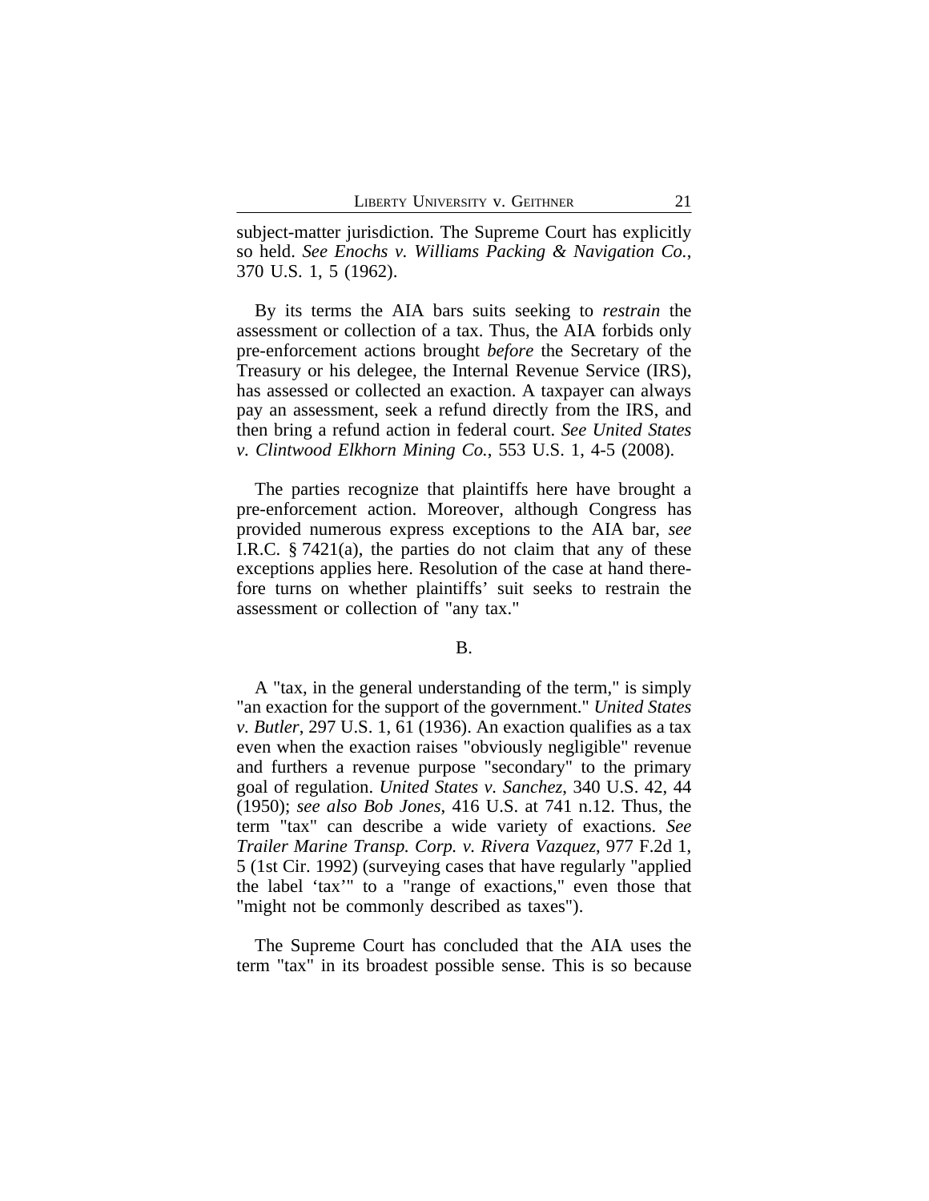subject-matter jurisdiction. The Supreme Court has explicitly so held. *See Enochs v. Williams Packing & Navigation Co.*, 370 U.S. 1, 5 (1962).

By its terms the AIA bars suits seeking to *restrain* the assessment or collection of a tax. Thus, the AIA forbids only pre-enforcement actions brought *before* the Secretary of the Treasury or his delegee, the Internal Revenue Service (IRS), has assessed or collected an exaction. A taxpayer can always pay an assessment, seek a refund directly from the IRS, and then bring a refund action in federal court. *See United States v. Clintwood Elkhorn Mining Co.*, 553 U.S. 1, 4-5 (2008).

The parties recognize that plaintiffs here have brought a pre-enforcement action. Moreover, although Congress has provided numerous express exceptions to the AIA bar, *see* I.R.C. § 7421(a), the parties do not claim that any of these exceptions applies here. Resolution of the case at hand therefore turns on whether plaintiffs' suit seeks to restrain the assessment or collection of "any tax."

B.

A "tax, in the general understanding of the term," is simply "an exaction for the support of the government." *United States v. Butler*, 297 U.S. 1, 61 (1936). An exaction qualifies as a tax even when the exaction raises "obviously negligible" revenue and furthers a revenue purpose "secondary" to the primary goal of regulation. *United States v. Sanchez*, 340 U.S. 42, 44 (1950); *see also Bob Jones*, 416 U.S. at 741 n.12. Thus, the term "tax" can describe a wide variety of exactions. *See Trailer Marine Transp. Corp. v. Rivera Vazquez*, 977 F.2d 1, 5 (1st Cir. 1992) (surveying cases that have regularly "applied the label 'tax'" to a "range of exactions," even those that "might not be commonly described as taxes").

The Supreme Court has concluded that the AIA uses the term "tax" in its broadest possible sense. This is so because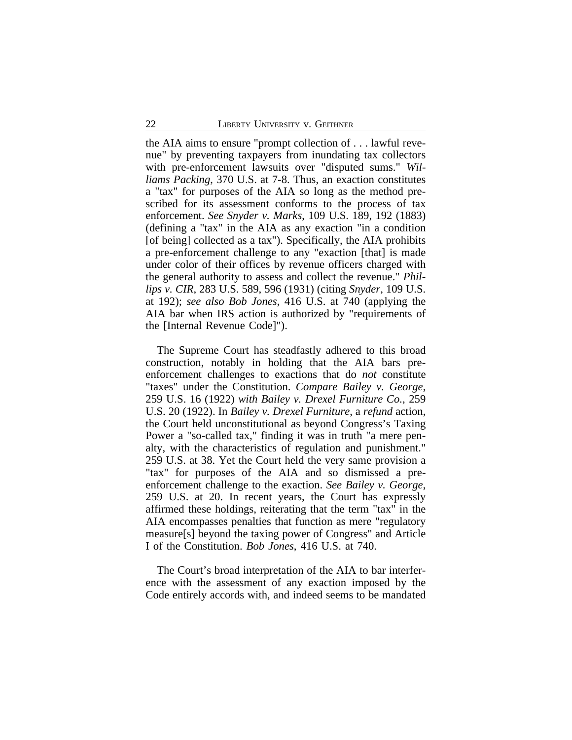the AIA aims to ensure "prompt collection of . . . lawful revenue" by preventing taxpayers from inundating tax collectors with pre-enforcement lawsuits over "disputed sums." *Williams Packing*, 370 U.S. at 7-8. Thus, an exaction constitutes a "tax" for purposes of the AIA so long as the method prescribed for its assessment conforms to the process of tax enforcement. *See Snyder v. Marks*, 109 U.S. 189, 192 (1883) (defining a "tax" in the AIA as any exaction "in a condition [of being] collected as a tax"). Specifically, the AIA prohibits a pre-enforcement challenge to any "exaction [that] is made under color of their offices by revenue officers charged with the general authority to assess and collect the revenue." *Phillips v. CIR*, 283 U.S. 589, 596 (1931) (citing *Snyder*, 109 U.S. at 192); *see also Bob Jones*, 416 U.S. at 740 (applying the AIA bar when IRS action is authorized by "requirements of the [Internal Revenue Code]").

The Supreme Court has steadfastly adhered to this broad construction, notably in holding that the AIA bars pre-enforcement challenges to exactions that do *not* constitute "taxes" under the Constitution. *Compare Bailey v. George*, 259 U.S. 16 (1922) *with Bailey v. Drexel Furniture Co.*, 259 U.S. 20 (1922). In *Bailey v. Drexel Furniture*, a *refund* action, the Court held unconstitutional as beyond Congress's Taxing Power a "so-called tax," finding it was in truth "a mere penalty, with the characteristics of regulation and punishment." 259 U.S. at 38. Yet the Court held the very same provision a "tax" for purposes of the AIA and so dismissed a pre-enforcement challenge to the exaction. *See Bailey v. George*, 259 U.S. at 20. In recent years, the Court has expressly affirmed these holdings, reiterating that the term "tax" in the AIA encompasses penalties that function as mere "regulatory measure[s] beyond the taxing power of Congress" and Article I of the Constitution. *Bob Jones*, 416 U.S. at 740.

The Court's broad interpretation of the AIA to bar interference with the assessment of any exaction imposed by the Code entirely accords with, and indeed seems to be mandated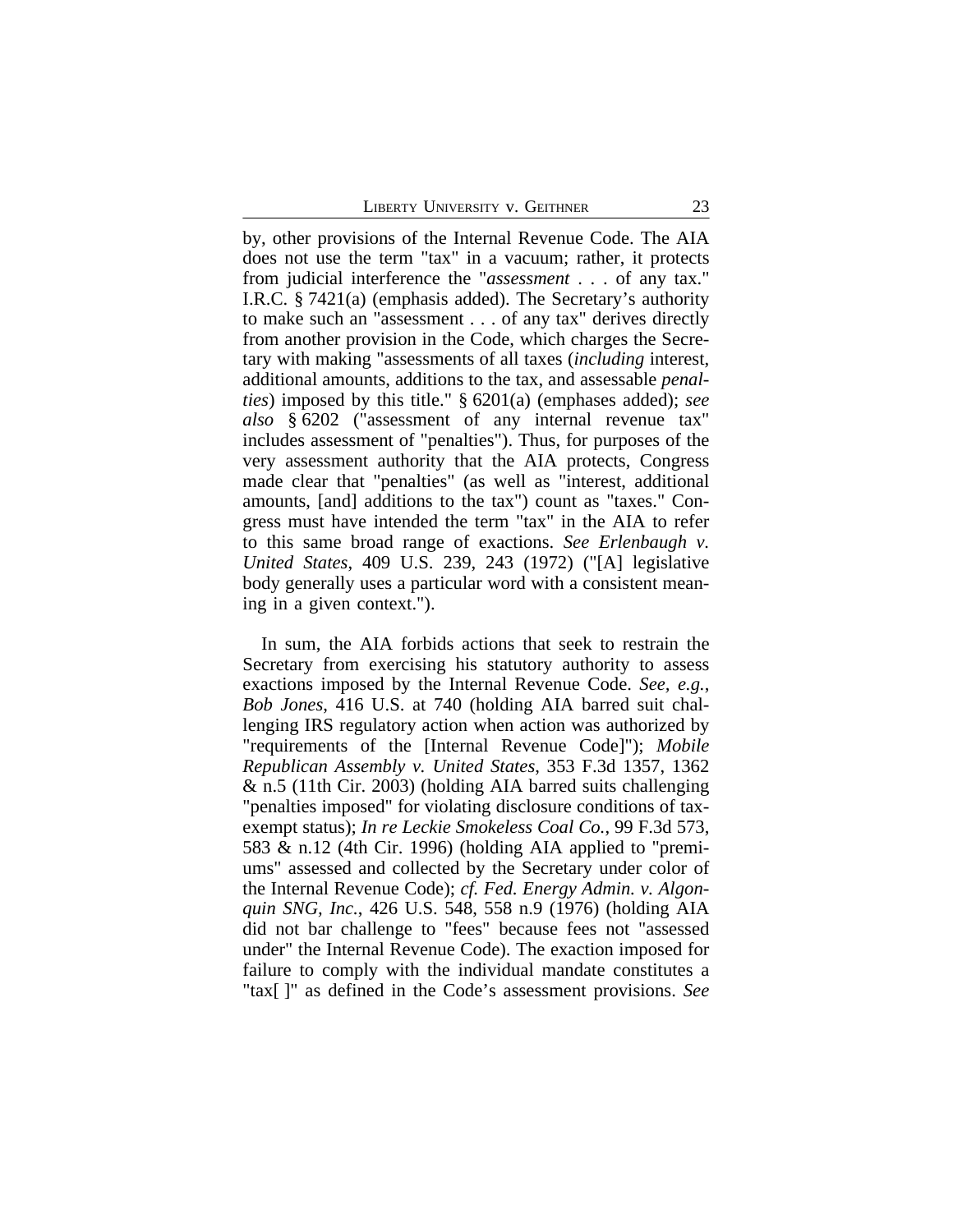by, other provisions of the Internal Revenue Code. The AIA does not use the term "tax" in a vacuum; rather, it protects from judicial interference the "*assessment* . . . of any tax." I.R.C. § 7421(a) (emphasis added). The Secretary's authority to make such an "assessment . . . of any tax" derives directly from another provision in the Code, which charges the Secretary with making "assessments of all taxes (*including* interest, additional amounts, additions to the tax, and assessable *penalties*) imposed by this title." § 6201(a) (emphases added); *see also* § 6202 ("assessment of any internal revenue tax" includes assessment of "penalties"). Thus, for purposes of the very assessment authority that the AIA protects, Congress made clear that "penalties" (as well as "interest, additional amounts, [and] additions to the tax") count as "taxes." Congress must have intended the term "tax" in the AIA to refer to this same broad range of exactions. *See Erlenbaugh v. United States*, 409 U.S. 239, 243 (1972) ("[A] legislative body generally uses a particular word with a consistent meaning in a given context.").

In sum, the AIA forbids actions that seek to restrain the Secretary from exercising his statutory authority to assess exactions imposed by the Internal Revenue Code. *See, e.g.*, *Bob Jones*, 416 U.S. at 740 (holding AIA barred suit challenging IRS regulatory action when action was authorized by "requirements of the [Internal Revenue Code]"); *Mobile Republican Assembly v. United States*, 353 F.3d 1357, 1362 & n.5 (11th Cir. 2003) (holding AIA barred suits challenging "penalties imposed" for violating disclosure conditions of tax-exempt status); *In re Leckie Smokeless Coal Co.*, 99 F.3d 573, 583 & n.12 (4th Cir. 1996) (holding AIA applied to "premiums" assessed and collected by the Secretary under color of the Internal Revenue Code); *cf. Fed. Energy Admin. v. Algonquin SNG, Inc.*, 426 U.S. 548, 558 n.9 (1976) (holding AIA did not bar challenge to "fees" because fees not "assessed under" the Internal Revenue Code). The exaction imposed for failure to comply with the individual mandate constitutes a "tax[ ]" as defined in the Code's assessment provisions. *See*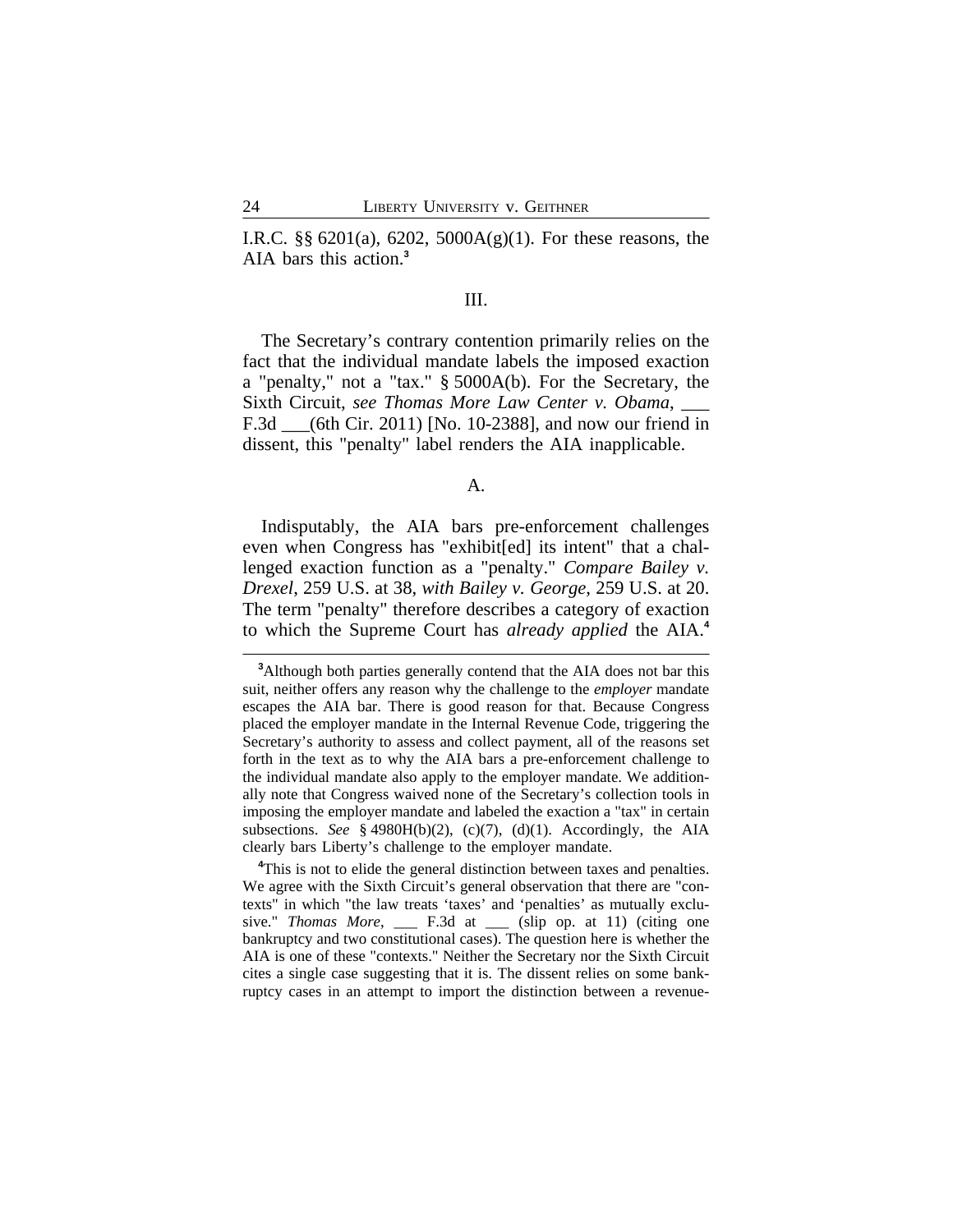I.R.C. §§ 6201(a), 6202, 5000A(g)(1). For these reasons, the AIA bars this action.[3]

## III.

The Secretary's contrary contention primarily relies on the fact that the individual mandate labels the imposed exaction a "penalty," not a "tax." § 5000A(b). For the Secretary, the Sixth Circuit, *see Thomas More Law Center v. Obama*, ___ F.3d ___(6th Cir. 2011) [No. 10-2388], and now our friend in dissent, this "penalty" label renders the AIA inapplicable.

### A.

Indisputably, the AIA bars pre-enforcement challenges even when Congress has "exhibit[ed] its intent" that a challenged exaction function as a "penalty." *Compare Bailey v. Drexel*, 259 U.S. at 38, *with Bailey v. George*, 259 U.S. at 20. The term "penalty" therefore describes a category of exaction to which the Supreme Court has *already applied* the AIA.[4]

---

[3]Although both parties generally contend that the AIA does not bar this suit, neither offers any reason why the challenge to the *employer* mandate escapes the AIA bar. There is good reason for that. Because Congress placed the employer mandate in the Internal Revenue Code, triggering the Secretary's authority to assess and collect payment, all of the reasons set forth in the text as to why the AIA bars a pre-enforcement challenge to the individual mandate also apply to the employer mandate. We additionally note that Congress waived none of the Secretary's collection tools in imposing the employer mandate and labeled the exaction a "tax" in certain subsections. *See* § 4980H(b)(2), (c)(7), (d)(1). Accordingly, the AIA clearly bars Liberty's challenge to the employer mandate.

[4]This is not to elide the general distinction between taxes and penalties. We agree with the Sixth Circuit's general observation that there are "contexts" in which "the law treats 'taxes' and 'penalties' as mutually exclusive." *Thomas More*, ___ F.3d at ___ (slip op. at 11) (citing one bankruptcy and two constitutional cases). The question here is whether the AIA is one of these "contexts." Neither the Secretary nor the Sixth Circuit cites a single case suggesting that it is. The dissent relies on some bankruptcy cases in an attempt to import the distinction between a revenue-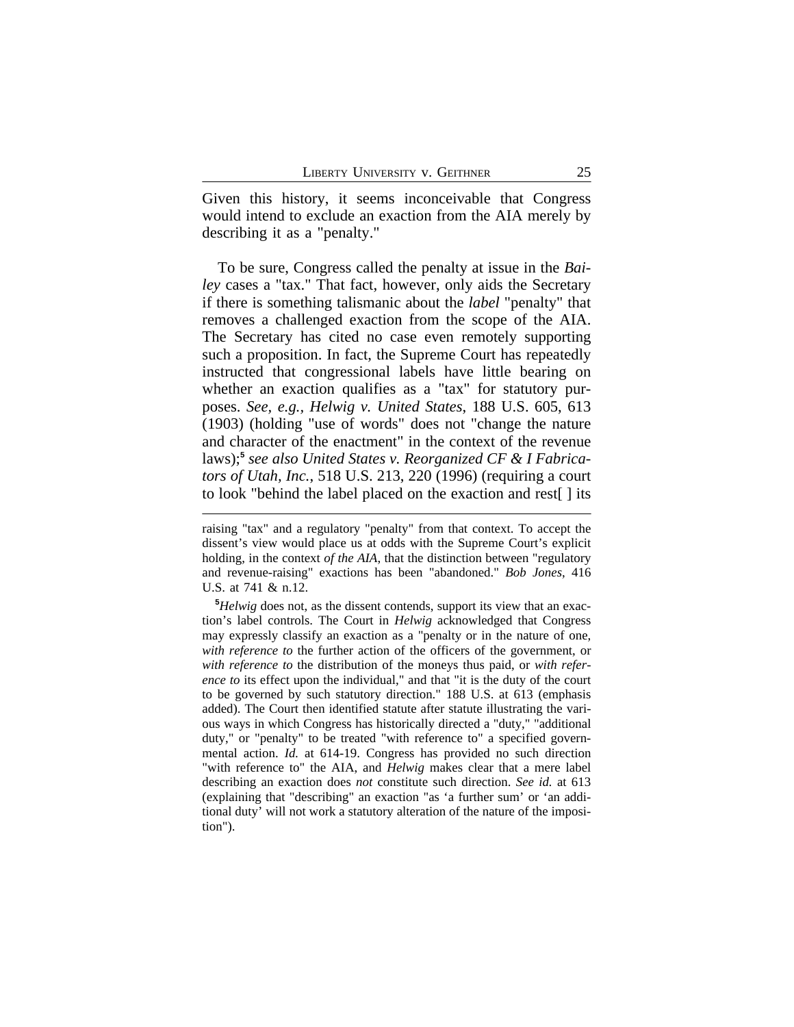Given this history, it seems inconceivable that Congress would intend to exclude an exaction from the AIA merely by describing it as a "penalty."

To be sure, Congress called the penalty at issue in the *Bailey* cases a "tax." That fact, however, only aids the Secretary if there is something talismanic about the *label* "penalty" that removes a challenged exaction from the scope of the AIA. The Secretary has cited no case even remotely supporting such a proposition. In fact, the Supreme Court has repeatedly instructed that congressional labels have little bearing on whether an exaction qualifies as a "tax" for statutory purposes. *See, e.g., Helwig v. United States*, 188 U.S. 605, 613 (1903) (holding "use of words" does not "change the nature and character of the enactment" in the context of the revenue laws);[5] *see also United States v. Reorganized CF & I Fabricators of Utah, Inc.*, 518 U.S. 213, 220 (1996) (requiring a court to look "behind the label placed on the exaction and rest[ ] its

---

raising "tax" and a regulatory "penalty" from that context. To accept the dissent's view would place us at odds with the Supreme Court's explicit holding, in the context *of the AIA*, that the distinction between "regulatory and revenue-raising" exactions has been "abandoned." *Bob Jones*, 416 U.S. at 741 & n.12.

[5] *Helwig* does not, as the dissent contends, support its view that an exaction's label controls. The Court in *Helwig* acknowledged that Congress may expressly classify an exaction as a "penalty or in the nature of one, *with reference to* the further action of the officers of the government, or *with reference to* the distribution of the moneys thus paid, or *with reference to* its effect upon the individual," and that "it is the duty of the court to be governed by such statutory direction." 188 U.S. at 613 (emphasis added). The Court then identified statute after statute illustrating the various ways in which Congress has historically directed a "duty," "additional duty," or "penalty" to be treated "with reference to" a specified governmental action. *Id.* at 614-19. Congress has provided no such direction "with reference to" the AIA, and *Helwig* makes clear that a mere label describing an exaction does *not* constitute such direction. *See id.* at 613 (explaining that "describing" an exaction "as 'a further sum' or 'an additional duty' will not work a statutory alteration of the nature of the imposition").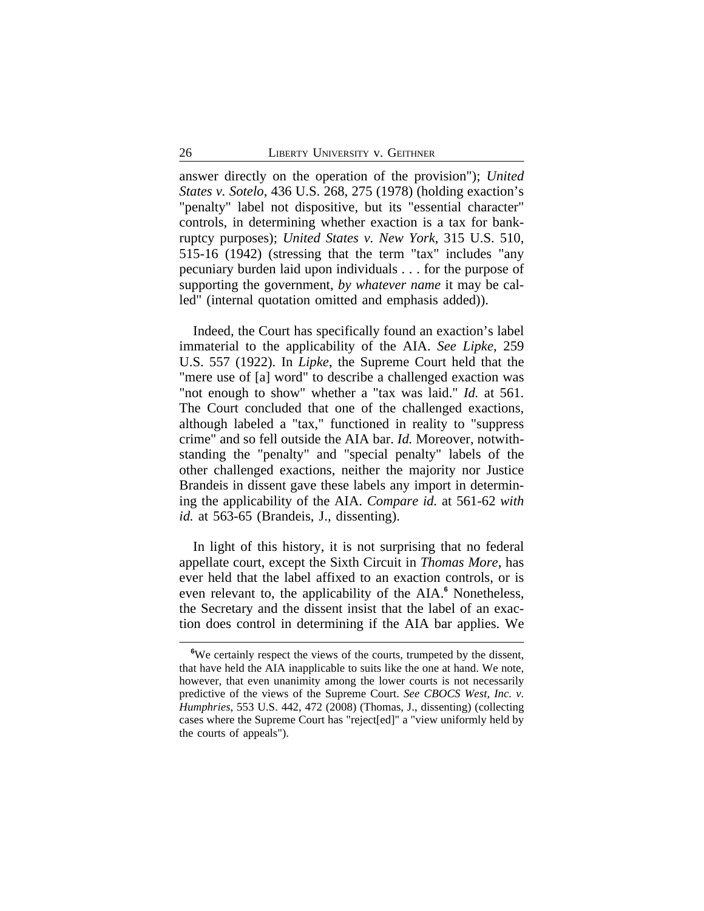answer directly on the operation of the provision"); *United States v. Sotelo*, 436 U.S. 268, 275 (1978) (holding exaction's "penalty" label not dispositive, but its "essential character" controls, in determining whether exaction is a tax for bankruptcy purposes); *United States v. New York*, 315 U.S. 510, 515-16 (1942) (stressing that the term "tax" includes "any pecuniary burden laid upon individuals . . . for the purpose of supporting the government, *by whatever name* it may be called" (internal quotation omitted and emphasis added)).

Indeed, the Court has specifically found an exaction's label immaterial to the applicability of the AIA. *See Lipke*, 259 U.S. 557 (1922). In *Lipke*, the Supreme Court held that the "mere use of [a] word" to describe a challenged exaction was "not enough to show" whether a "tax was laid." *Id.* at 561. The Court concluded that one of the challenged exactions, although labeled a "tax," functioned in reality to "suppress crime" and so fell outside the AIA bar. *Id.* Moreover, notwithstanding the "penalty" and "special penalty" labels of the other challenged exactions, neither the majority nor Justice Brandeis in dissent gave these labels any import in determining the applicability of the AIA. *Compare id.* at 561-62 *with id.* at 563-65 (Brandeis, J., dissenting).

In light of this history, it is not surprising that no federal appellate court, except the Sixth Circuit in *Thomas More*, has ever held that the label affixed to an exaction controls, or is even relevant to, the applicability of the AIA.[6] Nonetheless, the Secretary and the dissent insist that the label of an exaction does control in determining if the AIA bar applies. We

[6] We certainly respect the views of the courts, trumpeted by the dissent, that have held the AIA inapplicable to suits like the one at hand. We note, however, that even unanimity among the lower courts is not necessarily predictive of the views of the Supreme Court. *See CBOCS West, Inc. v. Humphries*, 553 U.S. 442, 472 (2008) (Thomas, J., dissenting) (collecting cases where the Supreme Court has "reject[ed]" a "view uniformly held by the courts of appeals").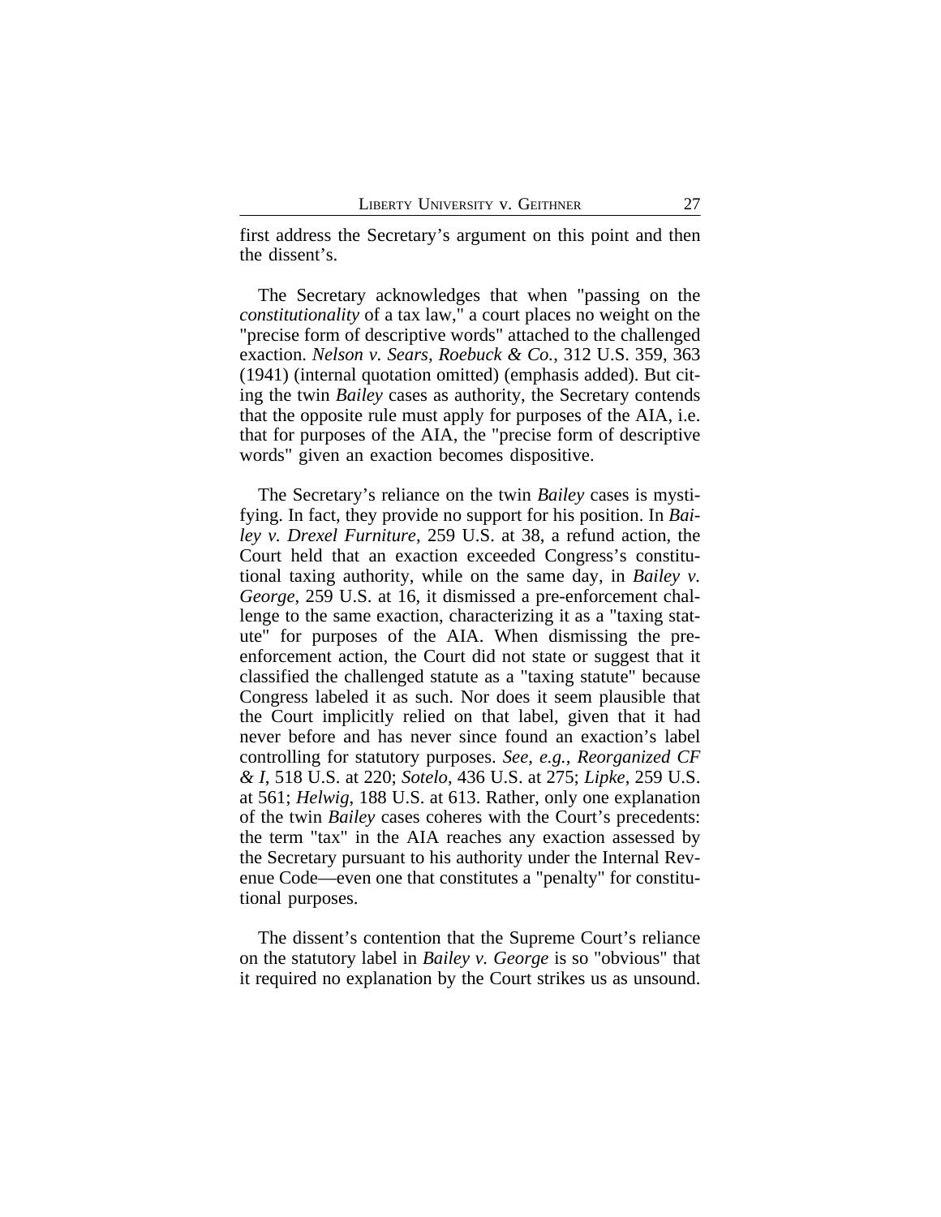first address the Secretary's argument on this point and then the dissent's.

The Secretary acknowledges that when "passing on the *constitutionality* of a tax law," a court places no weight on the "precise form of descriptive words" attached to the challenged exaction. *Nelson v. Sears, Roebuck & Co.*, 312 U.S. 359, 363 (1941) (internal quotation omitted) (emphasis added). But citing the twin *Bailey* cases as authority, the Secretary contends that the opposite rule must apply for purposes of the AIA, i.e. that for purposes of the AIA, the "precise form of descriptive words" given an exaction becomes dispositive.

The Secretary's reliance on the twin *Bailey* cases is mystifying. In fact, they provide no support for his position. In *Bailey v. Drexel Furniture*, 259 U.S. at 38, a refund action, the Court held that an exaction exceeded Congress's constitutional taxing authority, while on the same day, in *Bailey v. George*, 259 U.S. at 16, it dismissed a pre-enforcement challenge to the same exaction, characterizing it as a "taxing statute" for purposes of the AIA. When dismissing the pre-enforcement action, the Court did not state or suggest that it classified the challenged statute as a "taxing statute" because Congress labeled it as such. Nor does it seem plausible that the Court implicitly relied on that label, given that it had never before and has never since found an exaction's label controlling for statutory purposes. *See, e.g., Reorganized CF & I*, 518 U.S. at 220; *Sotelo*, 436 U.S. at 275; *Lipke*, 259 U.S. at 561; *Helwig*, 188 U.S. at 613. Rather, only one explanation of the twin *Bailey* cases coheres with the Court's precedents: the term "tax" in the AIA reaches any exaction assessed by the Secretary pursuant to his authority under the Internal Revenue Code—even one that constitutes a "penalty" for constitutional purposes.

The dissent's contention that the Supreme Court's reliance on the statutory label in *Bailey v. George* is so "obvious" that it required no explanation by the Court strikes us as unsound.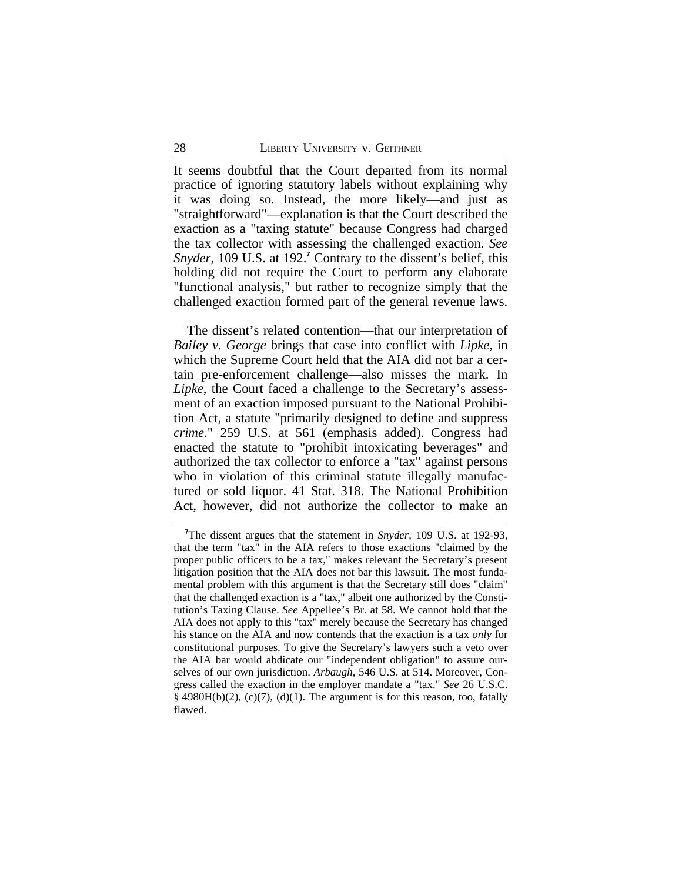It seems doubtful that the Court departed from its normal practice of ignoring statutory labels without explaining why it was doing so. Instead, the more likely—and just as "straightforward"—explanation is that the Court described the exaction as a "taxing statute" because Congress had charged the tax collector with assessing the challenged exaction. *See Snyder*, 109 U.S. at 192.[7] Contrary to the dissent's belief, this holding did not require the Court to perform any elaborate "functional analysis," but rather to recognize simply that the challenged exaction formed part of the general revenue laws.

The dissent's related contention—that our interpretation of *Bailey v. George* brings that case into conflict with *Lipke*, in which the Supreme Court held that the AIA did not bar a certain pre-enforcement challenge—also misses the mark. In *Lipke*, the Court faced a challenge to the Secretary's assessment of an exaction imposed pursuant to the National Prohibition Act, a statute "primarily designed to define and suppress *crime*." 259 U.S. at 561 (emphasis added). Congress had enacted the statute to "prohibit intoxicating beverages" and authorized the tax collector to enforce a "tax" against persons who in violation of this criminal statute illegally manufactured or sold liquor. 41 Stat. 318. The National Prohibition Act, however, did not authorize the collector to make an

---

[7]The dissent argues that the statement in *Snyder*, 109 U.S. at 192-93, that the term "tax" in the AIA refers to those exactions "claimed by the proper public officers to be a tax," makes relevant the Secretary's present litigation position that the AIA does not bar this lawsuit. The most fundamental problem with this argument is that the Secretary still does "claim" that the challenged exaction is a "tax," albeit one authorized by the Constitution's Taxing Clause. *See* Appellee's Br. at 58. We cannot hold that the AIA does not apply to this "tax" merely because the Secretary has changed his stance on the AIA and now contends that the exaction is a tax *only* for constitutional purposes. To give the Secretary's lawyers such a veto over the AIA bar would abdicate our "independent obligation" to assure ourselves of our own jurisdiction. *Arbaugh*, 546 U.S. at 514. Moreover, Congress called the exaction in the employer mandate a "tax." *See* 26 U.S.C. § 4980H(b)(2), (c)(7), (d)(1). The argument is for this reason, too, fatally flawed.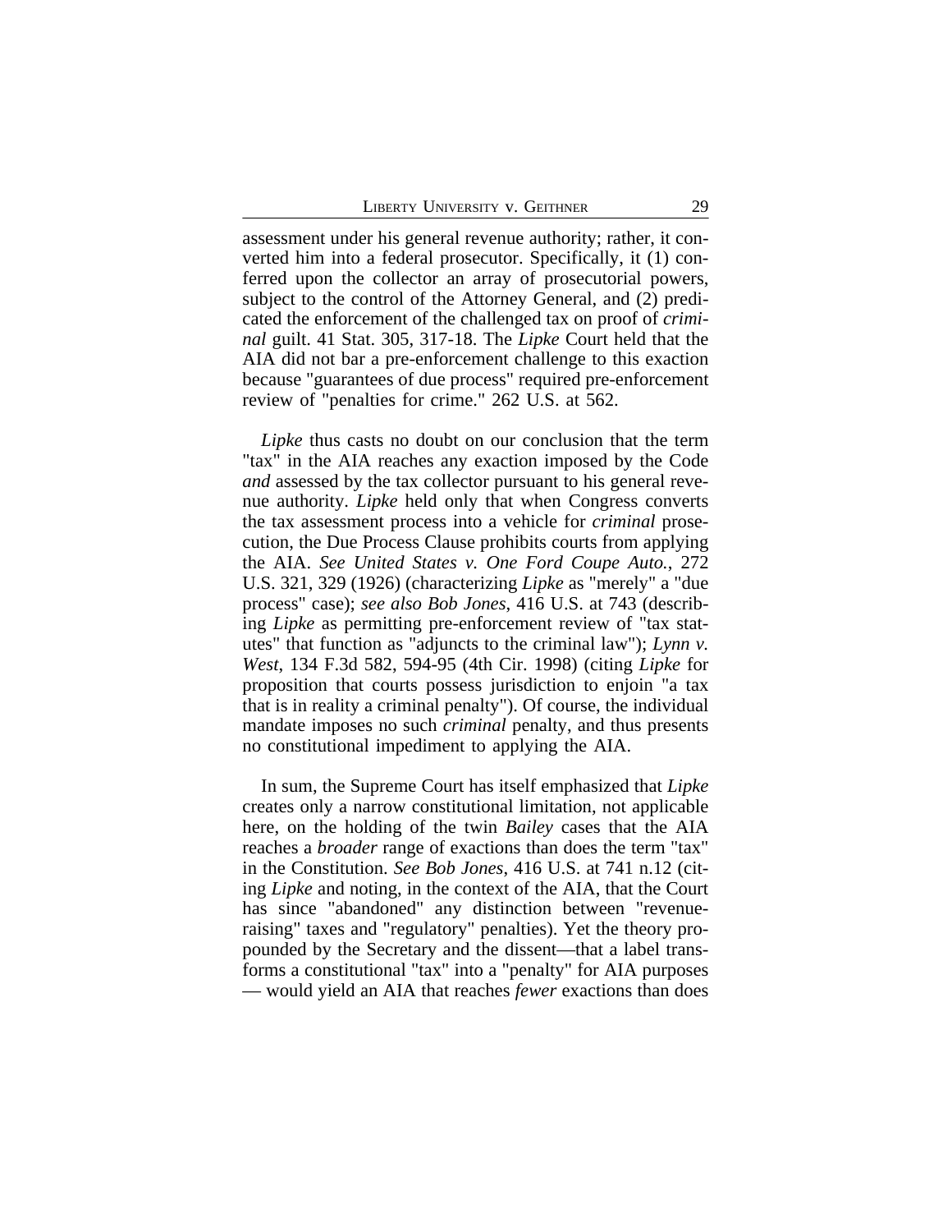assessment under his general revenue authority; rather, it converted him into a federal prosecutor. Specifically, it (1) conferred upon the collector an array of prosecutorial powers, subject to the control of the Attorney General, and (2) predicated the enforcement of the challenged tax on proof of *criminal* guilt. 41 Stat. 305, 317-18. The *Lipke* Court held that the AIA did not bar a pre-enforcement challenge to this exaction because "guarantees of due process" required pre-enforcement review of "penalties for crime." 262 U.S. at 562.

*Lipke* thus casts no doubt on our conclusion that the term "tax" in the AIA reaches any exaction imposed by the Code *and* assessed by the tax collector pursuant to his general revenue authority. *Lipke* held only that when Congress converts the tax assessment process into a vehicle for *criminal* prosecution, the Due Process Clause prohibits courts from applying the AIA. *See United States v. One Ford Coupe Auto.*, 272 U.S. 321, 329 (1926) (characterizing *Lipke* as "merely" a "due process" case); *see also Bob Jones*, 416 U.S. at 743 (describing *Lipke* as permitting pre-enforcement review of "tax statutes" that function as "adjuncts to the criminal law"); *Lynn v. West*, 134 F.3d 582, 594-95 (4th Cir. 1998) (citing *Lipke* for proposition that courts possess jurisdiction to enjoin "a tax that is in reality a criminal penalty"). Of course, the individual mandate imposes no such *criminal* penalty, and thus presents no constitutional impediment to applying the AIA.

In sum, the Supreme Court has itself emphasized that *Lipke* creates only a narrow constitutional limitation, not applicable here, on the holding of the twin *Bailey* cases that the AIA reaches a *broader* range of exactions than does the term "tax" in the Constitution. *See Bob Jones*, 416 U.S. at 741 n.12 (citing *Lipke* and noting, in the context of the AIA, that the Court has since "abandoned" any distinction between "revenue-raising" taxes and "regulatory" penalties). Yet the theory propounded by the Secretary and the dissent—that a label transforms a constitutional "tax" into a "penalty" for AIA purposes — would yield an AIA that reaches *fewer* exactions than does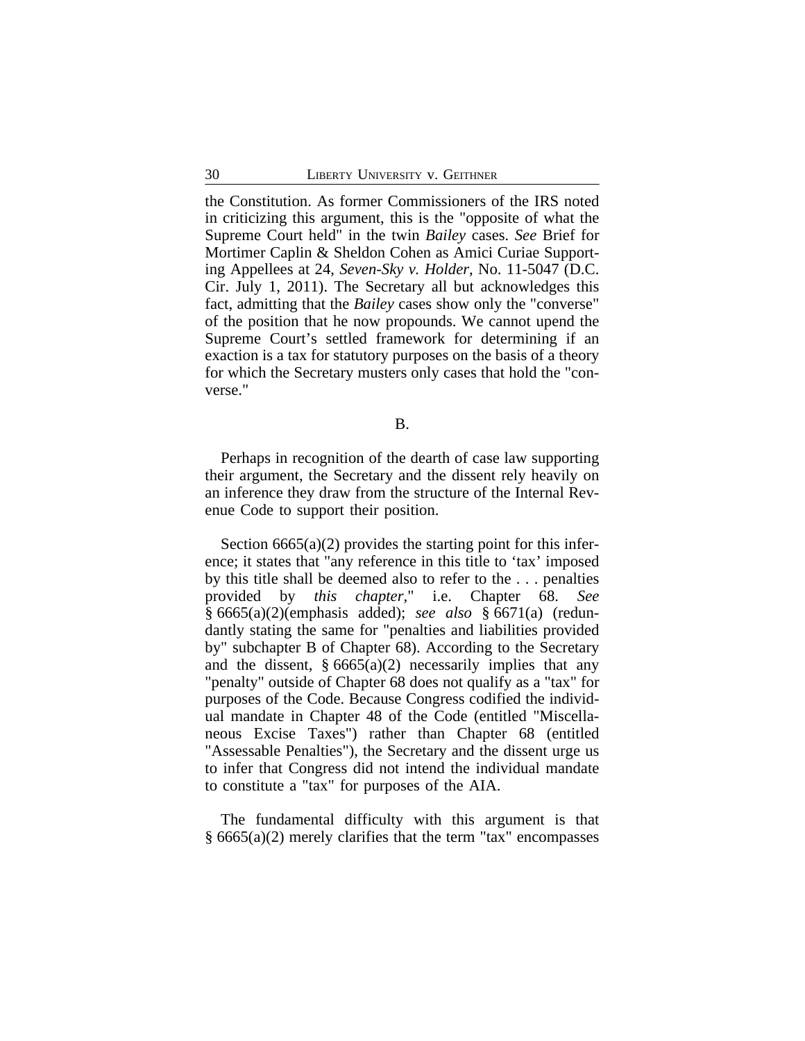the Constitution. As former Commissioners of the IRS noted in criticizing this argument, this is the "opposite of what the Supreme Court held" in the twin *Bailey* cases. *See* Brief for Mortimer Caplin & Sheldon Cohen as Amici Curiae Supporting Appellees at 24, *Seven-Sky v. Holder*, No. 11-5047 (D.C. Cir. July 1, 2011). The Secretary all but acknowledges this fact, admitting that the *Bailey* cases show only the "converse" of the position that he now propounds. We cannot upend the Supreme Court's settled framework for determining if an exaction is a tax for statutory purposes on the basis of a theory for which the Secretary musters only cases that hold the "converse."

B.

Perhaps in recognition of the dearth of case law supporting their argument, the Secretary and the dissent rely heavily on an inference they draw from the structure of the Internal Revenue Code to support their position.

Section 6665(a)(2) provides the starting point for this inference; it states that "any reference in this title to 'tax' imposed by this title shall be deemed also to refer to the . . . penalties provided by *this chapter*," i.e. Chapter 68. *See* § 6665(a)(2)(emphasis added); *see also* § 6671(a) (redundantly stating the same for "penalties and liabilities provided by" subchapter B of Chapter 68). According to the Secretary and the dissent, § 6665(a)(2) necessarily implies that any "penalty" outside of Chapter 68 does not qualify as a "tax" for purposes of the Code. Because Congress codified the individual mandate in Chapter 48 of the Code (entitled "Miscellaneous Excise Taxes") rather than Chapter 68 (entitled "Assessable Penalties"), the Secretary and the dissent urge us to infer that Congress did not intend the individual mandate to constitute a "tax" for purposes of the AIA.

The fundamental difficulty with this argument is that § 6665(a)(2) merely clarifies that the term "tax" encompasses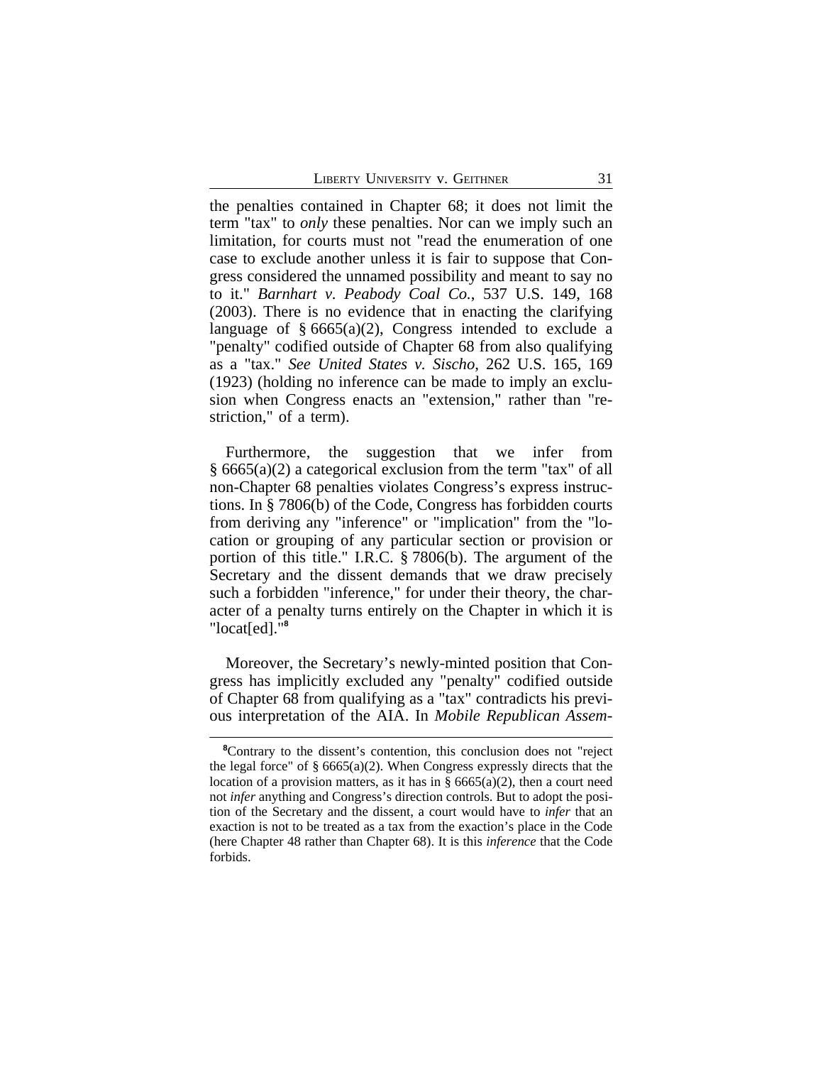the penalties contained in Chapter 68; it does not limit the term "tax" to *only* these penalties. Nor can we imply such an limitation, for courts must not "read the enumeration of one case to exclude another unless it is fair to suppose that Congress considered the unnamed possibility and meant to say no to it." *Barnhart v. Peabody Coal Co.*, 537 U.S. 149, 168 (2003). There is no evidence that in enacting the clarifying language of § 6665(a)(2), Congress intended to exclude a "penalty" codified outside of Chapter 68 from also qualifying as a "tax." *See United States v. Sischo*, 262 U.S. 165, 169 (1923) (holding no inference can be made to imply an exclusion when Congress enacts an "extension," rather than "restriction," of a term).

Furthermore, the suggestion that we infer from § 6665(a)(2) a categorical exclusion from the term "tax" of all non-Chapter 68 penalties violates Congress's express instructions. In § 7806(b) of the Code, Congress has forbidden courts from deriving any "inference" or "implication" from the "location or grouping of any particular section or provision or portion of this title." I.R.C. § 7806(b). The argument of the Secretary and the dissent demands that we draw precisely such a forbidden "inference," for under their theory, the character of a penalty turns entirely on the Chapter in which it is "locat[ed]."[8]

Moreover, the Secretary's newly-minted position that Congress has implicitly excluded any "penalty" codified outside of Chapter 68 from qualifying as a "tax" contradicts his previous interpretation of the AIA. In *Mobile Republican Assem-*

---

[8]Contrary to the dissent's contention, this conclusion does not "reject the legal force" of § 6665(a)(2). When Congress expressly directs that the location of a provision matters, as it has in § 6665(a)(2), then a court need not *infer* anything and Congress's direction controls. But to adopt the position of the Secretary and the dissent, a court would have to *infer* that an exaction is not to be treated as a tax from the exaction's place in the Code (here Chapter 48 rather than Chapter 68). It is this *inference* that the Code forbids.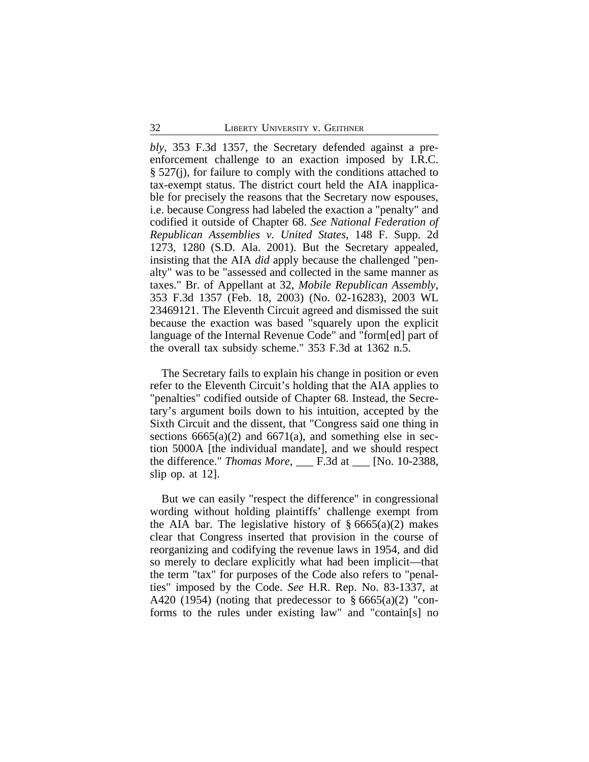*bly*, 353 F.3d 1357, the Secretary defended against a pre-enforcement challenge to an exaction imposed by I.R.C. § 527(j), for failure to comply with the conditions attached to tax-exempt status. The district court held the AIA inapplicable for precisely the reasons that the Secretary now espouses, i.e. because Congress had labeled the exaction a "penalty" and codified it outside of Chapter 68. *See National Federation of Republican Assemblies v. United States*, 148 F. Supp. 2d 1273, 1280 (S.D. Ala. 2001). But the Secretary appealed, insisting that the AIA *did* apply because the challenged "penalty" was to be "assessed and collected in the same manner as taxes." Br. of Appellant at 32, *Mobile Republican Assembly*, 353 F.3d 1357 (Feb. 18, 2003) (No. 02-16283), 2003 WL 23469121. The Eleventh Circuit agreed and dismissed the suit because the exaction was based "squarely upon the explicit language of the Internal Revenue Code" and "form[ed] part of the overall tax subsidy scheme." 353 F.3d at 1362 n.5.

The Secretary fails to explain his change in position or even refer to the Eleventh Circuit's holding that the AIA applies to "penalties" codified outside of Chapter 68. Instead, the Secretary's argument boils down to his intuition, accepted by the Sixth Circuit and the dissent, that "Congress said one thing in sections 6665(a)(2) and 6671(a), and something else in section 5000A [the individual mandate], and we should respect the difference." *Thomas More*, ___ F.3d at ___ [No. 10-2388, slip op. at 12].

But we can easily "respect the difference" in congressional wording without holding plaintiffs' challenge exempt from the AIA bar. The legislative history of § 6665(a)(2) makes clear that Congress inserted that provision in the course of reorganizing and codifying the revenue laws in 1954, and did so merely to declare explicitly what had been implicit—that the term "tax" for purposes of the Code also refers to "penalties" imposed by the Code. *See* H.R. Rep. No. 83-1337, at A420 (1954) (noting that predecessor to § 6665(a)(2) "conforms to the rules under existing law" and "contain[s] no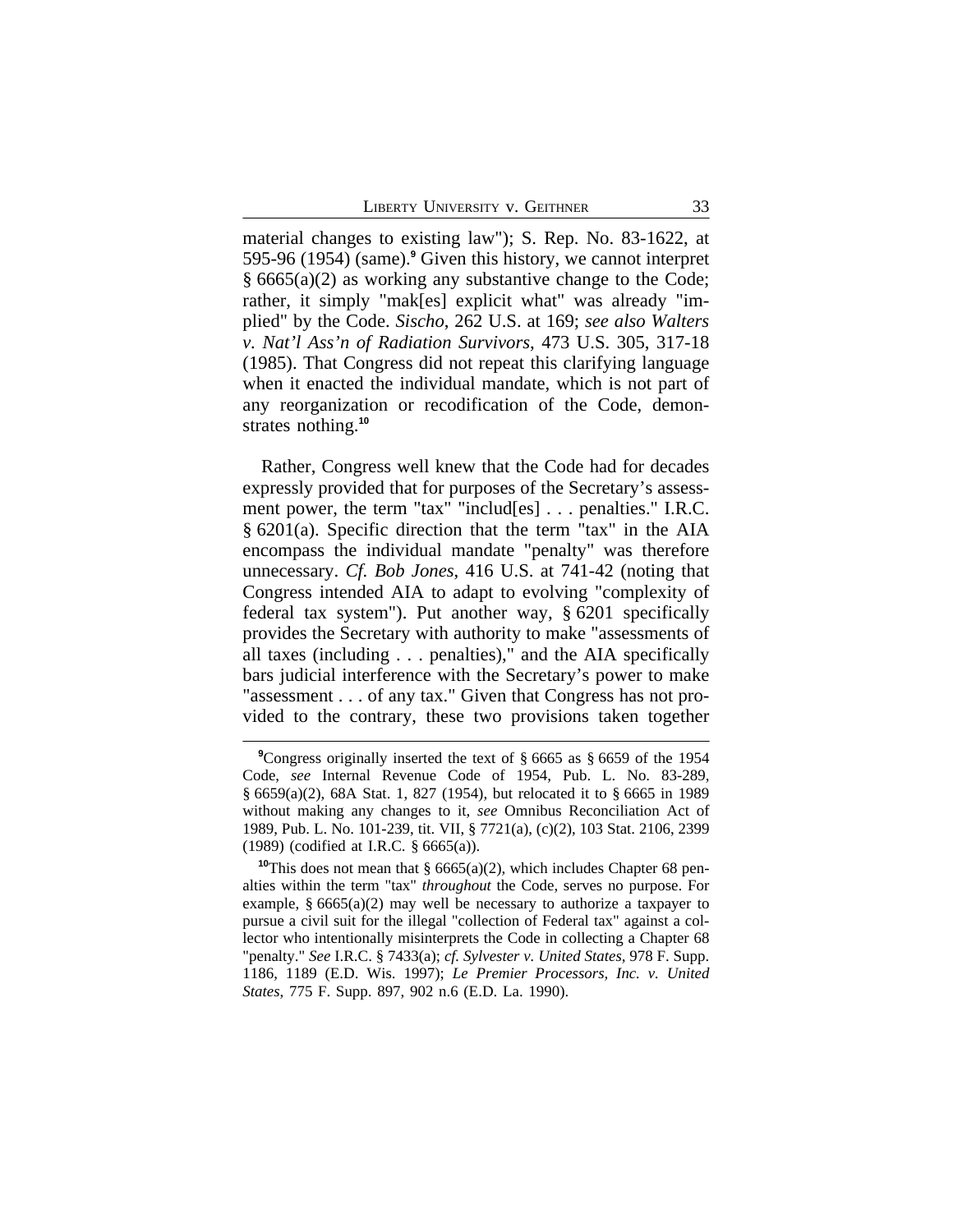material changes to existing law"); S. Rep. No. 83-1622, at 595-96 (1954) (same).[9] Given this history, we cannot interpret § 6665(a)(2) as working any substantive change to the Code; rather, it simply "mak[es] explicit what" was already "implied" by the Code. *Sischo*, 262 U.S. at 169; *see also Walters v. Nat'l Ass'n of Radiation Survivors*, 473 U.S. 305, 317-18 (1985). That Congress did not repeat this clarifying language when it enacted the individual mandate, which is not part of any reorganization or recodification of the Code, demonstrates nothing.[10]

Rather, Congress well knew that the Code had for decades expressly provided that for purposes of the Secretary's assessment power, the term "tax" "includ[es] . . . penalties." I.R.C. § 6201(a). Specific direction that the term "tax" in the AIA encompass the individual mandate "penalty" was therefore unnecessary. *Cf. Bob Jones*, 416 U.S. at 741-42 (noting that Congress intended AIA to adapt to evolving "complexity of federal tax system"). Put another way, § 6201 specifically provides the Secretary with authority to make "assessments of all taxes (including . . . penalties)," and the AIA specifically bars judicial interference with the Secretary's power to make "assessment . . . of any tax." Given that Congress has not provided to the contrary, these two provisions taken together

---

[9]Congress originally inserted the text of § 6665 as § 6659 of the 1954 Code, *see* Internal Revenue Code of 1954, Pub. L. No. 83-289, § 6659(a)(2), 68A Stat. 1, 827 (1954), but relocated it to § 6665 in 1989 without making any changes to it, *see* Omnibus Reconciliation Act of 1989, Pub. L. No. 101-239, tit. VII, § 7721(a), (c)(2), 103 Stat. 2106, 2399 (1989) (codified at I.R.C. § 6665(a)).

[10]This does not mean that § 6665(a)(2), which includes Chapter 68 penalties within the term "tax" *throughout* the Code, serves no purpose. For example, § 6665(a)(2) may well be necessary to authorize a taxpayer to pursue a civil suit for the illegal "collection of Federal tax" against a collector who intentionally misinterprets the Code in collecting a Chapter 68 "penalty." *See* I.R.C. § 7433(a); *cf. Sylvester v. United States*, 978 F. Supp. 1186, 1189 (E.D. Wis. 1997); *Le Premier Processors, Inc. v. United States*, 775 F. Supp. 897, 902 n.6 (E.D. La. 1990).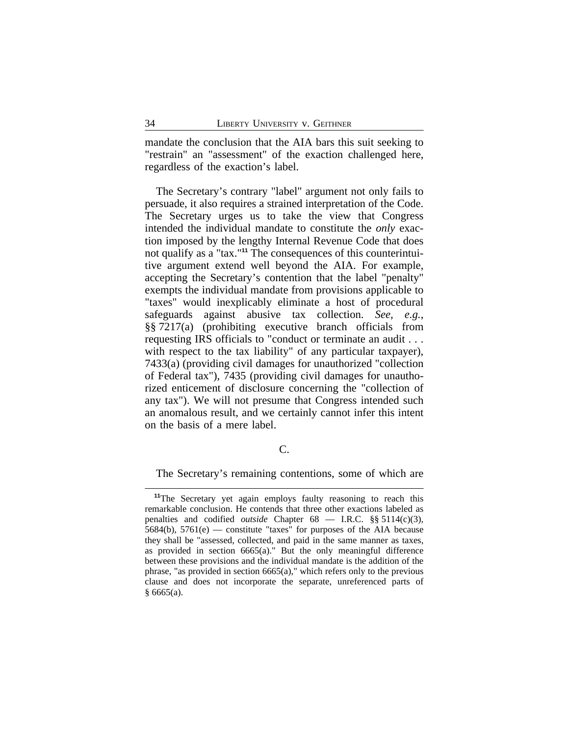mandate the conclusion that the AIA bars this suit seeking to "restrain" an "assessment" of the exaction challenged here, regardless of the exaction's label.

The Secretary's contrary "label" argument not only fails to persuade, it also requires a strained interpretation of the Code. The Secretary urges us to take the view that Congress intended the individual mandate to constitute the *only* exaction imposed by the lengthy Internal Revenue Code that does not qualify as a "tax."[11] The consequences of this counterintuitive argument extend well beyond the AIA. For example, accepting the Secretary's contention that the label "penalty" exempts the individual mandate from provisions applicable to "taxes" would inexplicably eliminate a host of procedural safeguards against abusive tax collection. *See, e.g.*, §§ 7217(a) (prohibiting executive branch officials from requesting IRS officials to "conduct or terminate an audit . . . with respect to the tax liability" of any particular taxpayer), 7433(a) (providing civil damages for unauthorized "collection of Federal tax"), 7435 (providing civil damages for unauthorized enticement of disclosure concerning the "collection of any tax"). We will not presume that Congress intended such an anomalous result, and we certainly cannot infer this intent on the basis of a mere label.

## C.

The Secretary's remaining contentions, some of which are

[11] The Secretary yet again employs faulty reasoning to reach this remarkable conclusion. He contends that three other exactions labeled as penalties and codified *outside* Chapter 68 — I.R.C. §§ 5114(c)(3), 5684(b), 5761(e) — constitute "taxes" for purposes of the AIA because they shall be "assessed, collected, and paid in the same manner as taxes, as provided in section 6665(a)." But the only meaningful difference between these provisions and the individual mandate is the addition of the phrase, "as provided in section 6665(a)," which refers only to the previous clause and does not incorporate the separate, unreferenced parts of § 6665(a).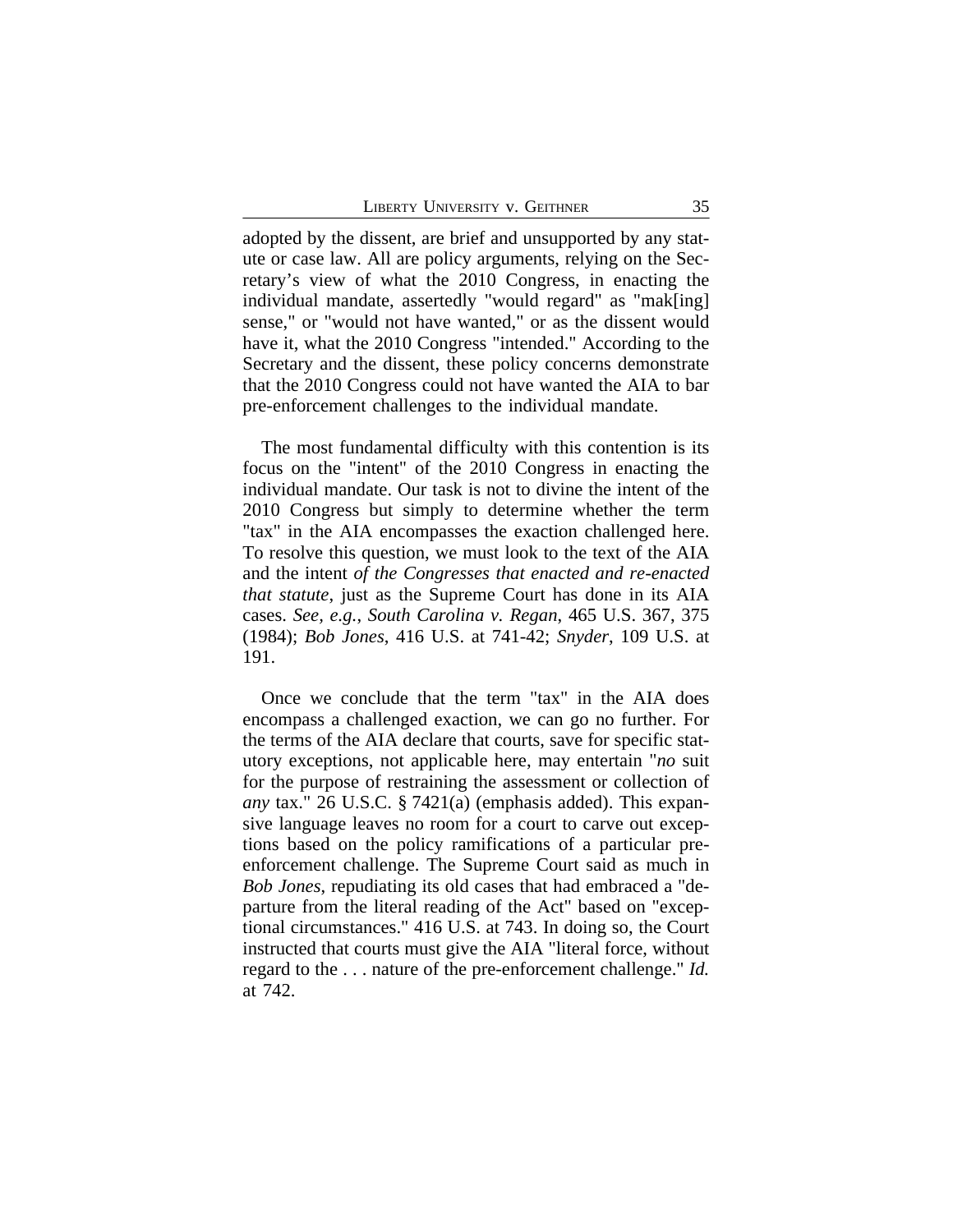adopted by the dissent, are brief and unsupported by any statute or case law. All are policy arguments, relying on the Secretary's view of what the 2010 Congress, in enacting the individual mandate, assertedly "would regard" as "mak[ing] sense," or "would not have wanted," or as the dissent would have it, what the 2010 Congress "intended." According to the Secretary and the dissent, these policy concerns demonstrate that the 2010 Congress could not have wanted the AIA to bar pre-enforcement challenges to the individual mandate.

The most fundamental difficulty with this contention is its focus on the "intent" of the 2010 Congress in enacting the individual mandate. Our task is not to divine the intent of the 2010 Congress but simply to determine whether the term "tax" in the AIA encompasses the exaction challenged here. To resolve this question, we must look to the text of the AIA and the intent *of the Congresses that enacted and re-enacted that statute*, just as the Supreme Court has done in its AIA cases. *See, e.g.*, *South Carolina v. Regan*, 465 U.S. 367, 375 (1984); *Bob Jones*, 416 U.S. at 741-42; *Snyder*, 109 U.S. at 191.

Once we conclude that the term "tax" in the AIA does encompass a challenged exaction, we can go no further. For the terms of the AIA declare that courts, save for specific statutory exceptions, not applicable here, may entertain "*no* suit for the purpose of restraining the assessment or collection of *any* tax." 26 U.S.C. § 7421(a) (emphasis added). This expansive language leaves no room for a court to carve out exceptions based on the policy ramifications of a particular pre-enforcement challenge. The Supreme Court said as much in *Bob Jones*, repudiating its old cases that had embraced a "departure from the literal reading of the Act" based on "exceptional circumstances." 416 U.S. at 743. In doing so, the Court instructed that courts must give the AIA "literal force, without regard to the . . . nature of the pre-enforcement challenge." *Id.* at 742.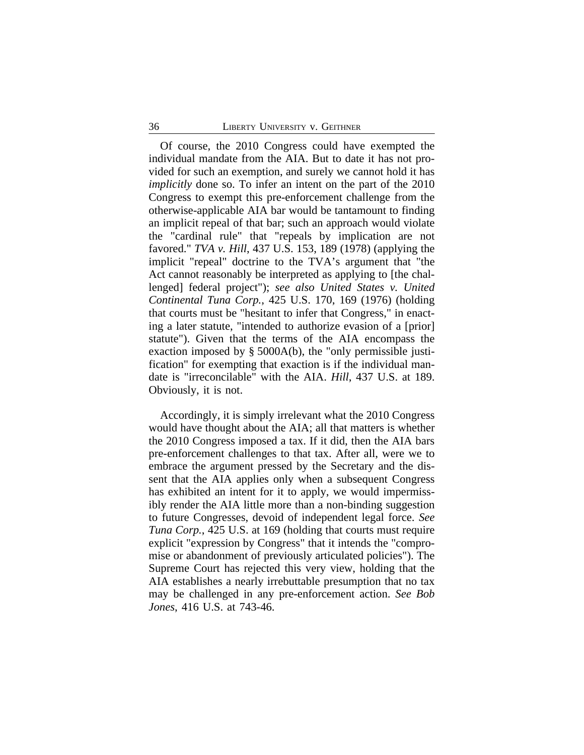Of course, the 2010 Congress could have exempted the individual mandate from the AIA. But to date it has not provided for such an exemption, and surely we cannot hold it has *implicitly* done so. To infer an intent on the part of the 2010 Congress to exempt this pre-enforcement challenge from the otherwise-applicable AIA bar would be tantamount to finding an implicit repeal of that bar; such an approach would violate the "cardinal rule" that "repeals by implication are not favored." *TVA v. Hill*, 437 U.S. 153, 189 (1978) (applying the implicit "repeal" doctrine to the TVA's argument that "the Act cannot reasonably be interpreted as applying to [the challenged] federal project"); *see also United States v. United Continental Tuna Corp.*, 425 U.S. 170, 169 (1976) (holding that courts must be "hesitant to infer that Congress," in enacting a later statute, "intended to authorize evasion of a [prior] statute"). Given that the terms of the AIA encompass the exaction imposed by § 5000A(b), the "only permissible justification" for exempting that exaction is if the individual mandate is "irreconcilable" with the AIA. *Hill*, 437 U.S. at 189. Obviously, it is not.

Accordingly, it is simply irrelevant what the 2010 Congress would have thought about the AIA; all that matters is whether the 2010 Congress imposed a tax. If it did, then the AIA bars pre-enforcement challenges to that tax. After all, were we to embrace the argument pressed by the Secretary and the dissent that the AIA applies only when a subsequent Congress has exhibited an intent for it to apply, we would impermissibly render the AIA little more than a non-binding suggestion to future Congresses, devoid of independent legal force. *See Tuna Corp.*, 425 U.S. at 169 (holding that courts must require explicit "expression by Congress" that it intends the "compromise or abandonment of previously articulated policies"). The Supreme Court has rejected this very view, holding that the AIA establishes a nearly irrebuttable presumption that no tax may be challenged in any pre-enforcement action. *See Bob Jones*, 416 U.S. at 743-46.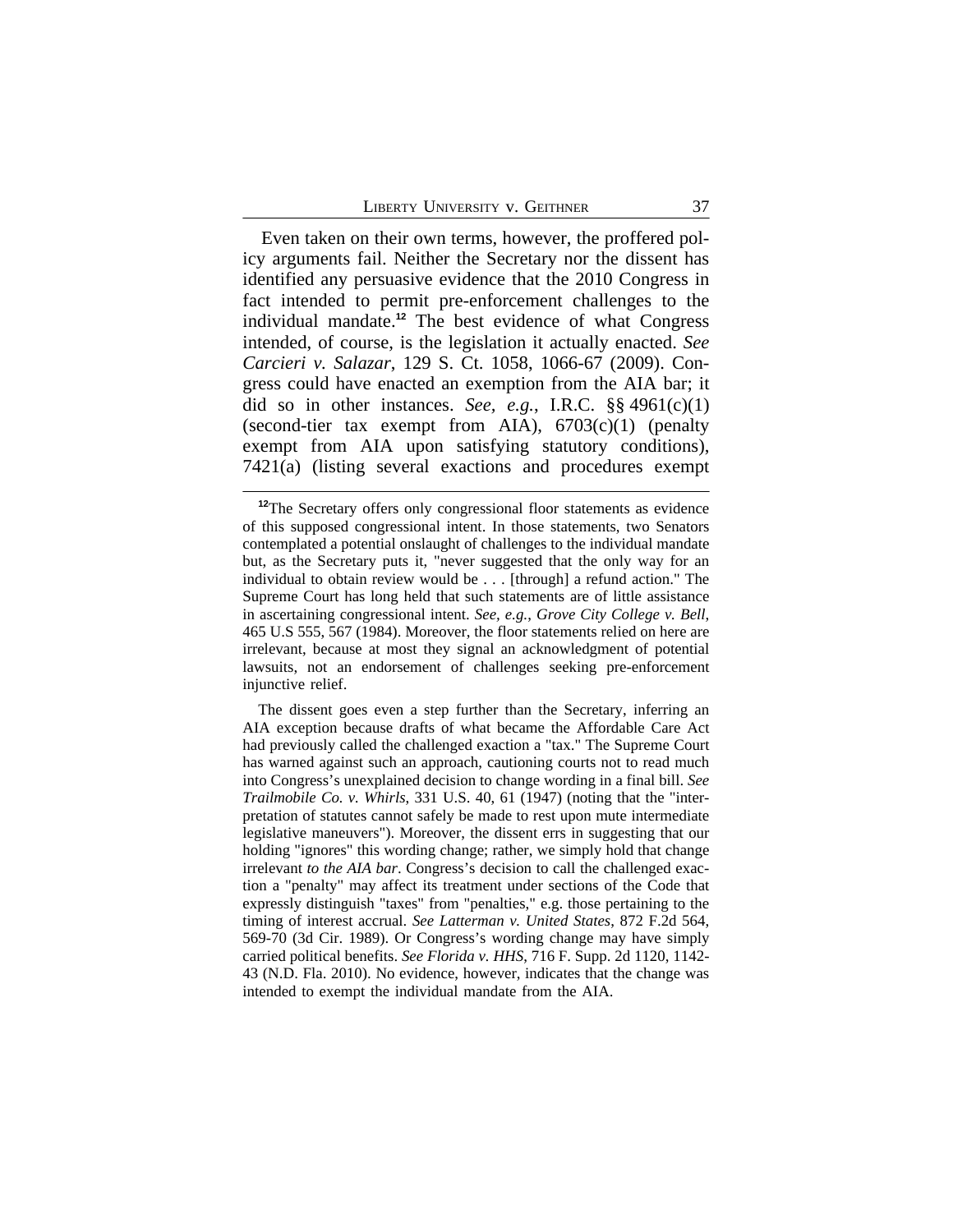Even taken on their own terms, however, the proffered policy arguments fail. Neither the Secretary nor the dissent has identified any persuasive evidence that the 2010 Congress in fact intended to permit pre-enforcement challenges to the individual mandate.[12] The best evidence of what Congress intended, of course, is the legislation it actually enacted. *See Carcieri v. Salazar*, 129 S. Ct. 1058, 1066-67 (2009). Congress could have enacted an exemption from the AIA bar; it did so in other instances. *See, e.g.*, I.R.C. §§ 4961(c)(1) (second-tier tax exempt from AIA), 6703(c)(1) (penalty exempt from AIA upon satisfying statutory conditions), 7421(a) (listing several exactions and procedures exempt

---

[12]The Secretary offers only congressional floor statements as evidence of this supposed congressional intent. In those statements, two Senators contemplated a potential onslaught of challenges to the individual mandate but, as the Secretary puts it, "never suggested that the only way for an individual to obtain review would be . . . [through] a refund action." The Supreme Court has long held that such statements are of little assistance in ascertaining congressional intent. *See, e.g.*, *Grove City College v. Bell*, 465 U.S 555, 567 (1984). Moreover, the floor statements relied on here are irrelevant, because at most they signal an acknowledgment of potential lawsuits, not an endorsement of challenges seeking pre-enforcement injunctive relief.

The dissent goes even a step further than the Secretary, inferring an AIA exception because drafts of what became the Affordable Care Act had previously called the challenged exaction a "tax." The Supreme Court has warned against such an approach, cautioning courts not to read much into Congress's unexplained decision to change wording in a final bill. *See Trailmobile Co. v. Whirls*, 331 U.S. 40, 61 (1947) (noting that the "interpretation of statutes cannot safely be made to rest upon mute intermediate legislative maneuvers"). Moreover, the dissent errs in suggesting that our holding "ignores" this wording change; rather, we simply hold that change irrelevant *to the AIA bar*. Congress's decision to call the challenged exaction a "penalty" may affect its treatment under sections of the Code that expressly distinguish "taxes" from "penalties," e.g. those pertaining to the timing of interest accrual. *See Latterman v. United States*, 872 F.2d 564, 569-70 (3d Cir. 1989). Or Congress's wording change may have simply carried political benefits. *See Florida v. HHS*, 716 F. Supp. 2d 1120, 1142-43 (N.D. Fla. 2010). No evidence, however, indicates that the change was intended to exempt the individual mandate from the AIA.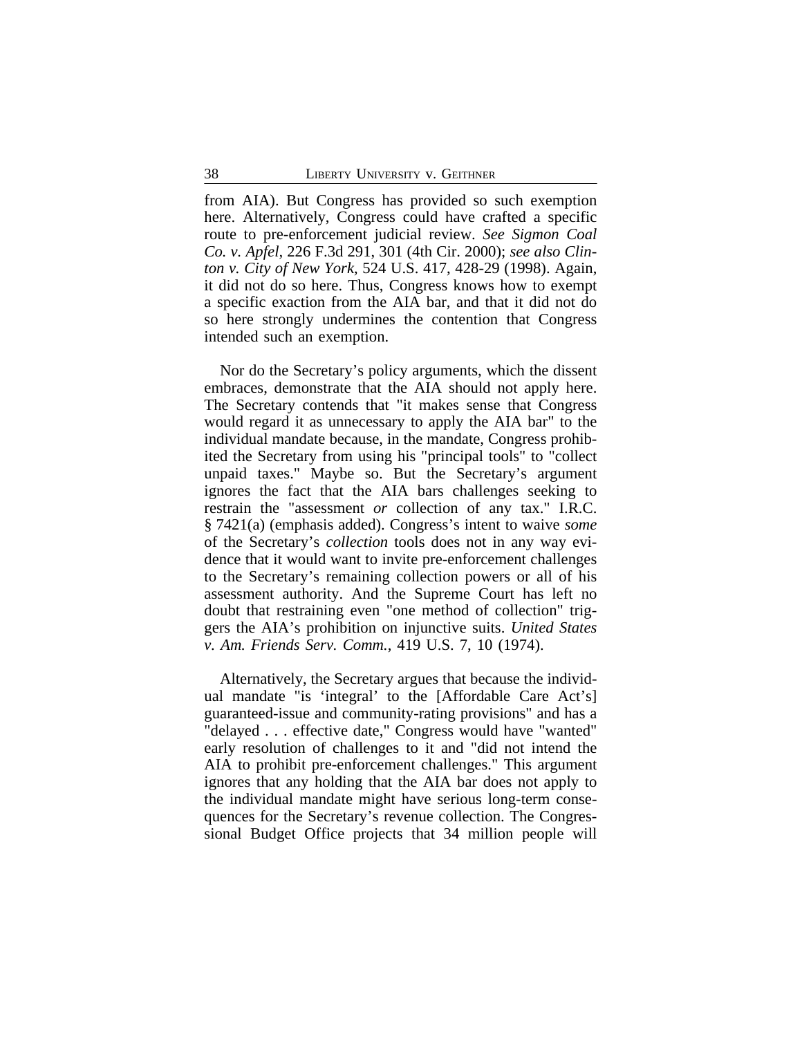from AIA). But Congress has provided so such exemption here. Alternatively, Congress could have crafted a specific route to pre-enforcement judicial review. *See Sigmon Coal Co. v. Apfel*, 226 F.3d 291, 301 (4th Cir. 2000); *see also Clinton v. City of New York*, 524 U.S. 417, 428-29 (1998). Again, it did not do so here. Thus, Congress knows how to exempt a specific exaction from the AIA bar, and that it did not do so here strongly undermines the contention that Congress intended such an exemption.

Nor do the Secretary's policy arguments, which the dissent embraces, demonstrate that the AIA should not apply here. The Secretary contends that "it makes sense that Congress would regard it as unnecessary to apply the AIA bar" to the individual mandate because, in the mandate, Congress prohibited the Secretary from using his "principal tools" to "collect unpaid taxes." Maybe so. But the Secretary's argument ignores the fact that the AIA bars challenges seeking to restrain the "assessment *or* collection of any tax." I.R.C. § 7421(a) (emphasis added). Congress's intent to waive *some* of the Secretary's *collection* tools does not in any way evidence that it would want to invite pre-enforcement challenges to the Secretary's remaining collection powers or all of his assessment authority. And the Supreme Court has left no doubt that restraining even "one method of collection" triggers the AIA's prohibition on injunctive suits. *United States v. Am. Friends Serv. Comm.*, 419 U.S. 7, 10 (1974).

Alternatively, the Secretary argues that because the individual mandate "is 'integral' to the [Affordable Care Act's] guaranteed-issue and community-rating provisions" and has a "delayed . . . effective date," Congress would have "wanted" early resolution of challenges to it and "did not intend the AIA to prohibit pre-enforcement challenges." This argument ignores that any holding that the AIA bar does not apply to the individual mandate might have serious long-term consequences for the Secretary's revenue collection. The Congressional Budget Office projects that 34 million people will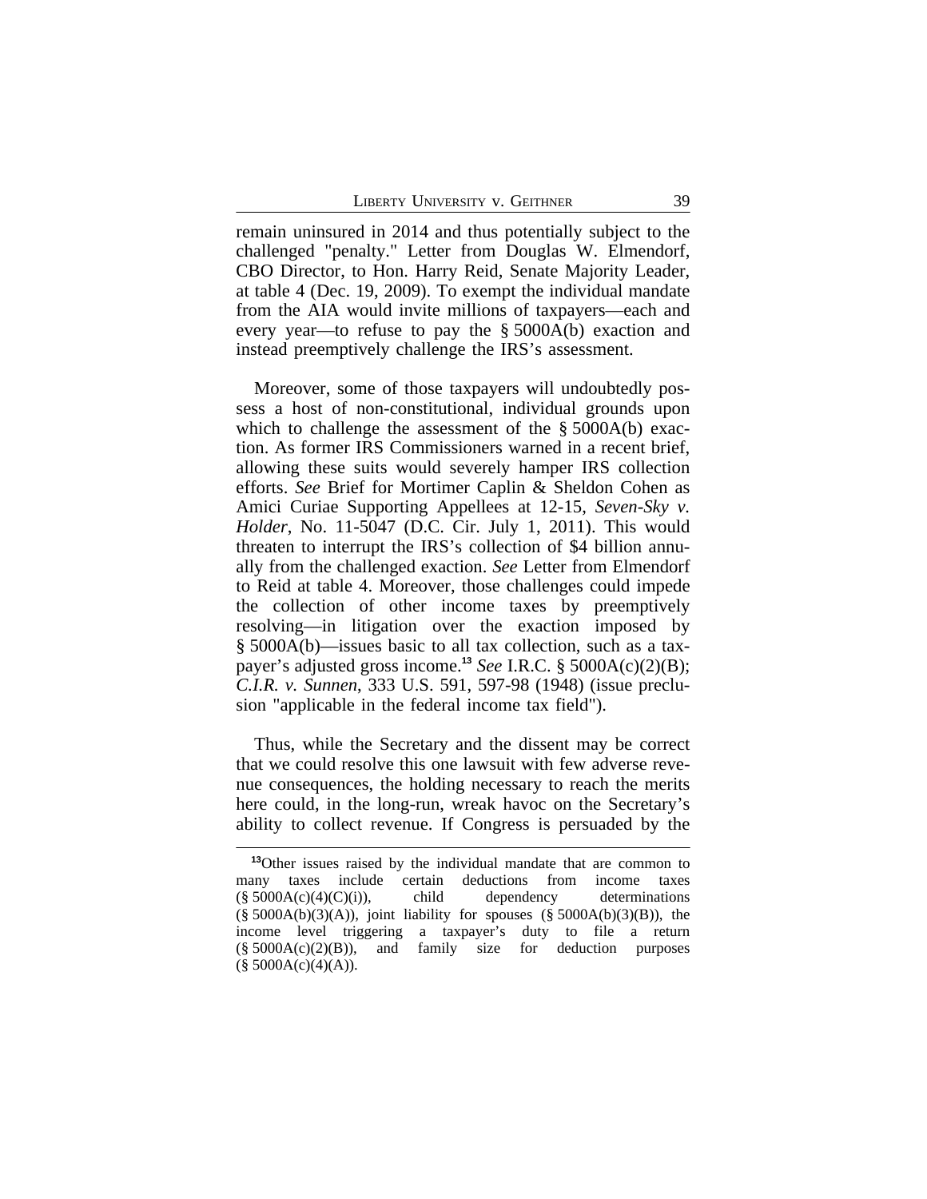remain uninsured in 2014 and thus potentially subject to the challenged "penalty." Letter from Douglas W. Elmendorf, CBO Director, to Hon. Harry Reid, Senate Majority Leader, at table 4 (Dec. 19, 2009). To exempt the individual mandate from the AIA would invite millions of taxpayers—each and every year—to refuse to pay the § 5000A(b) exaction and instead preemptively challenge the IRS's assessment.

Moreover, some of those taxpayers will undoubtedly possess a host of non-constitutional, individual grounds upon which to challenge the assessment of the § 5000A(b) exaction. As former IRS Commissioners warned in a recent brief, allowing these suits would severely hamper IRS collection efforts. *See* Brief for Mortimer Caplin & Sheldon Cohen as Amici Curiae Supporting Appellees at 12-15, *Seven-Sky v. Holder*, No. 11-5047 (D.C. Cir. July 1, 2011). This would threaten to interrupt the IRS's collection of $4 billion annually from the challenged exaction. *See* Letter from Elmendorf to Reid at table 4. Moreover, those challenges could impede the collection of other income taxes by preemptively resolving—in litigation over the exaction imposed by § 5000A(b)—issues basic to all tax collection, such as a taxpayer's adjusted gross income.[13] *See* I.R.C. § 5000A(c)(2)(B); *C.I.R. v. Sunnen*, 333 U.S. 591, 597-98 (1948) (issue preclusion "applicable in the federal income tax field").

Thus, while the Secretary and the dissent may be correct that we could resolve this one lawsuit with few adverse revenue consequences, the holding necessary to reach the merits here could, in the long-run, wreak havoc on the Secretary's ability to collect revenue. If Congress is persuaded by the

[13] Other issues raised by the individual mandate that are common to many taxes include certain deductions from income taxes (§ 5000A(c)(4)(C)(i)), child dependency determinations (§ 5000A(b)(3)(A)), joint liability for spouses (§ 5000A(b)(3)(B)), the income level triggering a taxpayer's duty to file a return (§ 5000A(c)(2)(B)), and family size for deduction purposes (§ 5000A(c)(4)(A)).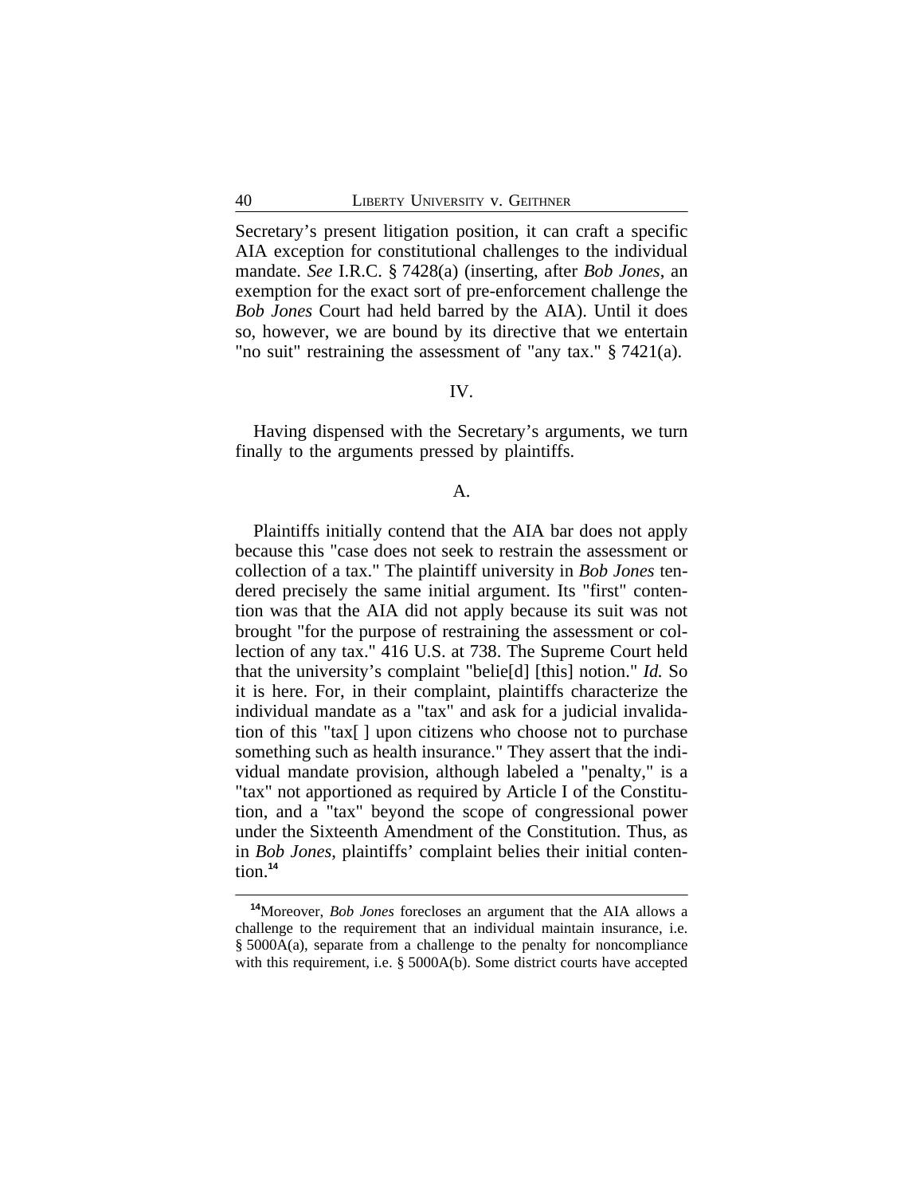Secretary's present litigation position, it can craft a specific AIA exception for constitutional challenges to the individual mandate. *See* I.R.C. § 7428(a) (inserting, after *Bob Jones*, an exemption for the exact sort of pre-enforcement challenge the *Bob Jones* Court had held barred by the AIA). Until it does so, however, we are bound by its directive that we entertain "no suit" restraining the assessment of "any tax." § 7421(a).

## IV.

Having dispensed with the Secretary's arguments, we turn finally to the arguments pressed by plaintiffs.

### A.

Plaintiffs initially contend that the AIA bar does not apply because this "case does not seek to restrain the assessment or collection of a tax." The plaintiff university in *Bob Jones* tendered precisely the same initial argument. Its "first" contention was that the AIA did not apply because its suit was not brought "for the purpose of restraining the assessment or collection of any tax." 416 U.S. at 738. The Supreme Court held that the university's complaint "belie[d] [this] notion." *Id.* So it is here. For, in their complaint, plaintiffs characterize the individual mandate as a "tax" and ask for a judicial invalidation of this "tax[ ] upon citizens who choose not to purchase something such as health insurance." They assert that the individual mandate provision, although labeled a "penalty," is a "tax" not apportioned as required by Article I of the Constitution, and a "tax" beyond the scope of congressional power under the Sixteenth Amendment of the Constitution. Thus, as in *Bob Jones*, plaintiffs' complaint belies their initial contention.[14]

---

[14]Moreover, *Bob Jones* forecloses an argument that the AIA allows a challenge to the requirement that an individual maintain insurance, i.e. § 5000A(a), separate from a challenge to the penalty for noncompliance with this requirement, i.e. § 5000A(b). Some district courts have accepted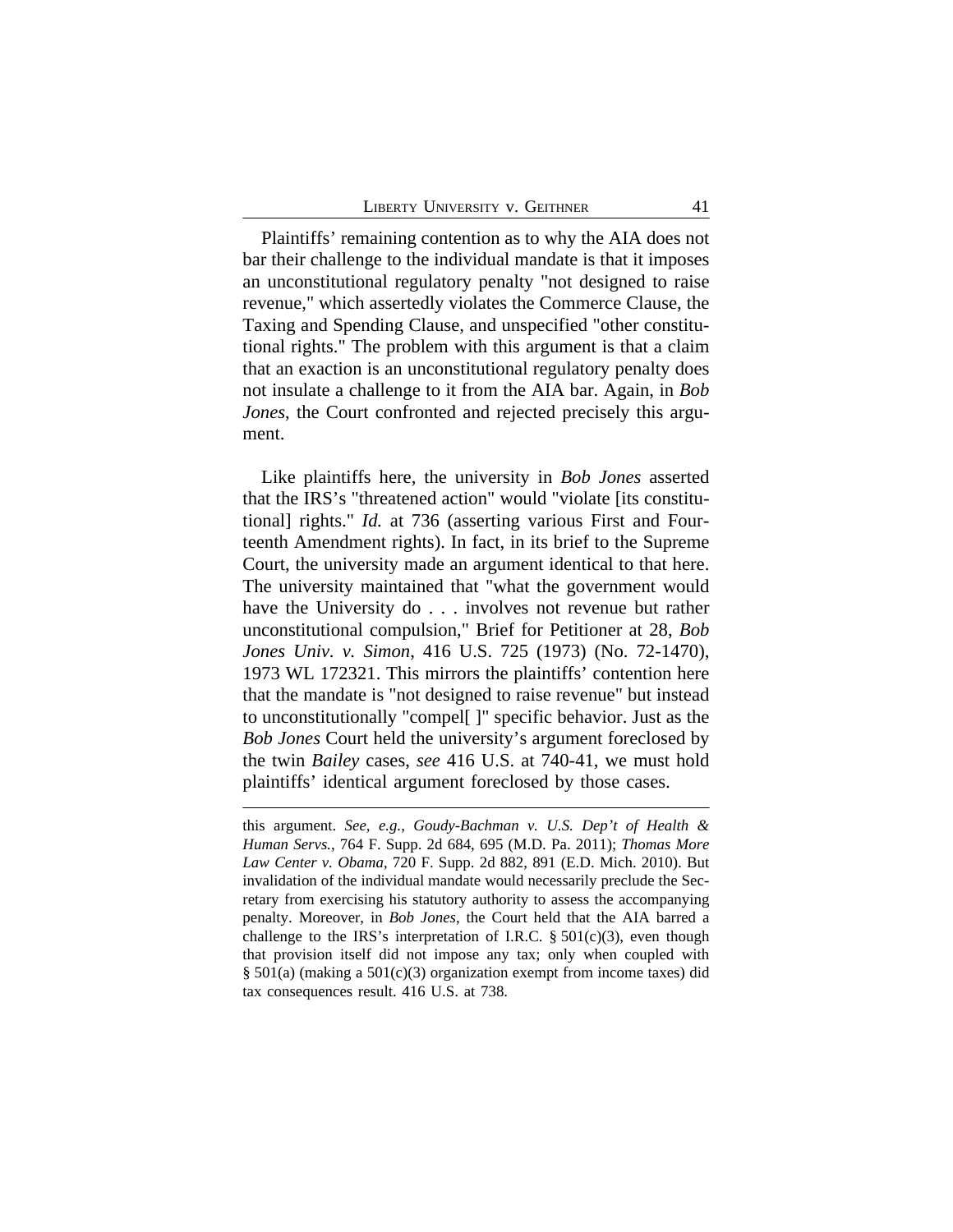Plaintiffs' remaining contention as to why the AIA does not bar their challenge to the individual mandate is that it imposes an unconstitutional regulatory penalty "not designed to raise revenue," which assertedly violates the Commerce Clause, the Taxing and Spending Clause, and unspecified "other constitutional rights." The problem with this argument is that a claim that an exaction is an unconstitutional regulatory penalty does not insulate a challenge to it from the AIA bar. Again, in *Bob Jones*, the Court confronted and rejected precisely this argument.

Like plaintiffs here, the university in *Bob Jones* asserted that the IRS's "threatened action" would "violate [its constitutional] rights." *Id.* at 736 (asserting various First and Fourteenth Amendment rights). In fact, in its brief to the Supreme Court, the university made an argument identical to that here. The university maintained that "what the government would have the University do . . . involves not revenue but rather unconstitutional compulsion," Brief for Petitioner at 28, *Bob Jones Univ. v. Simon*, 416 U.S. 725 (1973) (No. 72-1470), 1973 WL 172321. This mirrors the plaintiffs' contention here that the mandate is "not designed to raise revenue" but instead to unconstitutionally "compel[ ]" specific behavior. Just as the *Bob Jones* Court held the university's argument foreclosed by the twin *Bailey* cases, *see* 416 U.S. at 740-41, we must hold plaintiffs' identical argument foreclosed by those cases.

---

this argument. *See, e.g., Goudy-Bachman v. U.S. Dep't of Health & Human Servs.*, 764 F. Supp. 2d 684, 695 (M.D. Pa. 2011); *Thomas More Law Center v. Obama*, 720 F. Supp. 2d 882, 891 (E.D. Mich. 2010). But invalidation of the individual mandate would necessarily preclude the Secretary from exercising his statutory authority to assess the accompanying penalty. Moreover, in *Bob Jones*, the Court held that the AIA barred a challenge to the IRS's interpretation of I.R.C. § 501(c)(3), even though that provision itself did not impose any tax; only when coupled with § 501(a) (making a 501(c)(3) organization exempt from income taxes) did tax consequences result. 416 U.S. at 738.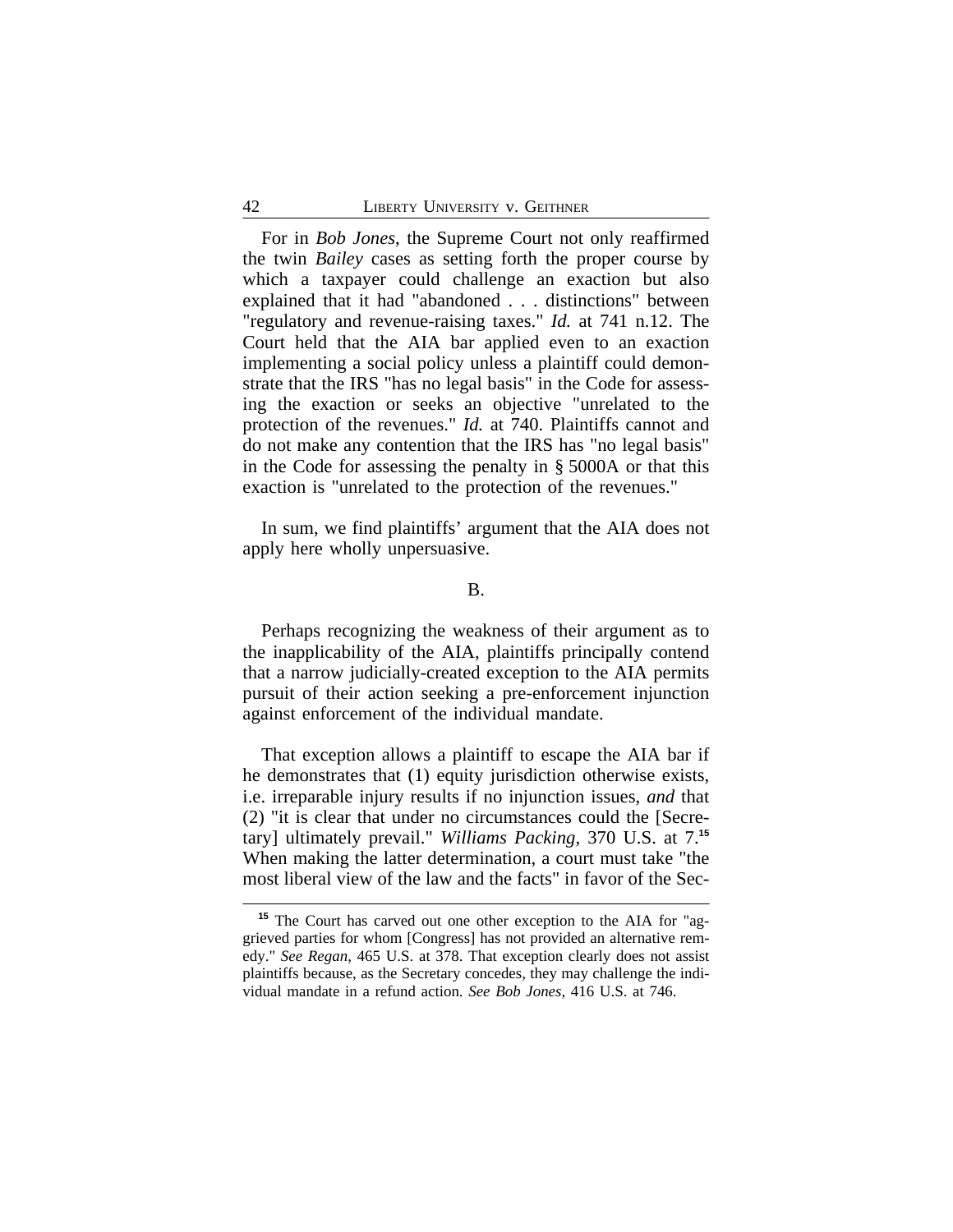For in *Bob Jones*, the Supreme Court not only reaffirmed the twin *Bailey* cases as setting forth the proper course by which a taxpayer could challenge an exaction but also explained that it had "abandoned . . . distinctions" between "regulatory and revenue-raising taxes." *Id.* at 741 n.12. The Court held that the AIA bar applied even to an exaction implementing a social policy unless a plaintiff could demonstrate that the IRS "has no legal basis" in the Code for assessing the exaction or seeks an objective "unrelated to the protection of the revenues." *Id.* at 740. Plaintiffs cannot and do not make any contention that the IRS has "no legal basis" in the Code for assessing the penalty in § 5000A or that this exaction is "unrelated to the protection of the revenues."

In sum, we find plaintiffs' argument that the AIA does not apply here wholly unpersuasive.

B.

Perhaps recognizing the weakness of their argument as to the inapplicability of the AIA, plaintiffs principally contend that a narrow judicially-created exception to the AIA permits pursuit of their action seeking a pre-enforcement injunction against enforcement of the individual mandate.

That exception allows a plaintiff to escape the AIA bar if he demonstrates that (1) equity jurisdiction otherwise exists, i.e. irreparable injury results if no injunction issues, *and* that (2) "it is clear that under no circumstances could the [Secretary] ultimately prevail." *Williams Packing*, 370 U.S. at 7.[15] When making the latter determination, a court must take "the most liberal view of the law and the facts" in favor of the Sec-

[15] The Court has carved out one other exception to the AIA for "aggrieved parties for whom [Congress] has not provided an alternative remedy." *See Regan*, 465 U.S. at 378. That exception clearly does not assist plaintiffs because, as the Secretary concedes, they may challenge the individual mandate in a refund action. *See Bob Jones*, 416 U.S. at 746.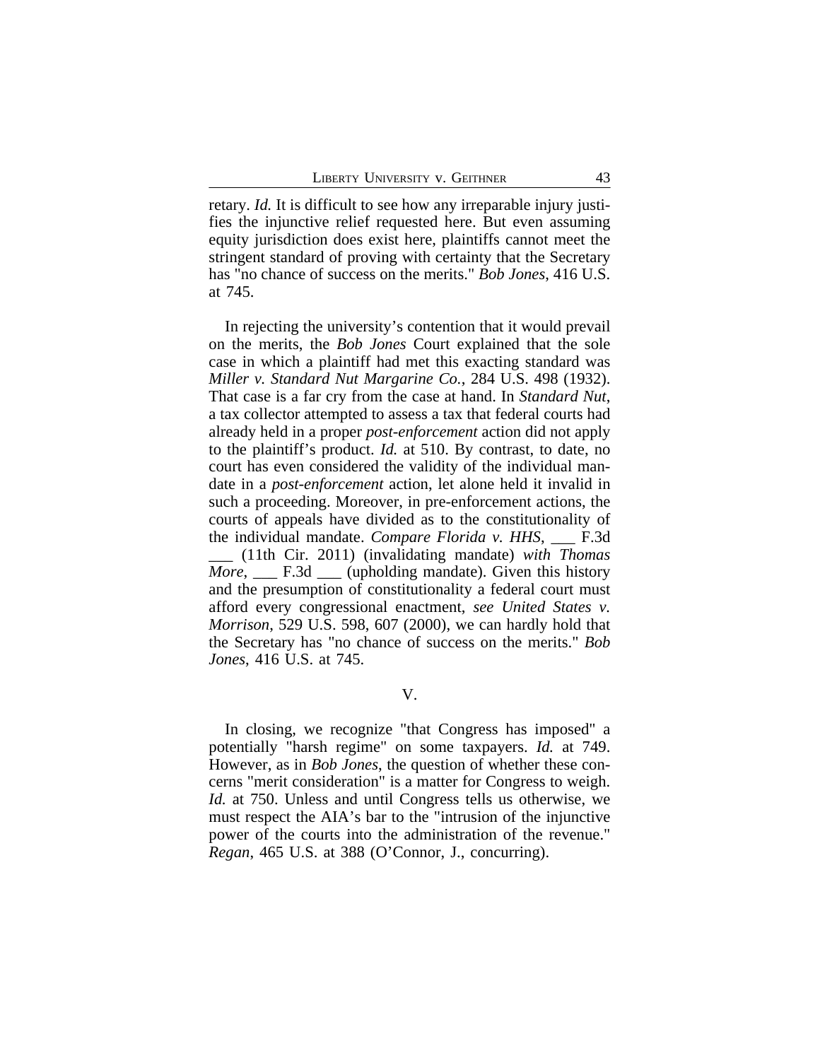retary. *Id.* It is difficult to see how any irreparable injury justifies the injunctive relief requested here. But even assuming equity jurisdiction does exist here, plaintiffs cannot meet the stringent standard of proving with certainty that the Secretary has "no chance of success on the merits." *Bob Jones*, 416 U.S. at 745.

In rejecting the university's contention that it would prevail on the merits, the *Bob Jones* Court explained that the sole case in which a plaintiff had met this exacting standard was *Miller v. Standard Nut Margarine Co.*, 284 U.S. 498 (1932). That case is a far cry from the case at hand. In *Standard Nut*, a tax collector attempted to assess a tax that federal courts had already held in a proper *post-enforcement* action did not apply to the plaintiff's product. *Id.* at 510. By contrast, to date, no court has even considered the validity of the individual mandate in a *post-enforcement* action, let alone held it invalid in such a proceeding. Moreover, in pre-enforcement actions, the courts of appeals have divided as to the constitutionality of the individual mandate. *Compare Florida v. HHS*, ___ F.3d ___ (11th Cir. 2011) (invalidating mandate) *with Thomas More*, ___ F.3d ___ (upholding mandate). Given this history and the presumption of constitutionality a federal court must afford every congressional enactment, *see United States v. Morrison*, 529 U.S. 598, 607 (2000), we can hardly hold that the Secretary has "no chance of success on the merits." *Bob Jones*, 416 U.S. at 745.

## V.

In closing, we recognize "that Congress has imposed" a potentially "harsh regime" on some taxpayers. *Id.* at 749. However, as in *Bob Jones*, the question of whether these concerns "merit consideration" is a matter for Congress to weigh. *Id.* at 750. Unless and until Congress tells us otherwise, we must respect the AIA's bar to the "intrusion of the injunctive power of the courts into the administration of the revenue." *Regan*, 465 U.S. at 388 (O'Connor, J., concurring).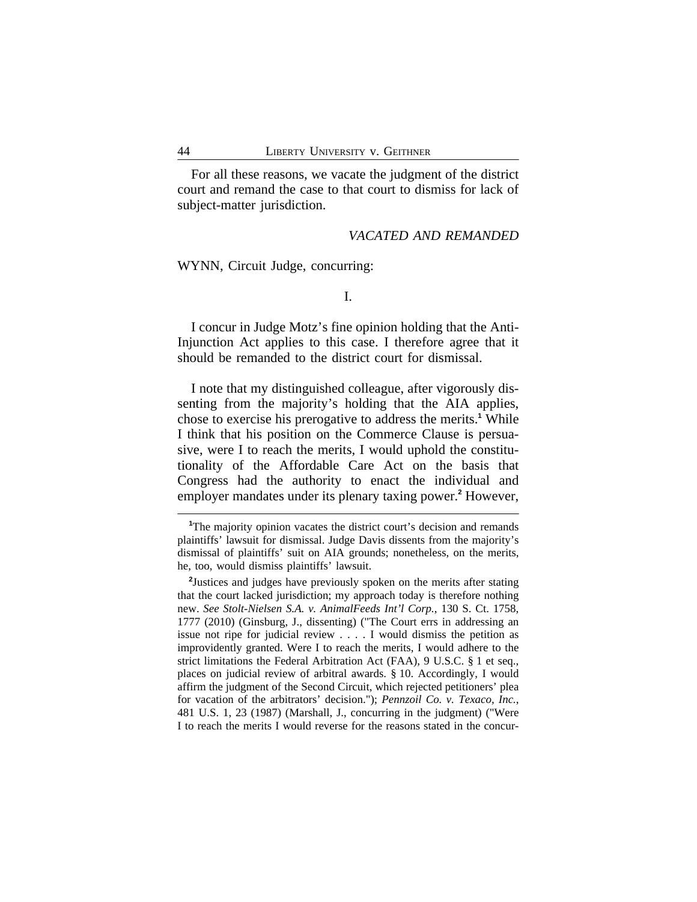For all these reasons, we vacate the judgment of the district court and remand the case to that court to dismiss for lack of subject-matter jurisdiction.

*VACATED AND REMANDED*

WYNN, Circuit Judge, concurring:

I.

I concur in Judge Motz's fine opinion holding that the Anti-Injunction Act applies to this case. I therefore agree that it should be remanded to the district court for dismissal.

I note that my distinguished colleague, after vigorously dissenting from the majority's holding that the AIA applies, chose to exercise his prerogative to address the merits.[1] While I think that his position on the Commerce Clause is persuasive, were I to reach the merits, I would uphold the constitutionality of the Affordable Care Act on the basis that Congress had the authority to enact the individual and employer mandates under its plenary taxing power.[2] However,

[1]The majority opinion vacates the district court's decision and remands plaintiffs' lawsuit for dismissal. Judge Davis dissents from the majority's dismissal of plaintiffs' suit on AIA grounds; nonetheless, on the merits, he, too, would dismiss plaintiffs' lawsuit.

[2]Justices and judges have previously spoken on the merits after stating that the court lacked jurisdiction; my approach today is therefore nothing new. *See Stolt-Nielsen S.A. v. AnimalFeeds Int'l Corp.*, 130 S. Ct. 1758, 1777 (2010) (Ginsburg, J., dissenting) ("The Court errs in addressing an issue not ripe for judicial review . . . . I would dismiss the petition as improvidently granted. Were I to reach the merits, I would adhere to the strict limitations the Federal Arbitration Act (FAA), 9 U.S.C. § 1 et seq., places on judicial review of arbitral awards. § 10. Accordingly, I would affirm the judgment of the Second Circuit, which rejected petitioners' plea for vacation of the arbitrators' decision."); *Pennzoil Co. v. Texaco, Inc.*, 481 U.S. 1, 23 (1987) (Marshall, J., concurring in the judgment) ("Were I to reach the merits I would reverse for the reasons stated in the concur-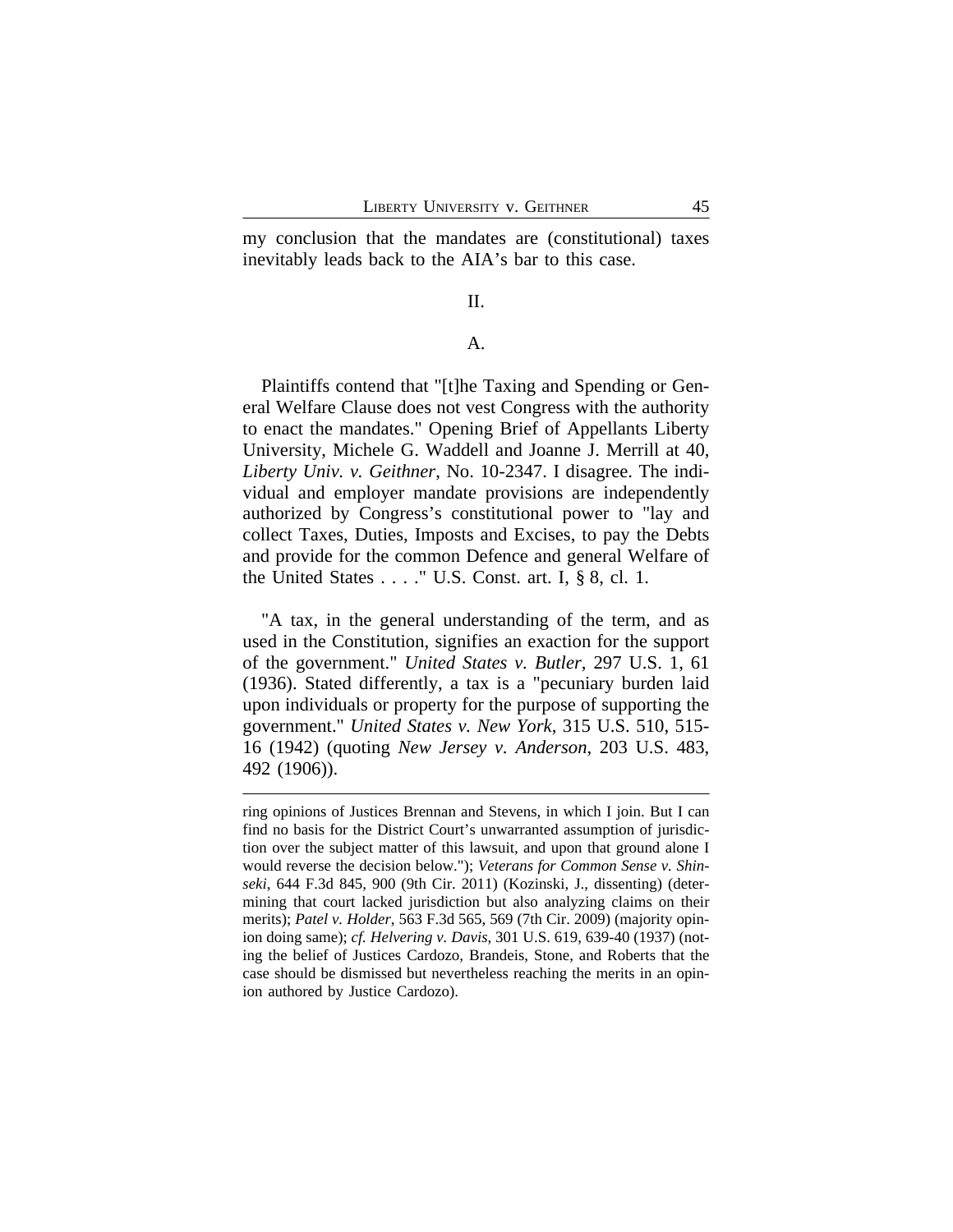my conclusion that the mandates are (constitutional) taxes inevitably leads back to the AIA's bar to this case.

## II.

### A.

Plaintiffs contend that "[t]he Taxing and Spending or General Welfare Clause does not vest Congress with the authority to enact the mandates." Opening Brief of Appellants Liberty University, Michele G. Waddell and Joanne J. Merrill at 40, *Liberty Univ. v. Geithner*, No. 10-2347. I disagree. The individual and employer mandate provisions are independently authorized by Congress's constitutional power to "lay and collect Taxes, Duties, Imposts and Excises, to pay the Debts and provide for the common Defence and general Welfare of the United States . . . ." U.S. Const. art. I, § 8, cl. 1.

"A tax, in the general understanding of the term, and as used in the Constitution, signifies an exaction for the support of the government." *United States v. Butler*, 297 U.S. 1, 61 (1936). Stated differently, a tax is a "pecuniary burden laid upon individuals or property for the purpose of supporting the government." *United States v. New York*, 315 U.S. 510, 515-16 (1942) (quoting *New Jersey v. Anderson*, 203 U.S. 483, 492 (1906)).

---

ring opinions of Justices Brennan and Stevens, in which I join. But I can find no basis for the District Court's unwarranted assumption of jurisdiction over the subject matter of this lawsuit, and upon that ground alone I would reverse the decision below."); *Veterans for Common Sense v. Shinseki*, 644 F.3d 845, 900 (9th Cir. 2011) (Kozinski, J., dissenting) (determining that court lacked jurisdiction but also analyzing claims on their merits); *Patel v. Holder*, 563 F.3d 565, 569 (7th Cir. 2009) (majority opinion doing same); *cf. Helvering v. Davis*, 301 U.S. 619, 639-40 (1937) (noting the belief of Justices Cardozo, Brandeis, Stone, and Roberts that the case should be dismissed but nevertheless reaching the merits in an opinion authored by Justice Cardozo).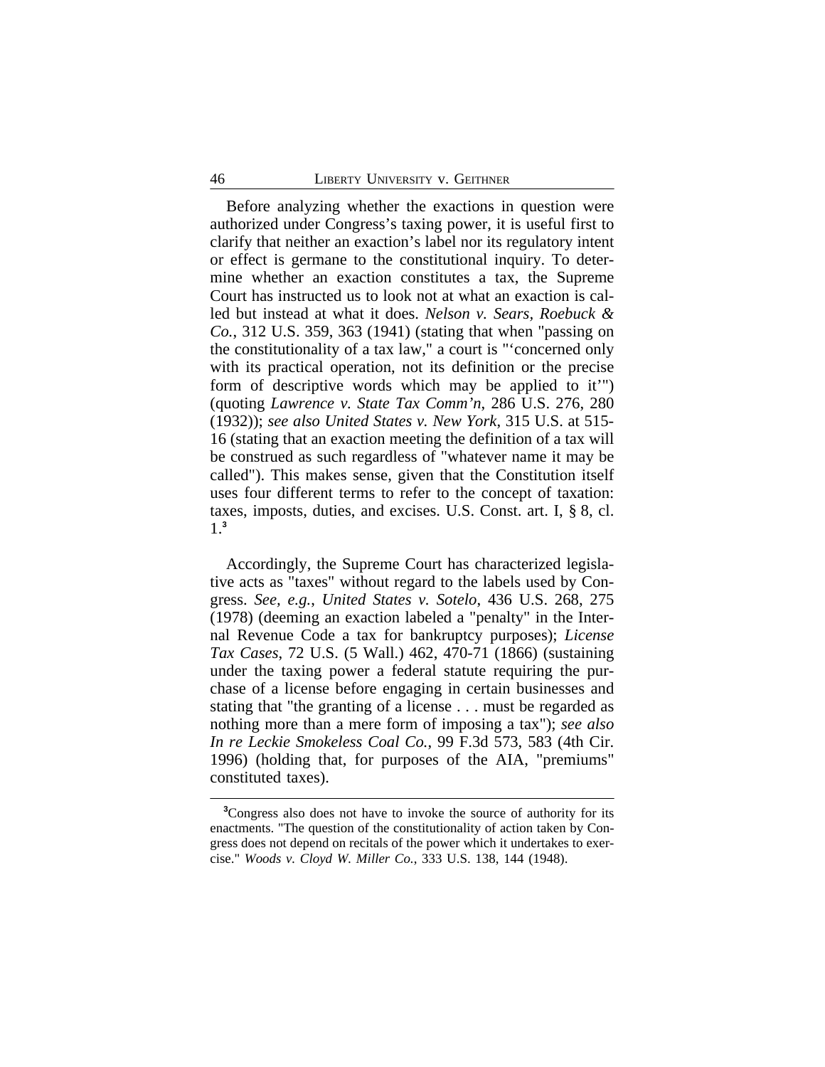Before analyzing whether the exactions in question were authorized under Congress's taxing power, it is useful first to clarify that neither an exaction's label nor its regulatory intent or effect is germane to the constitutional inquiry. To determine whether an exaction constitutes a tax, the Supreme Court has instructed us to look not at what an exaction is called but instead at what it does. *Nelson v. Sears, Roebuck & Co.*, 312 U.S. 359, 363 (1941) (stating that when "passing on the constitutionality of a tax law," a court is "'concerned only with its practical operation, not its definition or the precise form of descriptive words which may be applied to it'") (quoting *Lawrence v. State Tax Comm'n*, 286 U.S. 276, 280 (1932)); *see also United States v. New York*, 315 U.S. at 515-16 (stating that an exaction meeting the definition of a tax will be construed as such regardless of "whatever name it may be called"). This makes sense, given that the Constitution itself uses four different terms to refer to the concept of taxation: taxes, imposts, duties, and excises. U.S. Const. art. I, § 8, cl. 1.[3]

Accordingly, the Supreme Court has characterized legislative acts as "taxes" without regard to the labels used by Congress. *See, e.g.*, *United States v. Sotelo*, 436 U.S. 268, 275 (1978) (deeming an exaction labeled a "penalty" in the Internal Revenue Code a tax for bankruptcy purposes); *License Tax Cases*, 72 U.S. (5 Wall.) 462, 470-71 (1866) (sustaining under the taxing power a federal statute requiring the purchase of a license before engaging in certain businesses and stating that "the granting of a license . . . must be regarded as nothing more than a mere form of imposing a tax"); *see also In re Leckie Smokeless Coal Co.*, 99 F.3d 573, 583 (4th Cir. 1996) (holding that, for purposes of the AIA, "premiums" constituted taxes).

---

[3]Congress also does not have to invoke the source of authority for its enactments. "The question of the constitutionality of action taken by Congress does not depend on recitals of the power which it undertakes to exercise." *Woods v. Cloyd W. Miller Co.*, 333 U.S. 138, 144 (1948).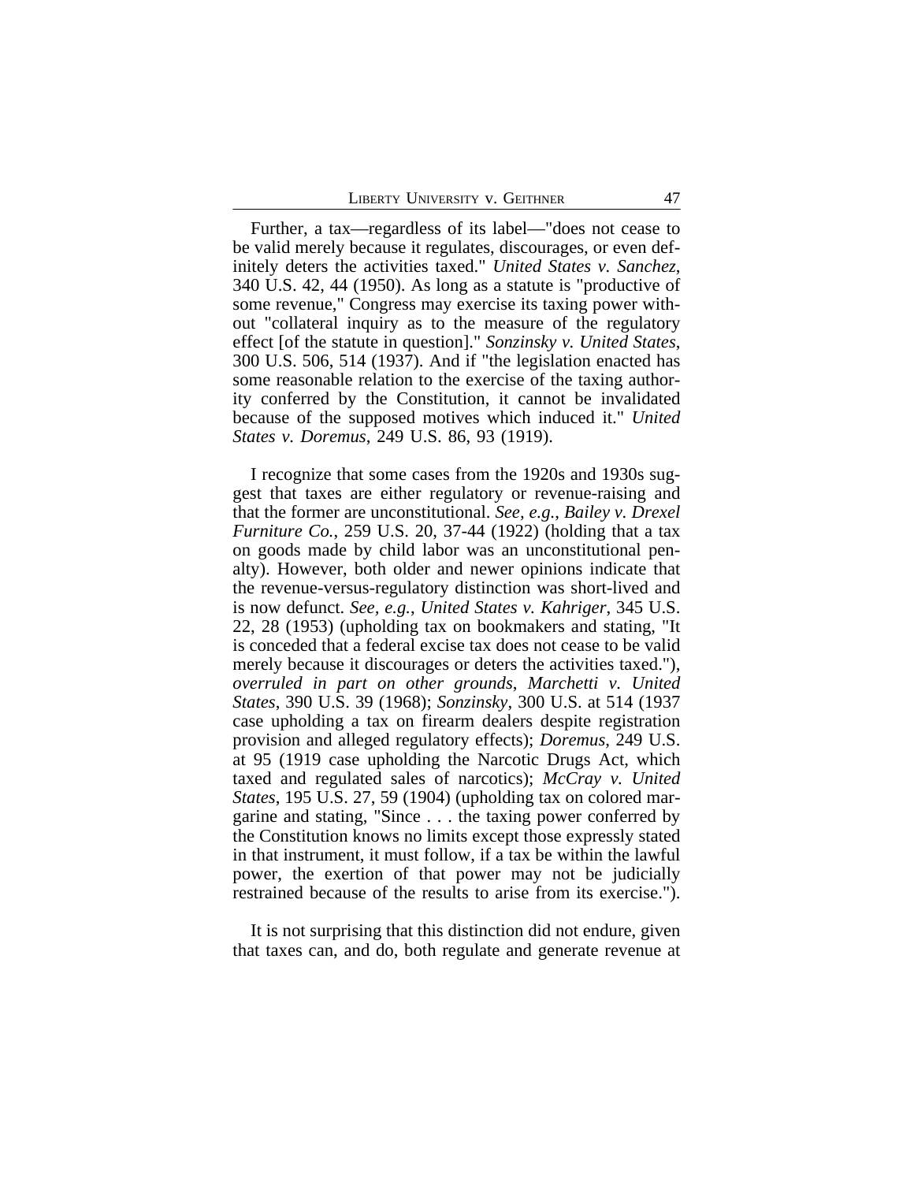Further, a tax—regardless of its label—"does not cease to be valid merely because it regulates, discourages, or even definitely deters the activities taxed." *United States v. Sanchez*, 340 U.S. 42, 44 (1950). As long as a statute is "productive of some revenue," Congress may exercise its taxing power without "collateral inquiry as to the measure of the regulatory effect [of the statute in question]." *Sonzinsky v. United States*, 300 U.S. 506, 514 (1937). And if "the legislation enacted has some reasonable relation to the exercise of the taxing authority conferred by the Constitution, it cannot be invalidated because of the supposed motives which induced it." *United States v. Doremus*, 249 U.S. 86, 93 (1919).

I recognize that some cases from the 1920s and 1930s suggest that taxes are either regulatory or revenue-raising and that the former are unconstitutional. *See, e.g.*, *Bailey v. Drexel Furniture Co.*, 259 U.S. 20, 37-44 (1922) (holding that a tax on goods made by child labor was an unconstitutional penalty). However, both older and newer opinions indicate that the revenue-versus-regulatory distinction was short-lived and is now defunct. *See, e.g.*, *United States v. Kahriger*, 345 U.S. 22, 28 (1953) (upholding tax on bookmakers and stating, "It is conceded that a federal excise tax does not cease to be valid merely because it discourages or deters the activities taxed."), *overruled in part on other grounds*, *Marchetti v. United States*, 390 U.S. 39 (1968); *Sonzinsky*, 300 U.S. at 514 (1937 case upholding a tax on firearm dealers despite registration provision and alleged regulatory effects); *Doremus*, 249 U.S. at 95 (1919 case upholding the Narcotic Drugs Act, which taxed and regulated sales of narcotics); *McCray v. United States*, 195 U.S. 27, 59 (1904) (upholding tax on colored margarine and stating, "Since . . . the taxing power conferred by the Constitution knows no limits except those expressly stated in that instrument, it must follow, if a tax be within the lawful power, the exertion of that power may not be judicially restrained because of the results to arise from its exercise.").

It is not surprising that this distinction did not endure, given that taxes can, and do, both regulate and generate revenue at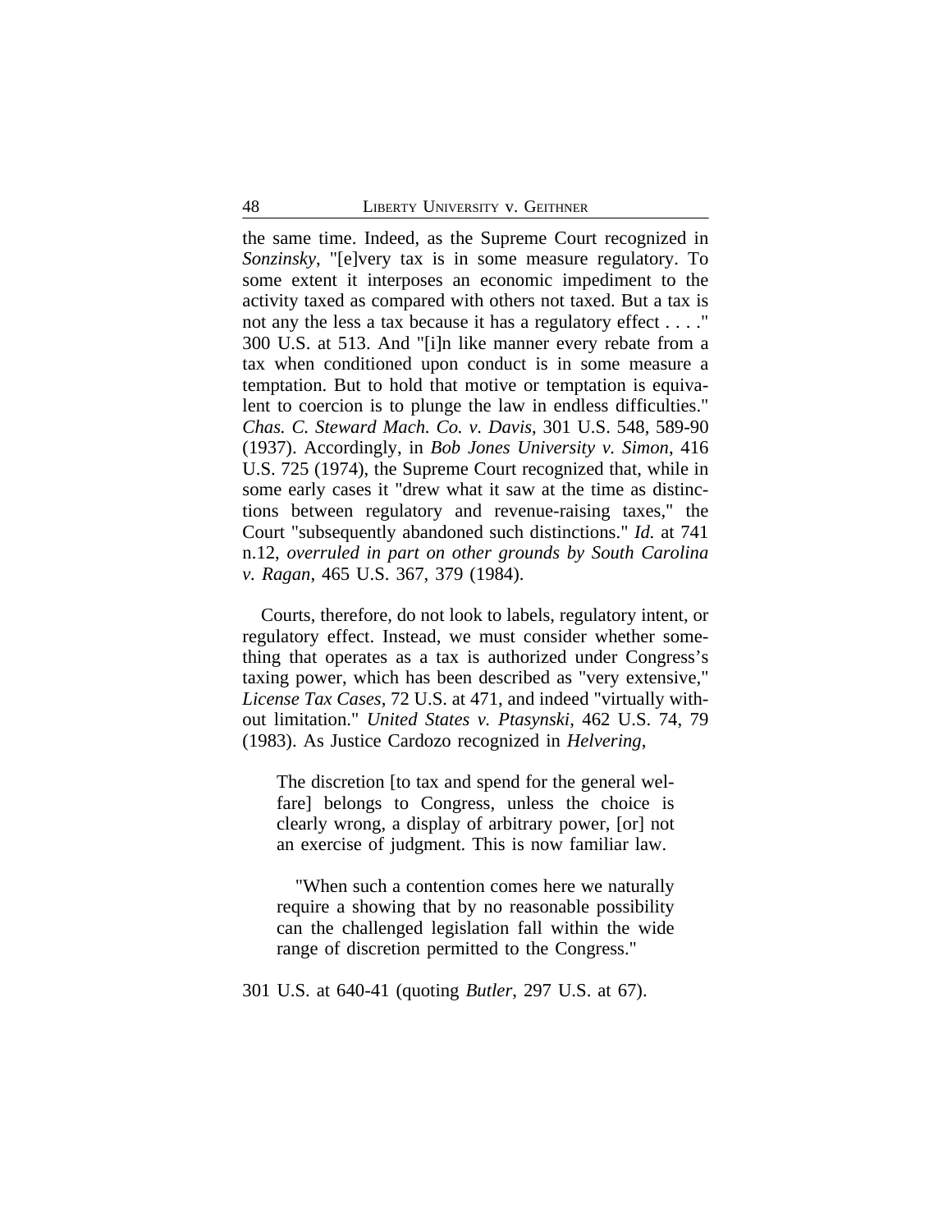the same time. Indeed, as the Supreme Court recognized in *Sonzinsky*, "[e]very tax is in some measure regulatory. To some extent it interposes an economic impediment to the activity taxed as compared with others not taxed. But a tax is not any the less a tax because it has a regulatory effect . . . ." 300 U.S. at 513. And "[i]n like manner every rebate from a tax when conditioned upon conduct is in some measure a temptation. But to hold that motive or temptation is equivalent to coercion is to plunge the law in endless difficulties." *Chas. C. Steward Mach. Co. v. Davis*, 301 U.S. 548, 589-90 (1937). Accordingly, in *Bob Jones University v. Simon*, 416 U.S. 725 (1974), the Supreme Court recognized that, while in some early cases it "drew what it saw at the time as distinctions between regulatory and revenue-raising taxes," the Court "subsequently abandoned such distinctions." *Id.* at 741 n.12, *overruled in part on other grounds by South Carolina v. Ragan*, 465 U.S. 367, 379 (1984).

Courts, therefore, do not look to labels, regulatory intent, or regulatory effect. Instead, we must consider whether something that operates as a tax is authorized under Congress's taxing power, which has been described as "very extensive," *License Tax Cases*, 72 U.S. at 471, and indeed "virtually without limitation." *United States v. Ptasynski*, 462 U.S. 74, 79 (1983). As Justice Cardozo recognized in *Helvering*,

> The discretion [to tax and spend for the general welfare] belongs to Congress, unless the choice is clearly wrong, a display of arbitrary power, [or] not an exercise of judgment. This is now familiar law.
>
> "When such a contention comes here we naturally require a showing that by no reasonable possibility can the challenged legislation fall within the wide range of discretion permitted to the Congress."

301 U.S. at 640-41 (quoting *Butler*, 297 U.S. at 67).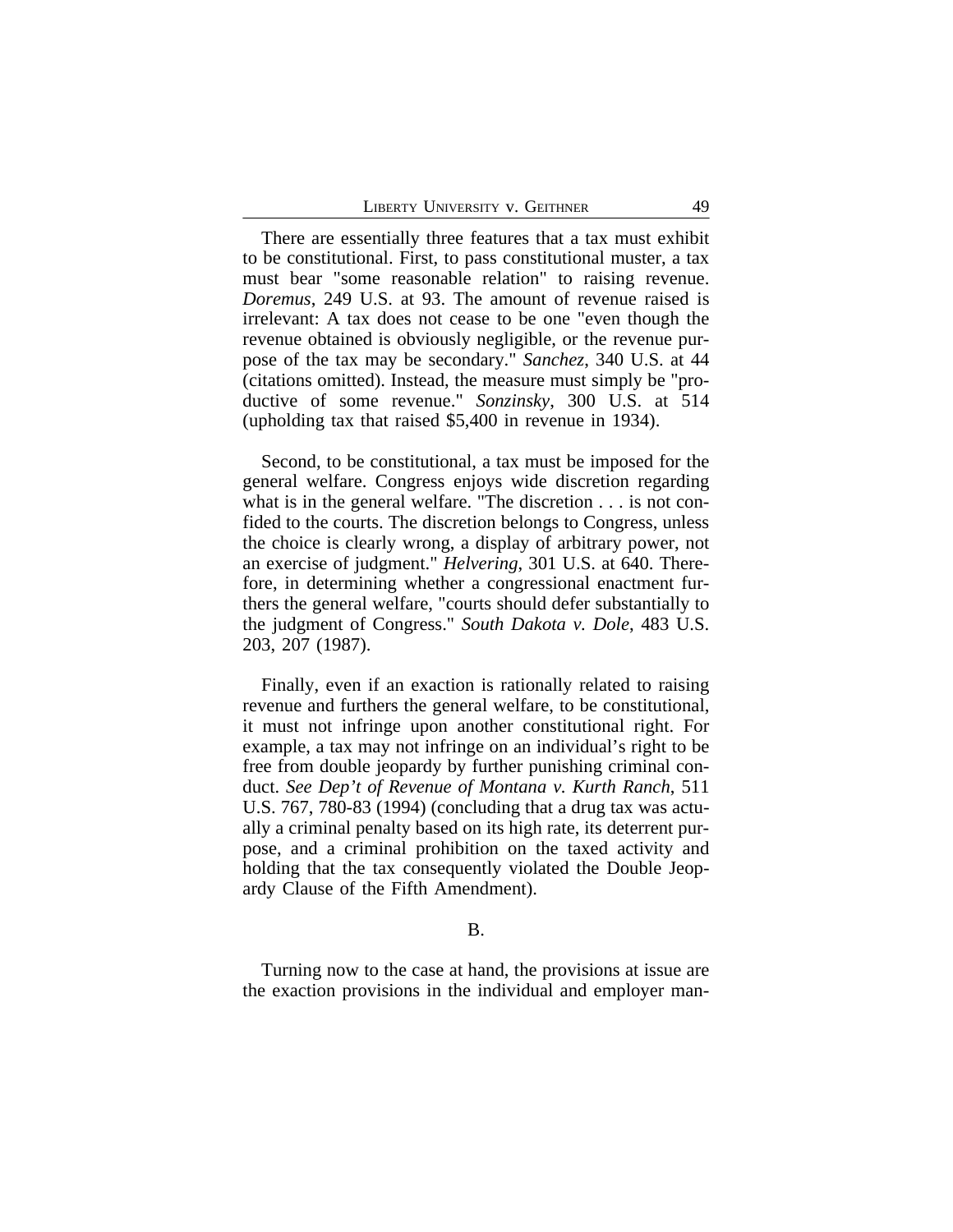There are essentially three features that a tax must exhibit to be constitutional. First, to pass constitutional muster, a tax must bear "some reasonable relation" to raising revenue. *Doremus*, 249 U.S. at 93. The amount of revenue raised is irrelevant: A tax does not cease to be one "even though the revenue obtained is obviously negligible, or the revenue purpose of the tax may be secondary." *Sanchez*, 340 U.S. at 44 (citations omitted). Instead, the measure must simply be "productive of some revenue." *Sonzinsky*, 300 U.S. at 514 (upholding tax that raised $5,400 in revenue in 1934).

Second, to be constitutional, a tax must be imposed for the general welfare. Congress enjoys wide discretion regarding what is in the general welfare. "The discretion . . . is not confided to the courts. The discretion belongs to Congress, unless the choice is clearly wrong, a display of arbitrary power, not an exercise of judgment." *Helvering*, 301 U.S. at 640. Therefore, in determining whether a congressional enactment furthers the general welfare, "courts should defer substantially to the judgment of Congress." *South Dakota v. Dole*, 483 U.S. 203, 207 (1987).

Finally, even if an exaction is rationally related to raising revenue and furthers the general welfare, to be constitutional, it must not infringe upon another constitutional right. For example, a tax may not infringe on an individual's right to be free from double jeopardy by further punishing criminal conduct. *See Dep't of Revenue of Montana v. Kurth Ranch*, 511 U.S. 767, 780-83 (1994) (concluding that a drug tax was actually a criminal penalty based on its high rate, its deterrent purpose, and a criminal prohibition on the taxed activity and holding that the tax consequently violated the Double Jeopardy Clause of the Fifth Amendment).

B.

Turning now to the case at hand, the provisions at issue are the exaction provisions in the individual and employer man-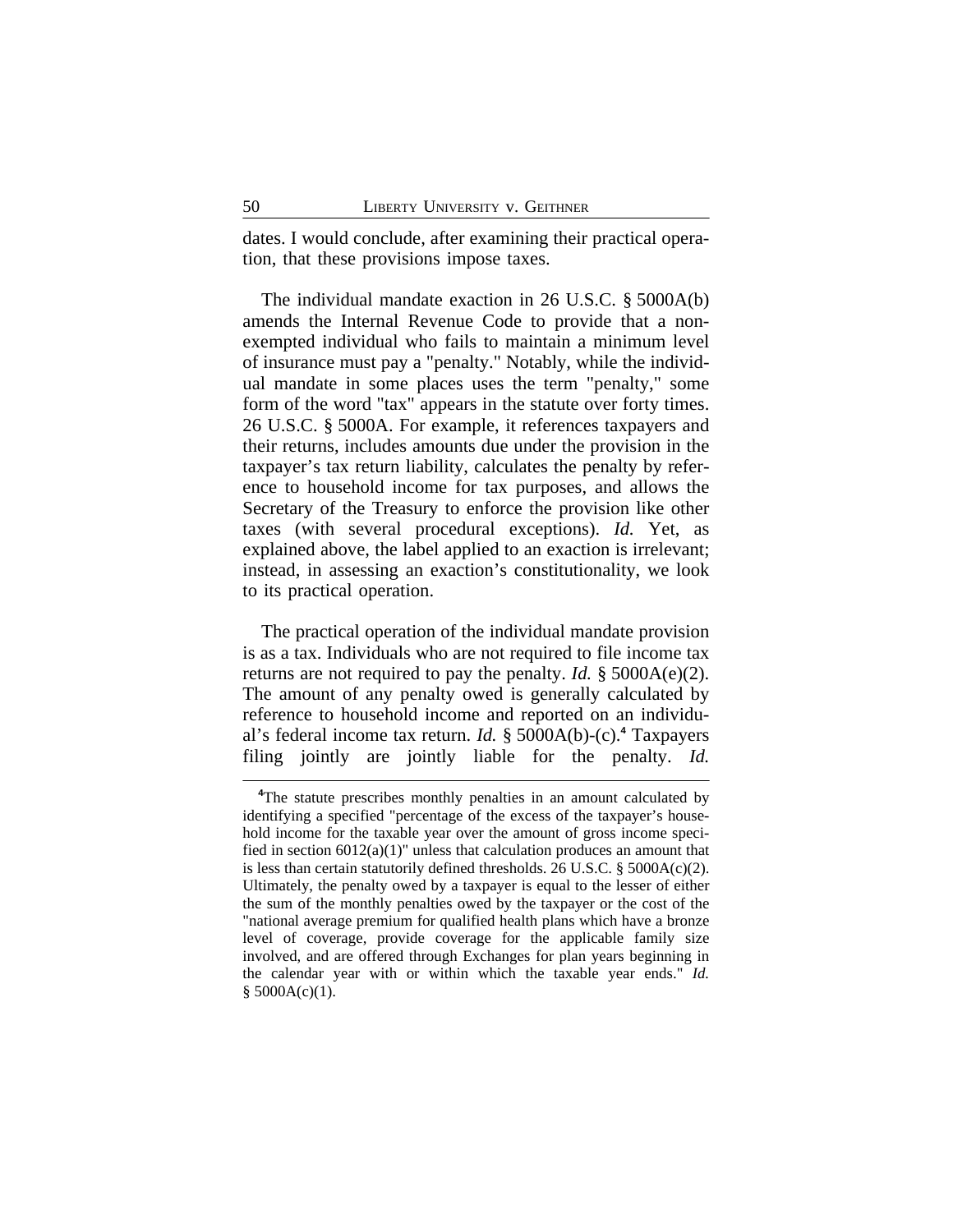dates. I would conclude, after examining their practical operation, that these provisions impose taxes.

The individual mandate exaction in 26 U.S.C. § 5000A(b) amends the Internal Revenue Code to provide that a non-exempted individual who fails to maintain a minimum level of insurance must pay a "penalty." Notably, while the individual mandate in some places uses the term "penalty," some form of the word "tax" appears in the statute over forty times. 26 U.S.C. § 5000A. For example, it references taxpayers and their returns, includes amounts due under the provision in the taxpayer's tax return liability, calculates the penalty by reference to household income for tax purposes, and allows the Secretary of the Treasury to enforce the provision like other taxes (with several procedural exceptions). *Id.* Yet, as explained above, the label applied to an exaction is irrelevant; instead, in assessing an exaction's constitutionality, we look to its practical operation.

The practical operation of the individual mandate provision is as a tax. Individuals who are not required to file income tax returns are not required to pay the penalty. *Id.* § 5000A(e)(2). The amount of any penalty owed is generally calculated by reference to household income and reported on an individual's federal income tax return. *Id.* § 5000A(b)-(c).[4] Taxpayers filing jointly are jointly liable for the penalty. *Id.*

---

[4]The statute prescribes monthly penalties in an amount calculated by identifying a specified "percentage of the excess of the taxpayer's household income for the taxable year over the amount of gross income specified in section 6012(a)(1)" unless that calculation produces an amount that is less than certain statutorily defined thresholds. 26 U.S.C. § 5000A(c)(2). Ultimately, the penalty owed by a taxpayer is equal to the lesser of either the sum of the monthly penalties owed by the taxpayer or the cost of the "national average premium for qualified health plans which have a bronze level of coverage, provide coverage for the applicable family size involved, and are offered through Exchanges for plan years beginning in the calendar year with or within which the taxable year ends." *Id.* § 5000A(c)(1).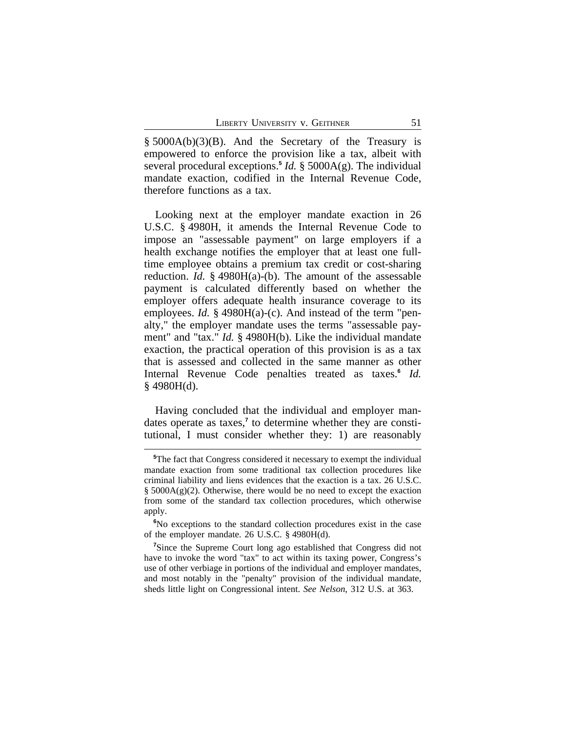§ 5000A(b)(3)(B). And the Secretary of the Treasury is empowered to enforce the provision like a tax, albeit with several procedural exceptions.[5] *Id.* § 5000A(g). The individual mandate exaction, codified in the Internal Revenue Code, therefore functions as a tax.

Looking next at the employer mandate exaction in 26 U.S.C. § 4980H, it amends the Internal Revenue Code to impose an "assessable payment" on large employers if a health exchange notifies the employer that at least one full-time employee obtains a premium tax credit or cost-sharing reduction. *Id.* § 4980H(a)-(b). The amount of the assessable payment is calculated differently based on whether the employer offers adequate health insurance coverage to its employees. *Id.* § 4980H(a)-(c). And instead of the term "penalty," the employer mandate uses the terms "assessable payment" and "tax." *Id.* § 4980H(b). Like the individual mandate exaction, the practical operation of this provision is as a tax that is assessed and collected in the same manner as other Internal Revenue Code penalties treated as taxes.[6] *Id.* § 4980H(d).

Having concluded that the individual and employer mandates operate as taxes,[7] to determine whether they are constitutional, I must consider whether they: 1) are reasonably

---

[5]The fact that Congress considered it necessary to exempt the individual mandate exaction from some traditional tax collection procedures like criminal liability and liens evidences that the exaction is a tax. 26 U.S.C. § 5000A(g)(2). Otherwise, there would be no need to except the exaction from some of the standard tax collection procedures, which otherwise apply.

[6]No exceptions to the standard collection procedures exist in the case of the employer mandate. 26 U.S.C. § 4980H(d).

[7]Since the Supreme Court long ago established that Congress did not have to invoke the word "tax" to act within its taxing power, Congress's use of other verbiage in portions of the individual and employer mandates, and most notably in the "penalty" provision of the individual mandate, sheds little light on Congressional intent. *See Nelson*, 312 U.S. at 363.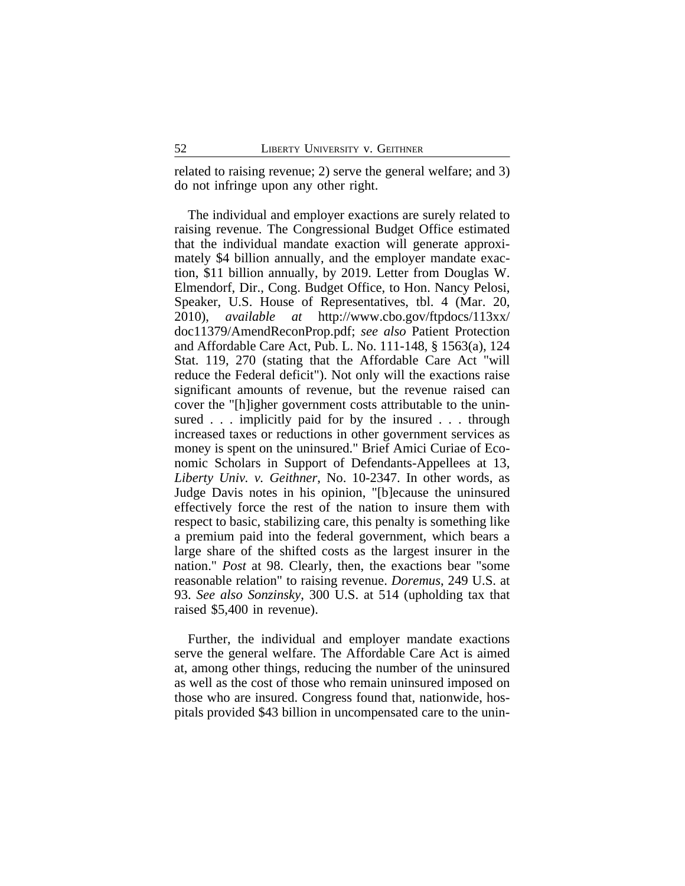related to raising revenue; 2) serve the general welfare; and 3) do not infringe upon any other right.

The individual and employer exactions are surely related to raising revenue. The Congressional Budget Office estimated that the individual mandate exaction will generate approximately $4 billion annually, and the employer mandate exaction, $11 billion annually, by 2019. Letter from Douglas W. Elmendorf, Dir., Cong. Budget Office, to Hon. Nancy Pelosi, Speaker, U.S. House of Representatives, tbl. 4 (Mar. 20, 2010), *available at* http://www.cbo.gov/ftpdocs/113xx/doc11379/AmendReconProp.pdf; *see also* Patient Protection and Affordable Care Act, Pub. L. No. 111-148, § 1563(a), 124 Stat. 119, 270 (stating that the Affordable Care Act "will reduce the Federal deficit"). Not only will the exactions raise significant amounts of revenue, but the revenue raised can cover the "[h]igher government costs attributable to the uninsured . . . implicitly paid for by the insured . . . through increased taxes or reductions in other government services as money is spent on the uninsured." Brief Amici Curiae of Economic Scholars in Support of Defendants-Appellees at 13, *Liberty Univ. v. Geithner*, No. 10-2347. In other words, as Judge Davis notes in his opinion, "[b]ecause the uninsured effectively force the rest of the nation to insure them with respect to basic, stabilizing care, this penalty is something like a premium paid into the federal government, which bears a large share of the shifted costs as the largest insurer in the nation." *Post* at 98. Clearly, then, the exactions bear "some reasonable relation" to raising revenue. *Doremus*, 249 U.S. at 93. *See also Sonzinsky*, 300 U.S. at 514 (upholding tax that raised $5,400 in revenue).

Further, the individual and employer mandate exactions serve the general welfare. The Affordable Care Act is aimed at, among other things, reducing the number of the uninsured as well as the cost of those who remain uninsured imposed on those who are insured. Congress found that, nationwide, hospitals provided $43 billion in uncompensated care to the unin-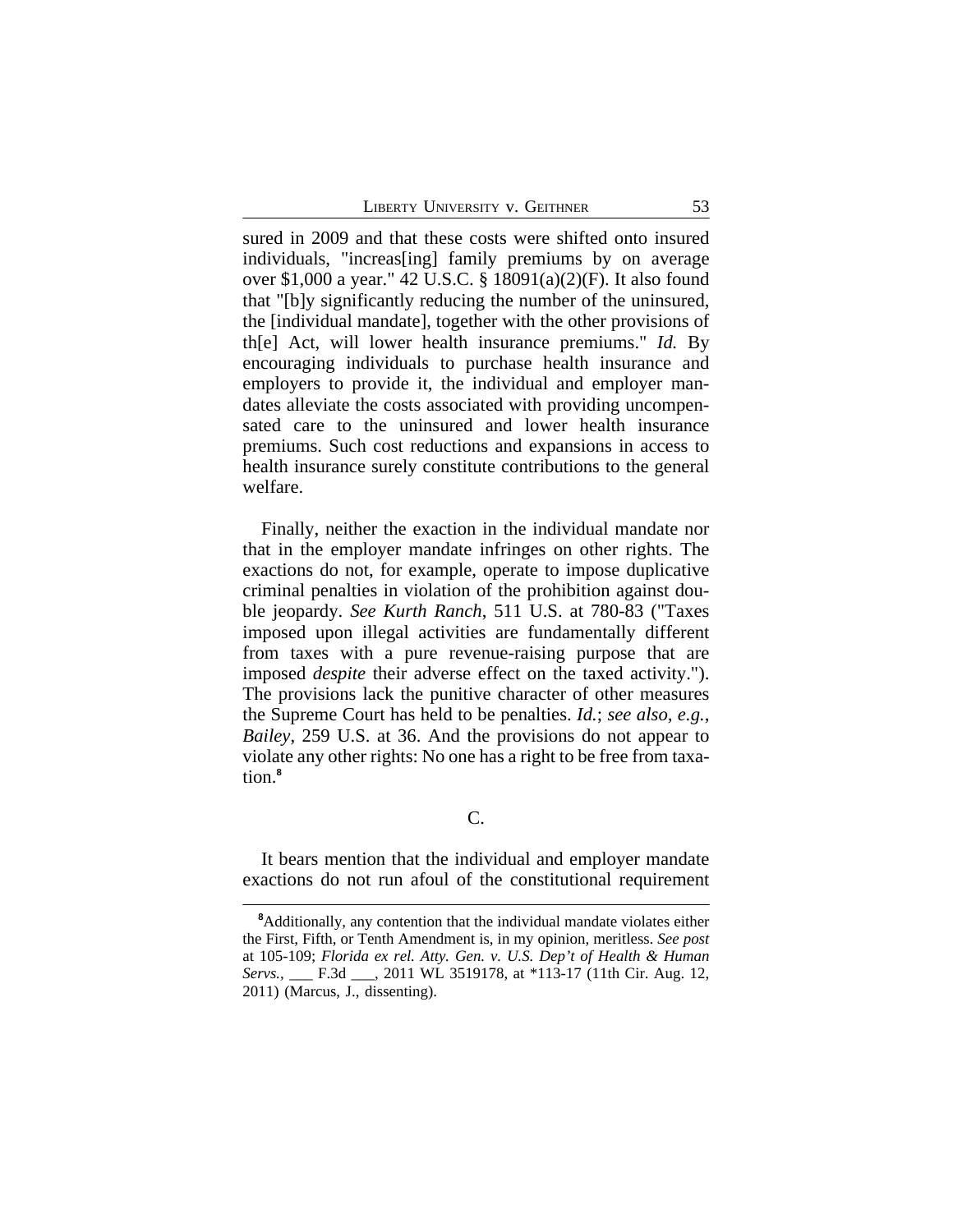sured in 2009 and that these costs were shifted onto insured individuals, "increas[ing] family premiums by on average over $1,000 a year." 42 U.S.C. § 18091(a)(2)(F). It also found that "[b]y significantly reducing the number of the uninsured, the [individual mandate], together with the other provisions of th[e] Act, will lower health insurance premiums." *Id.* By encouraging individuals to purchase health insurance and employers to provide it, the individual and employer mandates alleviate the costs associated with providing uncompensated care to the uninsured and lower health insurance premiums. Such cost reductions and expansions in access to health insurance surely constitute contributions to the general welfare.

Finally, neither the exaction in the individual mandate nor that in the employer mandate infringes on other rights. The exactions do not, for example, operate to impose duplicative criminal penalties in violation of the prohibition against double jeopardy. *See Kurth Ranch*, 511 U.S. at 780-83 ("Taxes imposed upon illegal activities are fundamentally different from taxes with a pure revenue-raising purpose that are imposed *despite* their adverse effect on the taxed activity."). The provisions lack the punitive character of other measures the Supreme Court has held to be penalties. *Id.*; *see also, e.g.*, *Bailey*, 259 U.S. at 36. And the provisions do not appear to violate any other rights: No one has a right to be free from taxation.[8]

C.

It bears mention that the individual and employer mandate exactions do not run afoul of the constitutional requirement

[8]Additionally, any contention that the individual mandate violates either the First, Fifth, or Tenth Amendment is, in my opinion, meritless. *See post* at 105-109; *Florida ex rel. Atty. Gen. v. U.S. Dep't of Health & Human Servs.*, ___ F.3d ___, 2011 WL 3519178, at *113-17 (11th Cir. Aug. 12, 2011) (Marcus, J., dissenting).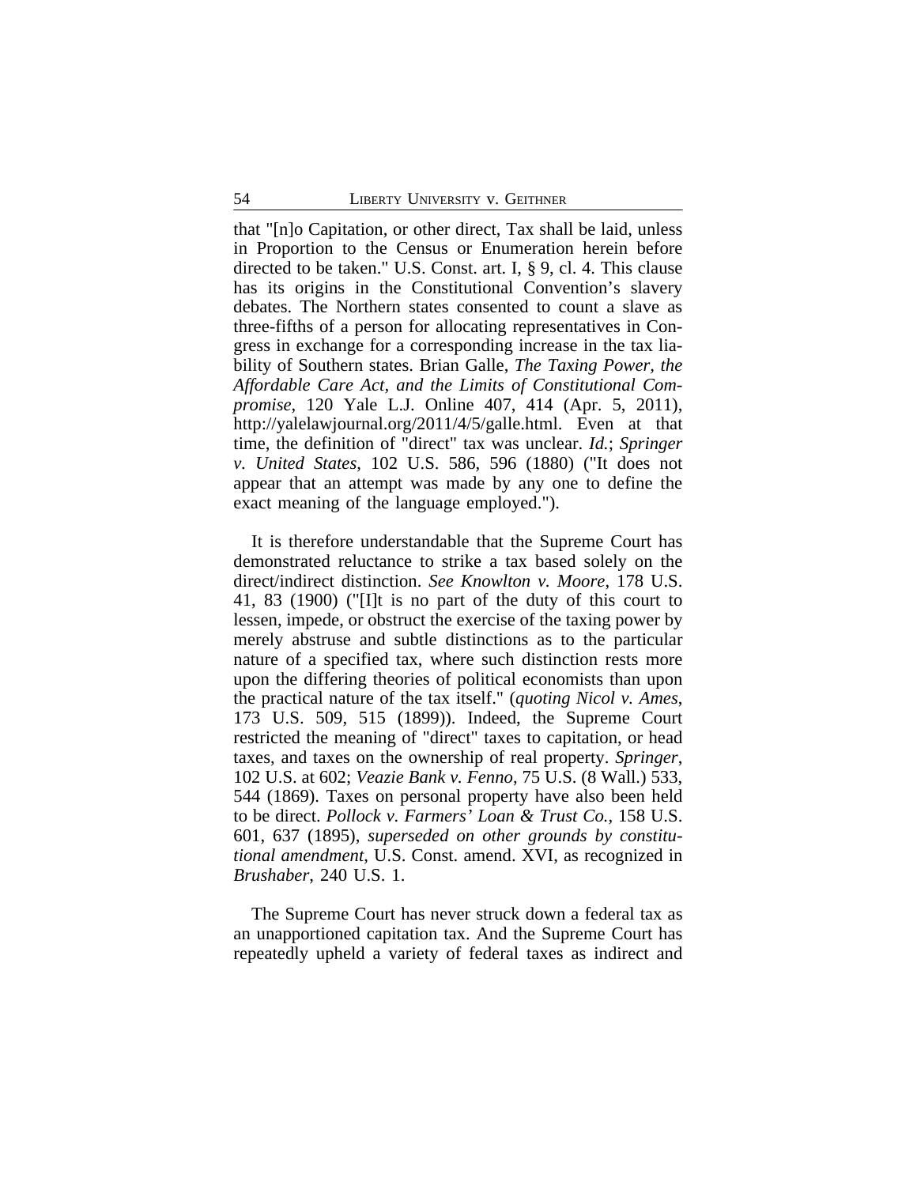that "[n]o Capitation, or other direct, Tax shall be laid, unless in Proportion to the Census or Enumeration herein before directed to be taken." U.S. Const. art. I, § 9, cl. 4. This clause has its origins in the Constitutional Convention's slavery debates. The Northern states consented to count a slave as three-fifths of a person for allocating representatives in Congress in exchange for a corresponding increase in the tax liability of Southern states. Brian Galle, *The Taxing Power, the Affordable Care Act, and the Limits of Constitutional Compromise*, 120 Yale L.J. Online 407, 414 (Apr. 5, 2011), http://yalelawjournal.org/2011/4/5/galle.html. Even at that time, the definition of "direct" tax was unclear. *Id.*; *Springer v. United States*, 102 U.S. 586, 596 (1880) ("It does not appear that an attempt was made by any one to define the exact meaning of the language employed.").

It is therefore understandable that the Supreme Court has demonstrated reluctance to strike a tax based solely on the direct/indirect distinction. *See Knowlton v. Moore*, 178 U.S. 41, 83 (1900) ("[I]t is no part of the duty of this court to lessen, impede, or obstruct the exercise of the taxing power by merely abstruse and subtle distinctions as to the particular nature of a specified tax, where such distinction rests more upon the differing theories of political economists than upon the practical nature of the tax itself." (*quoting Nicol v. Ames*, 173 U.S. 509, 515 (1899)). Indeed, the Supreme Court restricted the meaning of "direct" taxes to capitation, or head taxes, and taxes on the ownership of real property. *Springer*, 102 U.S. at 602; *Veazie Bank v. Fenno*, 75 U.S. (8 Wall.) 533, 544 (1869). Taxes on personal property have also been held to be direct. *Pollock v. Farmers' Loan & Trust Co.*, 158 U.S. 601, 637 (1895), *superseded on other grounds by constitutional amendment*, U.S. Const. amend. XVI, as recognized in *Brushaber*, 240 U.S. 1.

The Supreme Court has never struck down a federal tax as an unapportioned capitation tax. And the Supreme Court has repeatedly upheld a variety of federal taxes as indirect and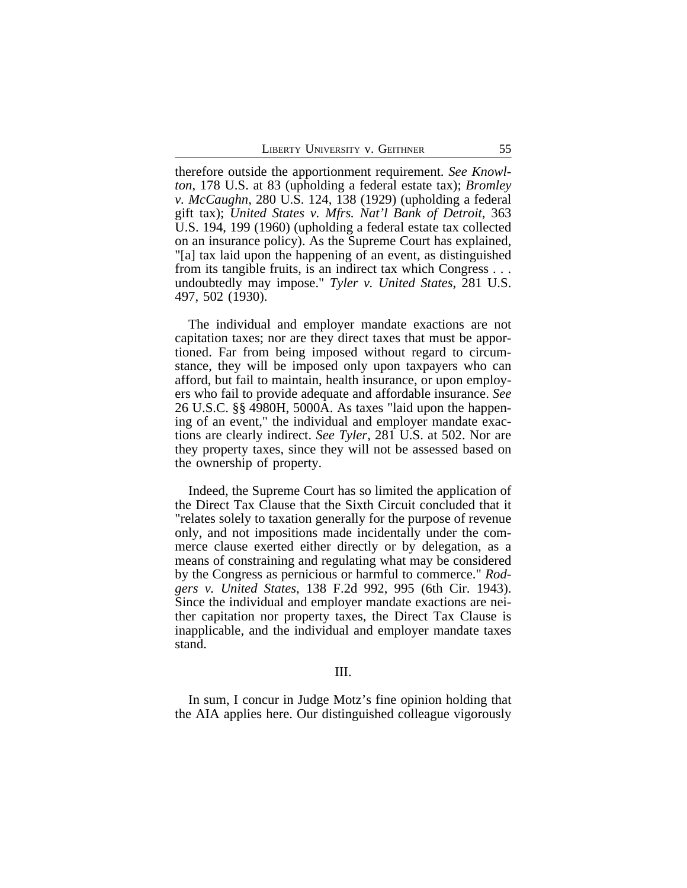therefore outside the apportionment requirement. *See Knowlton*, 178 U.S. at 83 (upholding a federal estate tax); *Bromley v. McCaughn*, 280 U.S. 124, 138 (1929) (upholding a federal gift tax); *United States v. Mfrs. Nat'l Bank of Detroit*, 363 U.S. 194, 199 (1960) (upholding a federal estate tax collected on an insurance policy). As the Supreme Court has explained, "[a] tax laid upon the happening of an event, as distinguished from its tangible fruits, is an indirect tax which Congress . . . undoubtedly may impose." *Tyler v. United States*, 281 U.S. 497, 502 (1930).

The individual and employer mandate exactions are not capitation taxes; nor are they direct taxes that must be apportioned. Far from being imposed without regard to circumstance, they will be imposed only upon taxpayers who can afford, but fail to maintain, health insurance, or upon employers who fail to provide adequate and affordable insurance. *See* 26 U.S.C. §§ 4980H, 5000A. As taxes "laid upon the happening of an event," the individual and employer mandate exactions are clearly indirect. *See Tyler*, 281 U.S. at 502. Nor are they property taxes, since they will not be assessed based on the ownership of property.

Indeed, the Supreme Court has so limited the application of the Direct Tax Clause that the Sixth Circuit concluded that it "relates solely to taxation generally for the purpose of revenue only, and not impositions made incidentally under the commerce clause exerted either directly or by delegation, as a means of constraining and regulating what may be considered by the Congress as pernicious or harmful to commerce." *Rodgers v. United States*, 138 F.2d 992, 995 (6th Cir. 1943). Since the individual and employer mandate exactions are neither capitation nor property taxes, the Direct Tax Clause is inapplicable, and the individual and employer mandate taxes stand.

## III.

In sum, I concur in Judge Motz's fine opinion holding that the AIA applies here. Our distinguished colleague vigorously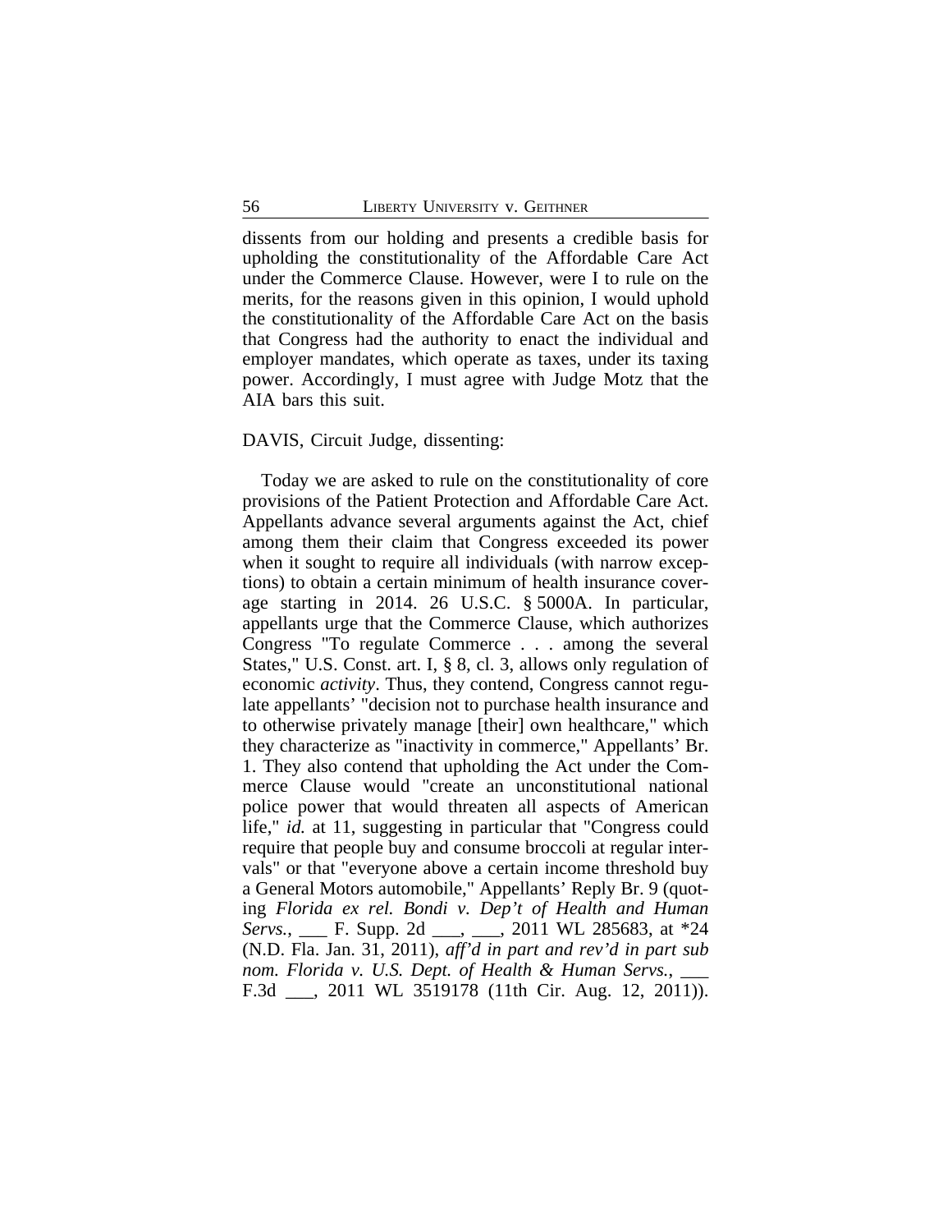dissents from our holding and presents a credible basis for upholding the constitutionality of the Affordable Care Act under the Commerce Clause. However, were I to rule on the merits, for the reasons given in this opinion, I would uphold the constitutionality of the Affordable Care Act on the basis that Congress had the authority to enact the individual and employer mandates, which operate as taxes, under its taxing power. Accordingly, I must agree with Judge Motz that the AIA bars this suit.

DAVIS, Circuit Judge, dissenting:

Today we are asked to rule on the constitutionality of core provisions of the Patient Protection and Affordable Care Act. Appellants advance several arguments against the Act, chief among them their claim that Congress exceeded its power when it sought to require all individuals (with narrow exceptions) to obtain a certain minimum of health insurance coverage starting in 2014. 26 U.S.C. § 5000A. In particular, appellants urge that the Commerce Clause, which authorizes Congress "To regulate Commerce . . . among the several States," U.S. Const. art. I, § 8, cl. 3, allows only regulation of economic *activity*. Thus, they contend, Congress cannot regulate appellants' "decision not to purchase health insurance and to otherwise privately manage [their] own healthcare," which they characterize as "inactivity in commerce," Appellants' Br. 1. They also contend that upholding the Act under the Commerce Clause would "create an unconstitutional national police power that would threaten all aspects of American life," *id.* at 11, suggesting in particular that "Congress could require that people buy and consume broccoli at regular intervals" or that "everyone above a certain income threshold buy a General Motors automobile," Appellants' Reply Br. 9 (quoting *Florida ex rel. Bondi v. Dep't of Health and Human Servs.*, ___ F. Supp. 2d ___, ___, 2011 WL 285683, at *24 (N.D. Fla. Jan. 31, 2011), *aff'd in part and rev'd in part sub nom. Florida v. U.S. Dept. of Health & Human Servs.*, ___ F.3d ___, 2011 WL 3519178 (11th Cir. Aug. 12, 2011)).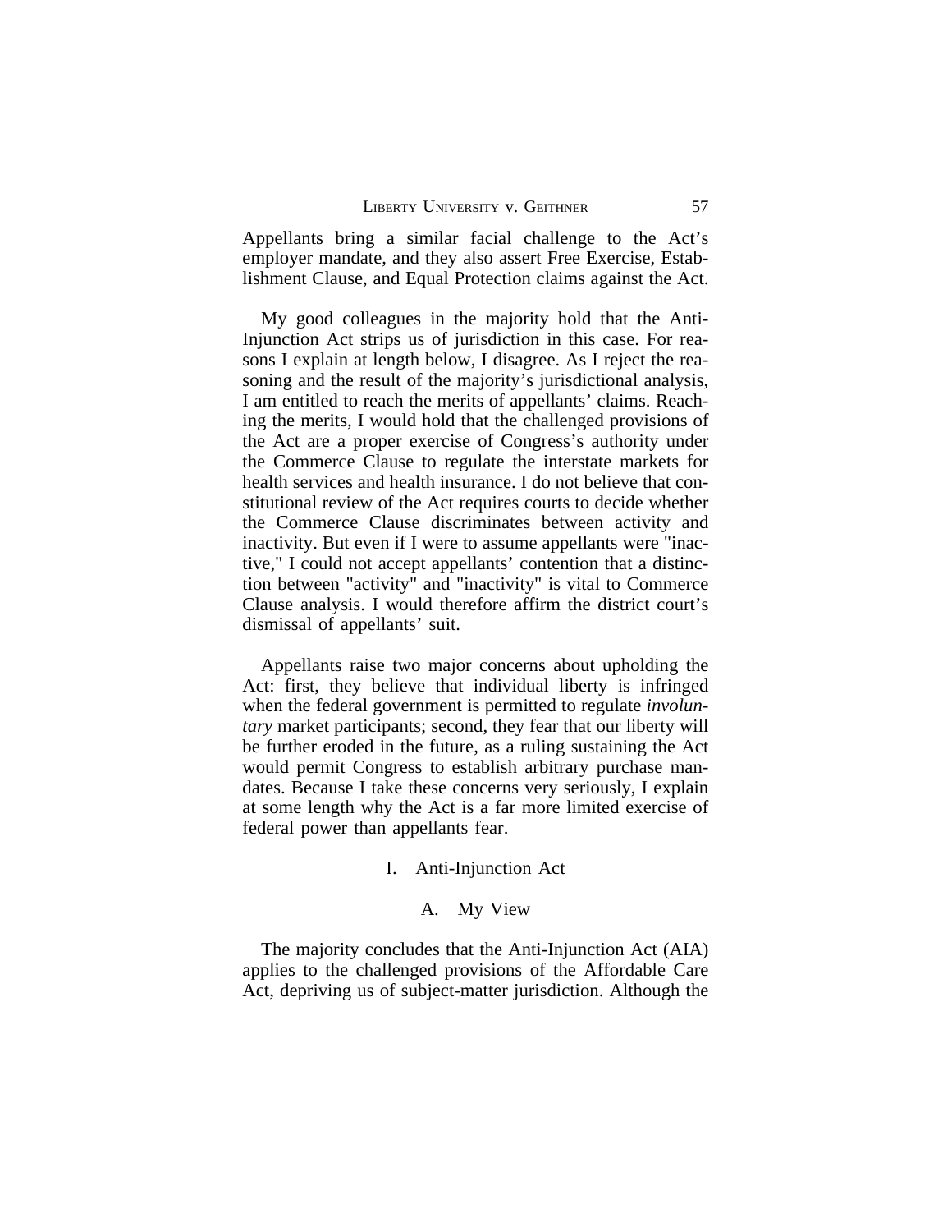Appellants bring a similar facial challenge to the Act's employer mandate, and they also assert Free Exercise, Establishment Clause, and Equal Protection claims against the Act.

My good colleagues in the majority hold that the Anti-Injunction Act strips us of jurisdiction in this case. For reasons I explain at length below, I disagree. As I reject the reasoning and the result of the majority's jurisdictional analysis, I am entitled to reach the merits of appellants' claims. Reaching the merits, I would hold that the challenged provisions of the Act are a proper exercise of Congress's authority under the Commerce Clause to regulate the interstate markets for health services and health insurance. I do not believe that constitutional review of the Act requires courts to decide whether the Commerce Clause discriminates between activity and inactivity. But even if I were to assume appellants were "inactive," I could not accept appellants' contention that a distinction between "activity" and "inactivity" is vital to Commerce Clause analysis. I would therefore affirm the district court's dismissal of appellants' suit.

Appellants raise two major concerns about upholding the Act: first, they believe that individual liberty is infringed when the federal government is permitted to regulate *involuntary* market participants; second, they fear that our liberty will be further eroded in the future, as a ruling sustaining the Act would permit Congress to establish arbitrary purchase mandates. Because I take these concerns very seriously, I explain at some length why the Act is a far more limited exercise of federal power than appellants fear.

## I. Anti-Injunction Act

### A. My View

The majority concludes that the Anti-Injunction Act (AIA) applies to the challenged provisions of the Affordable Care Act, depriving us of subject-matter jurisdiction. Although the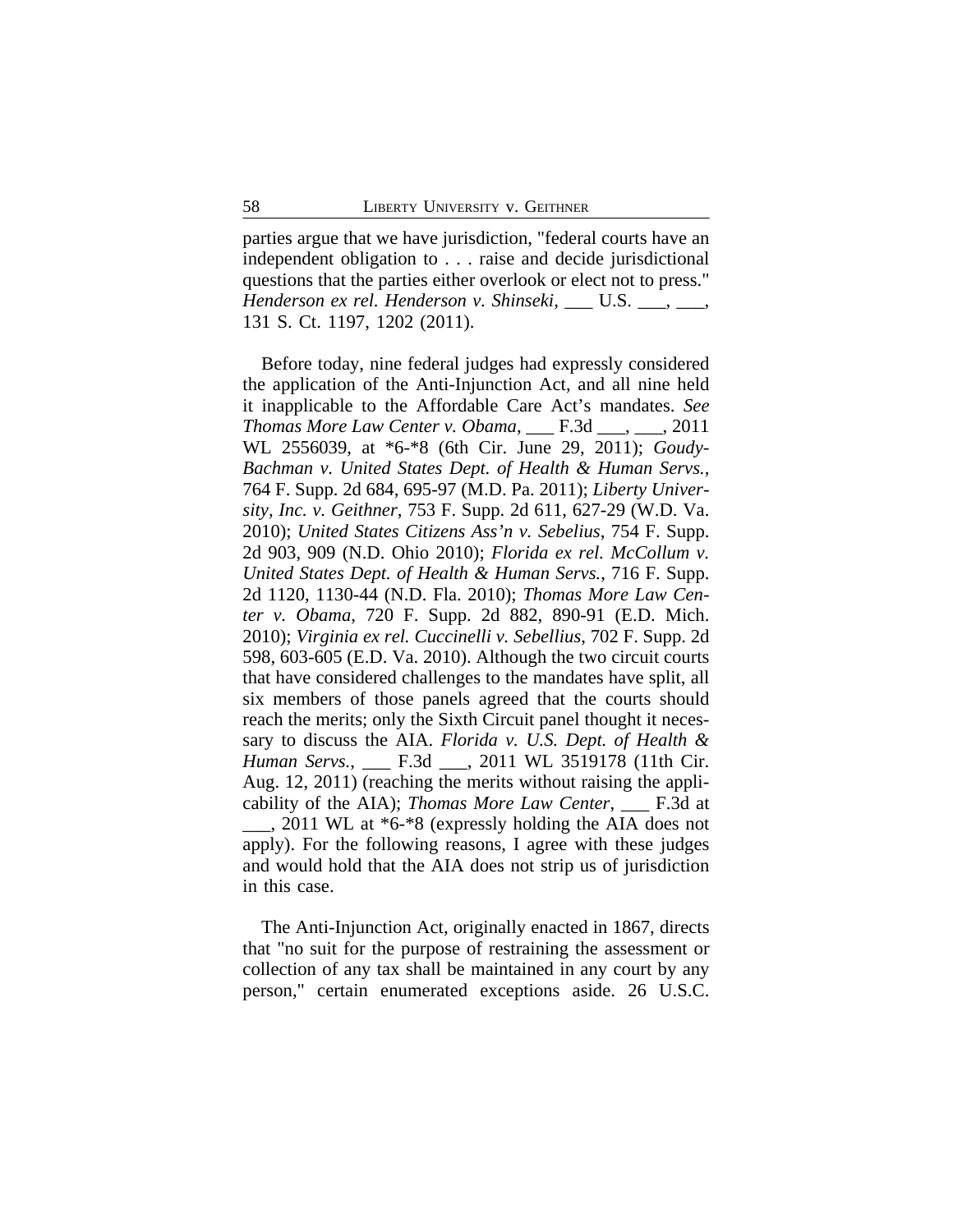parties argue that we have jurisdiction, "federal courts have an independent obligation to . . . raise and decide jurisdictional questions that the parties either overlook or elect not to press." *Henderson ex rel. Henderson v. Shinseki*, ___ U.S. ___, ___, 131 S. Ct. 1197, 1202 (2011).

Before today, nine federal judges had expressly considered the application of the Anti-Injunction Act, and all nine held it inapplicable to the Affordable Care Act's mandates. *See Thomas More Law Center v. Obama*, ___ F.3d ___, ___, 2011 WL 2556039, at *6-*8 (6th Cir. June 29, 2011); *Goudy-Bachman v. United States Dept. of Health & Human Servs.*, 764 F. Supp. 2d 684, 695-97 (M.D. Pa. 2011); *Liberty University, Inc. v. Geithner*, 753 F. Supp. 2d 611, 627-29 (W.D. Va. 2010); *United States Citizens Ass'n v. Sebelius*, 754 F. Supp. 2d 903, 909 (N.D. Ohio 2010); *Florida ex rel. McCollum v. United States Dept. of Health & Human Servs.*, 716 F. Supp. 2d 1120, 1130-44 (N.D. Fla. 2010); *Thomas More Law Center v. Obama*, 720 F. Supp. 2d 882, 890-91 (E.D. Mich. 2010); *Virginia ex rel. Cuccinelli v. Sebellius*, 702 F. Supp. 2d 598, 603-605 (E.D. Va. 2010). Although the two circuit courts that have considered challenges to the mandates have split, all six members of those panels agreed that the courts should reach the merits; only the Sixth Circuit panel thought it necessary to discuss the AIA. *Florida v. U.S. Dept. of Health & Human Servs.*, ___ F.3d ___, 2011 WL 3519178 (11th Cir. Aug. 12, 2011) (reaching the merits without raising the applicability of the AIA); *Thomas More Law Center*, ___ F.3d at ___, 2011 WL at *6-*8 (expressly holding the AIA does not apply). For the following reasons, I agree with these judges and would hold that the AIA does not strip us of jurisdiction in this case.

The Anti-Injunction Act, originally enacted in 1867, directs that "no suit for the purpose of restraining the assessment or collection of any tax shall be maintained in any court by any person," certain enumerated exceptions aside. 26 U.S.C.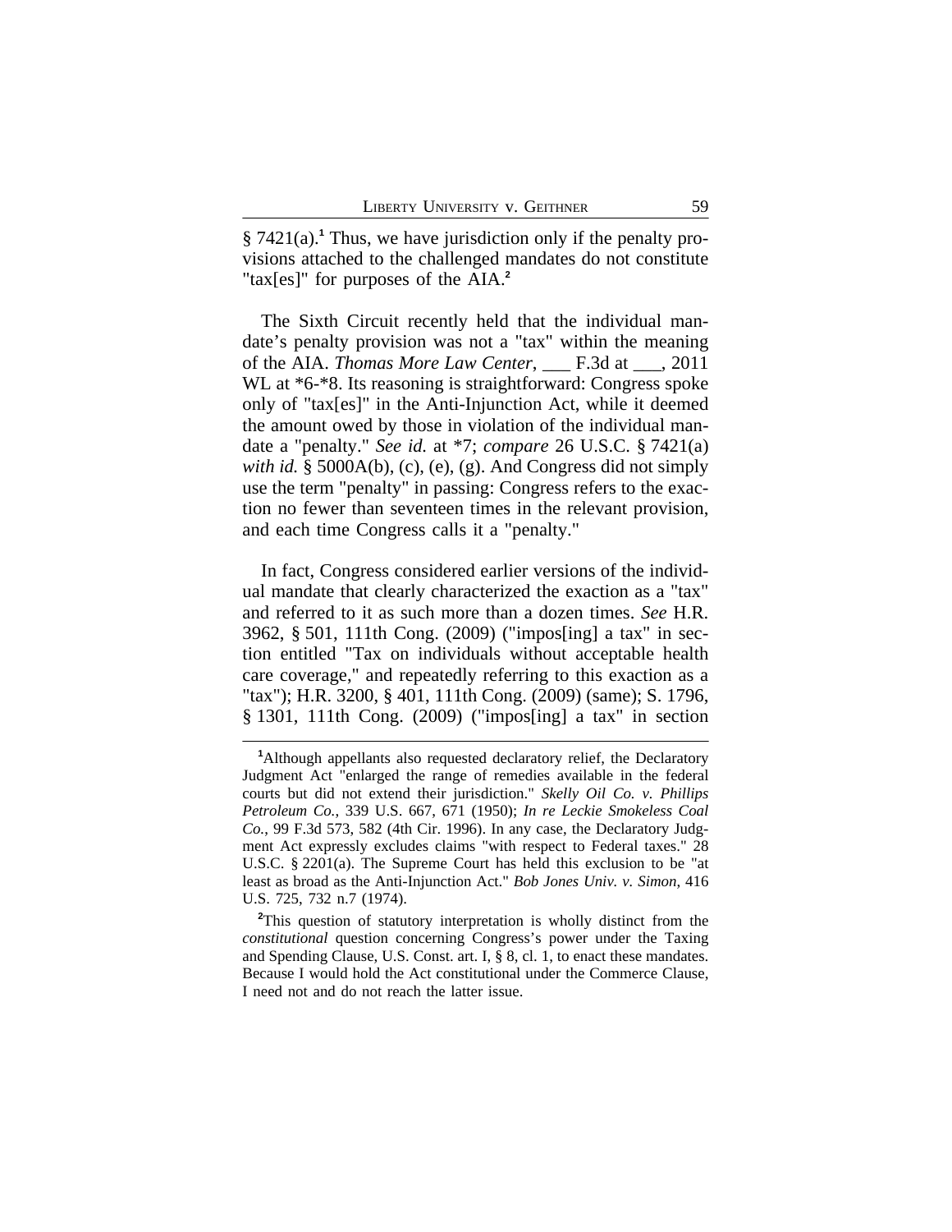§ 7421(a).[1] Thus, we have jurisdiction only if the penalty provisions attached to the challenged mandates do not constitute "tax[es]" for purposes of the AIA.[2]

The Sixth Circuit recently held that the individual mandate's penalty provision was not a "tax" within the meaning of the AIA. *Thomas More Law Center*, ___ F.3d at ___, 2011 WL at *6-*8. Its reasoning is straightforward: Congress spoke only of "tax[es]" in the Anti-Injunction Act, while it deemed the amount owed by those in violation of the individual mandate a "penalty." *See id.* at *7; *compare* 26 U.S.C. § 7421(a) *with id.* § 5000A(b), (c), (e), (g). And Congress did not simply use the term "penalty" in passing: Congress refers to the exaction no fewer than seventeen times in the relevant provision, and each time Congress calls it a "penalty."

In fact, Congress considered earlier versions of the individual mandate that clearly characterized the exaction as a "tax" and referred to it as such more than a dozen times. *See* H.R. 3962, § 501, 111th Cong. (2009) ("impos[ing] a tax" in section entitled "Tax on individuals without acceptable health care coverage," and repeatedly referring to this exaction as a "tax"); H.R. 3200, § 401, 111th Cong. (2009) (same); S. 1796, § 1301, 111th Cong. (2009) ("impos[ing] a tax" in section

---

[1] Although appellants also requested declaratory relief, the Declaratory Judgment Act "enlarged the range of remedies available in the federal courts but did not extend their jurisdiction." *Skelly Oil Co. v. Phillips Petroleum Co.*, 339 U.S. 667, 671 (1950); *In re Leckie Smokeless Coal Co.*, 99 F.3d 573, 582 (4th Cir. 1996). In any case, the Declaratory Judgment Act expressly excludes claims "with respect to Federal taxes." 28 U.S.C. § 2201(a). The Supreme Court has held this exclusion to be "at least as broad as the Anti-Injunction Act." *Bob Jones Univ. v. Simon*, 416 U.S. 725, 732 n.7 (1974).

[2] This question of statutory interpretation is wholly distinct from the *constitutional* question concerning Congress's power under the Taxing and Spending Clause, U.S. Const. art. I, § 8, cl. 1, to enact these mandates. Because I would hold the Act constitutional under the Commerce Clause, I need not and do not reach the latter issue.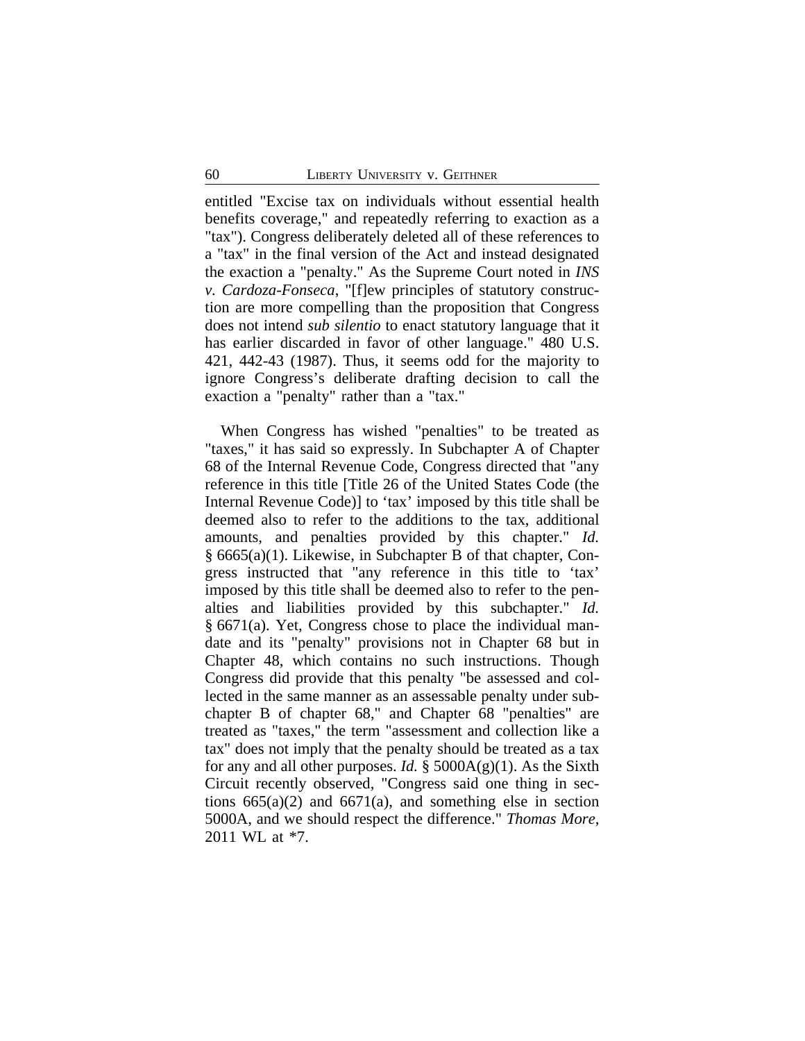entitled "Excise tax on individuals without essential health benefits coverage," and repeatedly referring to exaction as a "tax"). Congress deliberately deleted all of these references to a "tax" in the final version of the Act and instead designated the exaction a "penalty." As the Supreme Court noted in *INS v. Cardoza-Fonseca*, "[f]ew principles of statutory construction are more compelling than the proposition that Congress does not intend *sub silentio* to enact statutory language that it has earlier discarded in favor of other language." 480 U.S. 421, 442-43 (1987). Thus, it seems odd for the majority to ignore Congress's deliberate drafting decision to call the exaction a "penalty" rather than a "tax."

When Congress has wished "penalties" to be treated as "taxes," it has said so expressly. In Subchapter A of Chapter 68 of the Internal Revenue Code, Congress directed that "any reference in this title [Title 26 of the United States Code (the Internal Revenue Code)] to 'tax' imposed by this title shall be deemed also to refer to the additions to the tax, additional amounts, and penalties provided by this chapter." *Id.* § 6665(a)(1). Likewise, in Subchapter B of that chapter, Congress instructed that "any reference in this title to 'tax' imposed by this title shall be deemed also to refer to the penalties and liabilities provided by this subchapter." *Id.* § 6671(a). Yet, Congress chose to place the individual mandate and its "penalty" provisions not in Chapter 68 but in Chapter 48, which contains no such instructions. Though Congress did provide that this penalty "be assessed and collected in the same manner as an assessable penalty under subchapter B of chapter 68," and Chapter 68 "penalties" are treated as "taxes," the term "assessment and collection like a tax" does not imply that the penalty should be treated as a tax for any and all other purposes. *Id.* § 5000A(g)(1). As the Sixth Circuit recently observed, "Congress said one thing in sections 665(a)(2) and 6671(a), and something else in section 5000A, and we should respect the difference." *Thomas More*, 2011 WL at *7.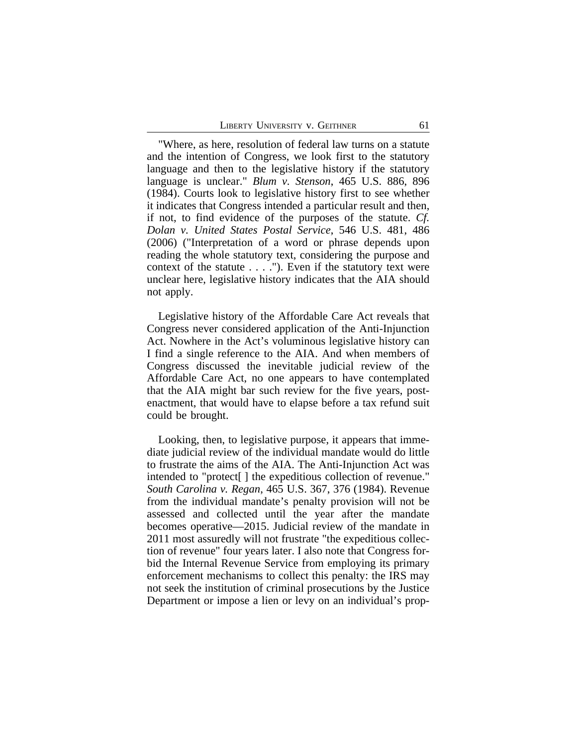"Where, as here, resolution of federal law turns on a statute and the intention of Congress, we look first to the statutory language and then to the legislative history if the statutory language is unclear." *Blum v. Stenson*, 465 U.S. 886, 896 (1984). Courts look to legislative history first to see whether it indicates that Congress intended a particular result and then, if not, to find evidence of the purposes of the statute. *Cf. Dolan v. United States Postal Service*, 546 U.S. 481, 486 (2006) ("Interpretation of a word or phrase depends upon reading the whole statutory text, considering the purpose and context of the statute . . . ."). Even if the statutory text were unclear here, legislative history indicates that the AIA should not apply.

Legislative history of the Affordable Care Act reveals that Congress never considered application of the Anti-Injunction Act. Nowhere in the Act's voluminous legislative history can I find a single reference to the AIA. And when members of Congress discussed the inevitable judicial review of the Affordable Care Act, no one appears to have contemplated that the AIA might bar such review for the five years, post-enactment, that would have to elapse before a tax refund suit could be brought.

Looking, then, to legislative purpose, it appears that immediate judicial review of the individual mandate would do little to frustrate the aims of the AIA. The Anti-Injunction Act was intended to "protect[ ] the expeditious collection of revenue." *South Carolina v. Regan*, 465 U.S. 367, 376 (1984). Revenue from the individual mandate's penalty provision will not be assessed and collected until the year after the mandate becomes operative—2015. Judicial review of the mandate in 2011 most assuredly will not frustrate "the expeditious collection of revenue" four years later. I also note that Congress forbid the Internal Revenue Service from employing its primary enforcement mechanisms to collect this penalty: the IRS may not seek the institution of criminal prosecutions by the Justice Department or impose a lien or levy on an individual's prop-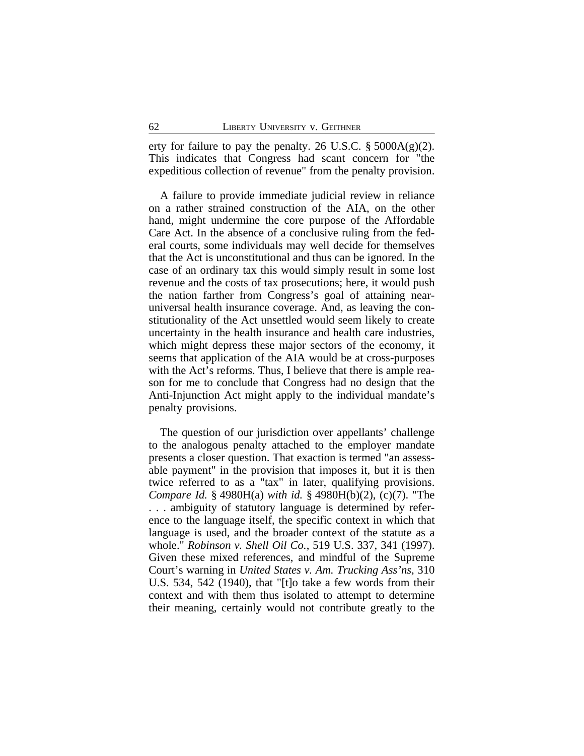erty for failure to pay the penalty. 26 U.S.C. § 5000A(g)(2). This indicates that Congress had scant concern for "the expeditious collection of revenue" from the penalty provision.

A failure to provide immediate judicial review in reliance on a rather strained construction of the AIA, on the other hand, might undermine the core purpose of the Affordable Care Act. In the absence of a conclusive ruling from the federal courts, some individuals may well decide for themselves that the Act is unconstitutional and thus can be ignored. In the case of an ordinary tax this would simply result in some lost revenue and the costs of tax prosecutions; here, it would push the nation farther from Congress's goal of attaining near-universal health insurance coverage. And, as leaving the constitutionality of the Act unsettled would seem likely to create uncertainty in the health insurance and health care industries, which might depress these major sectors of the economy, it seems that application of the AIA would be at cross-purposes with the Act's reforms. Thus, I believe that there is ample reason for me to conclude that Congress had no design that the Anti-Injunction Act might apply to the individual mandate's penalty provisions.

The question of our jurisdiction over appellants' challenge to the analogous penalty attached to the employer mandate presents a closer question. That exaction is termed "an assessable payment" in the provision that imposes it, but it is then twice referred to as a "tax" in later, qualifying provisions. *Compare Id.* § 4980H(a) *with id.* § 4980H(b)(2), (c)(7). "The . . . ambiguity of statutory language is determined by reference to the language itself, the specific context in which that language is used, and the broader context of the statute as a whole." *Robinson v. Shell Oil Co.*, 519 U.S. 337, 341 (1997). Given these mixed references, and mindful of the Supreme Court's warning in *United States v. Am. Trucking Ass'ns*, 310 U.S. 534, 542 (1940), that "[t]o take a few words from their context and with them thus isolated to attempt to determine their meaning, certainly would not contribute greatly to the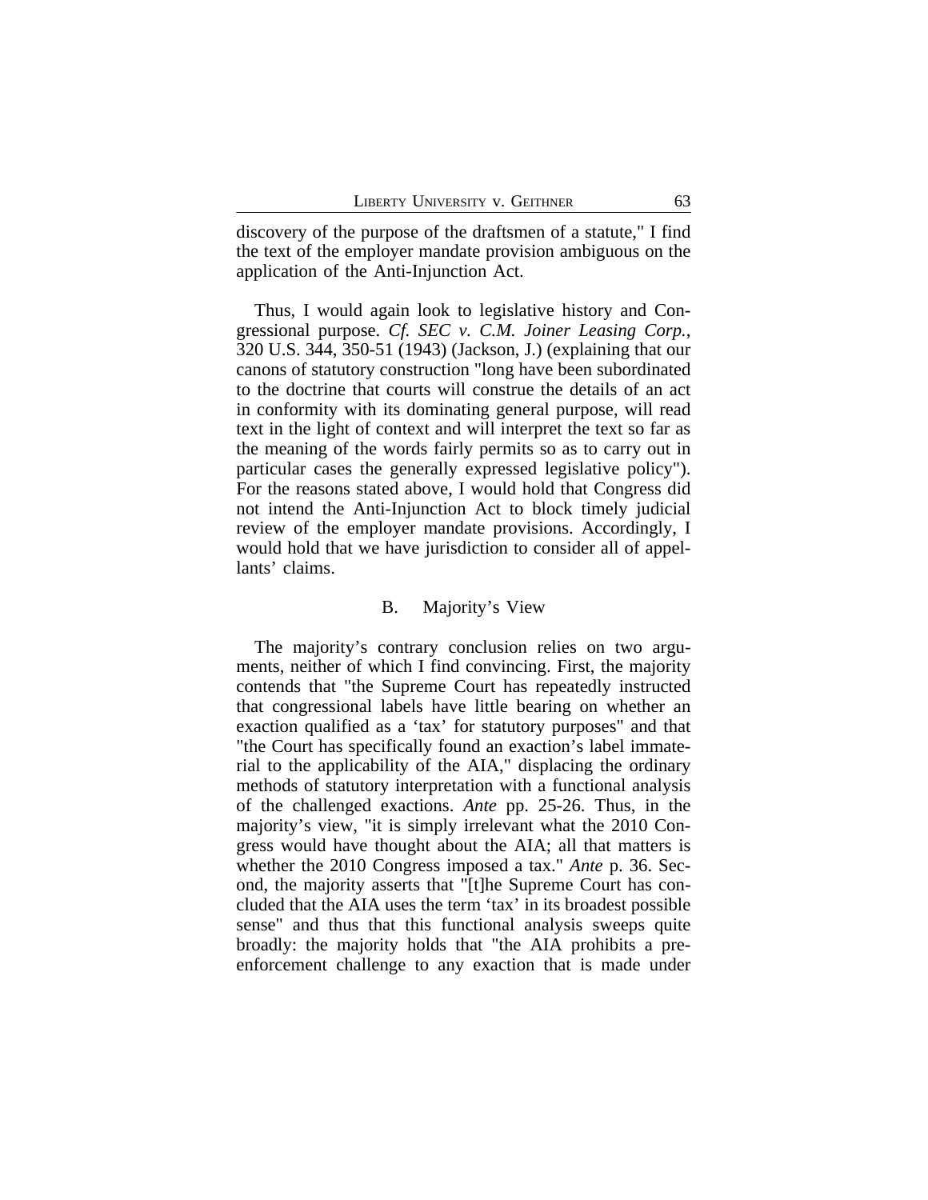discovery of the purpose of the draftsmen of a statute," I find the text of the employer mandate provision ambiguous on the application of the Anti-Injunction Act.

Thus, I would again look to legislative history and Congressional purpose. *Cf. SEC v. C.M. Joiner Leasing Corp.*, 320 U.S. 344, 350-51 (1943) (Jackson, J.) (explaining that our canons of statutory construction "long have been subordinated to the doctrine that courts will construe the details of an act in conformity with its dominating general purpose, will read text in the light of context and will interpret the text so far as the meaning of the words fairly permits so as to carry out in particular cases the generally expressed legislative policy"). For the reasons stated above, I would hold that Congress did not intend the Anti-Injunction Act to block timely judicial review of the employer mandate provisions. Accordingly, I would hold that we have jurisdiction to consider all of appellants' claims.

### B. Majority's View

The majority's contrary conclusion relies on two arguments, neither of which I find convincing. First, the majority contends that "the Supreme Court has repeatedly instructed that congressional labels have little bearing on whether an exaction qualified as a 'tax' for statutory purposes" and that "the Court has specifically found an exaction's label immaterial to the applicability of the AIA," displacing the ordinary methods of statutory interpretation with a functional analysis of the challenged exactions. *Ante* pp. 25-26. Thus, in the majority's view, "it is simply irrelevant what the 2010 Congress would have thought about the AIA; all that matters is whether the 2010 Congress imposed a tax." *Ante* p. 36. Second, the majority asserts that "[t]he Supreme Court has concluded that the AIA uses the term 'tax' in its broadest possible sense" and thus that this functional analysis sweeps quite broadly: the majority holds that "the AIA prohibits a pre-enforcement challenge to any exaction that is made under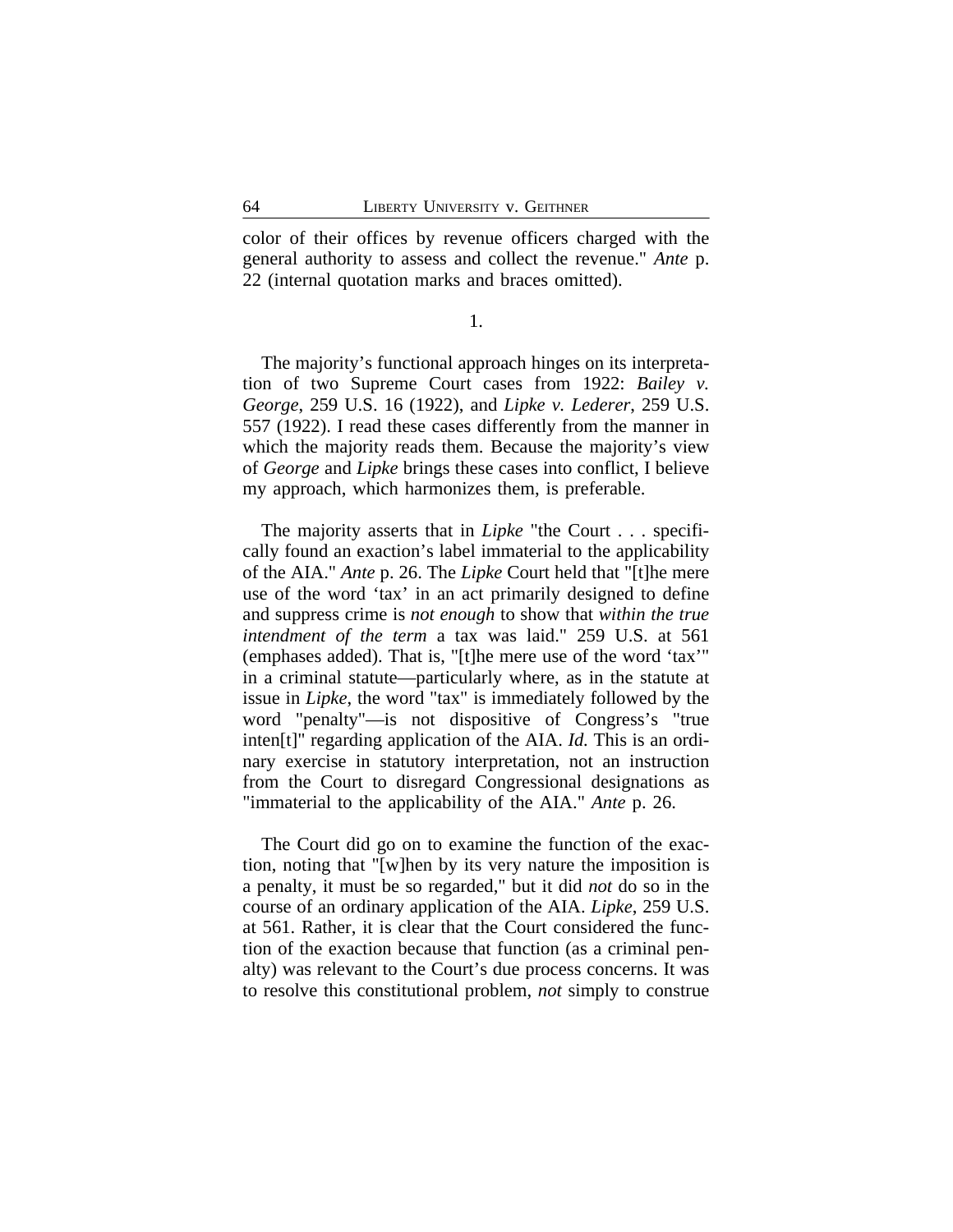color of their offices by revenue officers charged with the general authority to assess and collect the revenue." *Ante* p. 22 (internal quotation marks and braces omitted).

1.

The majority's functional approach hinges on its interpretation of two Supreme Court cases from 1922: *Bailey v. George*, 259 U.S. 16 (1922), and *Lipke v. Lederer*, 259 U.S. 557 (1922). I read these cases differently from the manner in which the majority reads them. Because the majority's view of *George* and *Lipke* brings these cases into conflict, I believe my approach, which harmonizes them, is preferable.

The majority asserts that in *Lipke* "the Court . . . specifically found an exaction's label immaterial to the applicability of the AIA." *Ante* p. 26. The *Lipke* Court held that "[t]he mere use of the word 'tax' in an act primarily designed to define and suppress crime is *not enough* to show that *within the true intendment of the term* a tax was laid." 259 U.S. at 561 (emphases added). That is, "[t]he mere use of the word 'tax'" in a criminal statute—particularly where, as in the statute at issue in *Lipke*, the word "tax" is immediately followed by the word "penalty"—is not dispositive of Congress's "true inten[t]" regarding application of the AIA. *Id.* This is an ordinary exercise in statutory interpretation, not an instruction from the Court to disregard Congressional designations as "immaterial to the applicability of the AIA." *Ante* p. 26.

The Court did go on to examine the function of the exaction, noting that "[w]hen by its very nature the imposition is a penalty, it must be so regarded," but it did *not* do so in the course of an ordinary application of the AIA. *Lipke*, 259 U.S. at 561. Rather, it is clear that the Court considered the function of the exaction because that function (as a criminal penalty) was relevant to the Court's due process concerns. It was to resolve this constitutional problem, *not* simply to construe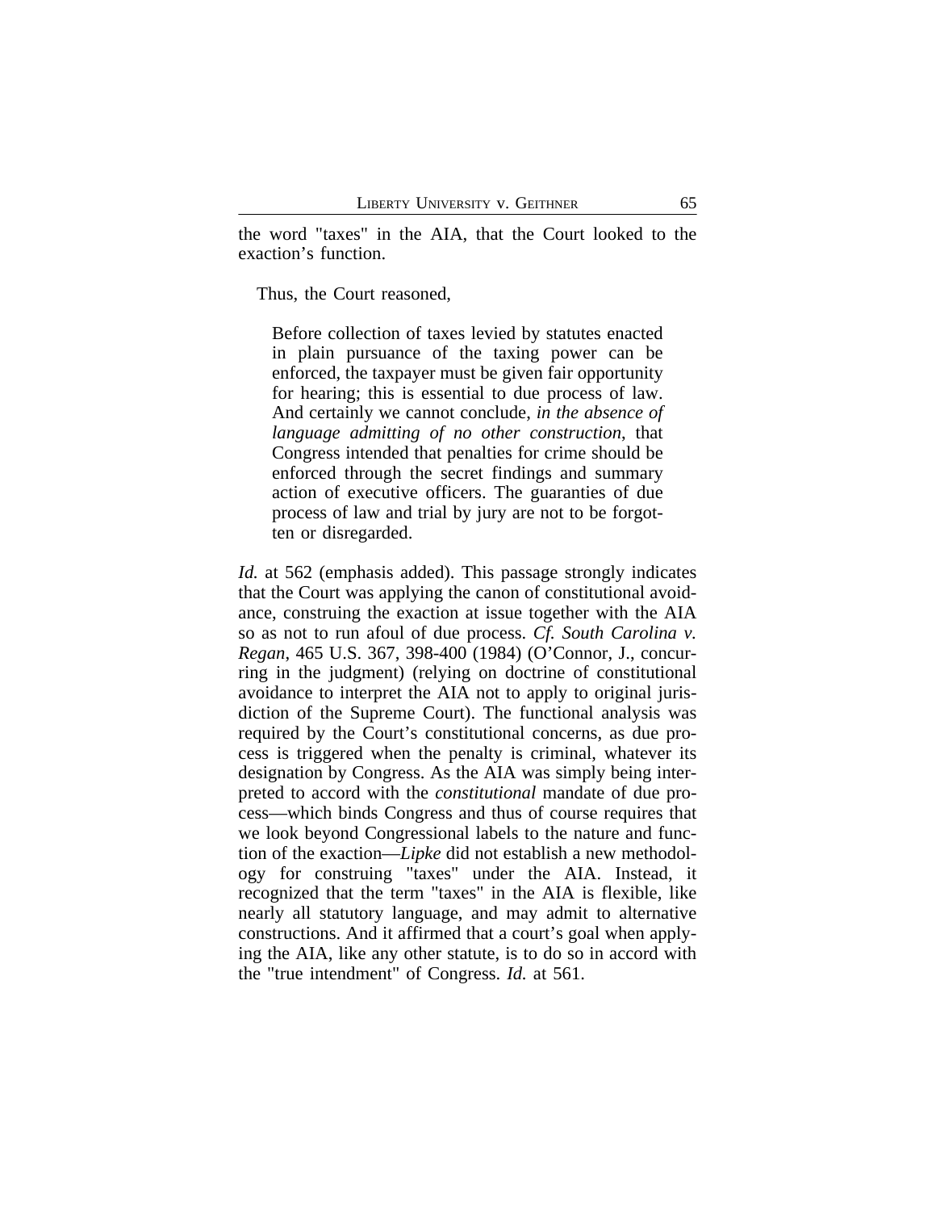the word "taxes" in the AIA, that the Court looked to the exaction's function.

Thus, the Court reasoned,

> Before collection of taxes levied by statutes enacted in plain pursuance of the taxing power can be enforced, the taxpayer must be given fair opportunity for hearing; this is essential to due process of law. And certainly we cannot conclude, *in the absence of language admitting of no other construction*, that Congress intended that penalties for crime should be enforced through the secret findings and summary action of executive officers. The guaranties of due process of law and trial by jury are not to be forgotten or disregarded.

*Id.* at 562 (emphasis added). This passage strongly indicates that the Court was applying the canon of constitutional avoidance, construing the exaction at issue together with the AIA so as not to run afoul of due process. *Cf. South Carolina v. Regan*, 465 U.S. 367, 398-400 (1984) (O'Connor, J., concurring in the judgment) (relying on doctrine of constitutional avoidance to interpret the AIA not to apply to original jurisdiction of the Supreme Court). The functional analysis was required by the Court's constitutional concerns, as due process is triggered when the penalty is criminal, whatever its designation by Congress. As the AIA was simply being interpreted to accord with the *constitutional* mandate of due process—which binds Congress and thus of course requires that we look beyond Congressional labels to the nature and function of the exaction—*Lipke* did not establish a new methodology for construing "taxes" under the AIA. Instead, it recognized that the term "taxes" in the AIA is flexible, like nearly all statutory language, and may admit to alternative constructions. And it affirmed that a court's goal when applying the AIA, like any other statute, is to do so in accord with the "true intendment" of Congress. *Id.* at 561.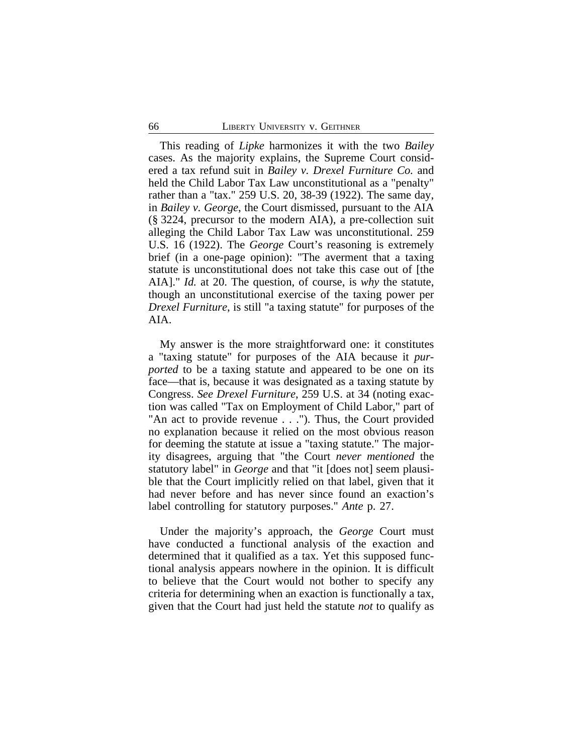This reading of *Lipke* harmonizes it with the two *Bailey* cases. As the majority explains, the Supreme Court considered a tax refund suit in *Bailey v. Drexel Furniture Co.* and held the Child Labor Tax Law unconstitutional as a "penalty" rather than a "tax." 259 U.S. 20, 38-39 (1922). The same day, in *Bailey v. George*, the Court dismissed, pursuant to the AIA (§ 3224, precursor to the modern AIA), a pre-collection suit alleging the Child Labor Tax Law was unconstitutional. 259 U.S. 16 (1922). The *George* Court's reasoning is extremely brief (in a one-page opinion): "The averment that a taxing statute is unconstitutional does not take this case out of [the AIA]." *Id.* at 20. The question, of course, is *why* the statute, though an unconstitutional exercise of the taxing power per *Drexel Furniture*, is still "a taxing statute" for purposes of the AIA.

My answer is the more straightforward one: it constitutes a "taxing statute" for purposes of the AIA because it *purported* to be a taxing statute and appeared to be one on its face—that is, because it was designated as a taxing statute by Congress. *See Drexel Furniture*, 259 U.S. at 34 (noting exaction was called "Tax on Employment of Child Labor," part of "An act to provide revenue . . ."). Thus, the Court provided no explanation because it relied on the most obvious reason for deeming the statute at issue a "taxing statute." The majority disagrees, arguing that "the Court *never mentioned* the statutory label" in *George* and that "it [does not] seem plausible that the Court implicitly relied on that label, given that it had never before and has never since found an exaction's label controlling for statutory purposes." *Ante* p. 27.

Under the majority's approach, the *George* Court must have conducted a functional analysis of the exaction and determined that it qualified as a tax. Yet this supposed functional analysis appears nowhere in the opinion. It is difficult to believe that the Court would not bother to specify any criteria for determining when an exaction is functionally a tax, given that the Court had just held the statute *not* to qualify as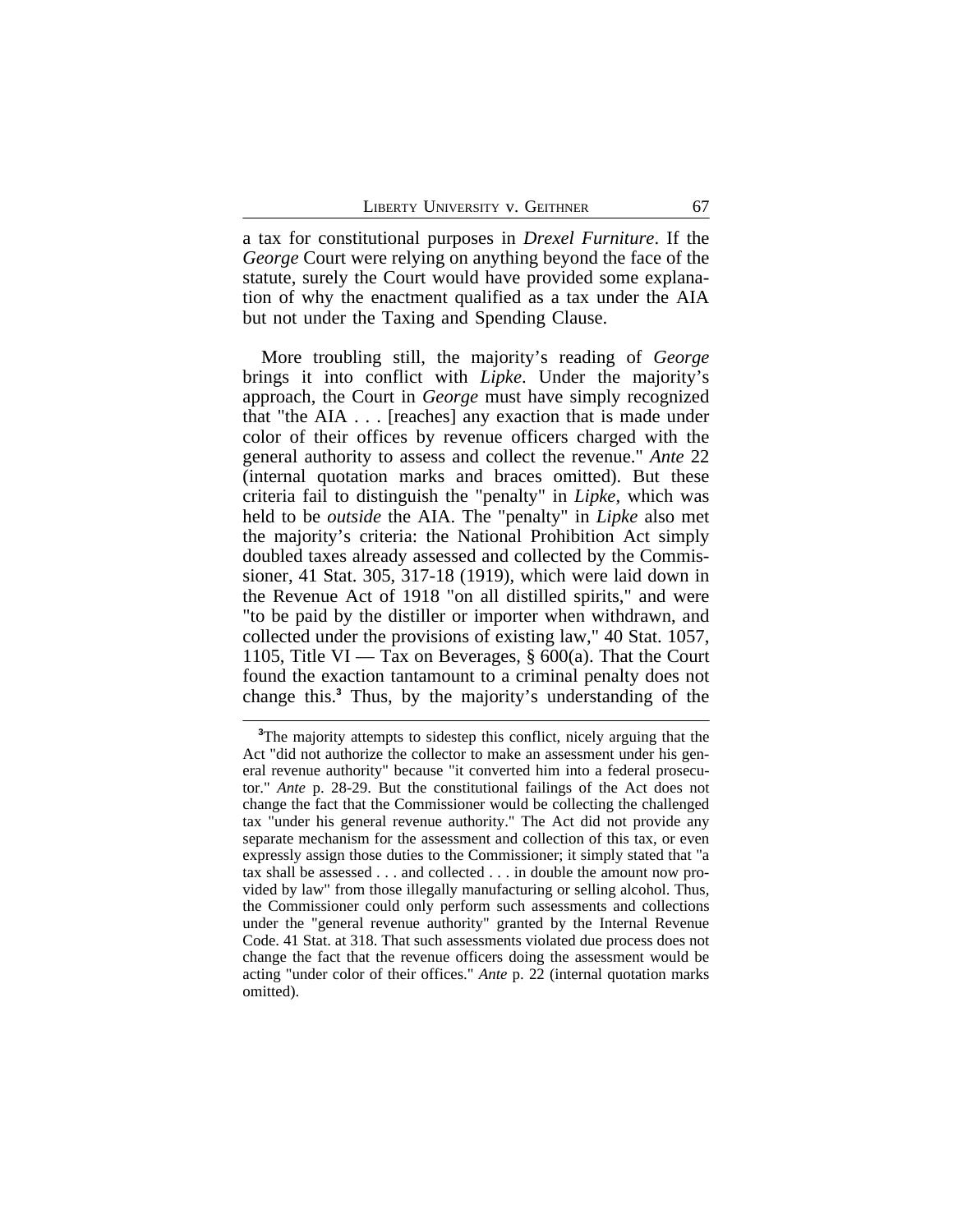a tax for constitutional purposes in *Drexel Furniture*. If the *George* Court were relying on anything beyond the face of the statute, surely the Court would have provided some explanation of why the enactment qualified as a tax under the AIA but not under the Taxing and Spending Clause.

More troubling still, the majority's reading of *George* brings it into conflict with *Lipke*. Under the majority's approach, the Court in *George* must have simply recognized that "the AIA . . . [reaches] any exaction that is made under color of their offices by revenue officers charged with the general authority to assess and collect the revenue." *Ante* 22 (internal quotation marks and braces omitted). But these criteria fail to distinguish the "penalty" in *Lipke*, which was held to be *outside* the AIA. The "penalty" in *Lipke* also met the majority's criteria: the National Prohibition Act simply doubled taxes already assessed and collected by the Commissioner, 41 Stat. 305, 317-18 (1919), which were laid down in the Revenue Act of 1918 "on all distilled spirits," and were "to be paid by the distiller or importer when withdrawn, and collected under the provisions of existing law," 40 Stat. 1057, 1105, Title VI — Tax on Beverages, § 600(a). That the Court found the exaction tantamount to a criminal penalty does not change this.[3] Thus, by the majority's understanding of the

[3] The majority attempts to sidestep this conflict, nicely arguing that the Act "did not authorize the collector to make an assessment under his general revenue authority" because "it converted him into a federal prosecutor." *Ante* p. 28-29. But the constitutional failings of the Act does not change the fact that the Commissioner would be collecting the challenged tax "under his general revenue authority." The Act did not provide any separate mechanism for the assessment and collection of this tax, or even expressly assign those duties to the Commissioner; it simply stated that "a tax shall be assessed . . . and collected . . . in double the amount now provided by law" from those illegally manufacturing or selling alcohol. Thus, the Commissioner could only perform such assessments and collections under the "general revenue authority" granted by the Internal Revenue Code. 41 Stat. at 318. That such assessments violated due process does not change the fact that the revenue officers doing the assessment would be acting "under color of their offices." *Ante* p. 22 (internal quotation marks omitted).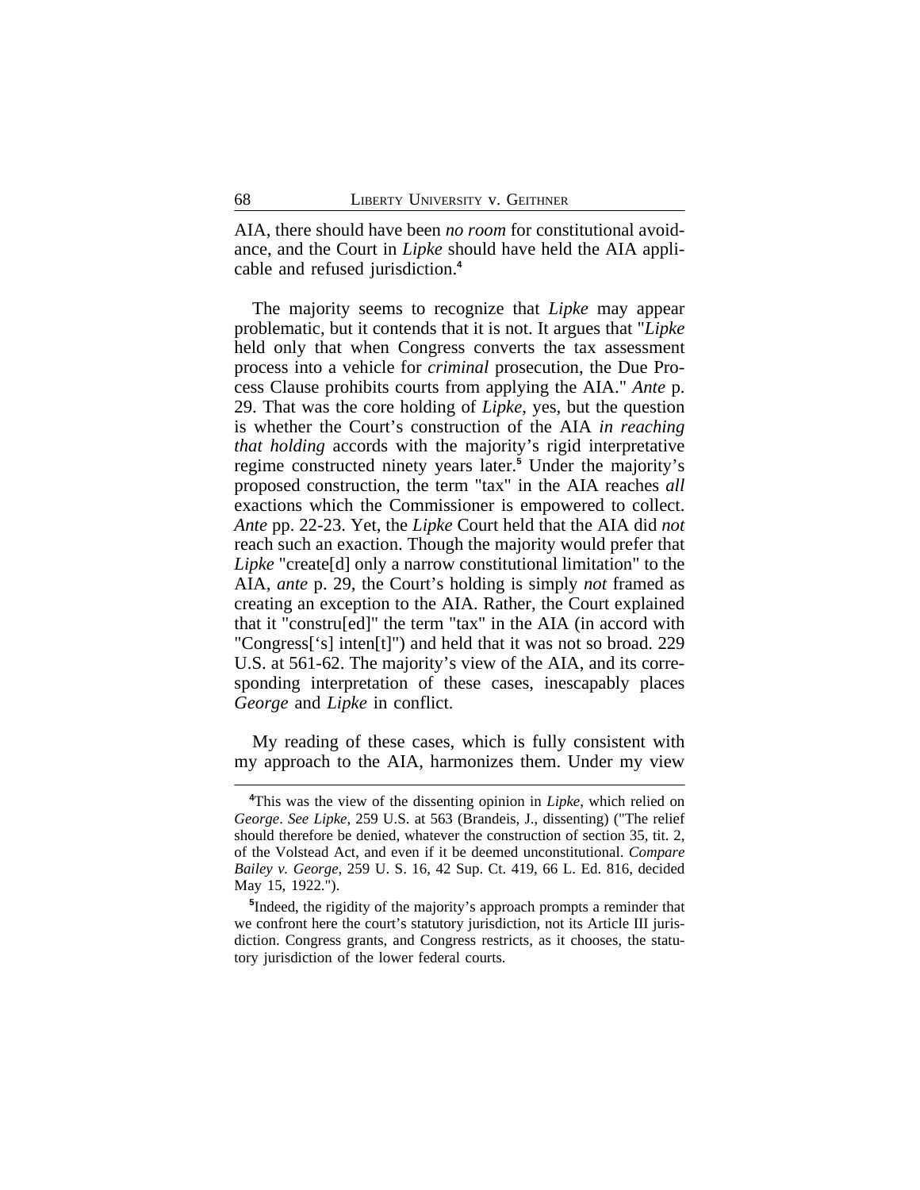AIA, there should have been *no room* for constitutional avoidance, and the Court in *Lipke* should have held the AIA applicable and refused jurisdiction.[4]

The majority seems to recognize that *Lipke* may appear problematic, but it contends that it is not. It argues that "*Lipke* held only that when Congress converts the tax assessment process into a vehicle for *criminal* prosecution, the Due Process Clause prohibits courts from applying the AIA." *Ante* p. 29. That was the core holding of *Lipke*, yes, but the question is whether the Court's construction of the AIA *in reaching that holding* accords with the majority's rigid interpretative regime constructed ninety years later.[5] Under the majority's proposed construction, the term "tax" in the AIA reaches *all* exactions which the Commissioner is empowered to collect. *Ante* pp. 22-23. Yet, the *Lipke* Court held that the AIA did *not* reach such an exaction. Though the majority would prefer that *Lipke* "create[d] only a narrow constitutional limitation" to the AIA, *ante* p. 29, the Court's holding is simply *not* framed as creating an exception to the AIA. Rather, the Court explained that it "constru[ed]" the term "tax" in the AIA (in accord with "Congress['s] inten[t]") and held that it was not so broad. 229 U.S. at 561-62. The majority's view of the AIA, and its corresponding interpretation of these cases, inescapably places *George* and *Lipke* in conflict.

My reading of these cases, which is fully consistent with my approach to the AIA, harmonizes them. Under my view

[4]This was the view of the dissenting opinion in *Lipke*, which relied on *George*. *See Lipke*, 259 U.S. at 563 (Brandeis, J., dissenting) ("The relief should therefore be denied, whatever the construction of section 35, tit. 2, of the Volstead Act, and even if it be deemed unconstitutional. *Compare Bailey v. George*, 259 U. S. 16, 42 Sup. Ct. 419, 66 L. Ed. 816, decided May 15, 1922.").

[5]Indeed, the rigidity of the majority's approach prompts a reminder that we confront here the court's statutory jurisdiction, not its Article III jurisdiction. Congress grants, and Congress restricts, as it chooses, the statutory jurisdiction of the lower federal courts.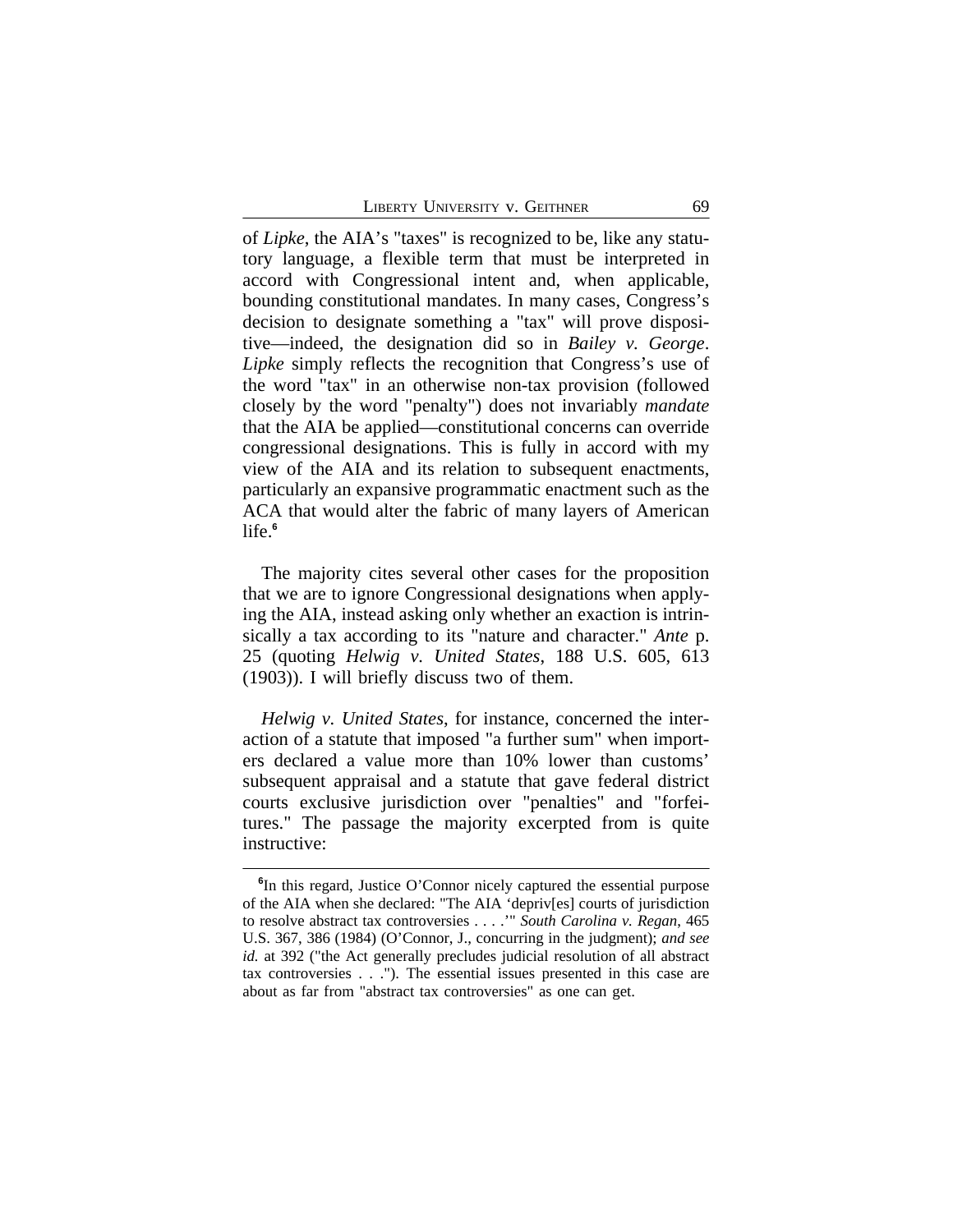of *Lipke*, the AIA's "taxes" is recognized to be, like any statutory language, a flexible term that must be interpreted in accord with Congressional intent and, when applicable, bounding constitutional mandates. In many cases, Congress's decision to designate something a "tax" will prove dispositive—indeed, the designation did so in *Bailey v. George*. *Lipke* simply reflects the recognition that Congress's use of the word "tax" in an otherwise non-tax provision (followed closely by the word "penalty") does not invariably *mandate* that the AIA be applied—constitutional concerns can override congressional designations. This is fully in accord with my view of the AIA and its relation to subsequent enactments, particularly an expansive programmatic enactment such as the ACA that would alter the fabric of many layers of American life.[6]

The majority cites several other cases for the proposition that we are to ignore Congressional designations when applying the AIA, instead asking only whether an exaction is intrinsically a tax according to its "nature and character." *Ante* p. 25 (quoting *Helwig v. United States*, 188 U.S. 605, 613 (1903)). I will briefly discuss two of them.

*Helwig v. United States*, for instance, concerned the interaction of a statute that imposed "a further sum" when importers declared a value more than 10% lower than customs' subsequent appraisal and a statute that gave federal district courts exclusive jurisdiction over "penalties" and "forfeitures." The passage the majority excerpted from is quite instructive:

[6]In this regard, Justice O'Connor nicely captured the essential purpose of the AIA when she declared: "The AIA 'depriv[es] courts of jurisdiction to resolve abstract tax controversies . . . .'" *South Carolina v. Regan*, 465 U.S. 367, 386 (1984) (O'Connor, J., concurring in the judgment); *and see id.* at 392 ("the Act generally precludes judicial resolution of all abstract tax controversies . . ."). The essential issues presented in this case are about as far from "abstract tax controversies" as one can get.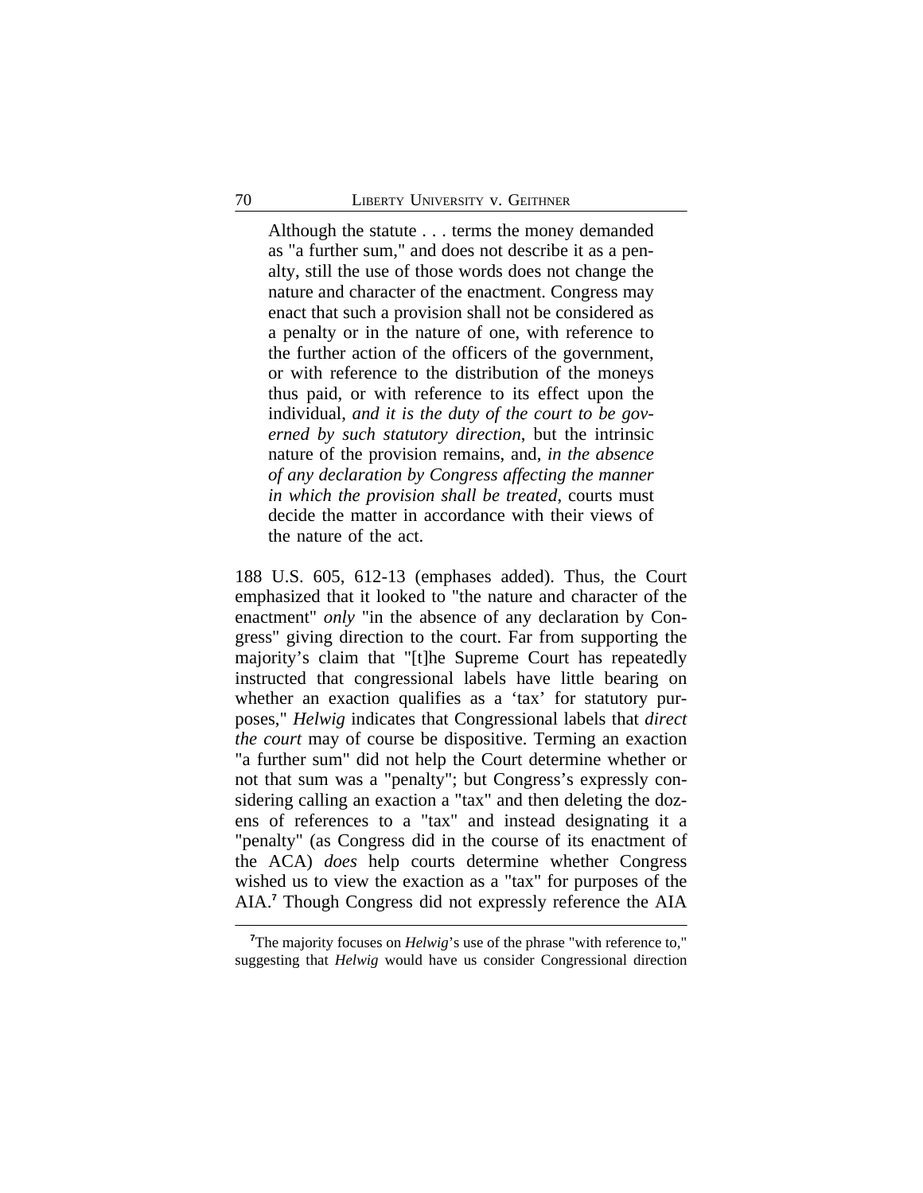> Although the statute . . . terms the money demanded as "a further sum," and does not describe it as a penalty, still the use of those words does not change the nature and character of the enactment. Congress may enact that such a provision shall not be considered as a penalty or in the nature of one, with reference to the further action of the officers of the government, or with reference to the distribution of the moneys thus paid, or with reference to its effect upon the individual, *and it is the duty of the court to be governed by such statutory direction*, but the intrinsic nature of the provision remains, and, *in the absence of any declaration by Congress affecting the manner in which the provision shall be treated*, courts must decide the matter in accordance with their views of the nature of the act.

188 U.S. 605, 612-13 (emphases added). Thus, the Court emphasized that it looked to "the nature and character of the enactment" *only* "in the absence of any declaration by Congress" giving direction to the court. Far from supporting the majority's claim that "[t]he Supreme Court has repeatedly instructed that congressional labels have little bearing on whether an exaction qualifies as a 'tax' for statutory purposes," *Helwig* indicates that Congressional labels that *direct the court* may of course be dispositive. Terming an exaction "a further sum" did not help the Court determine whether or not that sum was a "penalty"; but Congress's expressly considering calling an exaction a "tax" and then deleting the dozens of references to a "tax" and instead designating it a "penalty" (as Congress did in the course of its enactment of the ACA) *does* help courts determine whether Congress wished us to view the exaction as a "tax" for purposes of the AIA.[7] Though Congress did not expressly reference the AIA

[7]The majority focuses on *Helwig*'s use of the phrase "with reference to," suggesting that *Helwig* would have us consider Congressional direction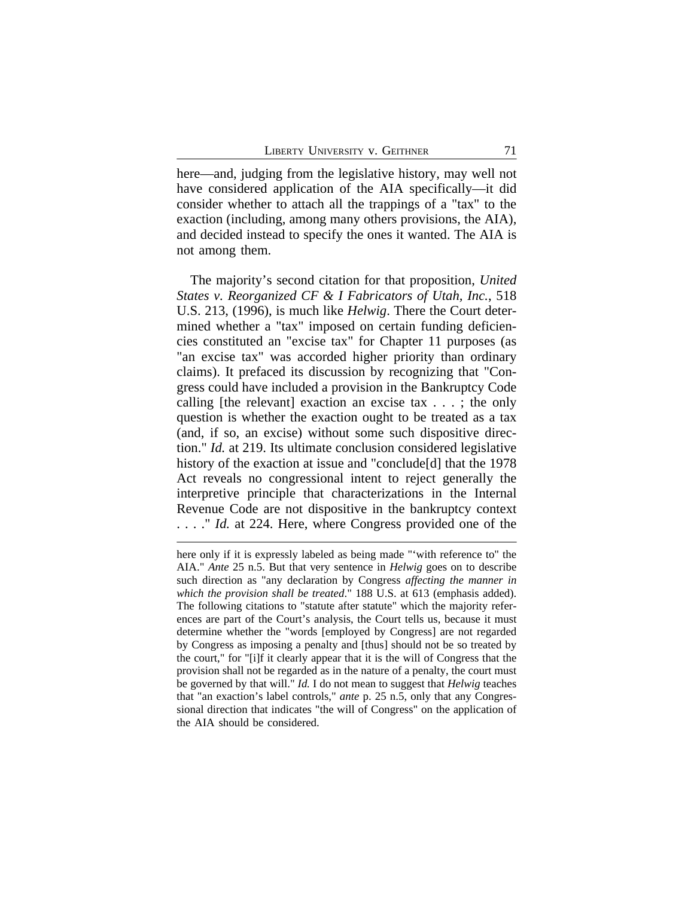here—and, judging from the legislative history, may well not have considered application of the AIA specifically—it did consider whether to attach all the trappings of a "tax" to the exaction (including, among many others provisions, the AIA), and decided instead to specify the ones it wanted. The AIA is not among them.

The majority's second citation for that proposition, *United States v. Reorganized CF & I Fabricators of Utah, Inc.*, 518 U.S. 213, (1996), is much like *Helwig*. There the Court determined whether a "tax" imposed on certain funding deficiencies constituted an "excise tax" for Chapter 11 purposes (as "an excise tax" was accorded higher priority than ordinary claims). It prefaced its discussion by recognizing that "Congress could have included a provision in the Bankruptcy Code calling [the relevant] exaction an excise tax . . . ; the only question is whether the exaction ought to be treated as a tax (and, if so, an excise) without some such dispositive direction." *Id.* at 219. Its ultimate conclusion considered legislative history of the exaction at issue and "conclude[d] that the 1978 Act reveals no congressional intent to reject generally the interpretive principle that characterizations in the Internal Revenue Code are not dispositive in the bankruptcy context . . . ." *Id.* at 224. Here, where Congress provided one of the

---

here only if it is expressly labeled as being made "'with reference to" the AIA." *Ante* 25 n.5. But that very sentence in *Helwig* goes on to describe such direction as "any declaration by Congress *affecting the manner in which the provision shall be treated*." 188 U.S. at 613 (emphasis added). The following citations to "statute after statute" which the majority references are part of the Court's analysis, the Court tells us, because it must determine whether the "words [employed by Congress] are not regarded by Congress as imposing a penalty and [thus] should not be so treated by the court," for "[i]f it clearly appear that it is the will of Congress that the provision shall not be regarded as in the nature of a penalty, the court must be governed by that will." *Id.* I do not mean to suggest that *Helwig* teaches that "an exaction's label controls," *ante* p. 25 n.5, only that any Congressional direction that indicates "the will of Congress" on the application of the AIA should be considered.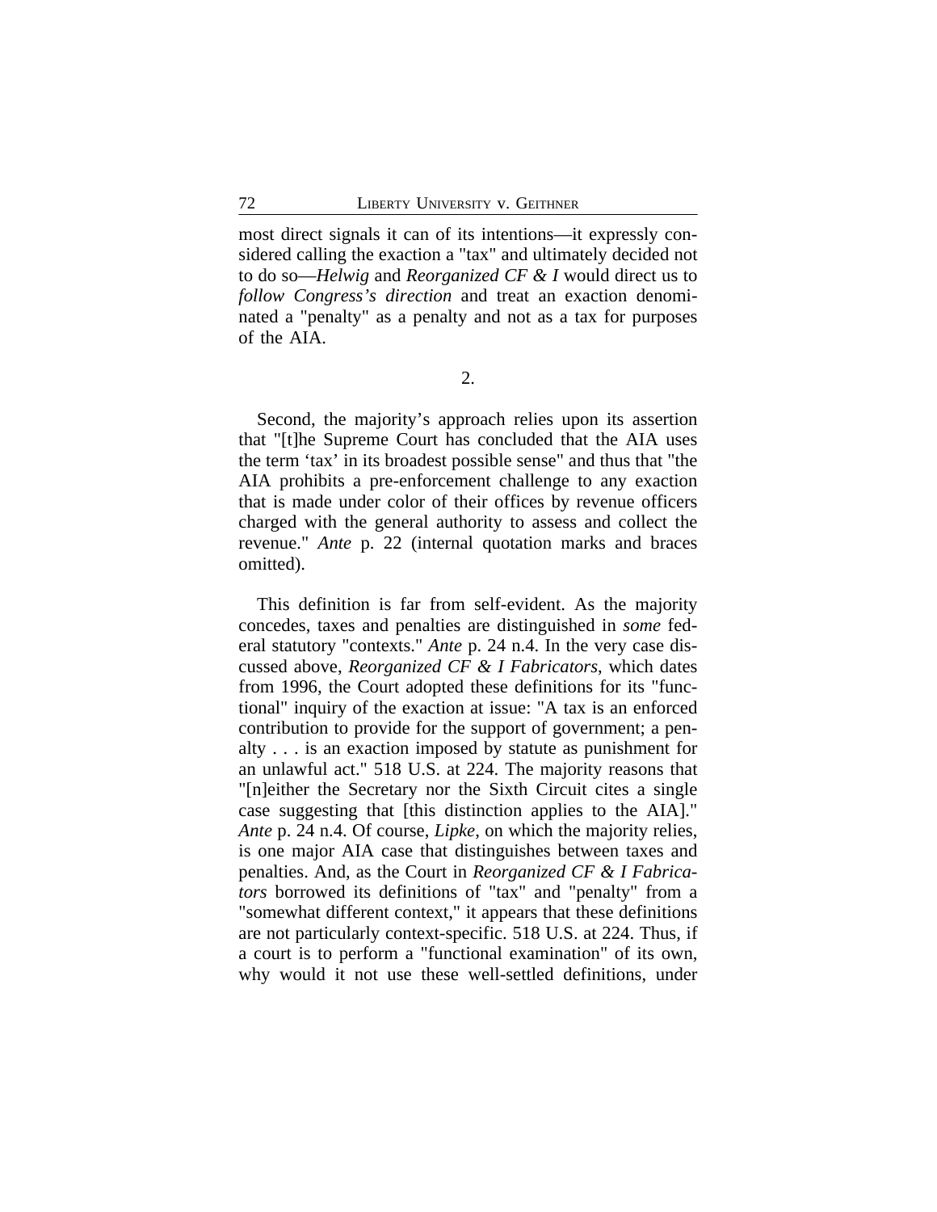most direct signals it can of its intentions—it expressly considered calling the exaction a "tax" and ultimately decided not to do so—*Helwig* and *Reorganized CF & I* would direct us to *follow Congress's direction* and treat an exaction denominated a "penalty" as a penalty and not as a tax for purposes of the AIA.

2.

Second, the majority's approach relies upon its assertion that "[t]he Supreme Court has concluded that the AIA uses the term 'tax' in its broadest possible sense" and thus that "the AIA prohibits a pre-enforcement challenge to any exaction that is made under color of their offices by revenue officers charged with the general authority to assess and collect the revenue." *Ante* p. 22 (internal quotation marks and braces omitted).

This definition is far from self-evident. As the majority concedes, taxes and penalties are distinguished in *some* federal statutory "contexts." *Ante* p. 24 n.4. In the very case discussed above, *Reorganized CF & I Fabricators*, which dates from 1996, the Court adopted these definitions for its "functional" inquiry of the exaction at issue: "A tax is an enforced contribution to provide for the support of government; a penalty . . . is an exaction imposed by statute as punishment for an unlawful act." 518 U.S. at 224. The majority reasons that "[n]either the Secretary nor the Sixth Circuit cites a single case suggesting that [this distinction applies to the AIA]." *Ante* p. 24 n.4. Of course, *Lipke*, on which the majority relies, is one major AIA case that distinguishes between taxes and penalties. And, as the Court in *Reorganized CF & I Fabricators* borrowed its definitions of "tax" and "penalty" from a "somewhat different context," it appears that these definitions are not particularly context-specific. 518 U.S. at 224. Thus, if a court is to perform a "functional examination" of its own, why would it not use these well-settled definitions, under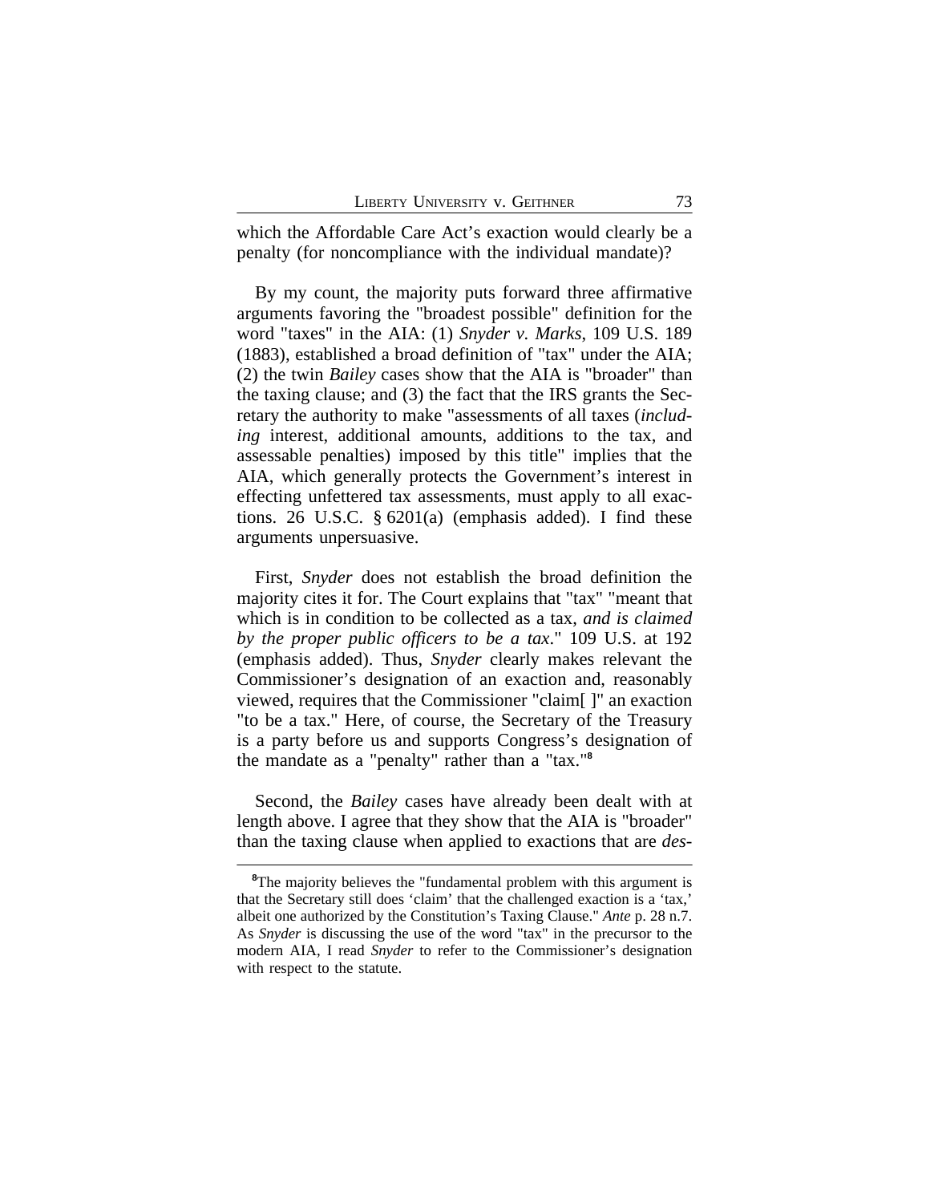which the Affordable Care Act's exaction would clearly be a penalty (for noncompliance with the individual mandate)?

By my count, the majority puts forward three affirmative arguments favoring the "broadest possible" definition for the word "taxes" in the AIA: (1) *Snyder v. Marks*, 109 U.S. 189 (1883), established a broad definition of "tax" under the AIA; (2) the twin *Bailey* cases show that the AIA is "broader" than the taxing clause; and (3) the fact that the IRS grants the Secretary the authority to make "assessments of all taxes (*including* interest, additional amounts, additions to the tax, and assessable penalties) imposed by this title" implies that the AIA, which generally protects the Government's interest in effecting unfettered tax assessments, must apply to all exactions. 26 U.S.C. § 6201(a) (emphasis added). I find these arguments unpersuasive.

First, *Snyder* does not establish the broad definition the majority cites it for. The Court explains that "tax" "meant that which is in condition to be collected as a tax, *and is claimed by the proper public officers to be a tax*." 109 U.S. at 192 (emphasis added). Thus, *Snyder* clearly makes relevant the Commissioner's designation of an exaction and, reasonably viewed, requires that the Commissioner "claim[ ]" an exaction "to be a tax." Here, of course, the Secretary of the Treasury is a party before us and supports Congress's designation of the mandate as a "penalty" rather than a "tax."[8]

Second, the *Bailey* cases have already been dealt with at length above. I agree that they show that the AIA is "broader" than the taxing clause when applied to exactions that are *des-*

[8]The majority believes the "fundamental problem with this argument is that the Secretary still does 'claim' that the challenged exaction is a 'tax,' albeit one authorized by the Constitution's Taxing Clause." *Ante* p. 28 n.7. As *Snyder* is discussing the use of the word "tax" in the precursor to the modern AIA, I read *Snyder* to refer to the Commissioner's designation with respect to the statute.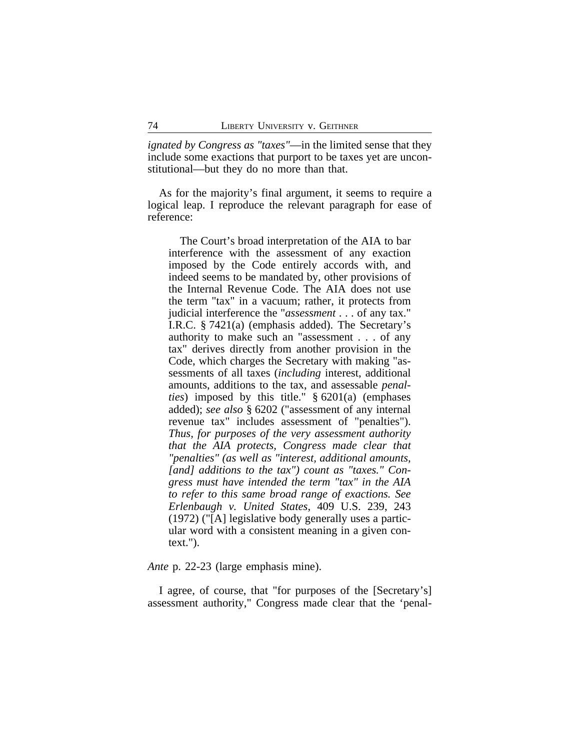*ignated by Congress as "taxes"*—in the limited sense that they include some exactions that purport to be taxes yet are unconstitutional—but they do no more than that.

As for the majority's final argument, it seems to require a logical leap. I reproduce the relevant paragraph for ease of reference:

> The Court's broad interpretation of the AIA to bar interference with the assessment of any exaction imposed by the Code entirely accords with, and indeed seems to be mandated by, other provisions of the Internal Revenue Code. The AIA does not use the term "tax" in a vacuum; rather, it protects from judicial interference the "*assessment* . . . of any tax." I.R.C. § 7421(a) (emphasis added). The Secretary's authority to make such an "assessment . . . of any tax" derives directly from another provision in the Code, which charges the Secretary with making "assessments of all taxes (*including* interest, additional amounts, additions to the tax, and assessable *penalties*) imposed by this title." § 6201(a) (emphases added); *see also* § 6202 ("assessment of any internal revenue tax" includes assessment of "penalties"). *Thus, for purposes of the very assessment authority that the AIA protects, Congress made clear that "penalties" (as well as "interest, additional amounts, [and] additions to the tax") count as "taxes." Congress must have intended the term "tax" in the AIA to refer to this same broad range of exactions. See Erlenbaugh v. United States*, 409 U.S. 239, 243 (1972) ("[A] legislative body generally uses a particular word with a consistent meaning in a given context.").

*Ante* p. 22-23 (large emphasis mine).

I agree, of course, that "for purposes of the [Secretary's] assessment authority," Congress made clear that the 'penal-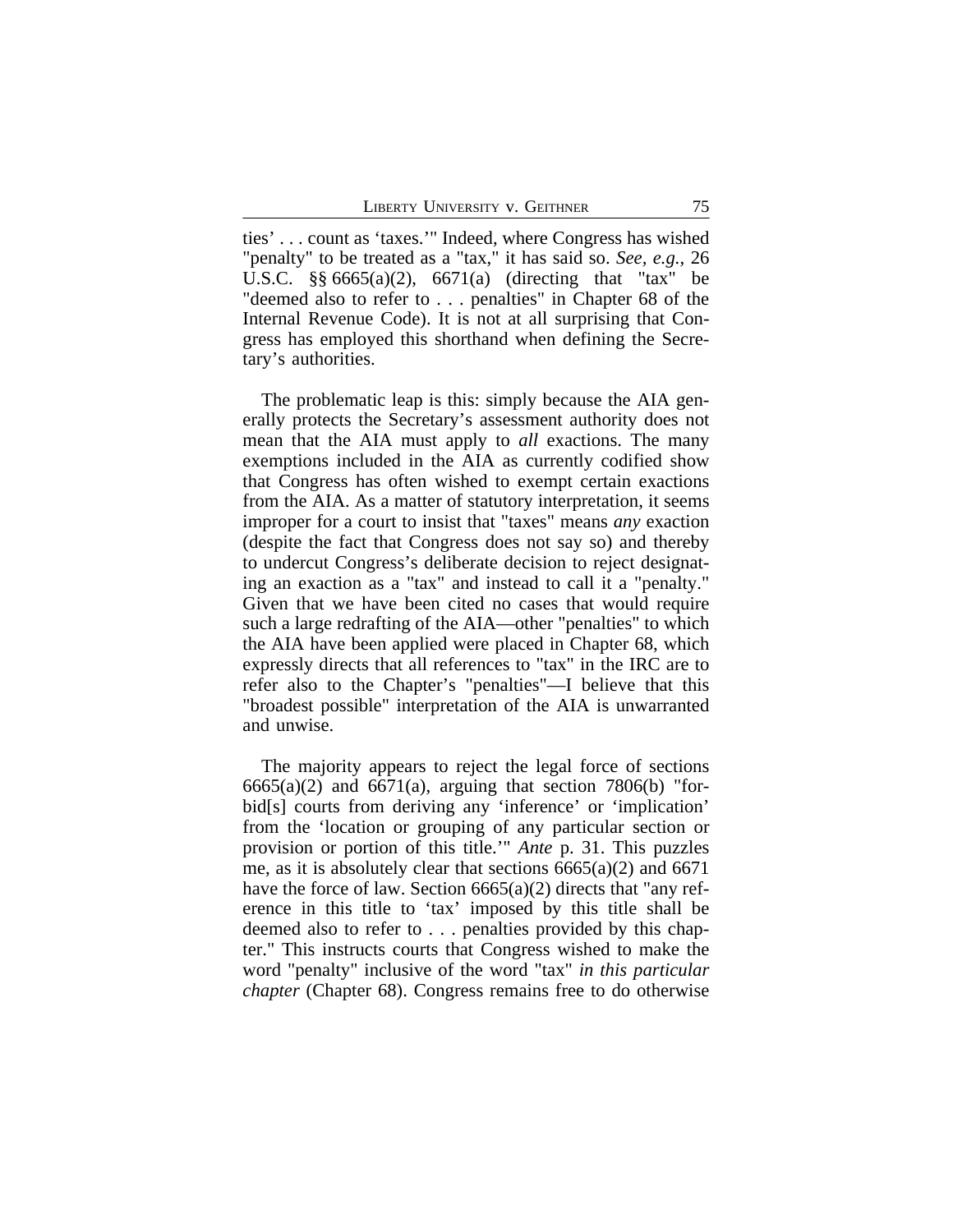ties' . . . count as 'taxes.'" Indeed, where Congress has wished "penalty" to be treated as a "tax," it has said so. *See, e.g.*, 26 U.S.C. §§ 6665(a)(2), 6671(a) (directing that "tax" be "deemed also to refer to . . . penalties" in Chapter 68 of the Internal Revenue Code). It is not at all surprising that Congress has employed this shorthand when defining the Secretary's authorities.

The problematic leap is this: simply because the AIA generally protects the Secretary's *assessment* authority does not mean that the AIA must apply to *all* exactions. The many exemptions included in the AIA as currently codified show that Congress has often wished to exempt certain exactions from the AIA. As a matter of statutory interpretation, it seems improper for a court to insist that "taxes" means *any* exaction (despite the fact that Congress does not say so) and thereby to undercut Congress's deliberate decision to reject designating an exaction as a "tax" and instead to call it a "penalty." Given that we have been cited no cases that would require such a large redrafting of the AIA—other "penalties" to which the AIA have been applied were placed in Chapter 68, which expressly directs that all references to "tax" in the IRC are to refer also to the Chapter's "penalties"—I believe that this "broadest possible" interpretation of the AIA is unwarranted and unwise.

The majority appears to reject the legal force of sections 6665(a)(2) and 6671(a), arguing that section 7806(b) "forbid[s] courts from deriving any 'inference' or 'implication' from the 'location or grouping of any particular section or provision or portion of this title.'" *Ante* p. 31. This puzzles me, as it is absolutely clear that sections 6665(a)(2) and 6671 have the force of law. Section 6665(a)(2) directs that "any reference in this title to 'tax' imposed by this title shall be deemed also to refer to . . . penalties provided by this chapter." This instructs courts that Congress wished to make the word "penalty" inclusive of the word "tax" *in this particular chapter* (Chapter 68). Congress remains free to do otherwise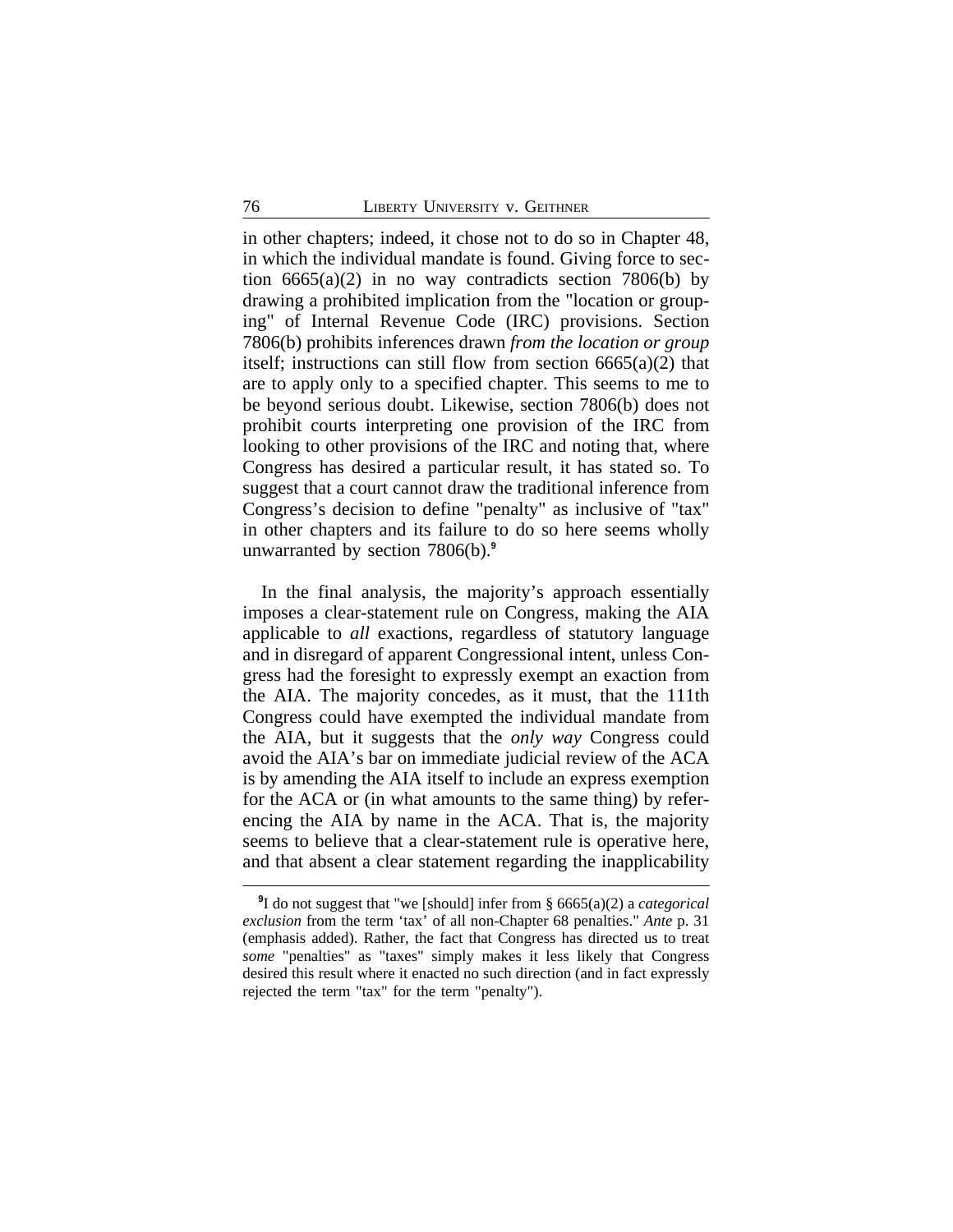in other chapters; indeed, it chose not to do so in Chapter 48, in which the individual mandate is found. Giving force to section 6665(a)(2) in no way contradicts section 7806(b) by drawing a prohibited implication from the "location or grouping" of Internal Revenue Code (IRC) provisions. Section 7806(b) prohibits inferences drawn *from the location or group* itself; instructions can still flow from section 6665(a)(2) that are to apply only to a specified chapter. This seems to me to be beyond serious doubt. Likewise, section 7806(b) does not prohibit courts interpreting one provision of the IRC from looking to other provisions of the IRC and noting that, where Congress has desired a particular result, it has stated so. To suggest that a court cannot draw the traditional inference from Congress's decision to define "penalty" as inclusive of "tax" in other chapters and its failure to do so here seems wholly unwarranted by section 7806(b).[9]

In the final analysis, the majority's approach essentially imposes a clear-statement rule on Congress, making the AIA applicable to *all* exactions, regardless of statutory language and in disregard of apparent Congressional intent, unless Congress had the foresight to expressly exempt an exaction from the AIA. The majority concedes, as it must, that the 111th Congress could have exempted the individual mandate from the AIA, but it suggests that the *only way* Congress could avoid the AIA's bar on immediate judicial review of the ACA is by amending the AIA itself to include an express exemption for the ACA or (in what amounts to the same thing) by referencing the AIA by name in the ACA. That is, the majority seems to believe that a clear-statement rule is operative here, and that absent a clear statement regarding the inapplicability

[9]I do not suggest that "we [should] infer from § 6665(a)(2) a *categorical exclusion* from the term 'tax' of all non-Chapter 68 penalties." *Ante* p. 31 (emphasis added). Rather, the fact that Congress has directed us to treat *some* "penalties" as "taxes" simply makes it less likely that Congress desired this result where it enacted no such direction (and in fact expressly rejected the term "tax" for the term "penalty").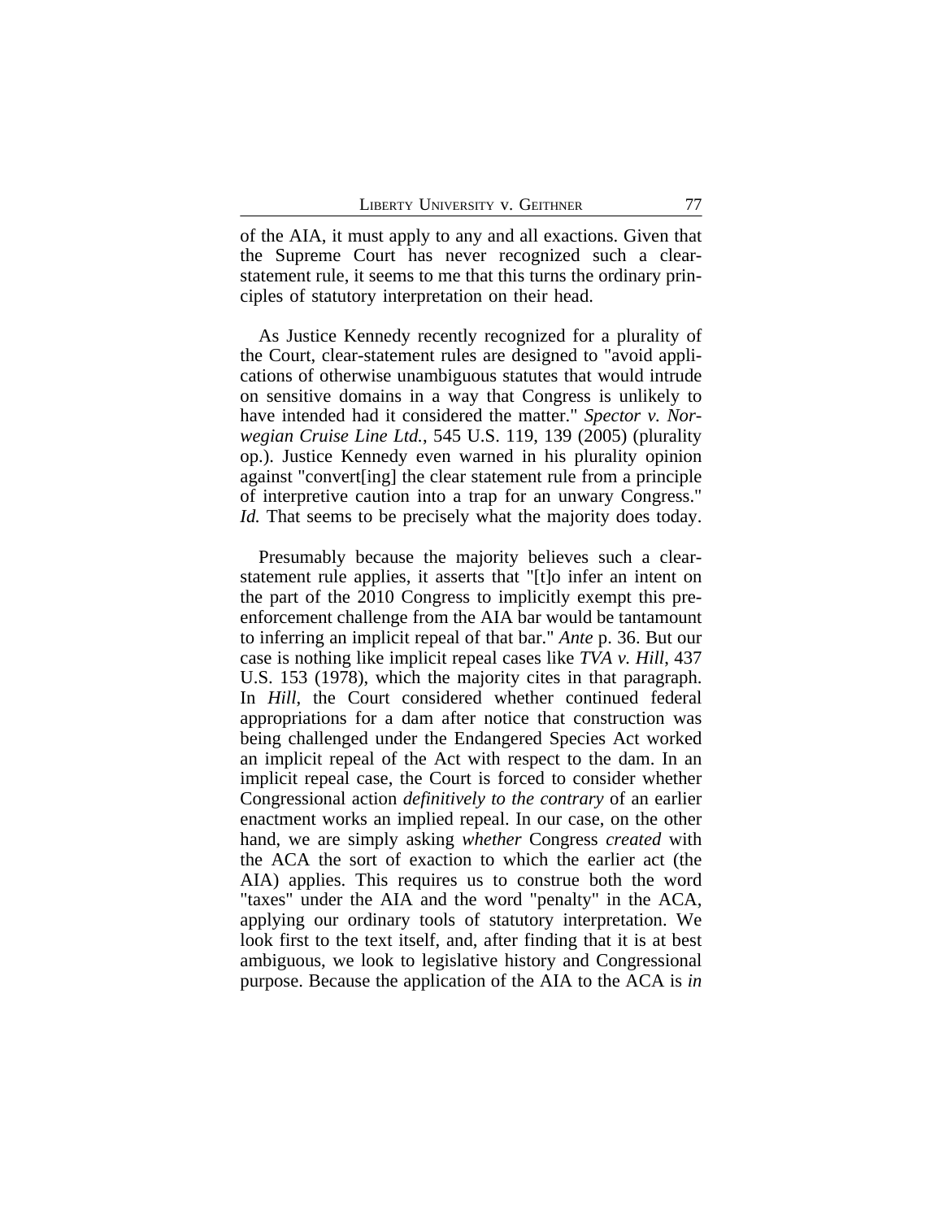of the AIA, it must apply to any and all exactions. Given that the Supreme Court has never recognized such a clear-statement rule, it seems to me that this turns the ordinary principles of statutory interpretation on their head.

As Justice Kennedy recently recognized for a plurality of the Court, clear-statement rules are designed to "avoid applications of otherwise unambiguous statutes that would intrude on sensitive domains in a way that Congress is unlikely to have intended had it considered the matter." *Spector v. Norwegian Cruise Line Ltd.*, 545 U.S. 119, 139 (2005) (plurality op.). Justice Kennedy even warned in his plurality opinion against "convert[ing] the clear statement rule from a principle of interpretive caution into a trap for an unwary Congress." *Id.* That seems to be precisely what the majority does today.

Presumably because the majority believes such a clear-statement rule applies, it asserts that "[t]o infer an intent on the part of the 2010 Congress to implicitly exempt this pre-enforcement challenge from the AIA bar would be tantamount to inferring an implicit repeal of that bar." *Ante* p. 36. But our case is nothing like implicit repeal cases like *TVA v. Hill*, 437 U.S. 153 (1978), which the majority cites in that paragraph. In *Hill*, the Court considered whether continued federal appropriations for a dam after notice that construction was being challenged under the Endangered Species Act worked an implicit repeal of the Act with respect to the dam. In an implicit repeal case, the Court is forced to consider whether Congressional action *definitively to the contrary* of an earlier enactment works an implied repeal. In our case, on the other hand, we are simply asking *whether* Congress *created* with the ACA the sort of exaction to which the earlier act (the AIA) applies. This requires us to construe both the word "taxes" under the AIA and the word "penalty" in the ACA, applying our ordinary tools of statutory interpretation. We look first to the text itself, and, after finding that it is at best ambiguous, we look to legislative history and Congressional purpose. Because the application of the AIA to the ACA is *in*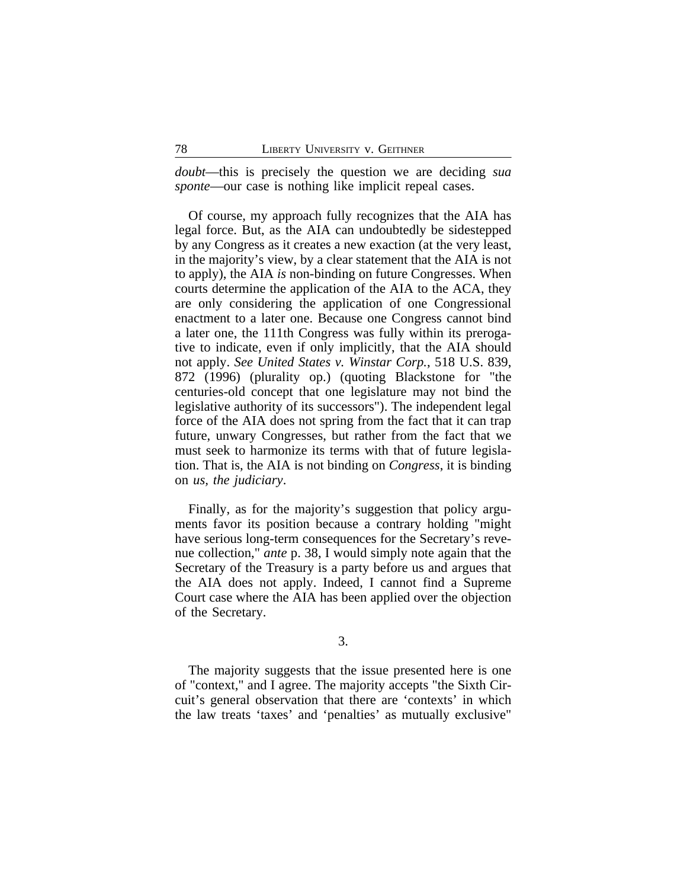*doubt*—this is precisely the question we are deciding *sua sponte*—our case is nothing like implicit repeal cases.

Of course, my approach fully recognizes that the AIA has legal force. But, as the AIA can undoubtedly be sidestepped by any Congress as it creates a new exaction (at the very least, in the majority's view, by a clear statement that the AIA is not to apply), the AIA *is* non-binding on future Congresses. When courts determine the application of the AIA to the ACA, they are only considering the application of one Congressional enactment to a later one. Because one Congress cannot bind a later one, the 111th Congress was fully within its prerogative to indicate, even if only implicitly, that the AIA should not apply. *See United States v. Winstar Corp.*, 518 U.S. 839, 872 (1996) (plurality op.) (quoting Blackstone for "the centuries-old concept that one legislature may not bind the legislative authority of its successors"). The independent legal force of the AIA does not spring from the fact that it can trap future, unwary Congresses, but rather from the fact that we must seek to harmonize its terms with that of future legislation. That is, the AIA is not binding on *Congress*, it is binding on *us, the judiciary*.

Finally, as for the majority's suggestion that policy arguments favor its position because a contrary holding "might have serious long-term consequences for the Secretary's revenue collection," *ante* p. 38, I would simply note again that the Secretary of the Treasury is a party before us and argues that the AIA does not apply. Indeed, I cannot find a Supreme Court case where the AIA has been applied over the objection of the Secretary.

3.

The majority suggests that the issue presented here is one of "context," and I agree. The majority accepts "the Sixth Circuit's general observation that there are 'contexts' in which the law treats 'taxes' and 'penalties' as mutually exclusive"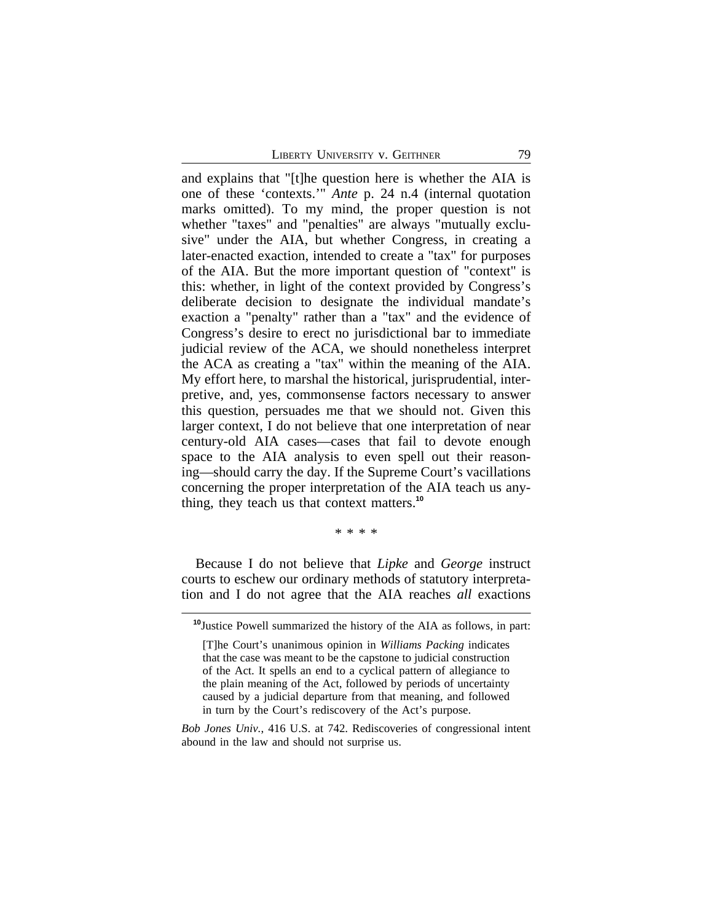and explains that "[t]he question here is whether the AIA is one of these 'contexts.'" *Ante* p. 24 n.4 (internal quotation marks omitted). To my mind, the proper question is not whether "taxes" and "penalties" are always "mutually exclusive" under the AIA, but whether Congress, in creating a later-enacted exaction, intended to create a "tax" for purposes of the AIA. But the more important question of "context" is this: whether, in light of the context provided by Congress's deliberate decision to designate the individual mandate's exaction a "penalty" rather than a "tax" and the evidence of Congress's desire to erect no jurisdictional bar to immediate judicial review of the ACA, we should nonetheless interpret the ACA as creating a "tax" within the meaning of the AIA. My effort here, to marshal the historical, jurisprudential, interpretive, and, yes, commonsense factors necessary to answer this question, persuades me that we should not. Given this larger context, I do not believe that one interpretation of near century-old AIA cases—cases that fail to devote enough space to the AIA analysis to even spell out their reasoning—should carry the day. If the Supreme Court's vacillations concerning the proper interpretation of the AIA teach us anything, they teach us that context matters.[10]

\* \* \* \*

Because I do not believe that *Lipke* and *George* instruct courts to eschew our ordinary methods of statutory interpretation and I do not agree that the AIA reaches *all* exactions

---

[10]Justice Powell summarized the history of the AIA as follows, in part:

> [T]he Court's unanimous opinion in *Williams Packing* indicates that the case was meant to be the capstone to judicial construction of the Act. It spells an end to a cyclical pattern of allegiance to the plain meaning of the Act, followed by periods of uncertainty caused by a judicial departure from that meaning, and followed in turn by the Court's rediscovery of the Act's purpose.

*Bob Jones Univ.*, 416 U.S. at 742. Rediscoveries of congressional intent abound in the law and should not surprise us.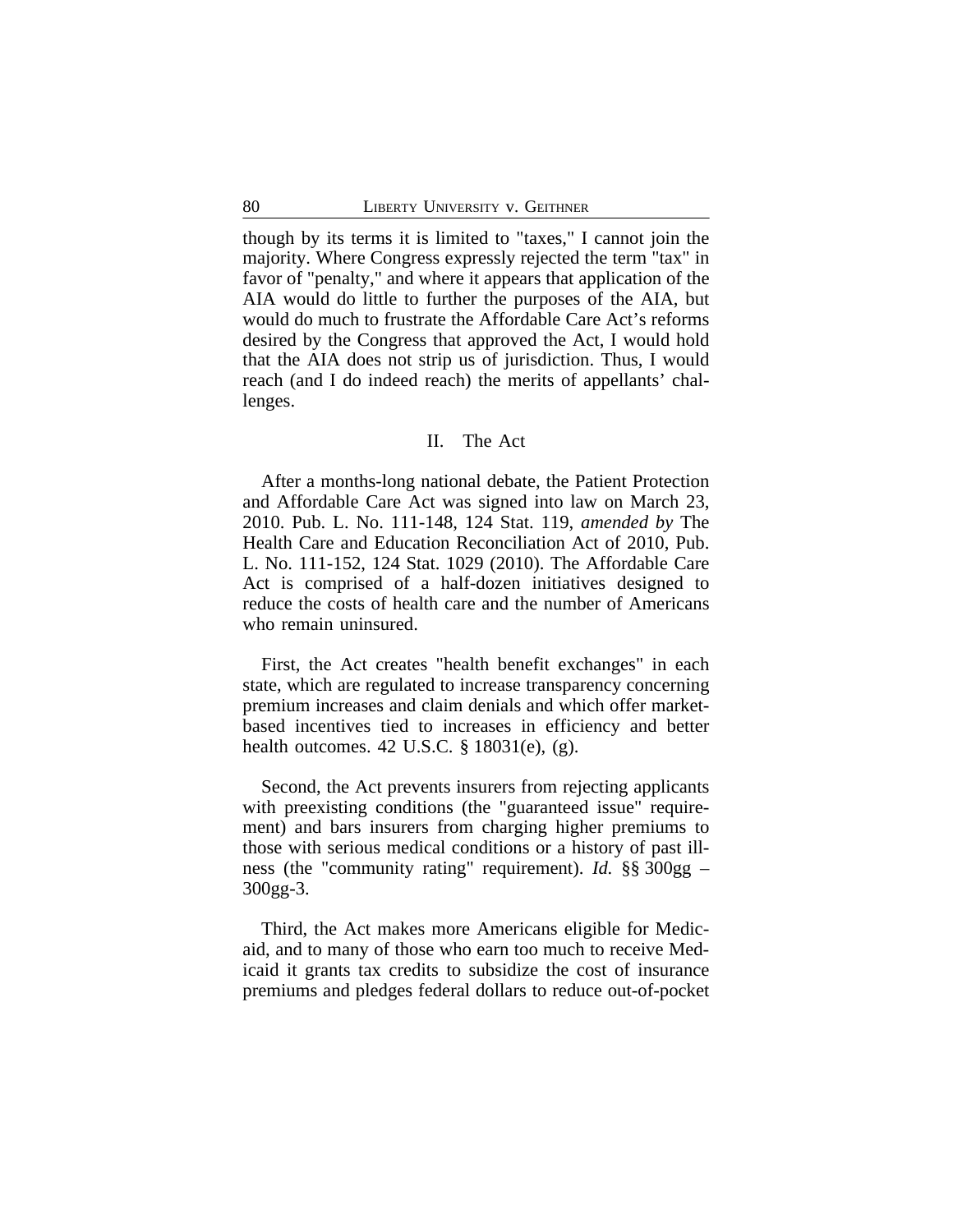though by its terms it is limited to "taxes," I cannot join the majority. Where Congress expressly rejected the term "tax" in favor of "penalty," and where it appears that application of the AIA would do little to further the purposes of the AIA, but would do much to frustrate the Affordable Care Act's reforms desired by the Congress that approved the Act, I would hold that the AIA does not strip us of jurisdiction. Thus, I would reach (and I do indeed reach) the merits of appellants' challenges.

## II. The Act

After a months-long national debate, the Patient Protection and Affordable Care Act was signed into law on March 23, 2010. Pub. L. No. 111-148, 124 Stat. 119, *amended by* The Health Care and Education Reconciliation Act of 2010, Pub. L. No. 111-152, 124 Stat. 1029 (2010). The Affordable Care Act is comprised of a half-dozen initiatives designed to reduce the costs of health care and the number of Americans who remain uninsured.

First, the Act creates "health benefit exchanges" in each state, which are regulated to increase transparency concerning premium increases and claim denials and which offer market-based incentives tied to increases in efficiency and better health outcomes. 42 U.S.C. § 18031(e), (g).

Second, the Act prevents insurers from rejecting applicants with preexisting conditions (the "guaranteed issue" requirement) and bars insurers from charging higher premiums to those with serious medical conditions or a history of past illness (the "community rating" requirement). *Id.* §§ 300gg – 300gg-3.

Third, the Act makes more Americans eligible for Medicaid, and to many of those who earn too much to receive Medicaid it grants tax credits to subsidize the cost of insurance premiums and pledges federal dollars to reduce out-of-pocket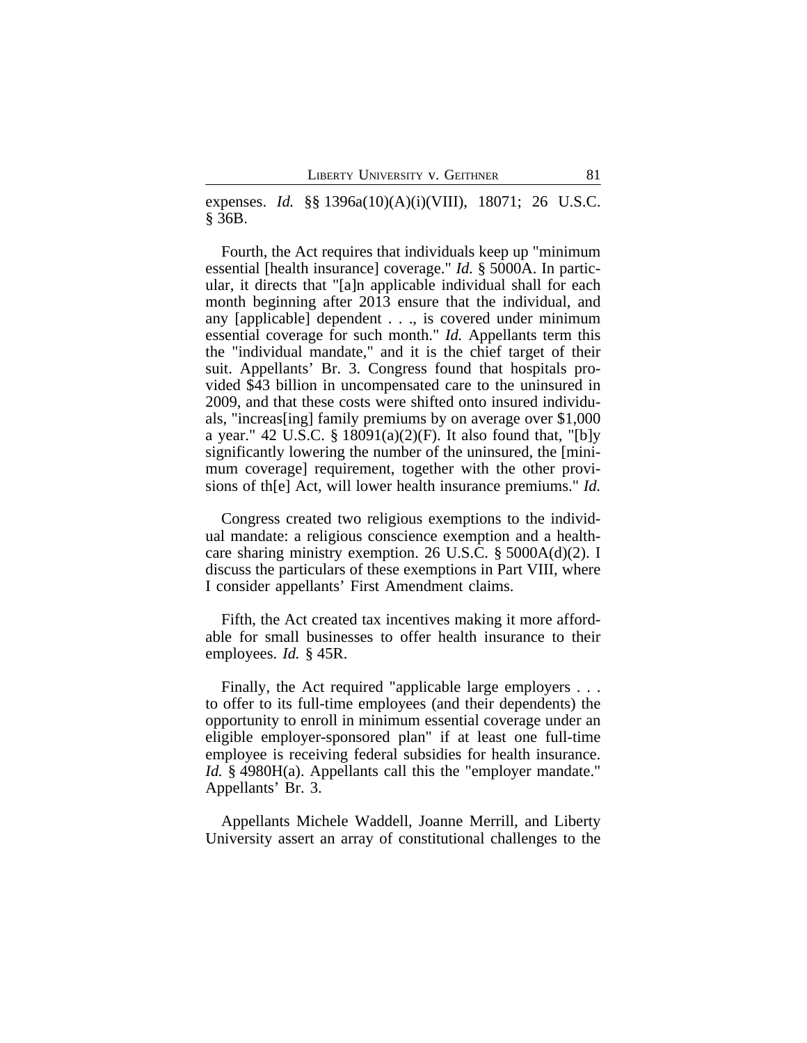expenses. *Id.* §§ 1396a(10)(A)(i)(VIII), 18071; 26 U.S.C. § 36B.

Fourth, the Act requires that individuals keep up "minimum essential [health insurance] coverage." *Id.* § 5000A. In particular, it directs that "[a]n applicable individual shall for each month beginning after 2013 ensure that the individual, and any [applicable] dependent . . ., is covered under minimum essential coverage for such month." *Id.* Appellants term this the "individual mandate," and it is the chief target of their suit. Appellants' Br. 3. Congress found that hospitals provided $43 billion in uncompensated care to the uninsured in 2009, and that these costs were shifted onto insured individuals, "increas[ing] family premiums by on average over $1,000 a year." 42 U.S.C. § 18091(a)(2)(F). It also found that, "[b]y significantly lowering the number of the uninsured, the [minimum coverage] requirement, together with the other provisions of th[e] Act, will lower health insurance premiums." *Id.*

Congress created two religious exemptions to the individual mandate: a religious conscience exemption and a healthcare sharing ministry exemption. 26 U.S.C. § 5000A(d)(2). I discuss the particulars of these exemptions in Part VIII, where I consider appellants' First Amendment claims.

Fifth, the Act created tax incentives making it more affordable for small businesses to offer health insurance to their employees. *Id.* § 45R.

Finally, the Act required "applicable large employers . . . to offer to its full-time employees (and their dependents) the opportunity to enroll in minimum essential coverage under an eligible employer-sponsored plan" if at least one full-time employee is receiving federal subsidies for health insurance. *Id.* § 4980H(a). Appellants call this the "employer mandate." Appellants' Br. 3.

Appellants Michele Waddell, Joanne Merrill, and Liberty University assert an array of constitutional challenges to the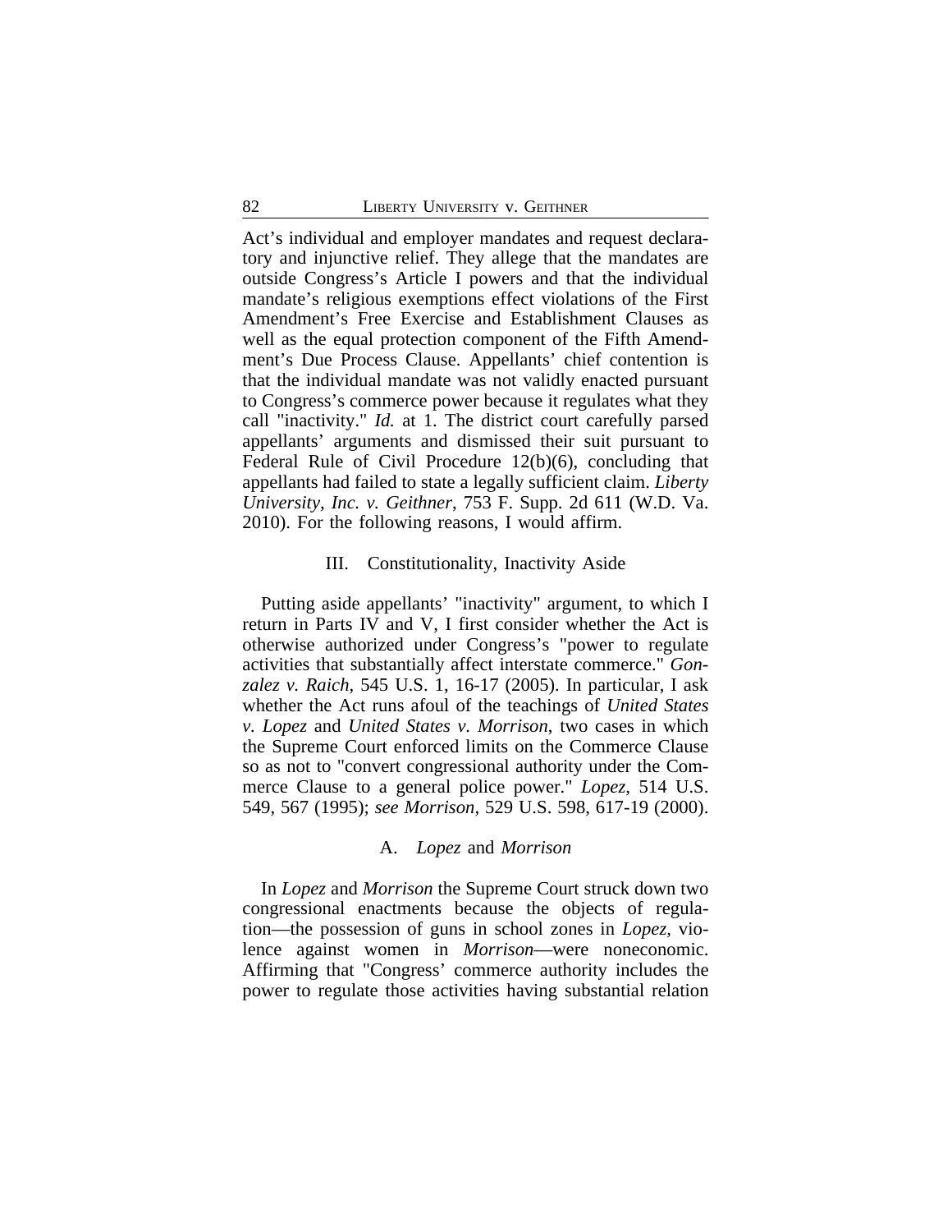Act's individual and employer mandates and request declaratory and injunctive relief. They allege that the mandates are outside Congress's Article I powers and that the individual mandate's religious exemptions effect violations of the First Amendment's Free Exercise and Establishment Clauses as well as the equal protection component of the Fifth Amendment's Due Process Clause. Appellants' chief contention is that the individual mandate was not validly enacted pursuant to Congress's commerce power because it regulates what they call "inactivity." *Id.* at 1. The district court carefully parsed appellants' arguments and dismissed their suit pursuant to Federal Rule of Civil Procedure 12(b)(6), concluding that appellants had failed to state a legally sufficient claim. *Liberty University, Inc. v. Geithner*, 753 F. Supp. 2d 611 (W.D. Va. 2010). For the following reasons, I would affirm.

## III. Constitutionality, Inactivity Aside

Putting aside appellants' "inactivity" argument, to which I return in Parts IV and V, I first consider whether the Act is otherwise authorized under Congress's "power to regulate activities that substantially affect interstate commerce." *Gonzalez v. Raich*, 545 U.S. 1, 16-17 (2005). In particular, I ask whether the Act runs afoul of the teachings of *United States v. Lopez* and *United States v. Morrison*, two cases in which the Supreme Court enforced limits on the Commerce Clause so as not to "convert congressional authority under the Commerce Clause to a general police power." *Lopez*, 514 U.S. 549, 567 (1995); *see Morrison*, 529 U.S. 598, 617-19 (2000).

### A. *Lopez* and *Morrison*

In *Lopez* and *Morrison* the Supreme Court struck down two congressional enactments because the objects of regulation—the possession of guns in school zones in *Lopez*, violence against women in *Morrison*—were noneconomic. Affirming that "Congress' commerce authority includes the power to regulate those activities having substantial relation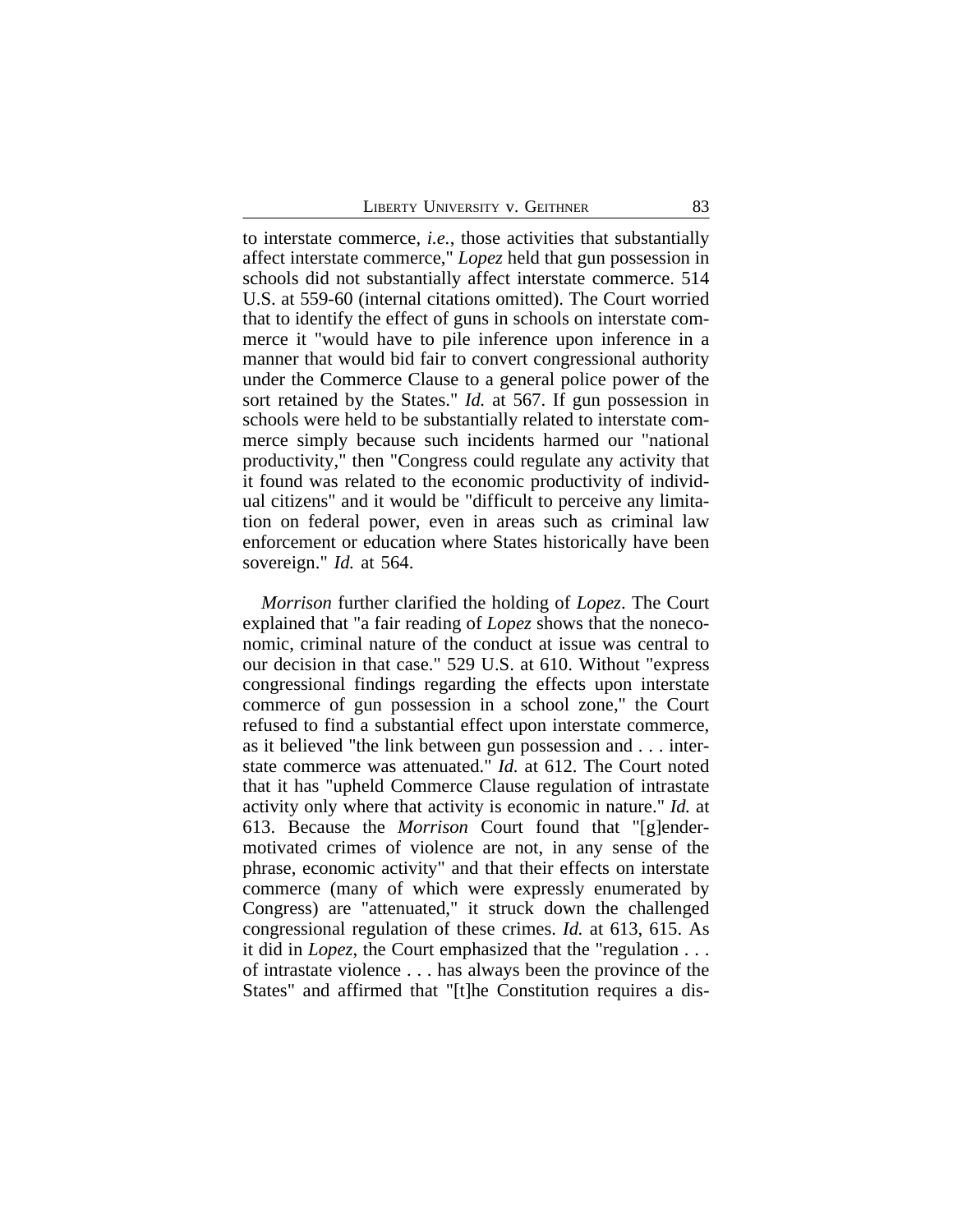to interstate commerce, *i.e.*, those activities that substantially affect interstate commerce," *Lopez* held that gun possession in schools did not substantially affect interstate commerce. 514 U.S. at 559-60 (internal citations omitted). The Court worried that to identify the effect of guns in schools on interstate commerce it "would have to pile inference upon inference in a manner that would bid fair to convert congressional authority under the Commerce Clause to a general police power of the sort retained by the States." *Id.* at 567. If gun possession in schools were held to be substantially related to interstate commerce simply because such incidents harmed our "national productivity," then "Congress could regulate any activity that it found was related to the economic productivity of individual citizens" and it would be "difficult to perceive any limitation on federal power, even in areas such as criminal law enforcement or education where States historically have been sovereign." *Id.* at 564.

*Morrison* further clarified the holding of *Lopez*. The Court explained that "a fair reading of *Lopez* shows that the noneconomic, criminal nature of the conduct at issue was central to our decision in that case." 529 U.S. at 610. Without "express congressional findings regarding the effects upon interstate commerce of gun possession in a school zone," the Court refused to find a substantial effect upon interstate commerce, as it believed "the link between gun possession and . . . interstate commerce was attenuated." *Id.* at 612. The Court noted that it has "upheld Commerce Clause regulation of intrastate activity only where that activity is economic in nature." *Id.* at 613. Because the *Morrison* Court found that "[g]ender-motivated crimes of violence are not, in any sense of the phrase, economic activity" and that their effects on interstate commerce (many of which were expressly enumerated by Congress) are "attenuated," it struck down the challenged congressional regulation of these crimes. *Id.* at 613, 615. As it did in *Lopez*, the Court emphasized that the "regulation . . . of intrastate violence . . . has always been the province of the States" and affirmed that "[t]he Constitution requires a dis-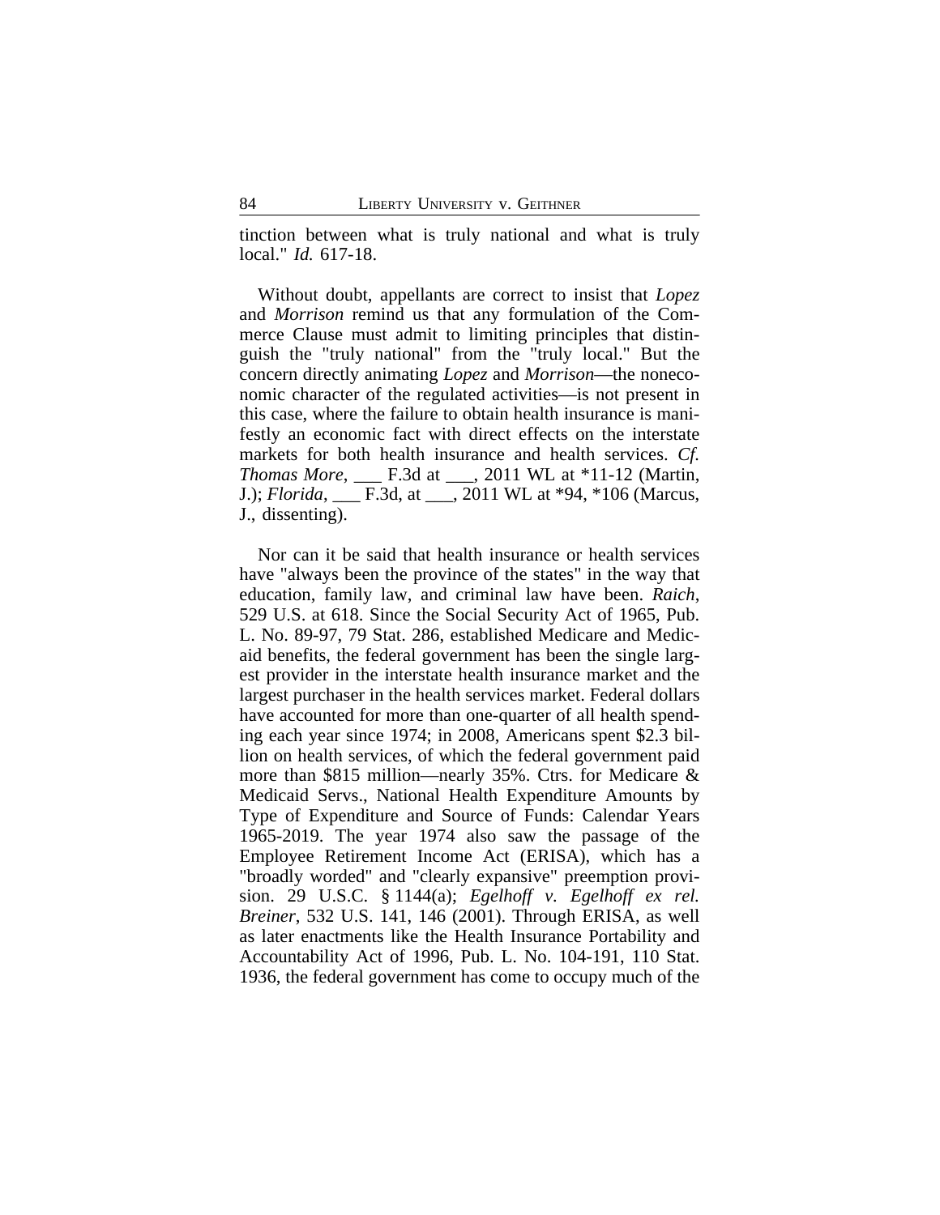tinction between what is truly national and what is truly local." *Id.* 617-18.

Without doubt, appellants are correct to insist that *Lopez* and *Morrison* remind us that any formulation of the Commerce Clause must admit to limiting principles that distinguish the "truly national" from the "truly local." But the concern directly animating *Lopez* and *Morrison*—the noneconomic character of the regulated activities—is not present in this case, where the failure to obtain health insurance is manifestly an economic fact with direct effects on the interstate markets for both health insurance and health services. *Cf. Thomas More*, ___ F.3d at ___, 2011 WL at *11-12 (Martin, J.); *Florida*, ___ F.3d, at ___, 2011 WL at *94, *106 (Marcus, J., dissenting).

Nor can it be said that health insurance or health services have "always been the province of the states" in the way that education, family law, and criminal law have been. *Raich*, 529 U.S. at 618. Since the Social Security Act of 1965, Pub. L. No. 89-97, 79 Stat. 286, established Medicare and Medicaid benefits, the federal government has been the single largest provider in the interstate health insurance market and the largest purchaser in the health services market. Federal dollars have accounted for more than one-quarter of all health spending each year since 1974; in 2008, Americans spent $2.3 billion on health services, of which the federal government paid more than $815 million—nearly 35%. Ctrs. for Medicare & Medicaid Servs., National Health Expenditure Amounts by Type of Expenditure and Source of Funds: Calendar Years 1965-2019. The year 1974 also saw the passage of the Employee Retirement Income Act (ERISA), which has a "broadly worded" and "clearly expansive" preemption provision. 29 U.S.C. § 1144(a); *Egelhoff v. Egelhoff ex rel. Breiner*, 532 U.S. 141, 146 (2001). Through ERISA, as well as later enactments like the Health Insurance Portability and Accountability Act of 1996, Pub. L. No. 104-191, 110 Stat. 1936, the federal government has come to occupy much of the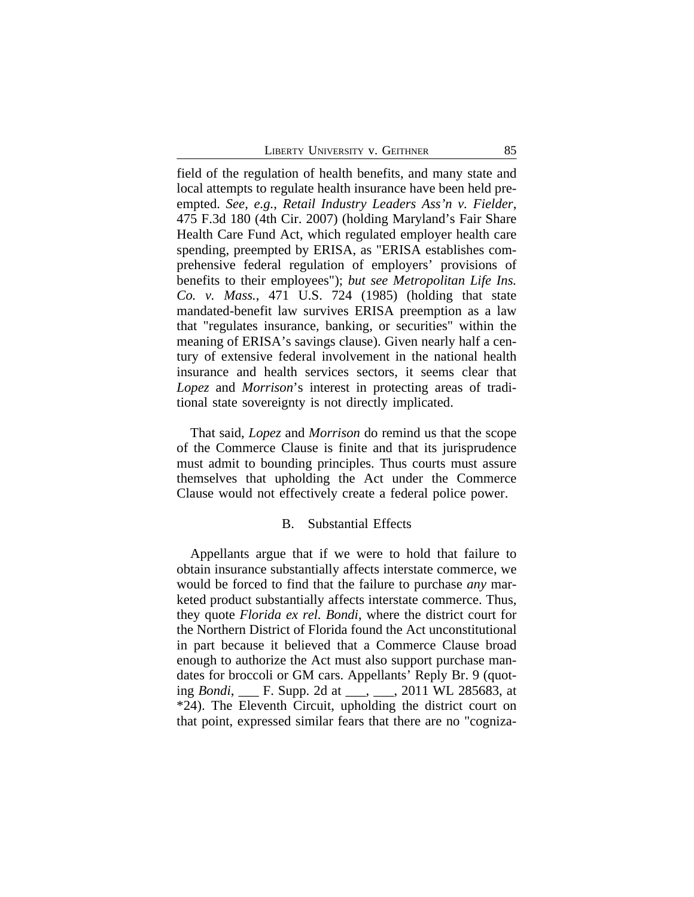field of the regulation of health benefits, and many state and local attempts to regulate health insurance have been held preempted. *See, e.g.*, *Retail Industry Leaders Ass'n v. Fielder*, 475 F.3d 180 (4th Cir. 2007) (holding Maryland's Fair Share Health Care Fund Act, which regulated employer health care spending, preempted by ERISA, as "ERISA establishes comprehensive federal regulation of employers' provisions of benefits to their employees"); *but see Metropolitan Life Ins. Co. v. Mass.*, 471 U.S. 724 (1985) (holding that state mandated-benefit law survives ERISA preemption as a law that "regulates insurance, banking, or securities" within the meaning of ERISA's savings clause). Given nearly half a century of extensive federal involvement in the national health insurance and health services sectors, it seems clear that *Lopez* and *Morrison*'s interest in protecting areas of traditional state sovereignty is not directly implicated.

That said, *Lopez* and *Morrison* do remind us that the scope of the Commerce Clause is finite and that its jurisprudence must admit to bounding principles. Thus courts must assure themselves that upholding the Act under the Commerce Clause would not effectively create a federal police power.

### B. Substantial Effects

Appellants argue that if we were to hold that failure to obtain insurance substantially affects interstate commerce, we would be forced to find that the failure to purchase *any* marketed product substantially affects interstate commerce. Thus, they quote *Florida ex rel. Bondi*, where the district court for the Northern District of Florida found the Act unconstitutional in part because it believed that a Commerce Clause broad enough to authorize the Act must also support purchase mandates for broccoli or GM cars. Appellants' Reply Br. 9 (quoting *Bondi*, ___ F. Supp. 2d at ___, ___, 2011 WL 285683, at *24). The Eleventh Circuit, upholding the district court on that point, expressed similar fears that there are no "cogniza-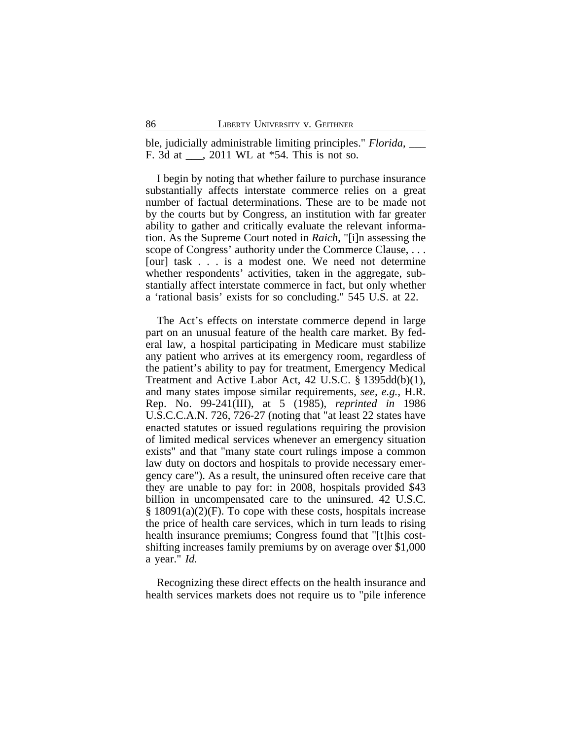ble, judicially administrable limiting principles." *Florida*, ___ F. 3d at ___, 2011 WL at *54. This is not so.

I begin by noting that whether failure to purchase insurance substantially affects interstate commerce relies on a great number of factual determinations. These are to be made not by the courts but by Congress, an institution with far greater ability to gather and critically evaluate the relevant information. As the Supreme Court noted in *Raich*, "[i]n assessing the scope of Congress' authority under the Commerce Clause, . . . [our] task . . . is a modest one. We need not determine whether respondents' activities, taken in the aggregate, substantially affect interstate commerce in fact, but only whether a 'rational basis' exists for so concluding." 545 U.S. at 22.

The Act's effects on interstate commerce depend in large part on an unusual feature of the health care market. By federal law, a hospital participating in Medicare must stabilize any patient who arrives at its emergency room, regardless of the patient's ability to pay for treatment, Emergency Medical Treatment and Active Labor Act, 42 U.S.C. § 1395dd(b)(1), and many states impose similar requirements, *see, e.g.*, H.R. Rep. No. 99-241(III), at 5 (1985), *reprinted in* 1986 U.S.C.C.A.N. 726, 726-27 (noting that "at least 22 states have enacted statutes or issued regulations requiring the provision of limited medical services whenever an emergency situation exists" and that "many state court rulings impose a common law duty on doctors and hospitals to provide necessary emergency care"). As a result, the uninsured often receive care that they are unable to pay for: in 2008, hospitals provided $43 billion in uncompensated care to the uninsured. 42 U.S.C. § 18091(a)(2)(F). To cope with these costs, hospitals increase the price of health care services, which in turn leads to rising health insurance premiums; Congress found that "[t]his cost-shifting increases family premiums by on average over $1,000 a year." *Id.*

Recognizing these direct effects on the health insurance and health services markets does not require us to "pile inference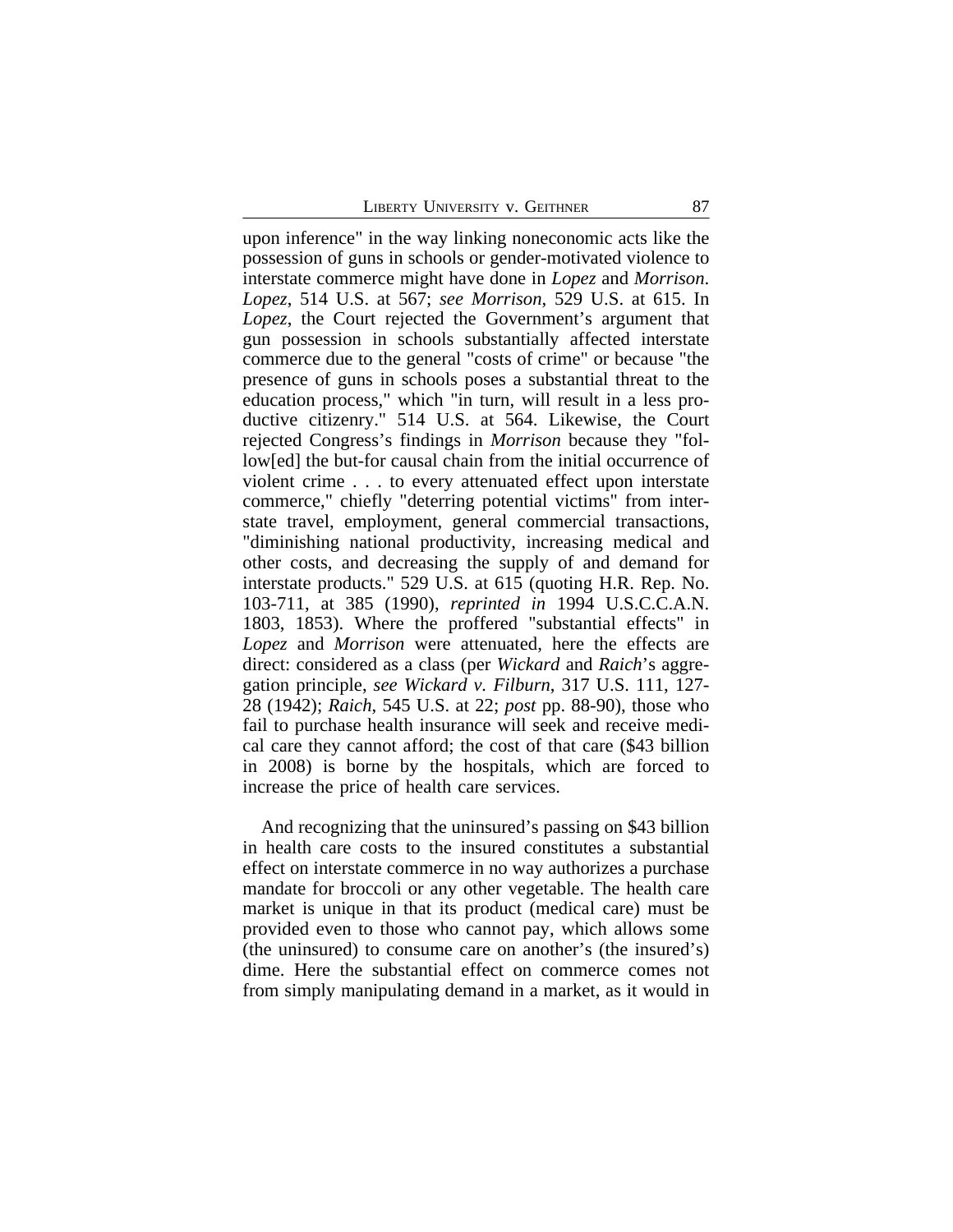upon inference" in the way linking noneconomic acts like the possession of guns in schools or gender-motivated violence to interstate commerce might have done in *Lopez* and *Morrison*. *Lopez*, 514 U.S. at 567; *see Morrison*, 529 U.S. at 615. In *Lopez*, the Court rejected the Government's argument that gun possession in schools substantially affected interstate commerce due to the general "costs of crime" or because "the presence of guns in schools poses a substantial threat to the education process," which "in turn, will result in a less productive citizenry." 514 U.S. at 564. Likewise, the Court rejected Congress's findings in *Morrison* because they "follow[ed] the but-for causal chain from the initial occurrence of violent crime . . . to every attenuated effect upon interstate commerce," chiefly "deterring potential victims" from interstate travel, employment, general commercial transactions, "diminishing national productivity, increasing medical and other costs, and decreasing the supply of and demand for interstate products." 529 U.S. at 615 (quoting H.R. Rep. No. 103-711, at 385 (1990), *reprinted in* 1994 U.S.C.C.A.N. 1803, 1853). Where the proffered "substantial effects" in *Lopez* and *Morrison* were attenuated, here the effects are direct: considered as a class (per *Wickard* and *Raich*'s aggregation principle, *see Wickard v. Filburn*, 317 U.S. 111, 127-28 (1942); *Raich*, 545 U.S. at 22; *post* pp. 88-90), those who fail to purchase health insurance will seek and receive medical care they cannot afford; the cost of that care ($43 billion in 2008) is borne by the hospitals, which are forced to increase the price of health care services.

And recognizing that the uninsured's passing on $43 billion in health care costs to the insured constitutes a substantial effect on interstate commerce in no way authorizes a purchase mandate for broccoli or any other vegetable. The health care market is unique in that its product (medical care) must be provided even to those who cannot pay, which allows some (the uninsured) to consume care on another's (the insured's) dime. Here the substantial effect on commerce comes not from simply manipulating demand in a market, as it would in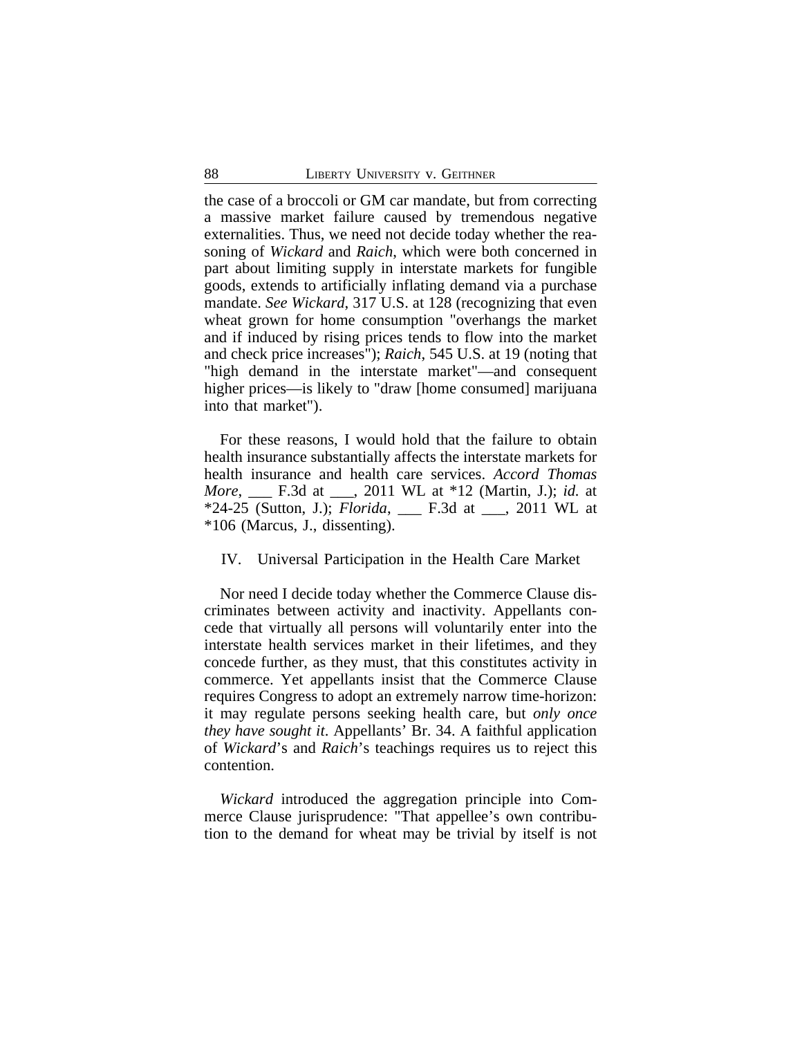the case of a broccoli or GM car mandate, but from correcting a massive market failure caused by tremendous negative externalities. Thus, we need not decide today whether the reasoning of *Wickard* and *Raich*, which were both concerned in part about limiting supply in interstate markets for fungible goods, extends to artificially inflating demand via a purchase mandate. *See Wickard*, 317 U.S. at 128 (recognizing that even wheat grown for home consumption "overhangs the market and if induced by rising prices tends to flow into the market and check price increases"); *Raich*, 545 U.S. at 19 (noting that "high demand in the interstate market"—and consequent higher prices—is likely to "draw [home consumed] marijuana into that market").

For these reasons, I would hold that the failure to obtain health insurance substantially affects the interstate markets for health insurance and health care services. *Accord Thomas More*, ___ F.3d at ___, 2011 WL at *12 (Martin, J.); *id.* at *24-25 (Sutton, J.); *Florida*, ___ F.3d at ___, 2011 WL at *106 (Marcus, J., dissenting).

IV. Universal Participation in the Health Care Market

Nor need I decide today whether the Commerce Clause discriminates between activity and inactivity. Appellants concede that virtually all persons will voluntarily enter into the interstate health services market in their lifetimes, and they concede further, as they must, that this constitutes activity in commerce. Yet appellants insist that the Commerce Clause requires Congress to adopt an extremely narrow time-horizon: it may regulate persons seeking health care, but *only once they have sought it*. Appellants' Br. 34. A faithful application of *Wickard*'s and *Raich*'s teachings requires us to reject this contention.

*Wickard* introduced the aggregation principle into Commerce Clause jurisprudence: "That appellee's own contribution to the demand for wheat may be trivial by itself is not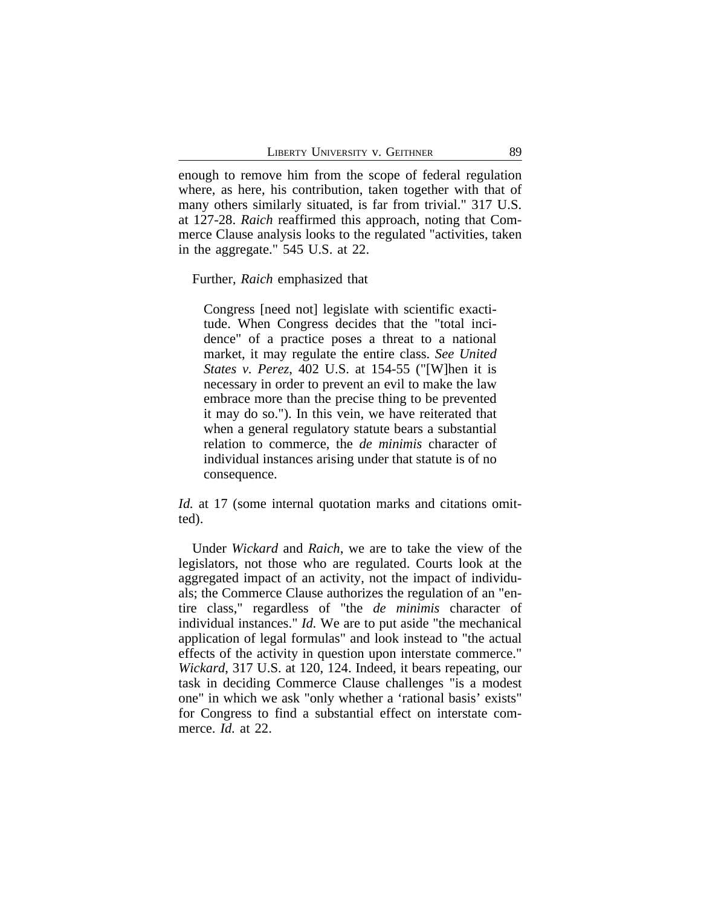enough to remove him from the scope of federal regulation where, as here, his contribution, taken together with that of many others similarly situated, is far from trivial." 317 U.S. at 127-28. *Raich* reaffirmed this approach, noting that Commerce Clause analysis looks to the regulated "activities, taken in the aggregate." 545 U.S. at 22.

Further, *Raich* emphasized that

> Congress [need not] legislate with scientific exactitude. When Congress decides that the "total incidence" of a practice poses a threat to a national market, it may regulate the entire class. *See United States v. Perez*, 402 U.S. at 154-55 ("[W]hen it is necessary in order to prevent an evil to make the law embrace more than the precise thing to be prevented it may do so."). In this vein, we have reiterated that when a general regulatory statute bears a substantial relation to commerce, the *de minimis* character of individual instances arising under that statute is of no consequence.

*Id.* at 17 (some internal quotation marks and citations omitted).

Under *Wickard* and *Raich*, we are to take the view of the legislators, not those who are regulated. Courts look at the aggregated impact of an activity, not the impact of individuals; the Commerce Clause authorizes the regulation of an "entire class," regardless of "the *de minimis* character of individual instances." *Id.* We are to put aside "the mechanical application of legal formulas" and look instead to "the actual effects of the activity in question upon interstate commerce." *Wickard*, 317 U.S. at 120, 124. Indeed, it bears repeating, our task in deciding Commerce Clause challenges "is a modest one" in which we ask "only whether a 'rational basis' exists" for Congress to find a substantial effect on interstate commerce. *Id.* at 22.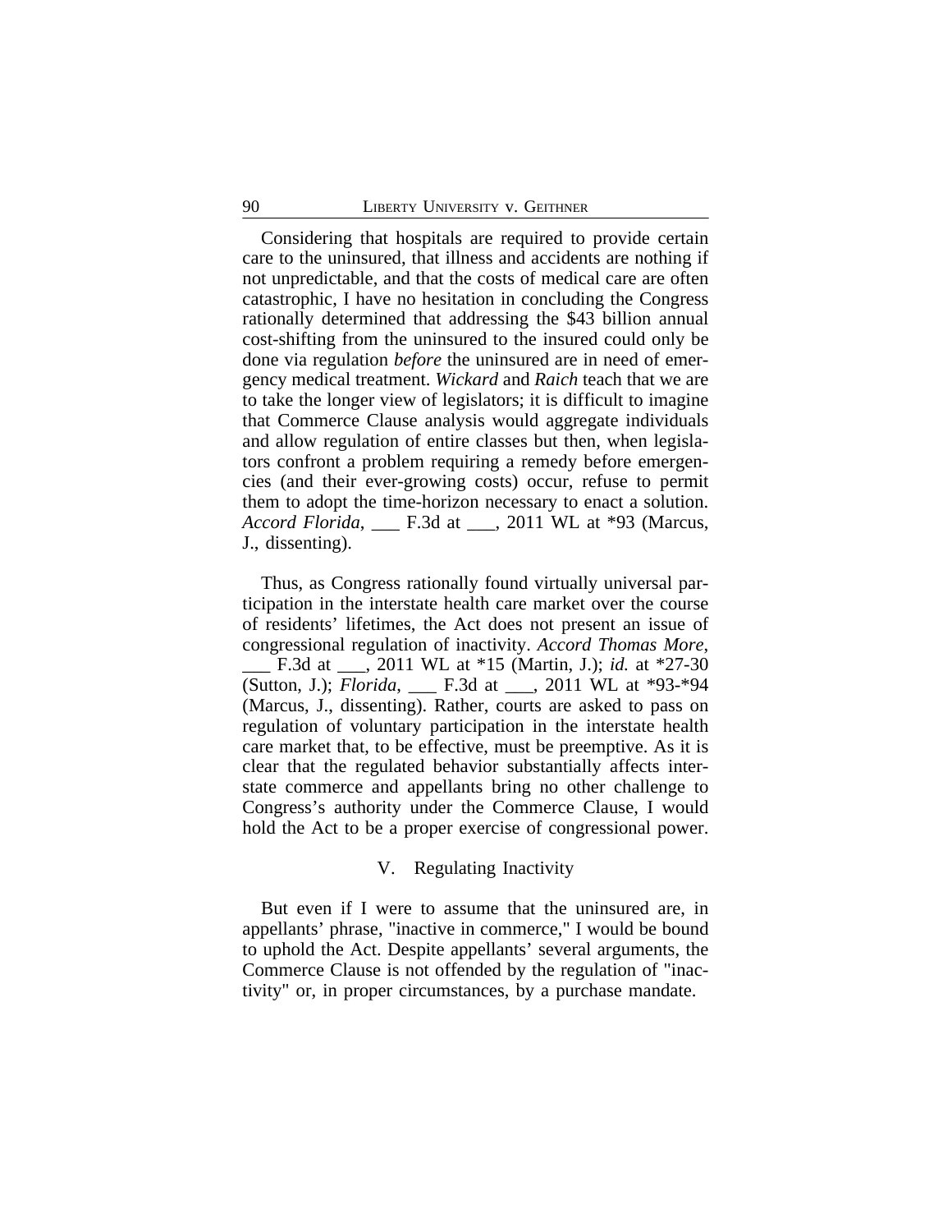Considering that hospitals are required to provide certain care to the uninsured, that illness and accidents are nothing if not unpredictable, and that the costs of medical care are often catastrophic, I have no hesitation in concluding the Congress rationally determined that addressing the $43 billion annual cost-shifting from the uninsured to the insured could only be done via regulation *before* the uninsured are in need of emergency medical treatment. *Wickard* and *Raich* teach that we are to take the longer view of legislators; it is difficult to imagine that Commerce Clause analysis would aggregate individuals and allow regulation of entire classes but then, when legislators confront a problem requiring a remedy before emergencies (and their ever-growing costs) occur, refuse to permit them to adopt the time-horizon necessary to enact a solution. *Accord Florida*, ___ F.3d at ___, 2011 WL at *93 (Marcus, J., dissenting).

Thus, as Congress rationally found virtually universal participation in the interstate health care market over the course of residents' lifetimes, the Act does not present an issue of congressional regulation of inactivity. *Accord Thomas More*, ___ F.3d at ___, 2011 WL at *15 (Martin, J.); *id.* at *27-30 (Sutton, J.); *Florida*, ___ F.3d at ___, 2011 WL at *93-*94 (Marcus, J., dissenting). Rather, courts are asked to pass on regulation of voluntary participation in the interstate health care market that, to be effective, must be preemptive. As it is clear that the regulated behavior substantially affects interstate commerce and appellants bring no other challenge to Congress's authority under the Commerce Clause, I would hold the Act to be a proper exercise of congressional power.

## V. Regulating Inactivity

But even if I were to assume that the uninsured are, in appellants' phrase, "inactive in commerce," I would be bound to uphold the Act. Despite appellants' several arguments, the Commerce Clause is not offended by the regulation of "inactivity" or, in proper circumstances, by a purchase mandate.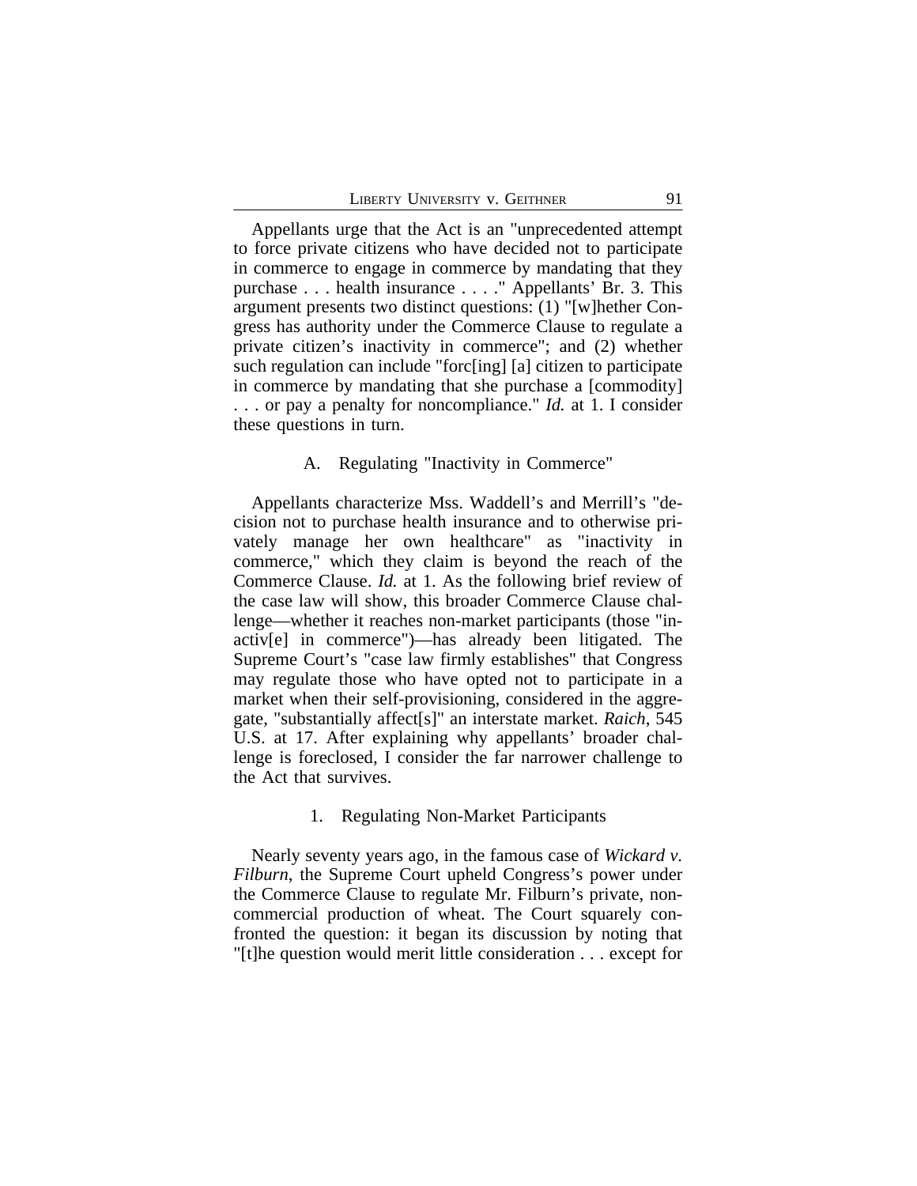Appellants urge that the Act is an "unprecedented attempt to force private citizens who have decided not to participate in commerce to engage in commerce by mandating that they purchase . . . health insurance . . . ." Appellants' Br. 3. This argument presents two distinct questions: (1) "[w]hether Congress has authority under the Commerce Clause to regulate a private citizen's inactivity in commerce"; and (2) whether such regulation can include "forc[ing] [a] citizen to participate in commerce by mandating that she purchase a [commodity] . . . or pay a penalty for noncompliance." *Id.* at 1. I consider these questions in turn.

### A. Regulating "Inactivity in Commerce"

Appellants characterize Mss. Waddell's and Merrill's "decision not to purchase health insurance and to otherwise privately manage her own healthcare" as "inactivity in commerce," which they claim is beyond the reach of the Commerce Clause. *Id.* at 1. As the following brief review of the case law will show, this broader Commerce Clause challenge—whether it reaches non-market participants (those "inactiv[e] in commerce")—has already been litigated. The Supreme Court's "case law firmly establishes" that Congress may regulate those who have opted not to participate in a market when their self-provisioning, considered in the aggregate, "substantially affect[s]" an interstate market. *Raich*, 545 U.S. at 17. After explaining why appellants' broader challenge is foreclosed, I consider the far narrower challenge to the Act that survives.

#### 1. Regulating Non-Market Participants

Nearly seventy years ago, in the famous case of *Wickard v. Filburn*, the Supreme Court upheld Congress's power under the Commerce Clause to regulate Mr. Filburn's private, noncommercial production of wheat. The Court squarely confronted the question: it began its discussion by noting that "[t]he question would merit little consideration . . . except for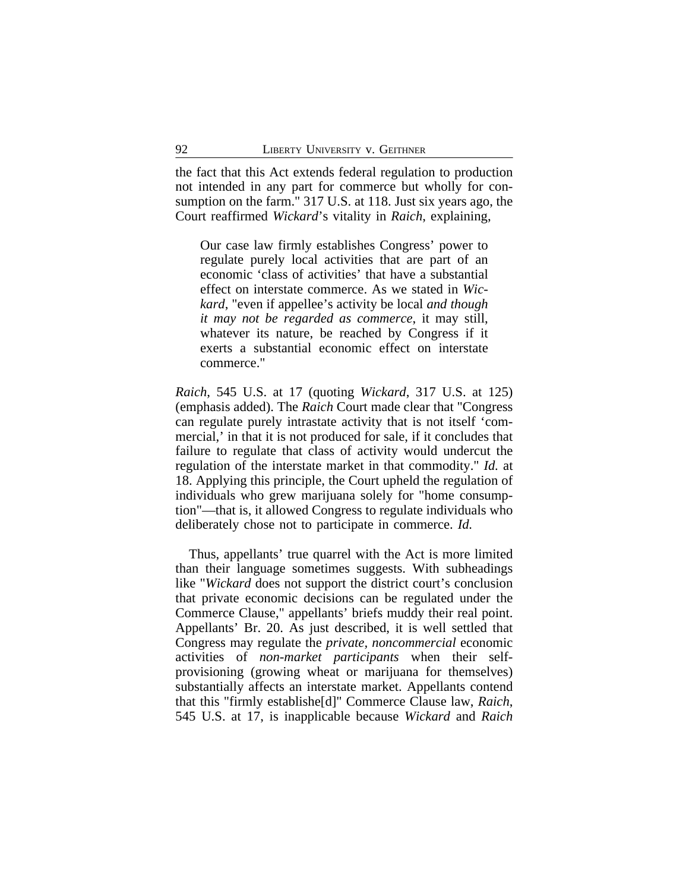the fact that this Act extends federal regulation to production not intended in any part for commerce but wholly for consumption on the farm." 317 U.S. at 118. Just six years ago, the Court reaffirmed *Wickard*'s vitality in *Raich*, explaining,

> Our case law firmly establishes Congress' power to regulate purely local activities that are part of an economic 'class of activities' that have a substantial effect on interstate commerce. As we stated in *Wickard*, "even if appellee's activity be local *and though it may not be regarded as commerce*, it may still, whatever its nature, be reached by Congress if it exerts a substantial economic effect on interstate commerce."

*Raich*, 545 U.S. at 17 (quoting *Wickard*, 317 U.S. at 125) (emphasis added). The *Raich* Court made clear that "Congress can regulate purely intrastate activity that is not itself 'commercial,' in that it is not produced for sale, if it concludes that failure to regulate that class of activity would undercut the regulation of the interstate market in that commodity." *Id.* at 18. Applying this principle, the Court upheld the regulation of individuals who grew marijuana solely for "home consumption"—that is, it allowed Congress to regulate individuals who deliberately chose not to participate in commerce. *Id.*

Thus, appellants' true quarrel with the Act is more limited than their language sometimes suggests. With subheadings like "*Wickard* does not support the district court's conclusion that private economic decisions can be regulated under the Commerce Clause," appellants' briefs muddy their real point. Appellants' Br. 20. As just described, it is well settled that Congress may regulate the *private, noncommercial* economic activities of *non-market participants* when their self-provisioning (growing wheat or marijuana for themselves) substantially affects an interstate market. Appellants contend that this "firmly establishe[d]" Commerce Clause law, *Raich*, 545 U.S. at 17, is inapplicable because *Wickard* and *Raich*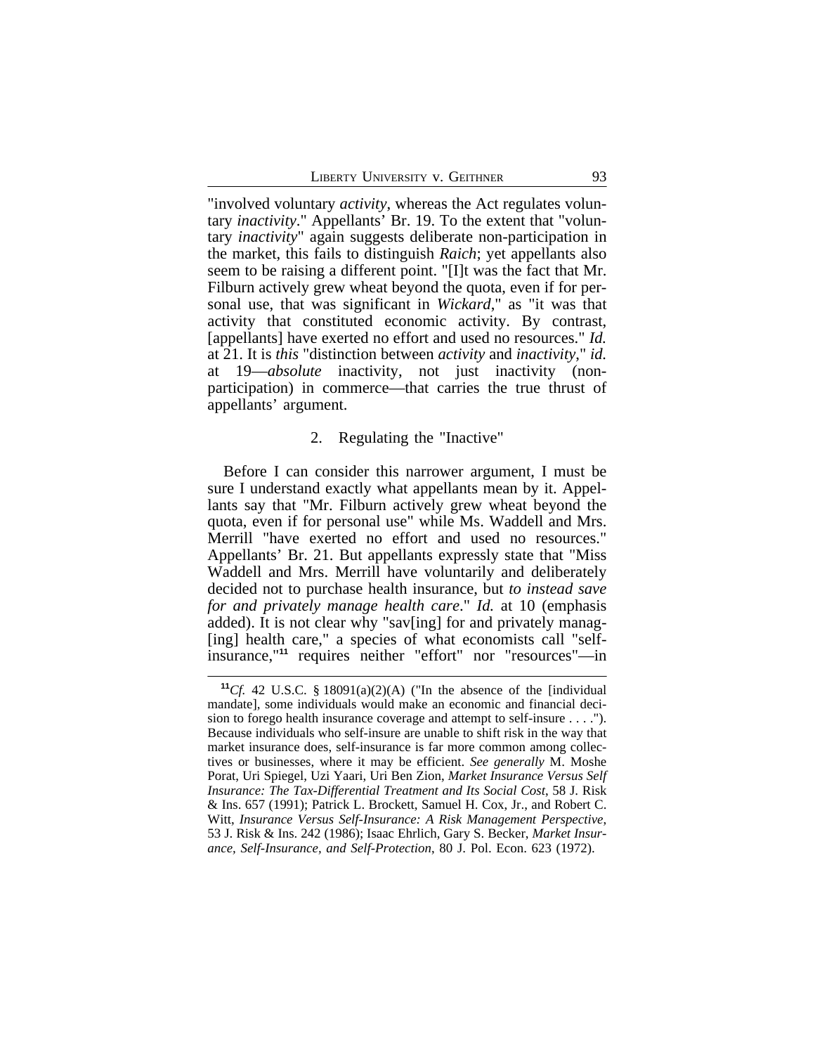"involved voluntary *activity*, whereas the Act regulates voluntary *inactivity*." Appellants' Br. 19. To the extent that "voluntary *inactivity*" again suggests deliberate non-participation in the market, this fails to distinguish *Raich*; yet appellants also seem to be raising a different point. "[I]t was the fact that Mr. Filburn actively grew wheat beyond the quota, even if for personal use, that was significant in *Wickard*," as "it was that activity that constituted economic activity. By contrast, [appellants] have exerted no effort and used no resources." *Id.* at 21. It is *this* "distinction between *activity* and *inactivity*," *id.* at 19—*absolute* inactivity, not just inactivity (non-participation) in commerce—that carries the true thrust of appellants' argument.

### 2. Regulating the "Inactive"

Before I can consider this narrower argument, I must be sure I understand exactly what appellants mean by it. Appellants say that "Mr. Filburn actively grew wheat beyond the quota, even if for personal use" while Ms. Waddell and Mrs. Merrill "have exerted no effort and used no resources." Appellants' Br. 21. But appellants expressly state that "Miss Waddell and Mrs. Merrill have voluntarily and deliberately decided not to purchase health insurance, but *to instead save for and privately manage health care*." *Id.* at 10 (emphasis added). It is not clear why "sav[ing] for and privately manag[ing] health care," a species of what economists call "self-insurance,"[11] requires neither "effort" nor "resources"—in

[11]*Cf.* 42 U.S.C. § 18091(a)(2)(A) ("In the absence of the [individual mandate], some individuals would make an economic and financial decision to forego health insurance coverage and attempt to self-insure . . . ."). Because individuals who self-insure are unable to shift risk in the way that market insurance does, self-insurance is far more common among collectives or businesses, where it may be efficient. *See generally* M. Moshe Porat, Uri Spiegel, Uzi Yaari, Uri Ben Zion, *Market Insurance Versus Self Insurance: The Tax-Differential Treatment and Its Social Cost*, 58 J. Risk & Ins. 657 (1991); Patrick L. Brockett, Samuel H. Cox, Jr., and Robert C. Witt, *Insurance Versus Self-Insurance: A Risk Management Perspective*, 53 J. Risk & Ins. 242 (1986); Isaac Ehrlich, Gary S. Becker, *Market Insurance, Self-Insurance, and Self-Protection*, 80 J. Pol. Econ. 623 (1972).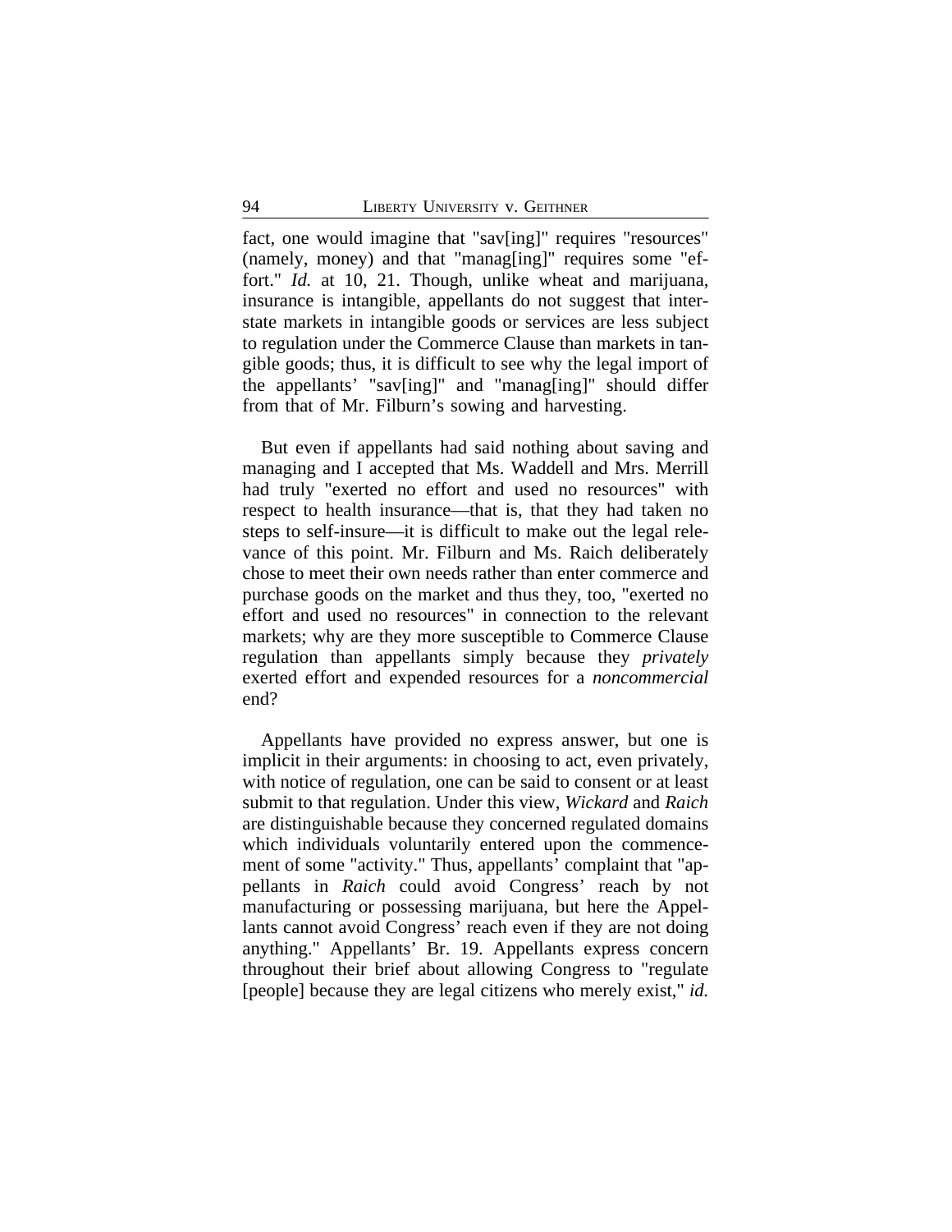fact, one would imagine that "sav[ing]" requires "resources" (namely, money) and that "manag[ing]" requires some "effort." *Id.* at 10, 21. Though, unlike wheat and marijuana, insurance is intangible, appellants do not suggest that interstate markets in intangible goods or services are less subject to regulation under the Commerce Clause than markets in tangible goods; thus, it is difficult to see why the legal import of the appellants' "sav[ing]" and "manag[ing]" should differ from that of Mr. Filburn's sowing and harvesting.

But even if appellants had said nothing about saving and managing and I accepted that Ms. Waddell and Mrs. Merrill had truly "exerted no effort and used no resources" with respect to health insurance—that is, that they had taken no steps to self-insure—it is difficult to make out the legal relevance of this point. Mr. Filburn and Ms. Raich deliberately chose to meet their own needs rather than enter commerce and purchase goods on the market and thus they, too, "exerted no effort and used no resources" in connection to the relevant markets; why are they more susceptible to Commerce Clause regulation than appellants simply because they *privately* exerted effort and expended resources for a *noncommercial* end?

Appellants have provided no express answer, but one is implicit in their arguments: in choosing to act, even privately, with notice of regulation, one can be said to consent or at least submit to that regulation. Under this view, *Wickard* and *Raich* are distinguishable because they concerned regulated domains which individuals voluntarily entered upon the commencement of some "activity." Thus, appellants' complaint that "appellants in *Raich* could avoid Congress' reach by not manufacturing or possessing marijuana, but here the Appellants cannot avoid Congress' reach even if they are not doing anything." Appellants' Br. 19. Appellants express concern throughout their brief about allowing Congress to "regulate [people] because they are legal citizens who merely exist," *id.*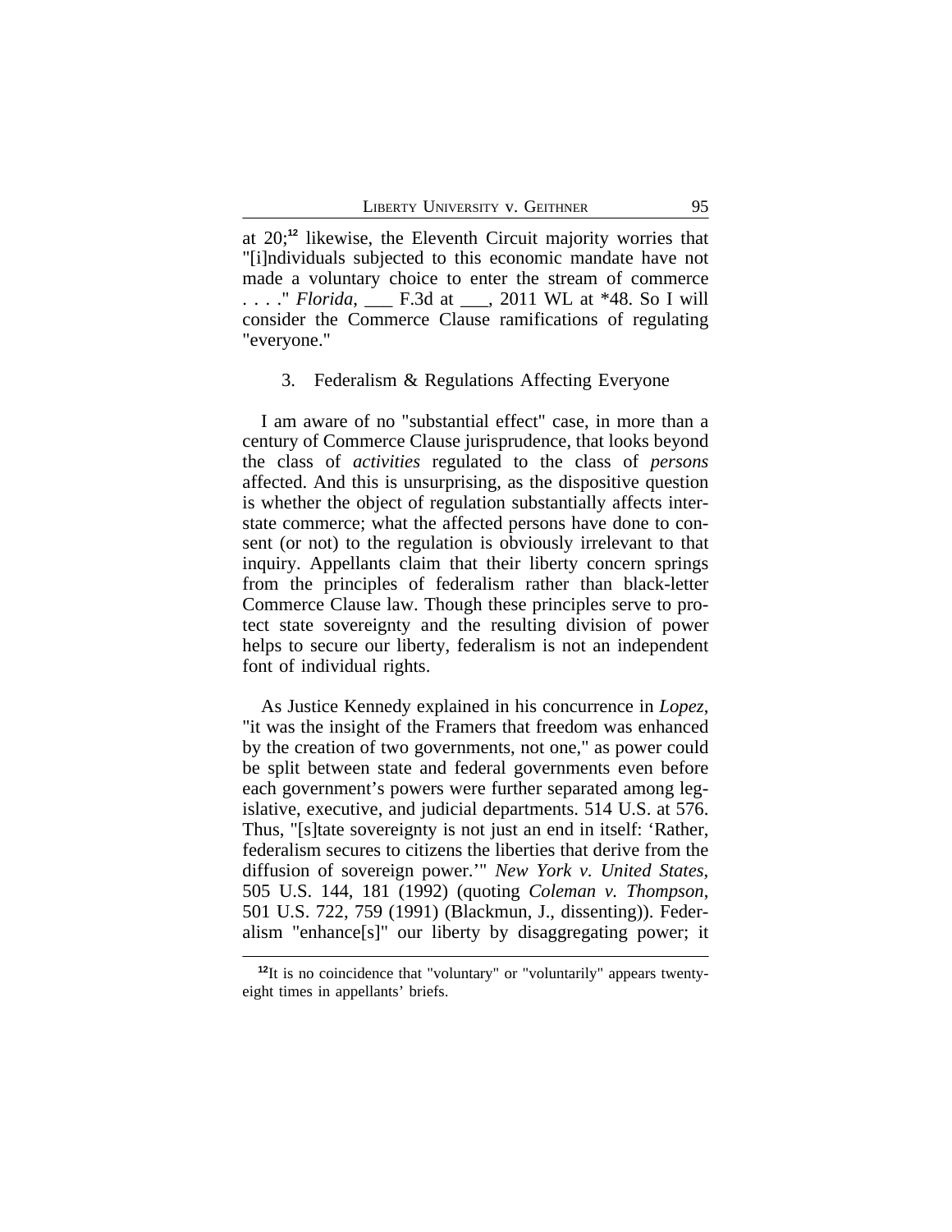at 20;[12] likewise, the Eleventh Circuit majority worries that "[i]ndividuals subjected to this economic mandate have not made a voluntary choice to enter the stream of commerce . . . ." *Florida*, ___ F.3d at ___, 2011 WL at *48. So I will consider the Commerce Clause ramifications of regulating "everyone."

### 3. Federalism & Regulations Affecting Everyone

I am aware of no "substantial effect" case, in more than a century of Commerce Clause jurisprudence, that looks beyond the class of *activities* regulated to the class of *persons* affected. And this is unsurprising, as the dispositive question is whether the object of regulation substantially affects interstate commerce; what the affected persons have done to consent (or not) to the regulation is obviously irrelevant to that inquiry. Appellants claim that their liberty concern springs from the principles of federalism rather than black-letter Commerce Clause law. Though these principles serve to protect state sovereignty and the resulting division of power helps to secure our liberty, federalism is not an independent font of individual rights.

As Justice Kennedy explained in his concurrence in *Lopez*, "it was the insight of the Framers that freedom was enhanced by the creation of two governments, not one," as power could be split between state and federal governments even before each government's powers were further separated among legislative, executive, and judicial departments. 514 U.S. at 576. Thus, "[s]tate sovereignty is not just an end in itself: 'Rather, federalism secures to citizens the liberties that derive from the diffusion of sovereign power.'" *New York v. United States*, 505 U.S. 144, 181 (1992) (quoting *Coleman v. Thompson*, 501 U.S. 722, 759 (1991) (Blackmun, J., dissenting)). Federalism "enhance[s]" our liberty by disaggregating power; it

---

[12] It is no coincidence that "voluntary" or "voluntarily" appears twenty-eight times in appellants' briefs.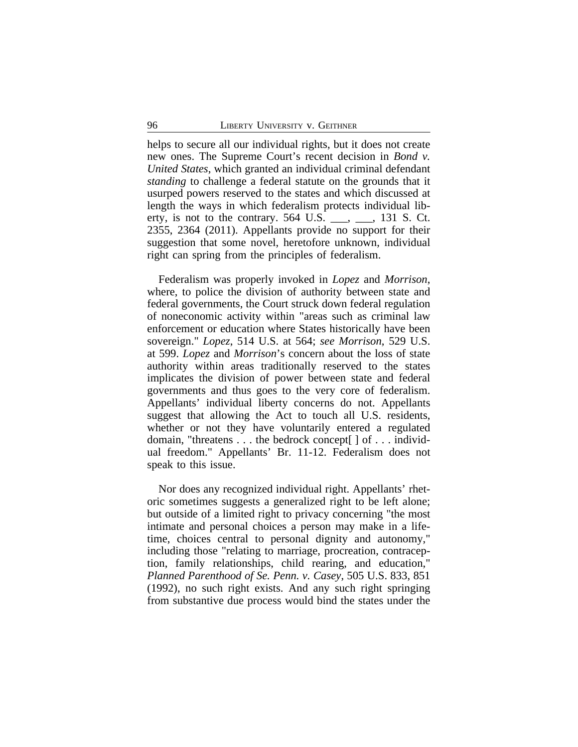helps to secure all our individual rights, but it does not create new ones. The Supreme Court's recent decision in *Bond v. United States*, which granted an individual criminal defendant *standing* to challenge a federal statute on the grounds that it usurped powers reserved to the states and which discussed at length the ways in which federalism protects individual liberty, is not to the contrary. 564 U.S. ___, ___, 131 S. Ct. 2355, 2364 (2011). Appellants provide no support for their suggestion that some novel, heretofore unknown, individual right can spring from the principles of federalism.

Federalism was properly invoked in *Lopez* and *Morrison*, where, to police the division of authority between state and federal governments, the Court struck down federal regulation of noneconomic activity within "areas such as criminal law enforcement or education where States historically have been sovereign." *Lopez*, 514 U.S. at 564; *see Morrison*, 529 U.S. at 599. *Lopez* and *Morrison*'s concern about the loss of state authority within areas traditionally reserved to the states implicates the division of power between state and federal governments and thus goes to the very core of federalism. Appellants' individual liberty concerns do not. Appellants suggest that allowing the Act to touch all U.S. residents, whether or not they have voluntarily entered a regulated domain, "threatens . . . the bedrock concept[ ] of . . . individual freedom." Appellants' Br. 11-12. Federalism does not speak to this issue.

Nor does any recognized individual right. Appellants' rhetoric sometimes suggests a generalized right to be left alone; but outside of a limited right to privacy concerning "the most intimate and personal choices a person may make in a lifetime, choices central to personal dignity and autonomy," including those "relating to marriage, procreation, contraception, family relationships, child rearing, and education," *Planned Parenthood of Se. Penn. v. Casey*, 505 U.S. 833, 851 (1992), no such right exists. And any such right springing from substantive due process would bind the states under the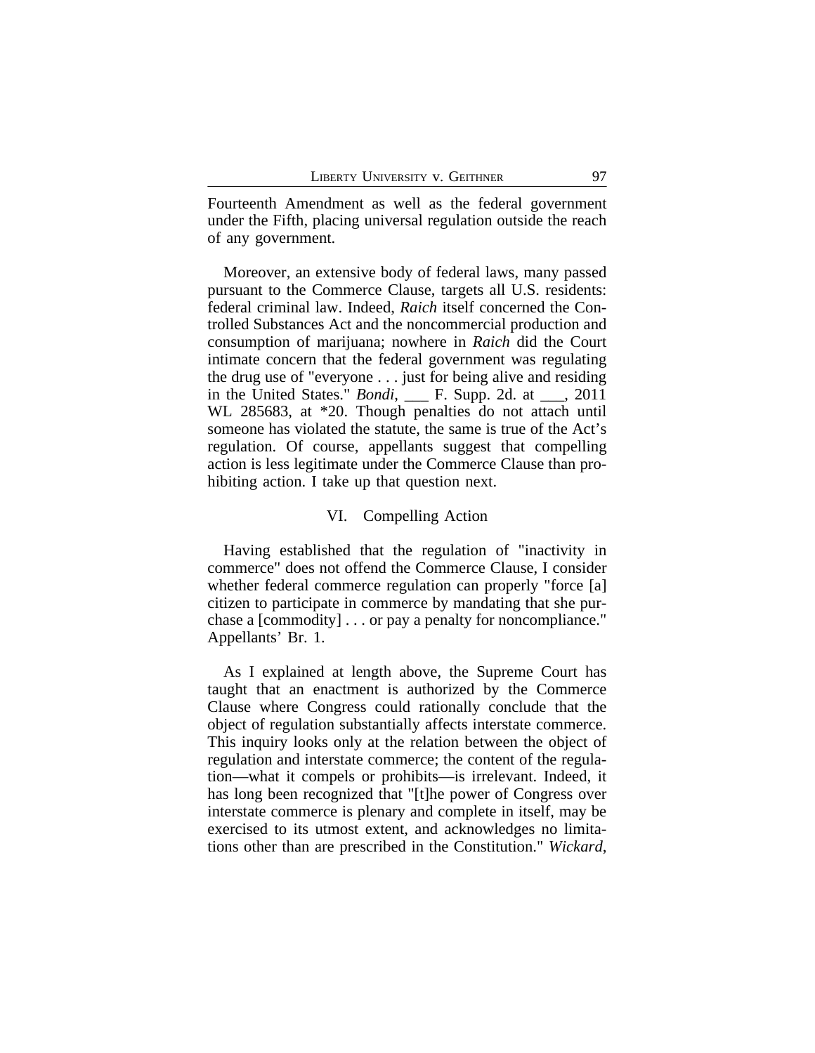Fourteenth Amendment as well as the federal government under the Fifth, placing universal regulation outside the reach of any government.

Moreover, an extensive body of federal laws, many passed pursuant to the Commerce Clause, targets all U.S. residents: federal criminal law. Indeed, *Raich* itself concerned the Controlled Substances Act and the noncommercial production and consumption of marijuana; nowhere in *Raich* did the Court intimate concern that the federal government was regulating the drug use of "everyone . . . just for being alive and residing in the United States." *Bondi*, ___ F. Supp. 2d. at ___, 2011 WL 285683, at *20. Though penalties do not attach until someone has violated the statute, the same is true of the Act's regulation. Of course, appellants suggest that compelling action is less legitimate under the Commerce Clause than prohibiting action. I take up that question next.

## VI. Compelling Action

Having established that the regulation of "inactivity in commerce" does not offend the Commerce Clause, I consider whether federal commerce regulation can properly "force [a] citizen to participate in commerce by mandating that she purchase a [commodity] . . . or pay a penalty for noncompliance." Appellants' Br. 1.

As I explained at length above, the Supreme Court has taught that an enactment is authorized by the Commerce Clause where Congress could rationally conclude that the object of regulation substantially affects interstate commerce. This inquiry looks only at the relation between the object of regulation and interstate commerce; the content of the regulation—what it compels or prohibits—is irrelevant. Indeed, it has long been recognized that "[t]he power of Congress over interstate commerce is plenary and complete in itself, may be exercised to its utmost extent, and acknowledges no limitations other than are prescribed in the Constitution." *Wickard*,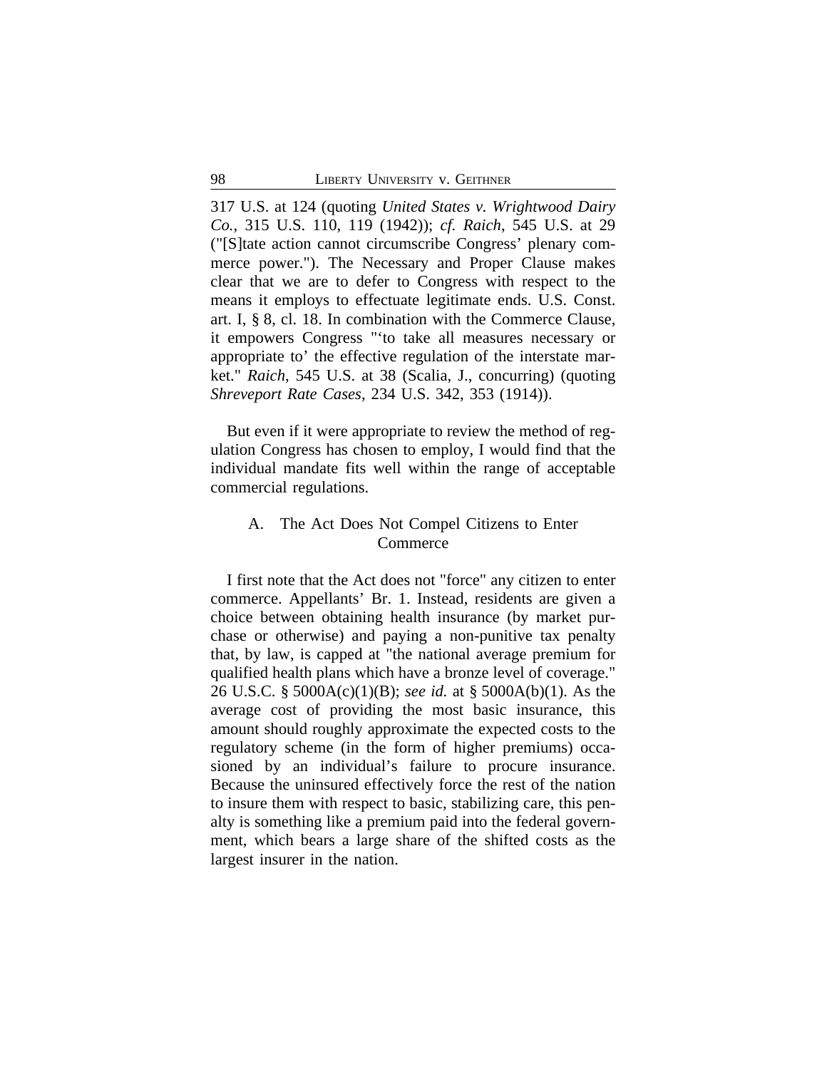317 U.S. at 124 (quoting *United States v. Wrightwood Dairy Co.*, 315 U.S. 110, 119 (1942)); *cf. Raich*, 545 U.S. at 29 ("[S]tate action cannot circumscribe Congress' plenary commerce power."). The Necessary and Proper Clause makes clear that we are to defer to Congress with respect to the means it employs to effectuate legitimate ends. U.S. Const. art. I, § 8, cl. 18. In combination with the Commerce Clause, it empowers Congress "'to take all measures necessary or appropriate to' the effective regulation of the interstate market." *Raich*, 545 U.S. at 38 (Scalia, J., concurring) (quoting *Shreveport Rate Cases*, 234 U.S. 342, 353 (1914)).

But even if it were appropriate to review the method of regulation Congress has chosen to employ, I would find that the individual mandate fits well within the range of acceptable commercial regulations.

### A. The Act Does Not Compel Citizens to Enter Commerce

I first note that the Act does not "force" any citizen to enter commerce. Appellants' Br. 1. Instead, residents are given a choice between obtaining health insurance (by market purchase or otherwise) and paying a non-punitive tax penalty that, by law, is capped at "the national average premium for qualified health plans which have a bronze level of coverage." 26 U.S.C. § 5000A(c)(1)(B); *see id.* at § 5000A(b)(1). As the average cost of providing the most basic insurance, this amount should roughly approximate the expected costs to the regulatory scheme (in the form of higher premiums) occasioned by an individual's failure to procure insurance. Because the uninsured effectively force the rest of the nation to insure them with respect to basic, stabilizing care, this penalty is something like a premium paid into the federal government, which bears a large share of the shifted costs as the largest insurer in the nation.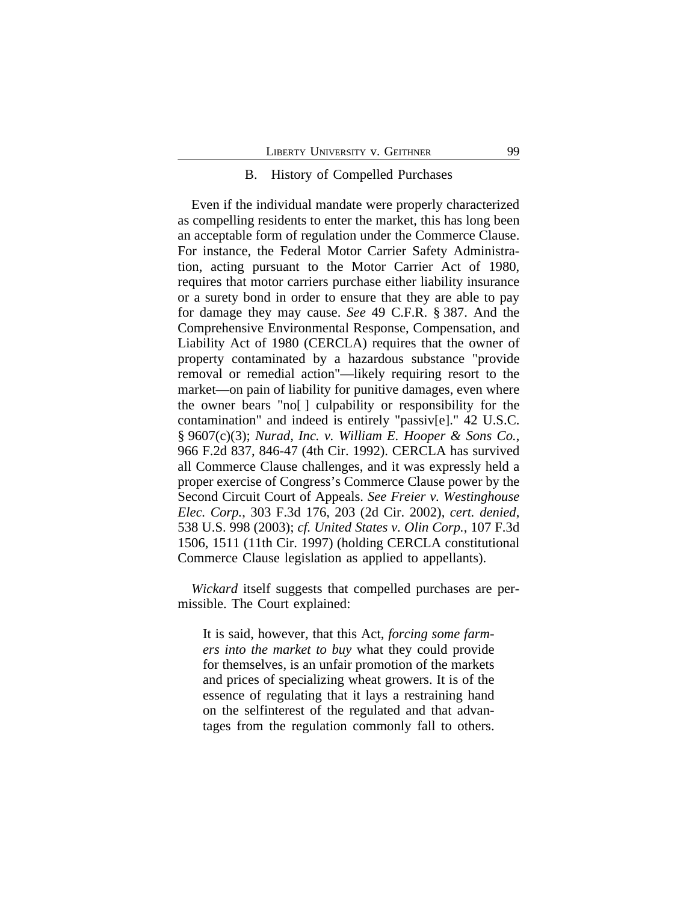### B. History of Compelled Purchases

Even if the individual mandate were properly characterized as compelling residents to enter the market, this has long been an acceptable form of regulation under the Commerce Clause. For instance, the Federal Motor Carrier Safety Administration, acting pursuant to the Motor Carrier Act of 1980, requires that motor carriers purchase either liability insurance or a surety bond in order to ensure that they are able to pay for damage they may cause. *See* 49 C.F.R. § 387. And the Comprehensive Environmental Response, Compensation, and Liability Act of 1980 (CERCLA) requires that the owner of property contaminated by a hazardous substance "provide removal or remedial action"—likely requiring resort to the market—on pain of liability for punitive damages, even where the owner bears "no[ ] culpability or responsibility for the contamination" and indeed is entirely "passiv[e]." 42 U.S.C. § 9607(c)(3); *Nurad, Inc. v. William E. Hooper & Sons Co.*, 966 F.2d 837, 846-47 (4th Cir. 1992). CERCLA has survived all Commerce Clause challenges, and it was expressly held a proper exercise of Congress's Commerce Clause power by the Second Circuit Court of Appeals. *See Freier v. Westinghouse Elec. Corp.*, 303 F.3d 176, 203 (2d Cir. 2002), *cert. denied*, 538 U.S. 998 (2003); *cf. United States v. Olin Corp.*, 107 F.3d 1506, 1511 (11th Cir. 1997) (holding CERCLA constitutional Commerce Clause legislation as applied to appellants).

*Wickard* itself suggests that compelled purchases are permissible. The Court explained:

> It is said, however, that this Act, *forcing some farmers into the market to buy* what they could provide for themselves, is an unfair promotion of the markets and prices of specializing wheat growers. It is of the essence of regulating that it lays a restraining hand on the selfinterest of the regulated and that advantages from the regulation commonly fall to others.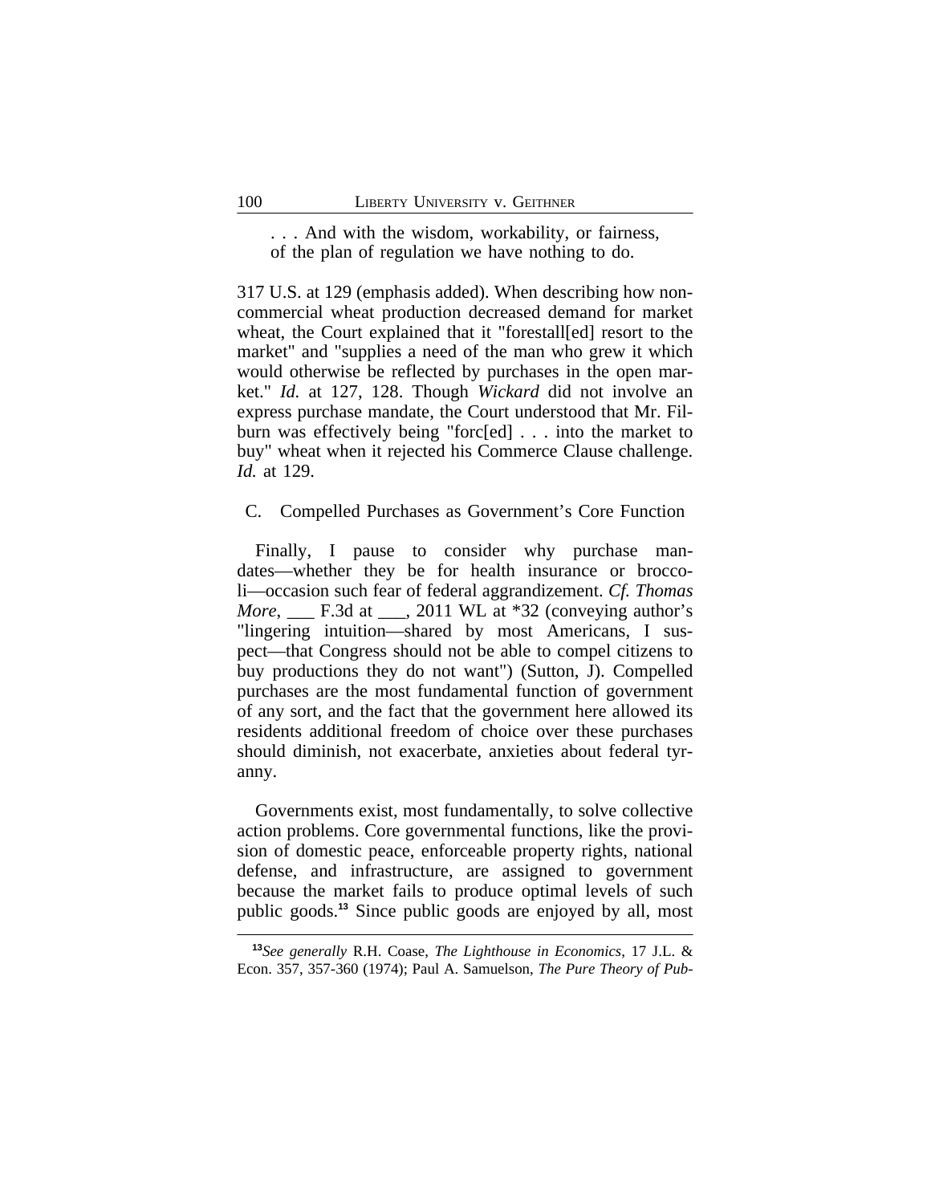> . . . And with the wisdom, workability, or fairness, of the plan of regulation we have nothing to do.

317 U.S. at 129 (emphasis added). When describing how non-commercial wheat production decreased demand for market wheat, the Court explained that it "forestall[ed] resort to the market" and "supplies a need of the man who grew it which would otherwise be reflected by purchases in the open market." *Id.* at 127, 128. Though *Wickard* did not involve an express purchase mandate, the Court understood that Mr. Filburn was effectively being "forc[ed] . . . into the market to buy" wheat when it rejected his Commerce Clause challenge. *Id.* at 129.

### C. Compelled Purchases as Government's Core Function

Finally, I pause to consider why purchase mandates—whether they be for health insurance or broccoli—occasion such fear of federal aggrandizement. *Cf. Thomas More*, ___ F.3d at ___, 2011 WL at *32 (conveying author's "lingering intuition—shared by most Americans, I suspect—that Congress should not be able to compel citizens to buy productions they do not want") (Sutton, J). Compelled purchases are the most fundamental function of government of any sort, and the fact that the government here allowed its residents additional freedom of choice over these purchases should diminish, not exacerbate, anxieties about federal tyranny.

Governments exist, most fundamentally, to solve collective action problems. Core governmental functions, like the provision of domestic peace, enforceable property rights, national defense, and infrastructure, are assigned to government because the market fails to produce optimal levels of such public goods.[13] Since public goods are enjoyed by all, most

[13] *See generally* R.H. Coase, *The Lighthouse in Economics*, 17 J.L. & Econ. 357, 357-360 (1974); Paul A. Samuelson, *The Pure Theory of Pub-*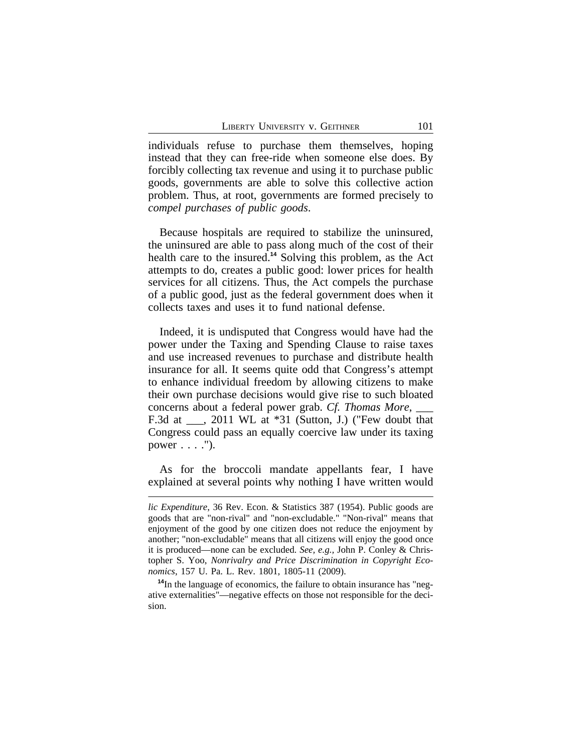individuals refuse to purchase them themselves, hoping instead that they can free-ride when someone else does. By forcibly collecting tax revenue and using it to purchase public goods, governments are able to solve this collective action problem. Thus, at root, governments are formed precisely to *compel purchases of public goods*.

Because hospitals are required to stabilize the uninsured, the uninsured are able to pass along much of the cost of their health care to the insured.[14] Solving this problem, as the Act attempts to do, creates a public good: lower prices for health services for all citizens. Thus, the Act compels the purchase of a public good, just as the federal government does when it collects taxes and uses it to fund national defense.

Indeed, it is undisputed that Congress would have had the power under the Taxing and Spending Clause to raise taxes and use increased revenues to purchase and distribute health insurance for all. It seems quite odd that Congress's attempt to enhance individual freedom by allowing citizens to make their own purchase decisions would give rise to such bloated concerns about a federal power grab. *Cf. Thomas More*, ___ F.3d at ___, 2011 WL at *31 (Sutton, J.) ("Few doubt that Congress could pass an equally coercive law under its taxing power . . . .").

As for the broccoli mandate appellants fear, I have explained at several points why nothing I have written would

---

*lic Expenditure*, 36 Rev. Econ. & Statistics 387 (1954). Public goods are goods that are "non-rival" and "non-excludable." "Non-rival" means that enjoyment of the good by one citizen does not reduce the enjoyment by another; "non-excludable" means that all citizens will enjoy the good once it is produced—none can be excluded. *See, e.g.,* John P. Conley & Christopher S. Yoo, *Nonrivalry and Price Discrimination in Copyright Economics*, 157 U. Pa. L. Rev. 1801, 1805-11 (2009).

[14]In the language of economics, the failure to obtain insurance has "negative externalities"—negative effects on those not responsible for the decision.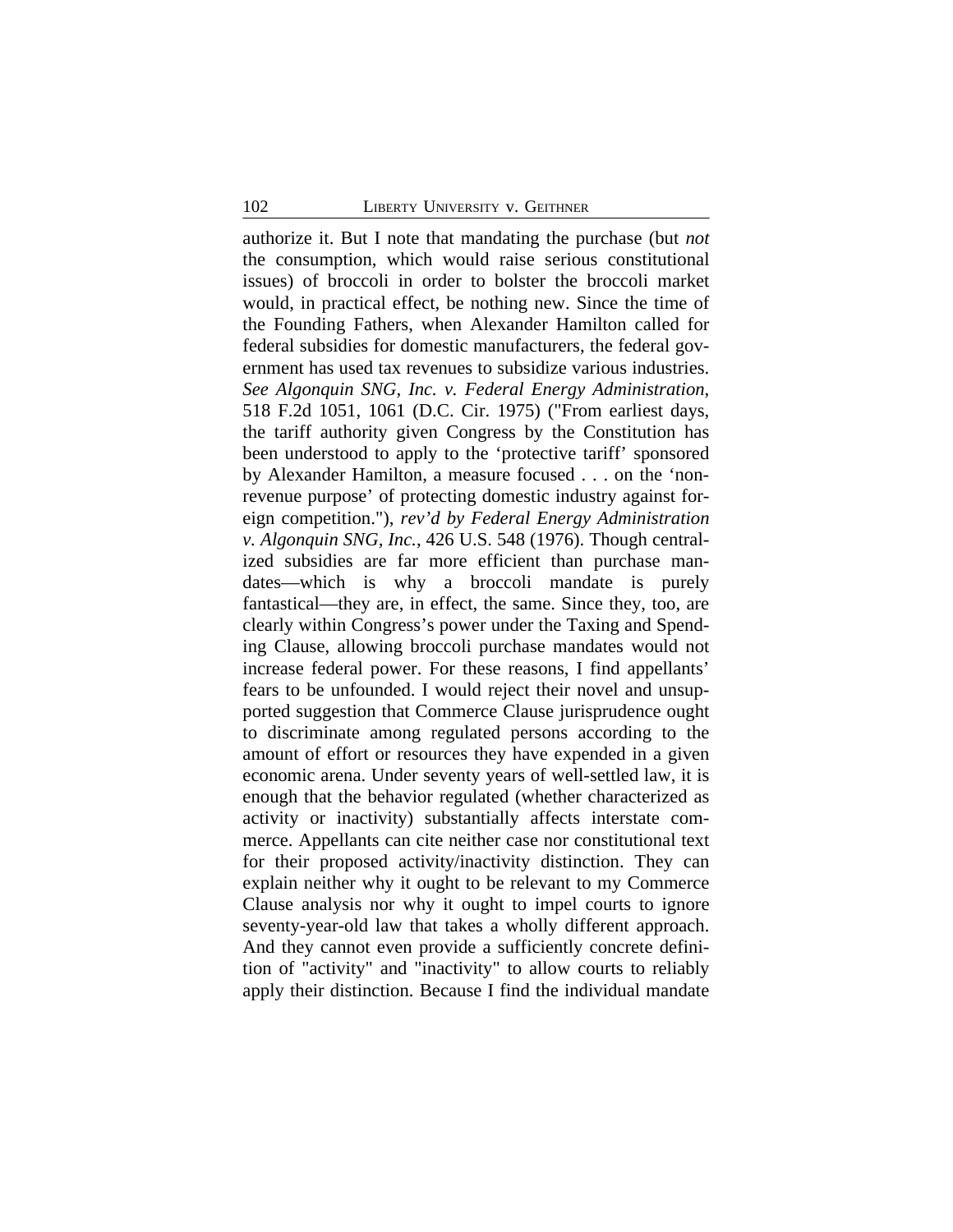authorize it. But I note that mandating the purchase (but *not* the consumption, which would raise serious constitutional issues) of broccoli in order to bolster the broccoli market would, in practical effect, be nothing new. Since the time of the Founding Fathers, when Alexander Hamilton called for federal subsidies for domestic manufacturers, the federal government has used tax revenues to subsidize various industries. *See Algonquin SNG, Inc. v. Federal Energy Administration*, 518 F.2d 1051, 1061 (D.C. Cir. 1975) ("From earliest days, the tariff authority given Congress by the Constitution has been understood to apply to the 'protective tariff' sponsored by Alexander Hamilton, a measure focused . . . on the 'non-revenue purpose' of protecting domestic industry against foreign competition."), *rev'd by Federal Energy Administration v. Algonquin SNG, Inc.*, 426 U.S. 548 (1976). Though centralized subsidies are far more efficient than purchase mandates—which is why a broccoli mandate is purely fantastical—they are, in effect, the same. Since they, too, are clearly within Congress's power under the Taxing and Spending Clause, allowing broccoli purchase mandates would not increase federal power. For these reasons, I find appellants' fears to be unfounded. I would reject their novel and unsupported suggestion that Commerce Clause jurisprudence ought to discriminate among regulated persons according to the amount of effort or resources they have expended in a given economic arena. Under seventy years of well-settled law, it is enough that the behavior regulated (whether characterized as activity or inactivity) substantially affects interstate commerce. Appellants can cite neither case nor constitutional text for their proposed activity/inactivity distinction. They can explain neither why it ought to be relevant to my Commerce Clause analysis nor why it ought to impel courts to ignore seventy-year-old law that takes a wholly different approach. And they cannot even provide a sufficiently concrete definition of "activity" and "inactivity" to allow courts to reliably apply their distinction. Because I find the individual mandate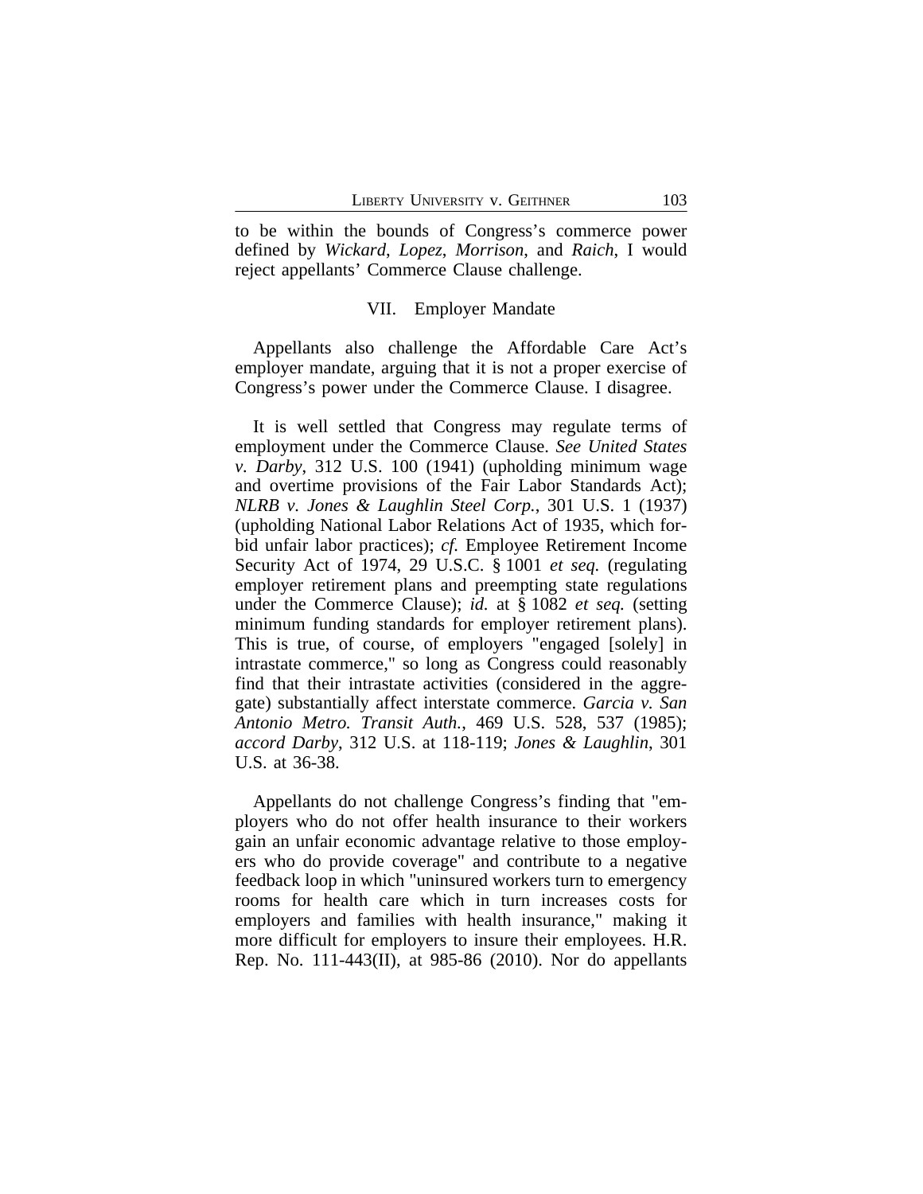to be within the bounds of Congress's commerce power defined by *Wickard*, *Lopez*, *Morrison*, and *Raich*, I would reject appellants' Commerce Clause challenge.

## VII. Employer Mandate

Appellants also challenge the Affordable Care Act's employer mandate, arguing that it is not a proper exercise of Congress's power under the Commerce Clause. I disagree.

It is well settled that Congress may regulate terms of employment under the Commerce Clause. *See United States v. Darby*, 312 U.S. 100 (1941) (upholding minimum wage and overtime provisions of the Fair Labor Standards Act); *NLRB v. Jones & Laughlin Steel Corp.*, 301 U.S. 1 (1937) (upholding National Labor Relations Act of 1935, which forbid unfair labor practices); *cf.* Employee Retirement Income Security Act of 1974, 29 U.S.C. § 1001 *et seq.* (regulating employer retirement plans and preempting state regulations under the Commerce Clause); *id.* at § 1082 *et seq.* (setting minimum funding standards for employer retirement plans). This is true, of course, of employers "engaged [solely] in intrastate commerce," so long as Congress could reasonably find that their intrastate activities (considered in the aggregate) substantially affect interstate commerce. *Garcia v. San Antonio Metro. Transit Auth.*, 469 U.S. 528, 537 (1985); *accord Darby*, 312 U.S. at 118-119; *Jones & Laughlin*, 301 U.S. at 36-38.

Appellants do not challenge Congress's finding that "employers who do not offer health insurance to their workers gain an unfair economic advantage relative to those employers who do provide coverage" and contribute to a negative feedback loop in which "uninsured workers turn to emergency rooms for health care which in turn increases costs for employers and families with health insurance," making it more difficult for employers to insure their employees. H.R. Rep. No. 111-443(II), at 985-86 (2010). Nor do appellants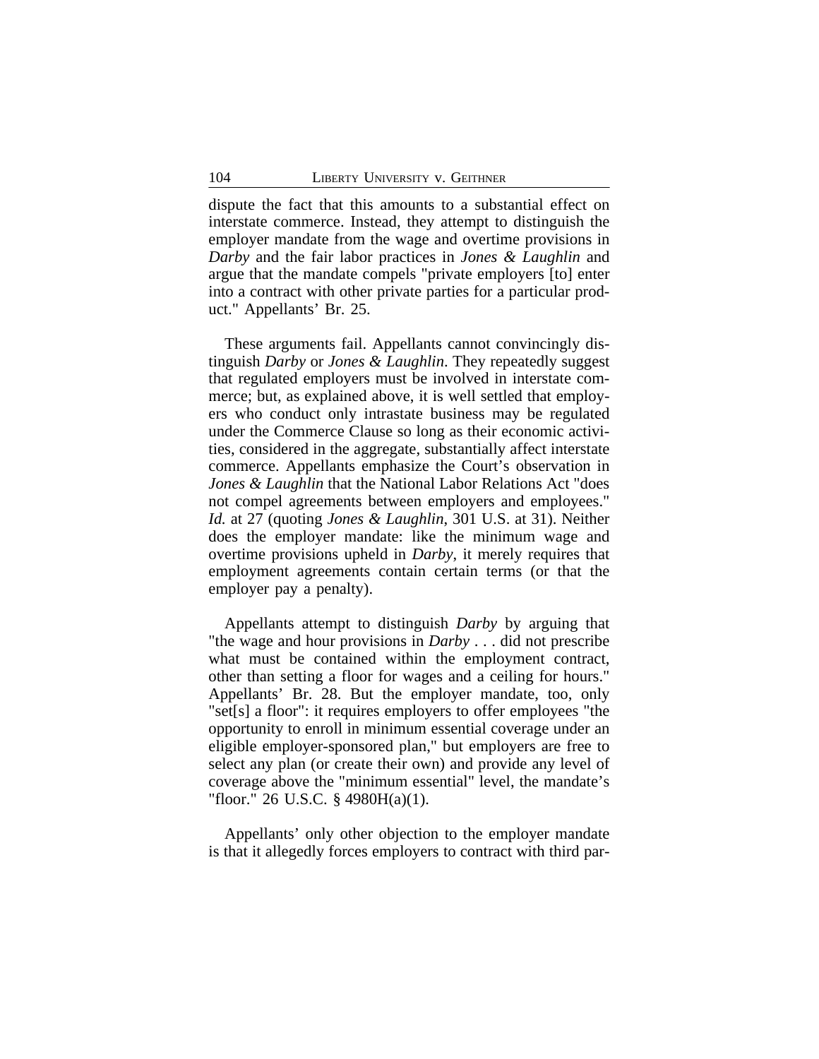dispute the fact that this amounts to a substantial effect on interstate commerce. Instead, they attempt to distinguish the employer mandate from the wage and overtime provisions in *Darby* and the fair labor practices in *Jones & Laughlin* and argue that the mandate compels "private employers [to] enter into a contract with other private parties for a particular product." Appellants' Br. 25.

These arguments fail. Appellants cannot convincingly distinguish *Darby* or *Jones & Laughlin*. They repeatedly suggest that regulated employers must be involved in interstate commerce; but, as explained above, it is well settled that employers who conduct only intrastate business may be regulated under the Commerce Clause so long as their economic activities, considered in the aggregate, substantially affect interstate commerce. Appellants emphasize the Court's observation in *Jones & Laughlin* that the National Labor Relations Act "does not compel agreements between employers and employees." *Id.* at 27 (quoting *Jones & Laughlin*, 301 U.S. at 31). Neither does the employer mandate: like the minimum wage and overtime provisions upheld in *Darby*, it merely requires that employment agreements contain certain terms (or that the employer pay a penalty).

Appellants attempt to distinguish *Darby* by arguing that "the wage and hour provisions in *Darby* . . . did not prescribe what must be contained within the employment contract, other than setting a floor for wages and a ceiling for hours." Appellants' Br. 28. But the employer mandate, too, only "set[s] a floor": it requires employers to offer employees "the opportunity to enroll in minimum essential coverage under an eligible employer-sponsored plan," but employers are free to select any plan (or create their own) and provide any level of coverage above the "minimum essential" level, the mandate's "floor." 26 U.S.C. § 4980H(a)(1).

Appellants' only other objection to the employer mandate is that it allegedly forces employers to contract with third par-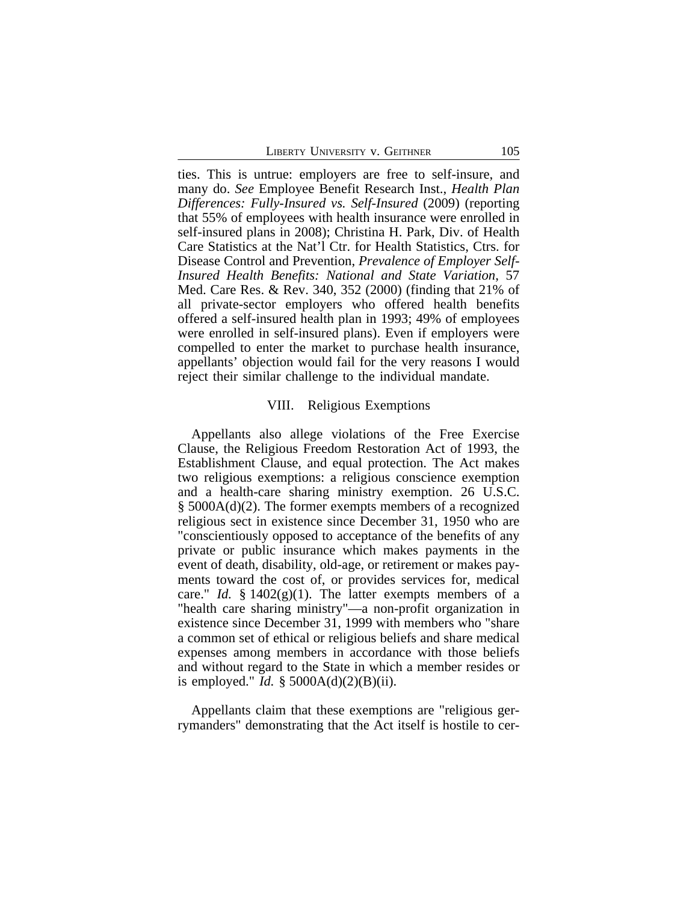ties. This is untrue: employers are free to self-insure, and many do. *See* Employee Benefit Research Inst., *Health Plan Differences: Fully-Insured vs. Self-Insured* (2009) (reporting that 55% of employees with health insurance were enrolled in self-insured plans in 2008); Christina H. Park, Div. of Health Care Statistics at the Nat'l Ctr. for Health Statistics, Ctrs. for Disease Control and Prevention, *Prevalence of Employer Self-Insured Health Benefits: National and State Variation*, 57 Med. Care Res. & Rev. 340, 352 (2000) (finding that 21% of all private-sector employers who offered health benefits offered a self-insured health plan in 1993; 49% of employees were enrolled in self-insured plans). Even if employers were compelled to enter the market to purchase health insurance, appellants' objection would fail for the very reasons I would reject their similar challenge to the individual mandate.

## VIII. Religious Exemptions

Appellants also allege violations of the Free Exercise Clause, the Religious Freedom Restoration Act of 1993, the Establishment Clause, and equal protection. The Act makes two religious exemptions: a religious conscience exemption and a health-care sharing ministry exemption. 26 U.S.C. § 5000A(d)(2). The former exempts members of a recognized religious sect in existence since December 31, 1950 who are "conscientiously opposed to acceptance of the benefits of any private or public insurance which makes payments in the event of death, disability, old-age, or retirement or makes payments toward the cost of, or provides services for, medical care." *Id.* § 1402(g)(1). The latter exempts members of a "health care sharing ministry"—a non-profit organization in existence since December 31, 1999 with members who "share a common set of ethical or religious beliefs and share medical expenses among members in accordance with those beliefs and without regard to the State in which a member resides or is employed." *Id.* § 5000A(d)(2)(B)(ii).

Appellants claim that these exemptions are "religious gerrymanders" demonstrating that the Act itself is hostile to cer-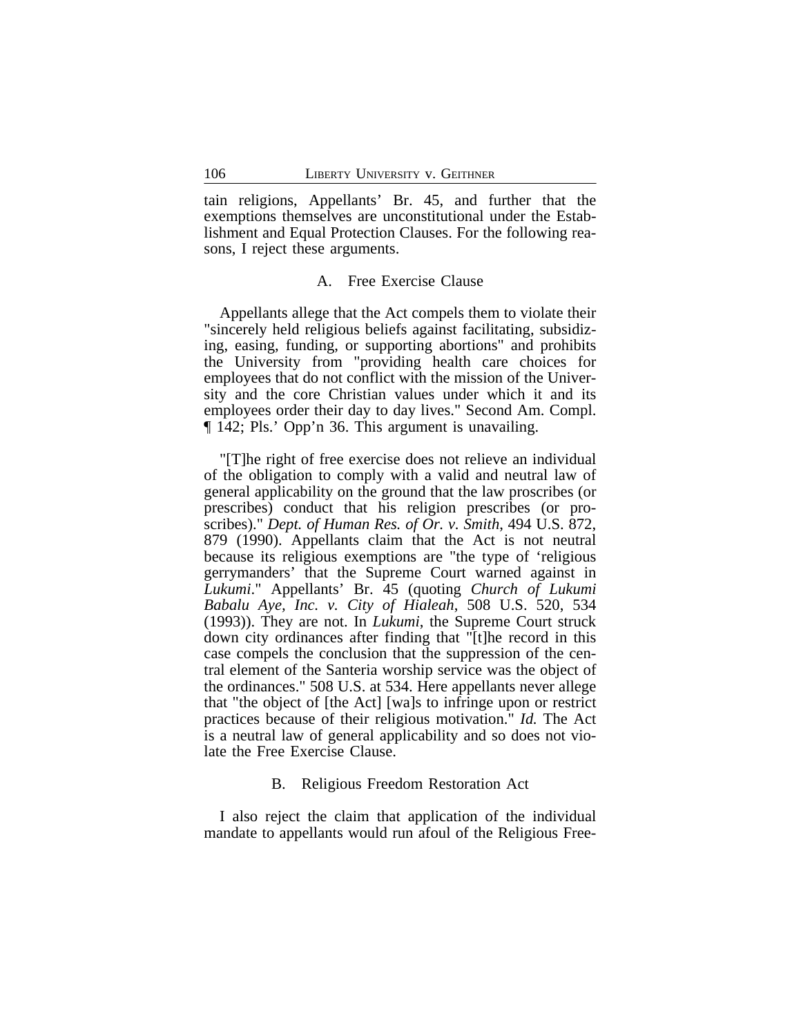tain religions, Appellants' Br. 45, and further that the exemptions themselves are unconstitutional under the Establishment and Equal Protection Clauses. For the following reasons, I reject these arguments.

### A. Free Exercise Clause

Appellants allege that the Act compels them to violate their "sincerely held religious beliefs against facilitating, subsidizing, easing, funding, or supporting abortions" and prohibits the University from "providing health care choices for employees that do not conflict with the mission of the University and the core Christian values under which it and its employees order their day to day lives." Second Am. Compl. ¶ 142; Pls.' Opp'n 36. This argument is unavailing.

"[T]he right of free exercise does not relieve an individual of the obligation to comply with a valid and neutral law of general applicability on the ground that the law proscribes (or prescribes) conduct that his religion prescribes (or proscribes)." *Dept. of Human Res. of Or. v. Smith*, 494 U.S. 872, 879 (1990). Appellants claim that the Act is not neutral because its religious exemptions are "the type of 'religious gerrymanders' that the Supreme Court warned against in *Lukumi*." Appellants' Br. 45 (quoting *Church of Lukumi Babalu Aye, Inc. v. City of Hialeah*, 508 U.S. 520, 534 (1993)). They are not. In *Lukumi*, the Supreme Court struck down city ordinances after finding that "[t]he record in this case compels the conclusion that the suppression of the central element of the Santeria worship service was the object of the ordinances." 508 U.S. at 534. Here appellants never allege that "the object of [the Act] [wa]s to infringe upon or restrict practices because of their religious motivation." *Id.* The Act is a neutral law of general applicability and so does not violate the Free Exercise Clause.

### B. Religious Freedom Restoration Act

I also reject the claim that application of the individual mandate to appellants would run afoul of the Religious Free-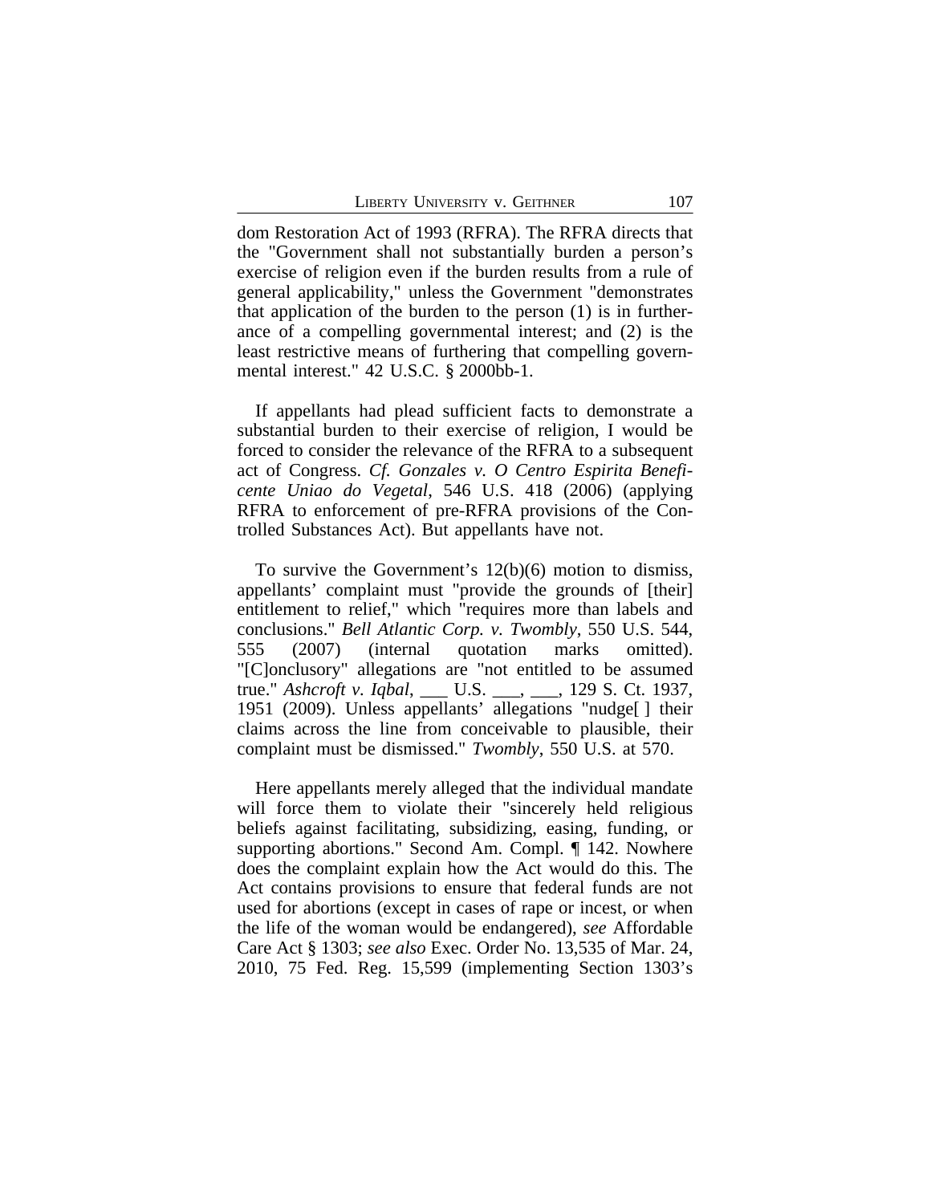dom Restoration Act of 1993 (RFRA). The RFRA directs that the "Government shall not substantially burden a person's exercise of religion even if the burden results from a rule of general applicability," unless the Government "demonstrates that application of the burden to the person (1) is in furtherance of a compelling governmental interest; and (2) is the least restrictive means of furthering that compelling governmental interest." 42 U.S.C. § 2000bb-1.

If appellants had plead sufficient facts to demonstrate a substantial burden to their exercise of religion, I would be forced to consider the relevance of the RFRA to a subsequent act of Congress. *Cf. Gonzales v. O Centro Espirita Beneficente Uniao do Vegetal*, 546 U.S. 418 (2006) (applying RFRA to enforcement of pre-RFRA provisions of the Controlled Substances Act). But appellants have not.

To survive the Government's 12(b)(6) motion to dismiss, appellants' complaint must "provide the grounds of [their] entitlement to relief," which "requires more than labels and conclusions." *Bell Atlantic Corp. v. Twombly*, 550 U.S. 544, 555 (2007) (internal quotation marks omitted). "[C]onclusory" allegations are "not entitled to be assumed true." *Ashcroft v. Iqbal*, ___ U.S. ___, ___, 129 S. Ct. 1937, 1951 (2009). Unless appellants' allegations "nudge[ ] their claims across the line from conceivable to plausible, their complaint must be dismissed." *Twombly*, 550 U.S. at 570.

Here appellants merely alleged that the individual mandate will force them to violate their "sincerely held religious beliefs against facilitating, subsidizing, easing, funding, or supporting abortions." Second Am. Compl. ¶ 142. Nowhere does the complaint explain how the Act would do this. The Act contains provisions to ensure that federal funds are not used for abortions (except in cases of rape or incest, or when the life of the woman would be endangered), *see* Affordable Care Act § 1303; *see also* Exec. Order No. 13,535 of Mar. 24, 2010, 75 Fed. Reg. 15,599 (implementing Section 1303's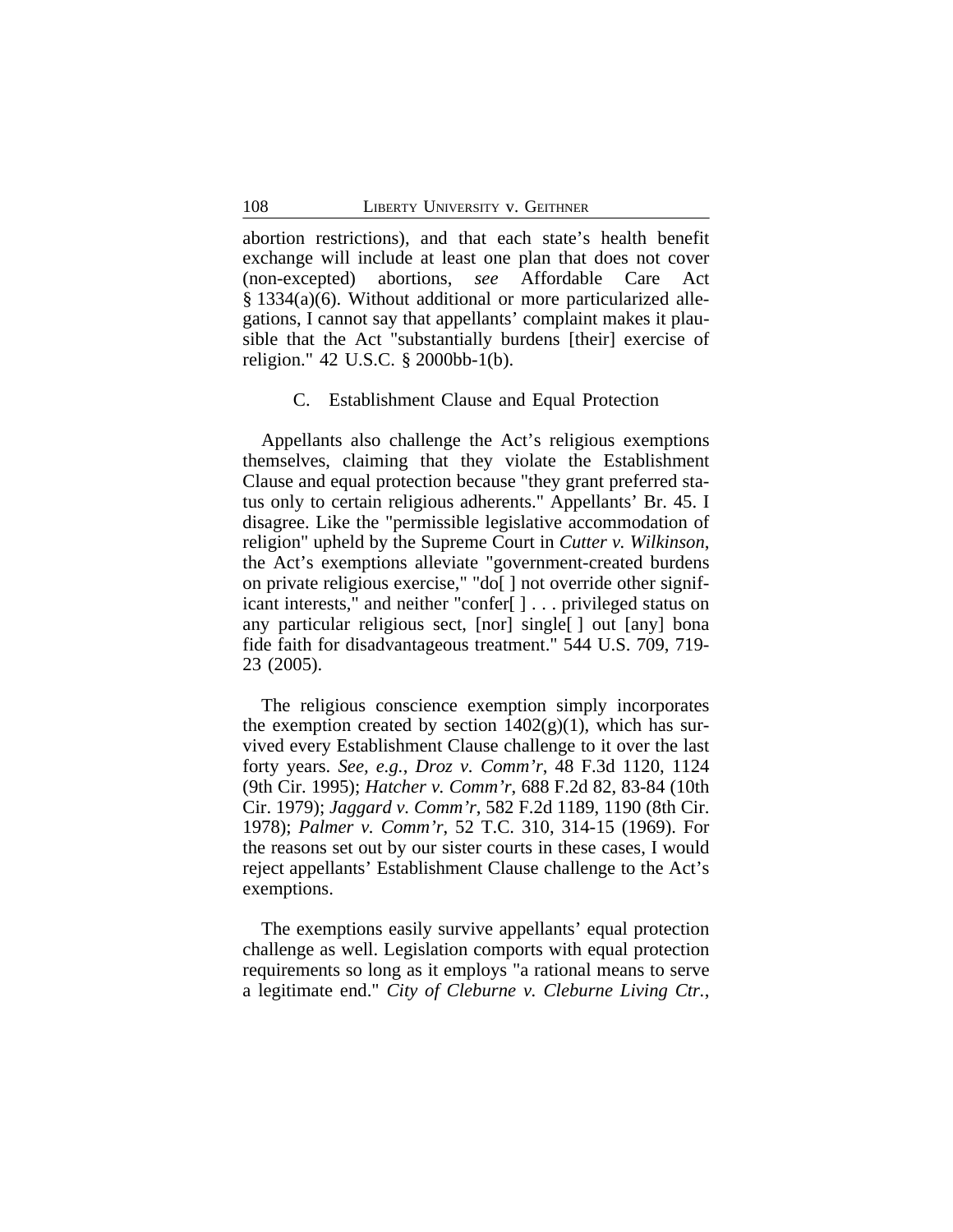abortion restrictions), and that each state's health benefit exchange will include at least one plan that does not cover (non-excepted) abortions, *see* Affordable Care Act § 1334(a)(6). Without additional or more particularized allegations, I cannot say that appellants' complaint makes it plausible that the Act "substantially burdens [their] exercise of religion." 42 U.S.C. § 2000bb-1(b).

### C. Establishment Clause and Equal Protection

Appellants also challenge the Act's religious exemptions themselves, claiming that they violate the Establishment Clause and equal protection because "they grant preferred status only to certain religious adherents." Appellants' Br. 45. I disagree. Like the "permissible legislative accommodation of religion" upheld by the Supreme Court in *Cutter v. Wilkinson*, the Act's exemptions alleviate "government-created burdens on private religious exercise," "do[ ] not override other significant interests," and neither "confer[ ] . . . privileged status on any particular religious sect, [nor] single[ ] out [any] bona fide faith for disadvantageous treatment." 544 U.S. 709, 719-23 (2005).

The religious conscience exemption simply incorporates the exemption created by section 1402(g)(1), which has survived every Establishment Clause challenge to it over the last forty years. *See, e.g.*, *Droz v. Comm'r*, 48 F.3d 1120, 1124 (9th Cir. 1995); *Hatcher v. Comm'r*, 688 F.2d 82, 83-84 (10th Cir. 1979); *Jaggard v. Comm'r*, 582 F.2d 1189, 1190 (8th Cir. 1978); *Palmer v. Comm'r*, 52 T.C. 310, 314-15 (1969). For the reasons set out by our sister courts in these cases, I would reject appellants' Establishment Clause challenge to the Act's exemptions.

The exemptions easily survive appellants' equal protection challenge as well. Legislation comports with equal protection requirements so long as it employs "a rational means to serve a legitimate end." *City of Cleburne v. Cleburne Living Ctr.*,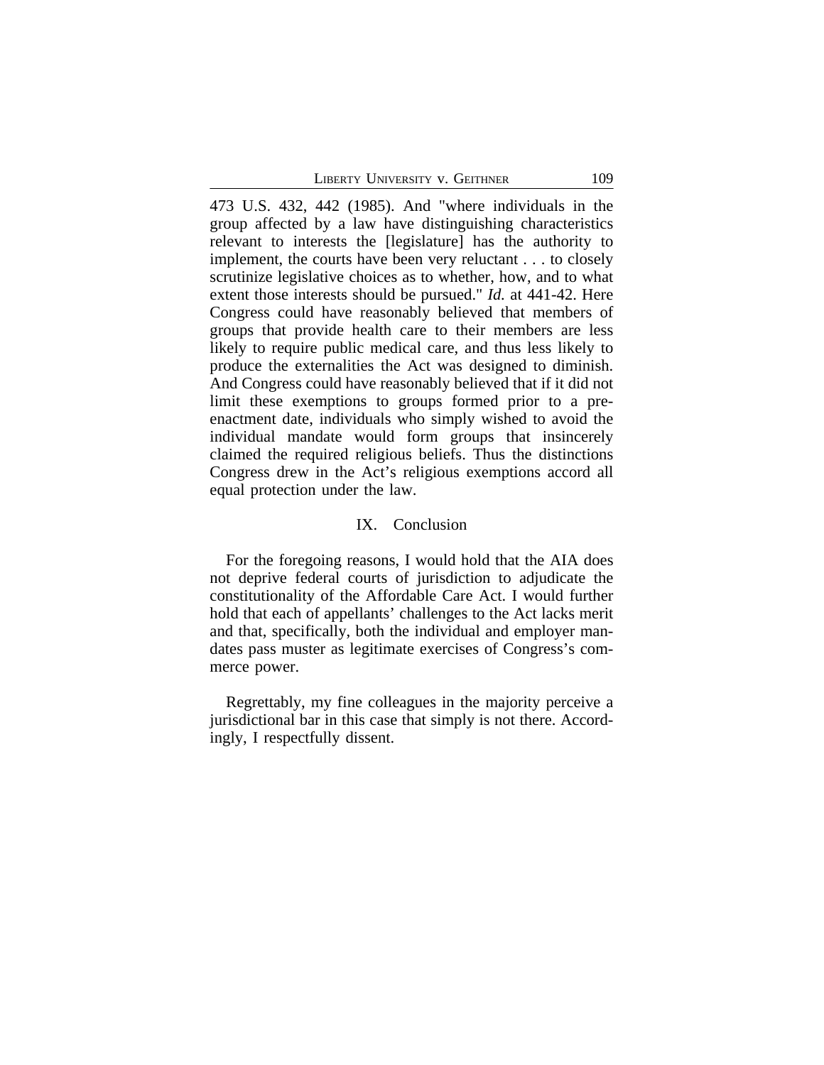473 U.S. 432, 442 (1985). And "where individuals in the group affected by a law have distinguishing characteristics relevant to interests the [legislature] has the authority to implement, the courts have been very reluctant . . . to closely scrutinize legislative choices as to whether, how, and to what extent those interests should be pursued." *Id.* at 441-42. Here Congress could have reasonably believed that members of groups that provide health care to their members are less likely to require public medical care, and thus less likely to produce the externalities the Act was designed to diminish. And Congress could have reasonably believed that if it did not limit these exemptions to groups formed prior to a pre-enactment date, individuals who simply wished to avoid the individual mandate would form groups that insincerely claimed the required religious beliefs. Thus the distinctions Congress drew in the Act's religious exemptions accord all equal protection under the law.

## IX. Conclusion

For the foregoing reasons, I would hold that the AIA does not deprive federal courts of jurisdiction to adjudicate the constitutionality of the Affordable Care Act. I would further hold that each of appellants' challenges to the Act lacks merit and that, specifically, both the individual and employer mandates pass muster as legitimate exercises of Congress's commerce power.

Regrettably, my fine colleagues in the majority perceive a jurisdictional bar in this case that simply is not there. Accordingly, I respectfully dissent.